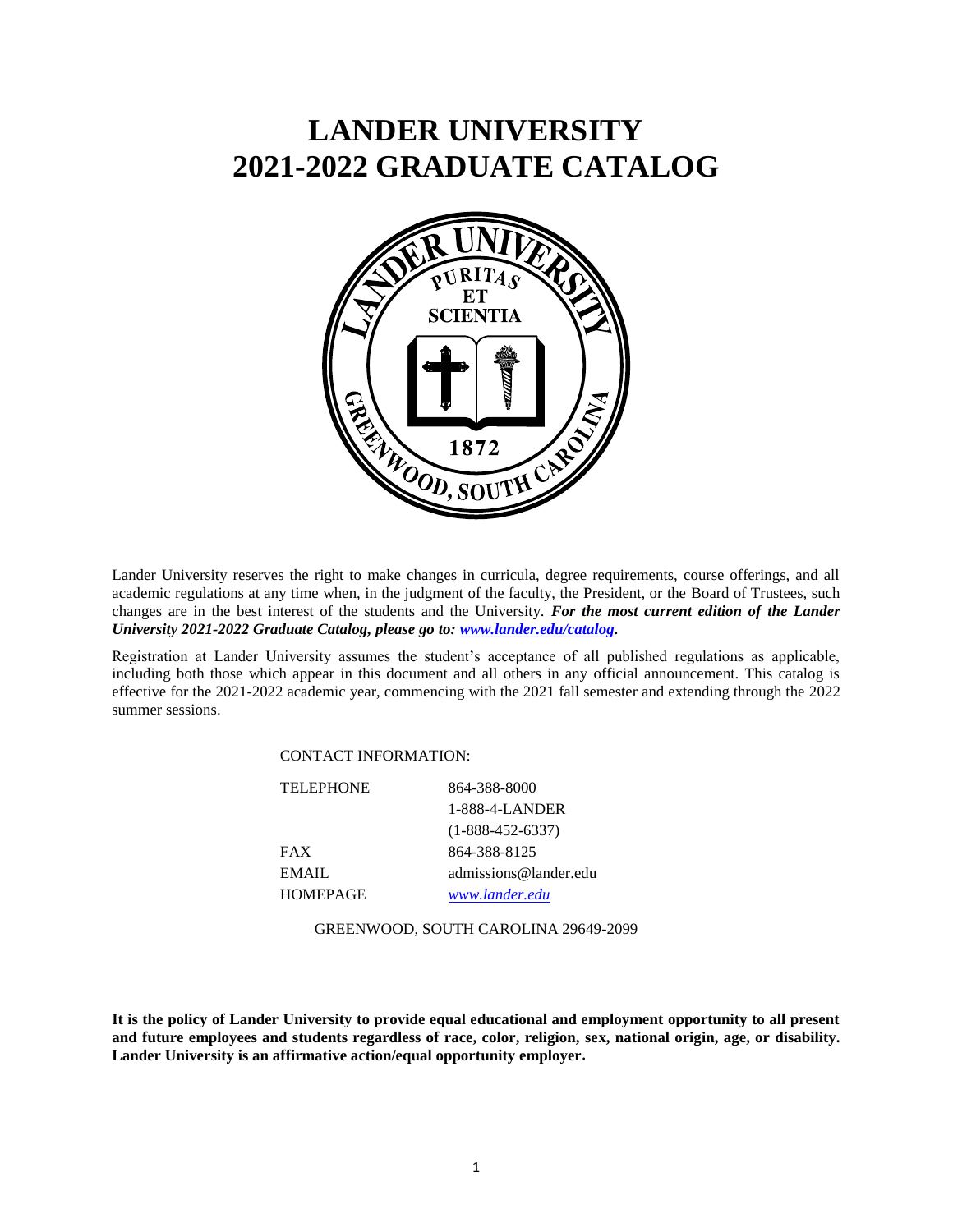# LANDER UNIVERSITY
# 2021-2022 GRADUATE CATALOG

Lander University reserves the right to make changes in curricula, degree requirements, course offerings, and all academic regulations at any time when, in the judgment of the faculty, the President, or the Board of Trustees, such changes are in the best interest of the students and the University. ***For the most current edition of the Lander University 2021-2022 Graduate Catalog, please go to: [www.lander.edu/catalog](www.lander.edu/catalog).***

Registration at Lander University assumes the student's acceptance of all published regulations as applicable, including both those which appear in this document and all others in any official announcement. This catalog is effective for the 2021-2022 academic year, commencing with the 2021 fall semester and extending through the 2022 summer sessions.

CONTACT INFORMATION:

| | |
|---|---|
| TELEPHONE | 864-388-8000 |
| | 1-888-4-LANDER |
| | (1-888-452-6337) |
| FAX | 864-388-8125 |
| EMAIL | admissions@lander.edu |
| HOMEPAGE | *www.lander.edu* |

GREENWOOD, SOUTH CAROLINA 29649-2099

**It is the policy of Lander University to provide equal educational and employment opportunity to all present and future employees and students regardless of race, color, religion, sex, national origin, age, or disability. Lander University is an affirmative action/equal opportunity employer.**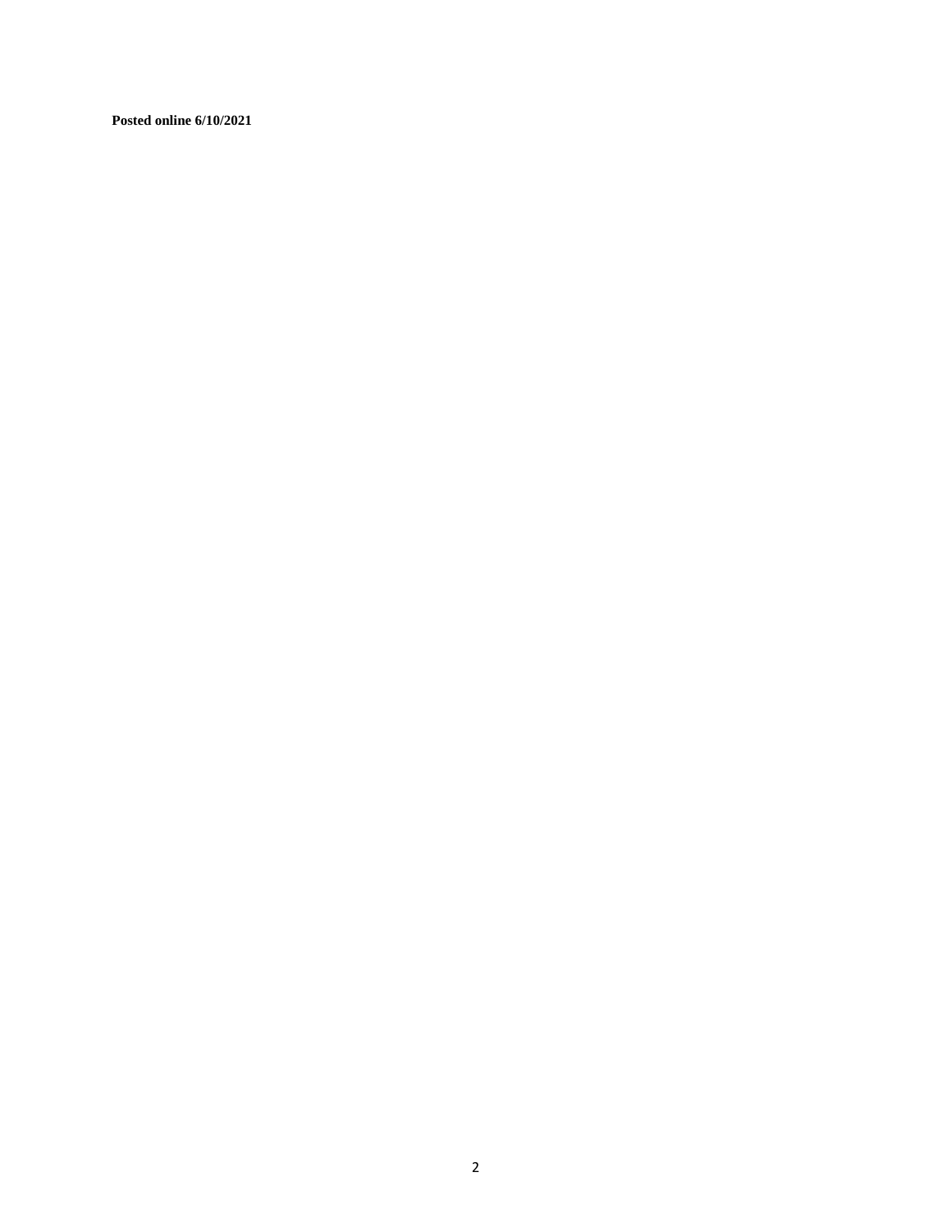**Posted online 6/10/2021**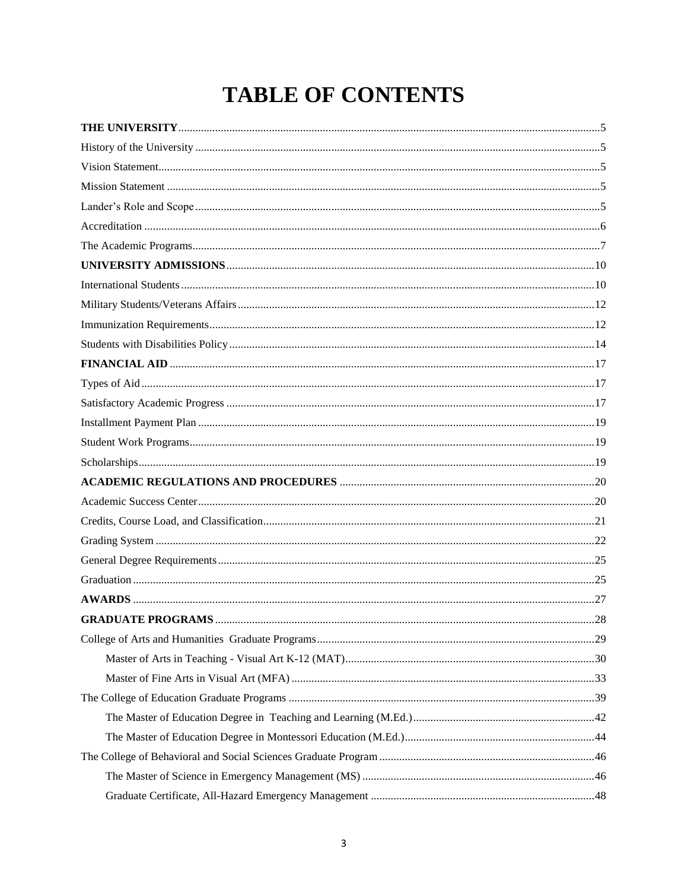# TABLE OF CONTENTS

**THE UNIVERSITY** ..... 5
History of the University ..... 5
Vision Statement ..... 5
Mission Statement ..... 5
Lander's Role and Scope ..... 5
Accreditation ..... 6
The Academic Programs ..... 7
**UNIVERSITY ADMISSIONS** ..... 10
International Students ..... 10
Military Students/Veterans Affairs ..... 12
Immunization Requirements ..... 12
Students with Disabilities Policy ..... 14
**FINANCIAL AID** ..... 17
Types of Aid ..... 17
Satisfactory Academic Progress ..... 17
Installment Payment Plan ..... 19
Student Work Programs ..... 19
Scholarships ..... 19
**ACADEMIC REGULATIONS AND PROCEDURES** ..... 20
Academic Success Center ..... 20
Credits, Course Load, and Classification ..... 21
Grading System ..... 22
General Degree Requirements ..... 25
Graduation ..... 25
**AWARDS** ..... 27
**GRADUATE PROGRAMS** ..... 28
College of Arts and Humanities Graduate Programs ..... 29
- Master of Arts in Teaching - Visual Art K-12 (MAT) ..... 30
- Master of Fine Arts in Visual Art (MFA) ..... 33

The College of Education Graduate Programs ..... 39
- The Master of Education Degree in Teaching and Learning (M.Ed.) ..... 42
- The Master of Education Degree in Montessori Education (M.Ed.) ..... 44

The College of Behavioral and Social Sciences Graduate Program ..... 46
- The Master of Science in Emergency Management (MS) ..... 46
- Graduate Certificate, All-Hazard Emergency Management ..... 48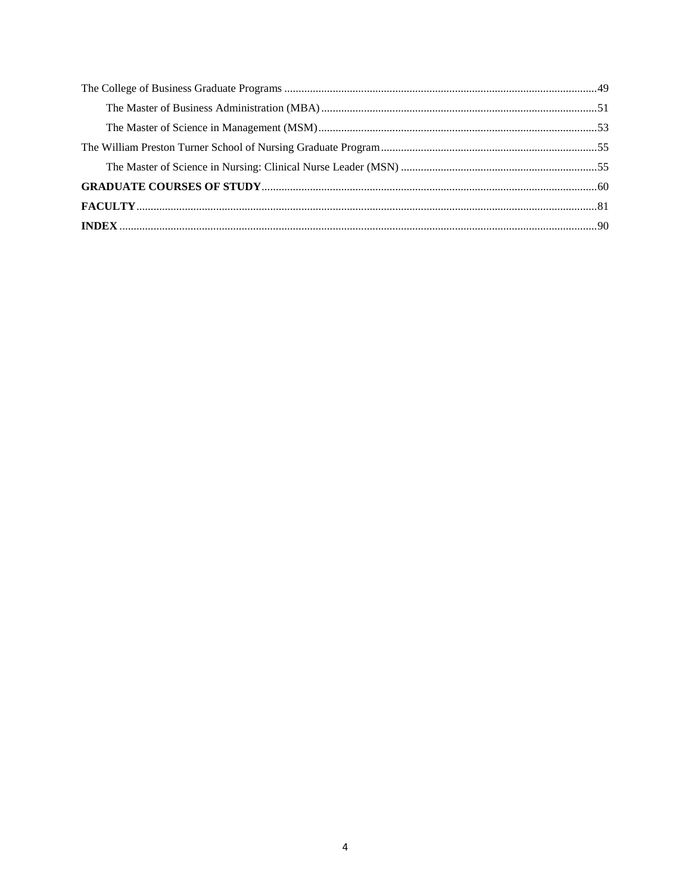The College of Business Graduate Programs ............................................................ 49

- The Master of Business Administration (MBA) ............................................................ 51
- The Master of Science in Management (MSM) ............................................................ 53

The William Preston Turner School of Nursing Graduate Program ............................................................ 55

- The Master of Science in Nursing: Clinical Nurse Leader (MSN) ............................................................ 55

**GRADUATE COURSES OF STUDY** ............................................................ 60

**FACULTY** ............................................................ 81

**INDEX** ............................................................ 90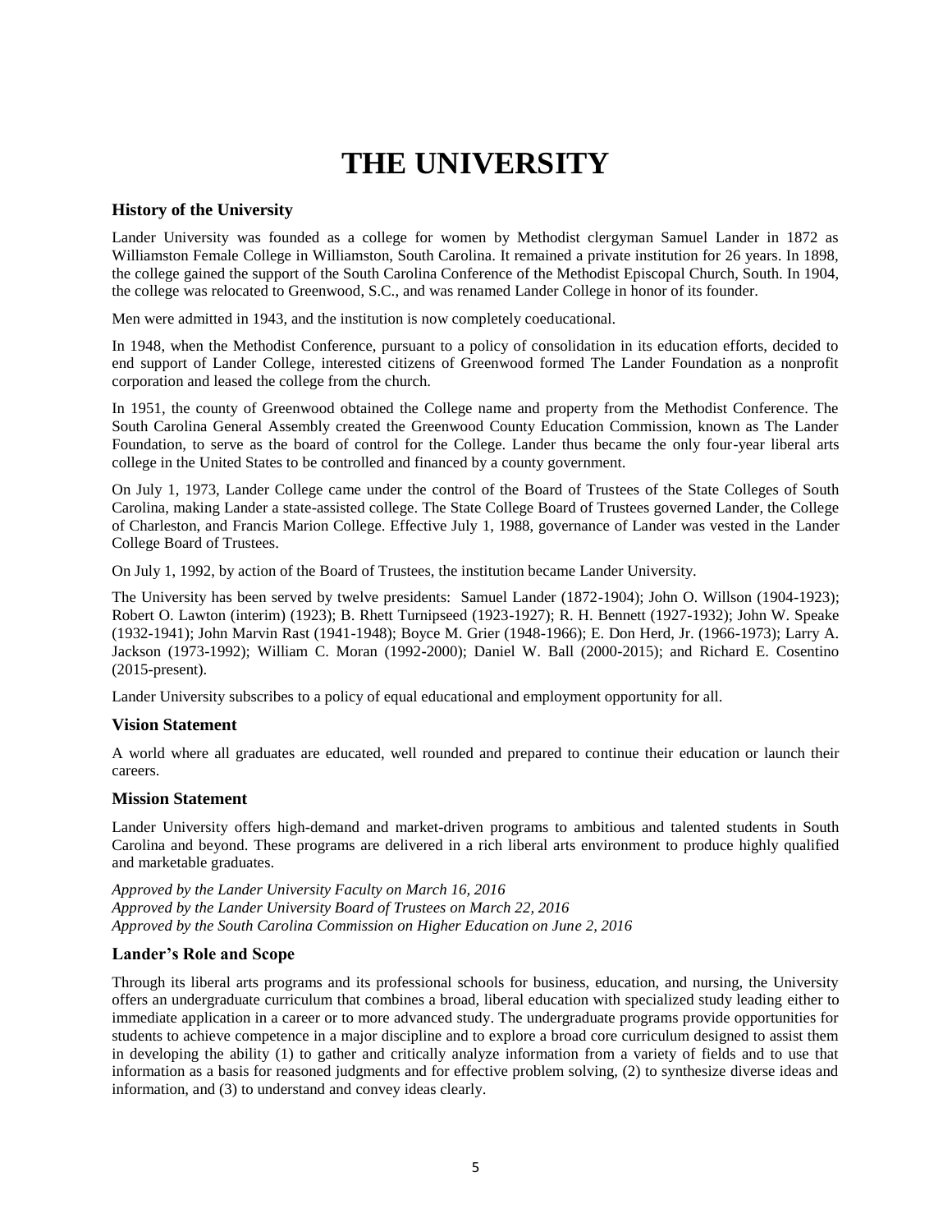# THE UNIVERSITY

### History of the University

Lander University was founded as a college for women by Methodist clergyman Samuel Lander in 1872 as Williamston Female College in Williamston, South Carolina. It remained a private institution for 26 years. In 1898, the college gained the support of the South Carolina Conference of the Methodist Episcopal Church, South. In 1904, the college was relocated to Greenwood, S.C., and was renamed Lander College in honor of its founder.

Men were admitted in 1943, and the institution is now completely coeducational.

In 1948, when the Methodist Conference, pursuant to a policy of consolidation in its education efforts, decided to end support of Lander College, interested citizens of Greenwood formed The Lander Foundation as a nonprofit corporation and leased the college from the church.

In 1951, the county of Greenwood obtained the College name and property from the Methodist Conference. The South Carolina General Assembly created the Greenwood County Education Commission, known as The Lander Foundation, to serve as the board of control for the College. Lander thus became the only four-year liberal arts college in the United States to be controlled and financed by a county government.

On July 1, 1973, Lander College came under the control of the Board of Trustees of the State Colleges of South Carolina, making Lander a state-assisted college. The State College Board of Trustees governed Lander, the College of Charleston, and Francis Marion College. Effective July 1, 1988, governance of Lander was vested in the Lander College Board of Trustees.

On July 1, 1992, by action of the Board of Trustees, the institution became Lander University.

The University has been served by twelve presidents: Samuel Lander (1872-1904); John O. Willson (1904-1923); Robert O. Lawton (interim) (1923); B. Rhett Turnipseed (1923-1927); R. H. Bennett (1927-1932); John W. Speake (1932-1941); John Marvin Rast (1941-1948); Boyce M. Grier (1948-1966); E. Don Herd, Jr. (1966-1973); Larry A. Jackson (1973-1992); William C. Moran (1992-2000); Daniel W. Ball (2000-2015); and Richard E. Cosentino (2015-present).

Lander University subscribes to a policy of equal educational and employment opportunity for all.

### Vision Statement

A world where all graduates are educated, well rounded and prepared to continue their education or launch their careers.

### Mission Statement

Lander University offers high-demand and market-driven programs to ambitious and talented students in South Carolina and beyond. These programs are delivered in a rich liberal arts environment to produce highly qualified and marketable graduates.

*Approved by the Lander University Faculty on March 16, 2016*
*Approved by the Lander University Board of Trustees on March 22, 2016*
*Approved by the South Carolina Commission on Higher Education on June 2, 2016*

### Lander's Role and Scope

Through its liberal arts programs and its professional schools for business, education, and nursing, the University offers an undergraduate curriculum that combines a broad, liberal education with specialized study leading either to immediate application in a career or to more advanced study. The undergraduate programs provide opportunities for students to achieve competence in a major discipline and to explore a broad core curriculum designed to assist them in developing the ability (1) to gather and critically analyze information from a variety of fields and to use that information as a basis for reasoned judgments and for effective problem solving, (2) to synthesize diverse ideas and information, and (3) to understand and convey ideas clearly.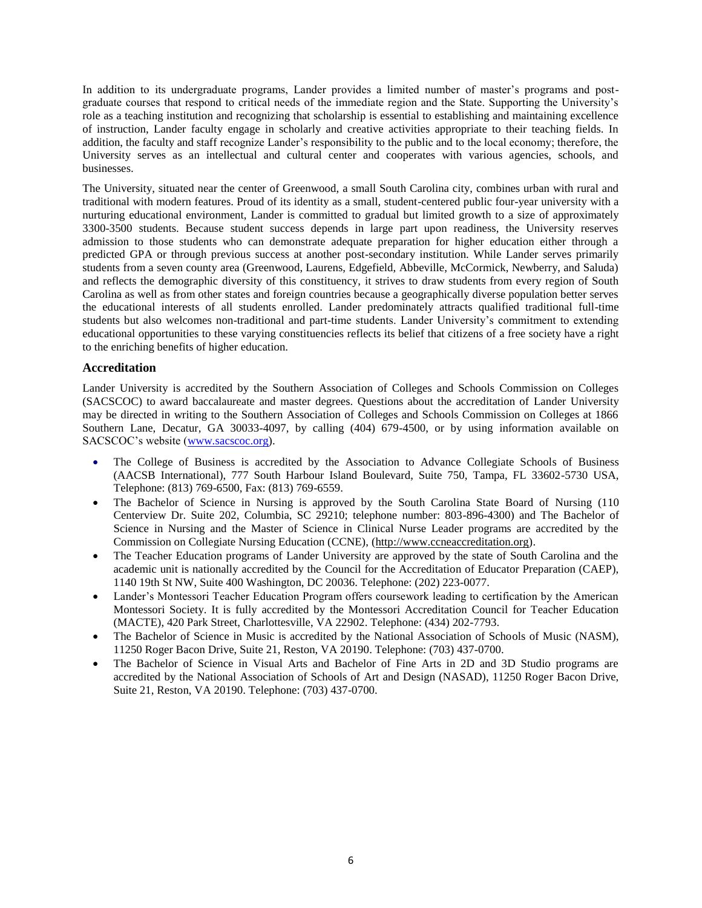In addition to its undergraduate programs, Lander provides a limited number of master's programs and post-graduate courses that respond to critical needs of the immediate region and the State. Supporting the University's role as a teaching institution and recognizing that scholarship is essential to establishing and maintaining excellence of instruction, Lander faculty engage in scholarly and creative activities appropriate to their teaching fields. In addition, the faculty and staff recognize Lander's responsibility to the public and to the local economy; therefore, the University serves as an intellectual and cultural center and cooperates with various agencies, schools, and businesses.

The University, situated near the center of Greenwood, a small South Carolina city, combines urban with rural and traditional with modern features. Proud of its identity as a small, student-centered public four-year university with a nurturing educational environment, Lander is committed to gradual but limited growth to a size of approximately 3300-3500 students. Because student success depends in large part upon readiness, the University reserves admission to those students who can demonstrate adequate preparation for higher education either through a predicted GPA or through previous success at another post-secondary institution. While Lander serves primarily students from a seven county area (Greenwood, Laurens, Edgefield, Abbeville, McCormick, Newberry, and Saluda) and reflects the demographic diversity of this constituency, it strives to draw students from every region of South Carolina as well as from other states and foreign countries because a geographically diverse population better serves the educational interests of all students enrolled. Lander predominately attracts qualified traditional full-time students but also welcomes non-traditional and part-time students. Lander University's commitment to extending educational opportunities to these varying constituencies reflects its belief that citizens of a free society have a right to the enriching benefits of higher education.

## Accreditation

Lander University is accredited by the Southern Association of Colleges and Schools Commission on Colleges (SACSCOC) to award baccalaureate and master degrees. Questions about the accreditation of Lander University may be directed in writing to the Southern Association of Colleges and Schools Commission on Colleges at 1866 Southern Lane, Decatur, GA 30033-4097, by calling (404) 679-4500, or by using information available on SACSCOC's website (www.sacscoc.org).

- The College of Business is accredited by the Association to Advance Collegiate Schools of Business (AACSB International), 777 South Harbour Island Boulevard, Suite 750, Tampa, FL 33602-5730 USA, Telephone: (813) 769-6500, Fax: (813) 769-6559.
- The Bachelor of Science in Nursing is approved by the South Carolina State Board of Nursing (110 Centerview Dr. Suite 202, Columbia, SC 29210; telephone number: 803-896-4300) and The Bachelor of Science in Nursing and the Master of Science in Clinical Nurse Leader programs are accredited by the Commission on Collegiate Nursing Education (CCNE), (http://www.ccneaccreditation.org).
- The Teacher Education programs of Lander University are approved by the state of South Carolina and the academic unit is nationally accredited by the Council for the Accreditation of Educator Preparation (CAEP), 1140 19th St NW, Suite 400 Washington, DC 20036. Telephone: (202) 223-0077.
- Lander's Montessori Teacher Education Program offers coursework leading to certification by the American Montessori Society. It is fully accredited by the Montessori Accreditation Council for Teacher Education (MACTE), 420 Park Street, Charlottesville, VA 22902. Telephone: (434) 202-7793.
- The Bachelor of Science in Music is accredited by the National Association of Schools of Music (NASM), 11250 Roger Bacon Drive, Suite 21, Reston, VA 20190. Telephone: (703) 437-0700.
- The Bachelor of Science in Visual Arts and Bachelor of Fine Arts in 2D and 3D Studio programs are accredited by the National Association of Schools of Art and Design (NASAD), 11250 Roger Bacon Drive, Suite 21, Reston, VA 20190. Telephone: (703) 437-0700.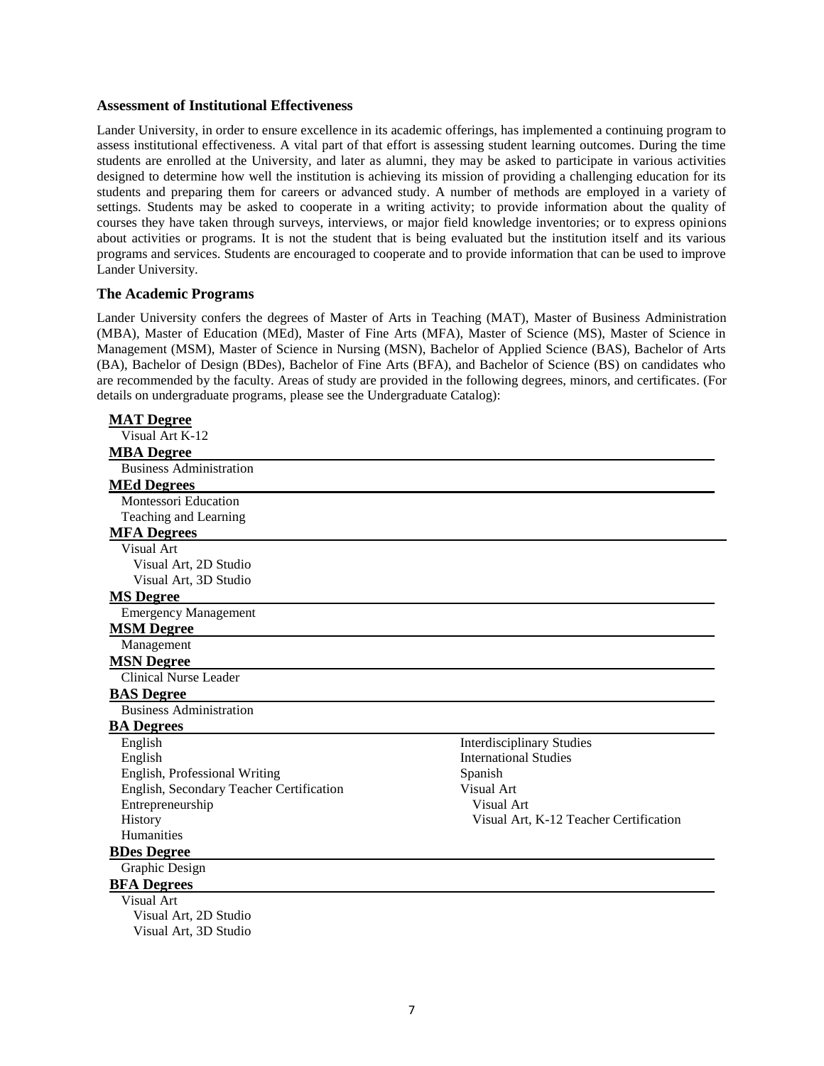### Assessment of Institutional Effectiveness

Lander University, in order to ensure excellence in its academic offerings, has implemented a continuing program to assess institutional effectiveness. A vital part of that effort is assessing student learning outcomes. During the time students are enrolled at the University, and later as alumni, they may be asked to participate in various activities designed to determine how well the institution is achieving its mission of providing a challenging education for its students and preparing them for careers or advanced study. A number of methods are employed in a variety of settings. Students may be asked to cooperate in a writing activity; to provide information about the quality of courses they have taken through surveys, interviews, or major field knowledge inventories; or to express opinions about activities or programs. It is not the student that is being evaluated but the institution itself and its various programs and services. Students are encouraged to cooperate and to provide information that can be used to improve Lander University.

### The Academic Programs

Lander University confers the degrees of Master of Arts in Teaching (MAT), Master of Business Administration (MBA), Master of Education (MEd), Master of Fine Arts (MFA), Master of Science (MS), Master of Science in Management (MSM), Master of Science in Nursing (MSN), Bachelor of Applied Science (BAS), Bachelor of Arts (BA), Bachelor of Design (BDes), Bachelor of Fine Arts (BFA), and Bachelor of Science (BS) on candidates who are recommended by the faculty. Areas of study are provided in the following degrees, minors, and certificates. (For details on undergraduate programs, please see the Undergraduate Catalog):

**MAT Degree**
- Visual Art K-12

**MBA Degree**
- Business Administration

**MEd Degrees**
- Montessori Education
- Teaching and Learning

**MFA Degrees**
- Visual Art
  - Visual Art, 2D Studio
  - Visual Art, 3D Studio

**MS Degree**
- Emergency Management

**MSM Degree**
- Management

**MSN Degree**
- Clinical Nurse Leader

**BAS Degree**
- Business Administration

**BA Degrees**
- English
- English
- English, Professional Writing
- English, Secondary Teacher Certification
- Entrepreneurship
- History
- Humanities
- Interdisciplinary Studies
- International Studies
- Spanish
- Visual Art
  - Visual Art
  - Visual Art, K-12 Teacher Certification

**BDes Degree**
- Graphic Design

**BFA Degrees**
- Visual Art
  - Visual Art, 2D Studio
  - Visual Art, 3D Studio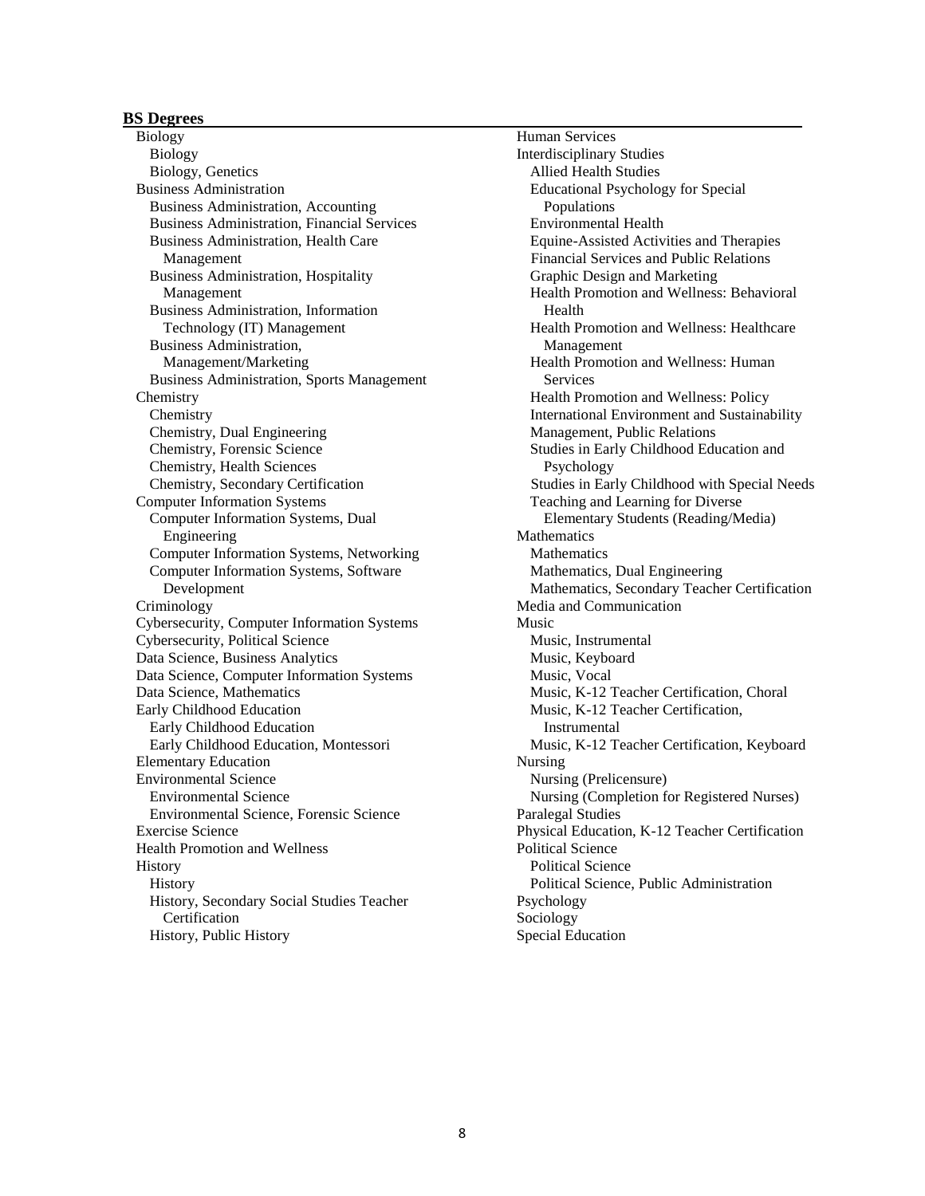**BS Degrees**

- Biology
  - Biology
  - Biology, Genetics
- Business Administration
  - Business Administration, Accounting
  - Business Administration, Financial Services
  - Business Administration, Health Care Management
  - Business Administration, Hospitality Management
  - Business Administration, Information Technology (IT) Management
  - Business Administration, Management/Marketing
  - Business Administration, Sports Management
- Chemistry
  - Chemistry
  - Chemistry, Dual Engineering
  - Chemistry, Forensic Science
  - Chemistry, Health Sciences
  - Chemistry, Secondary Certification
- Computer Information Systems
  - Computer Information Systems, Dual Engineering
  - Computer Information Systems, Networking
  - Computer Information Systems, Software Development
- Criminology
- Cybersecurity, Computer Information Systems
- Cybersecurity, Political Science
- Data Science, Business Analytics
- Data Science, Computer Information Systems
- Data Science, Mathematics
- Early Childhood Education
  - Early Childhood Education
  - Early Childhood Education, Montessori
- Elementary Education
- Environmental Science
  - Environmental Science
  - Environmental Science, Forensic Science
- Exercise Science
- Health Promotion and Wellness
- History
  - History
  - History, Secondary Social Studies Teacher Certification
  - History, Public History
- Human Services
- Interdisciplinary Studies
  - Allied Health Studies
  - Educational Psychology for Special Populations
  - Environmental Health
  - Equine-Assisted Activities and Therapies
  - Financial Services and Public Relations
  - Graphic Design and Marketing
  - Health Promotion and Wellness: Behavioral Health
  - Health Promotion and Wellness: Healthcare Management
  - Health Promotion and Wellness: Human Services
  - Health Promotion and Wellness: Policy
  - International Environment and Sustainability
  - Management, Public Relations
  - Studies in Early Childhood Education and Psychology
  - Studies in Early Childhood with Special Needs
  - Teaching and Learning for Diverse Elementary Students (Reading/Media)
- Mathematics
  - Mathematics
  - Mathematics, Dual Engineering
  - Mathematics, Secondary Teacher Certification
- Media and Communication
- Music
  - Music, Instrumental
  - Music, Keyboard
  - Music, Vocal
  - Music, K-12 Teacher Certification, Choral
  - Music, K-12 Teacher Certification, Instrumental
  - Music, K-12 Teacher Certification, Keyboard
- Nursing
  - Nursing (Prelicensure)
  - Nursing (Completion for Registered Nurses)
- Paralegal Studies
- Physical Education, K-12 Teacher Certification
- Political Science
  - Political Science
  - Political Science, Public Administration
- Psychology
- Sociology
- Special Education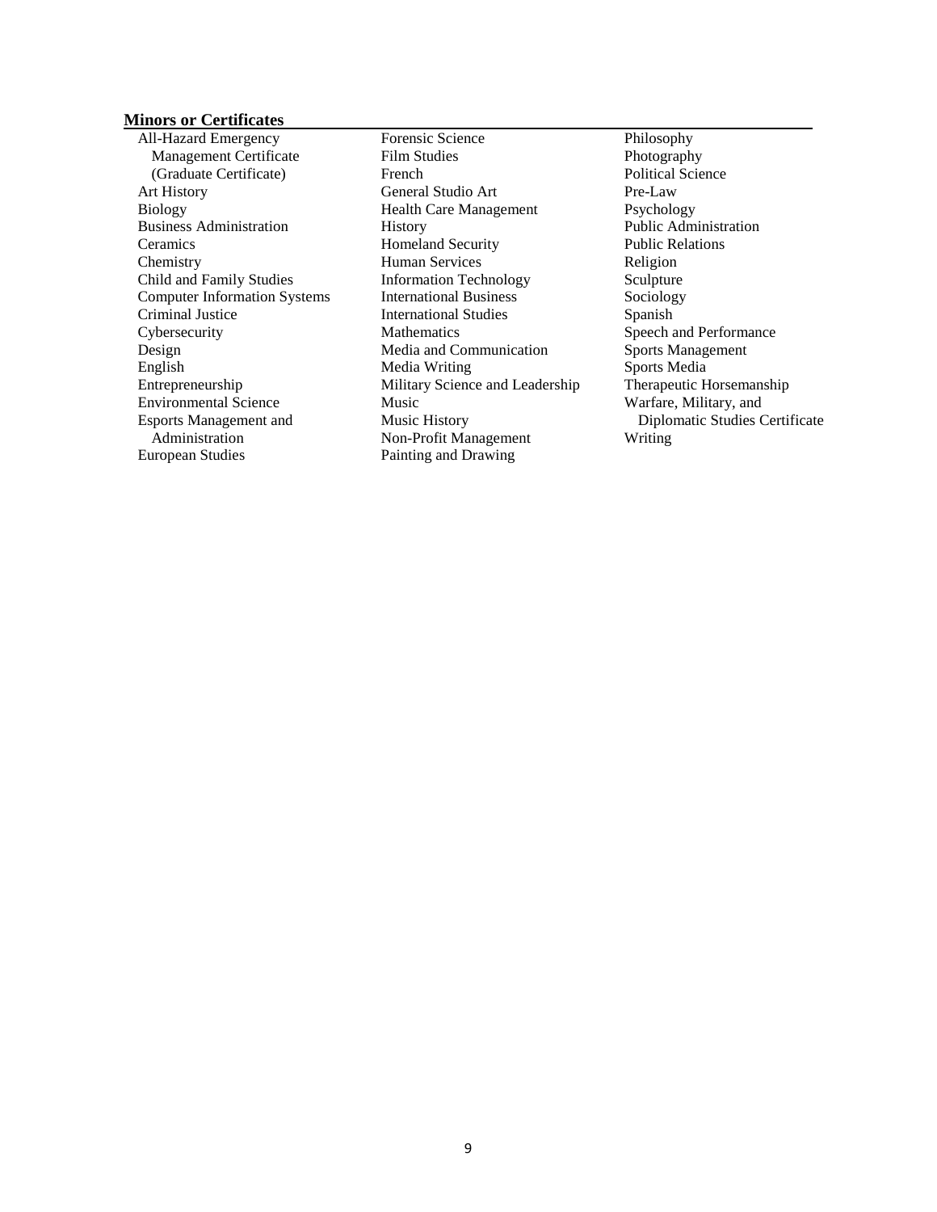**Minors or Certificates**

- All-Hazard Emergency Management Certificate (Graduate Certificate)
- Art History
- Biology
- Business Administration
- Ceramics
- Chemistry
- Child and Family Studies
- Computer Information Systems
- Criminal Justice
- Cybersecurity
- Design
- English
- Entrepreneurship
- Environmental Science
- Esports Management and Administration
- European Studies
- Forensic Science
- Film Studies
- French
- General Studio Art
- Health Care Management
- History
- Homeland Security
- Human Services
- Information Technology
- International Business
- International Studies
- Mathematics
- Media and Communication
- Media Writing
- Military Science and Leadership
- Music
- Music History
- Non-Profit Management
- Painting and Drawing
- Philosophy
- Photography
- Political Science
- Pre-Law
- Psychology
- Public Administration
- Public Relations
- Religion
- Sculpture
- Sociology
- Spanish
- Speech and Performance
- Sports Management
- Sports Media
- Therapeutic Horsemanship
- Warfare, Military, and Diplomatic Studies Certificate
- Writing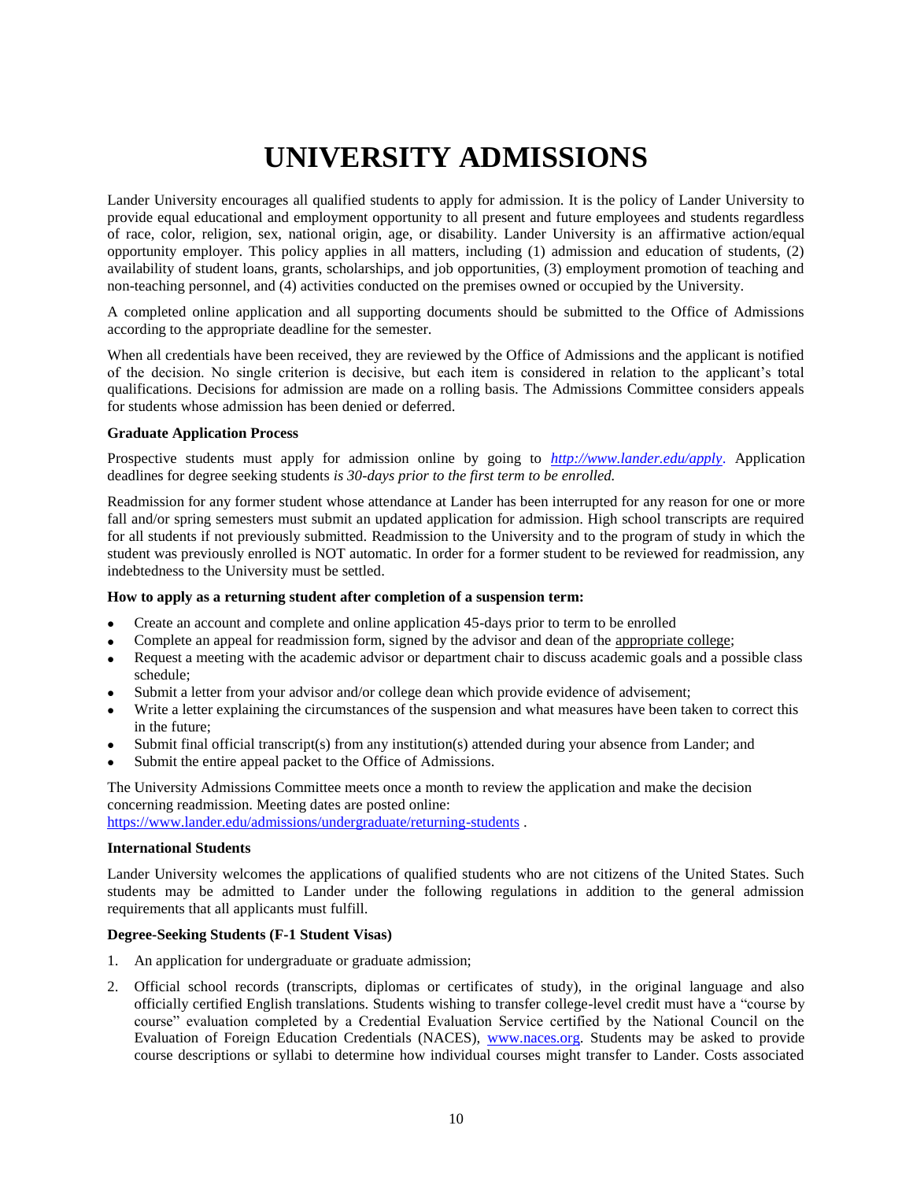# UNIVERSITY ADMISSIONS

Lander University encourages all qualified students to apply for admission. It is the policy of Lander University to provide equal educational and employment opportunity to all present and future employees and students regardless of race, color, religion, sex, national origin, age, or disability. Lander University is an affirmative action/equal opportunity employer. This policy applies in all matters, including (1) admission and education of students, (2) availability of student loans, grants, scholarships, and job opportunities, (3) employment promotion of teaching and non-teaching personnel, and (4) activities conducted on the premises owned or occupied by the University.

A completed online application and all supporting documents should be submitted to the Office of Admissions according to the appropriate deadline for the semester.

When all credentials have been received, they are reviewed by the Office of Admissions and the applicant is notified of the decision. No single criterion is decisive, but each item is considered in relation to the applicant's total qualifications. Decisions for admission are made on a rolling basis. The Admissions Committee considers appeals for students whose admission has been denied or deferred.

**Graduate Application Process**

Prospective students must apply for admission online by going to *http://www.lander.edu/apply*. Application deadlines for degree seeking students *is 30-days prior to the first term to be enrolled.*

Readmission for any former student whose attendance at Lander has been interrupted for any reason for one or more fall and/or spring semesters must submit an updated application for admission. High school transcripts are required for all students if not previously submitted. Readmission to the University and to the program of study in which the student was previously enrolled is NOT automatic. In order for a former student to be reviewed for readmission, any indebtedness to the University must be settled.

**How to apply as a returning student after completion of a suspension term:**

- Create an account and complete and online application 45-days prior to term to be enrolled
- Complete an appeal for readmission form, signed by the advisor and dean of the appropriate college;
- Request a meeting with the academic advisor or department chair to discuss academic goals and a possible class schedule;
- Submit a letter from your advisor and/or college dean which provide evidence of advisement;
- Write a letter explaining the circumstances of the suspension and what measures have been taken to correct this in the future;
- Submit final official transcript(s) from any institution(s) attended during your absence from Lander; and
- Submit the entire appeal packet to the Office of Admissions.

The University Admissions Committee meets once a month to review the application and make the decision concerning readmission. Meeting dates are posted online: https://www.lander.edu/admissions/undergraduate/returning-students .

**International Students**

Lander University welcomes the applications of qualified students who are not citizens of the United States. Such students may be admitted to Lander under the following regulations in addition to the general admission requirements that all applicants must fulfill.

**Degree-Seeking Students (F-1 Student Visas)**

1. An application for undergraduate or graduate admission;
2. Official school records (transcripts, diplomas or certificates of study), in the original language and also officially certified English translations. Students wishing to transfer college-level credit must have a "course by course" evaluation completed by a Credential Evaluation Service certified by the National Council on the Evaluation of Foreign Education Credentials (NACES), www.naces.org. Students may be asked to provide course descriptions or syllabi to determine how individual courses might transfer to Lander. Costs associated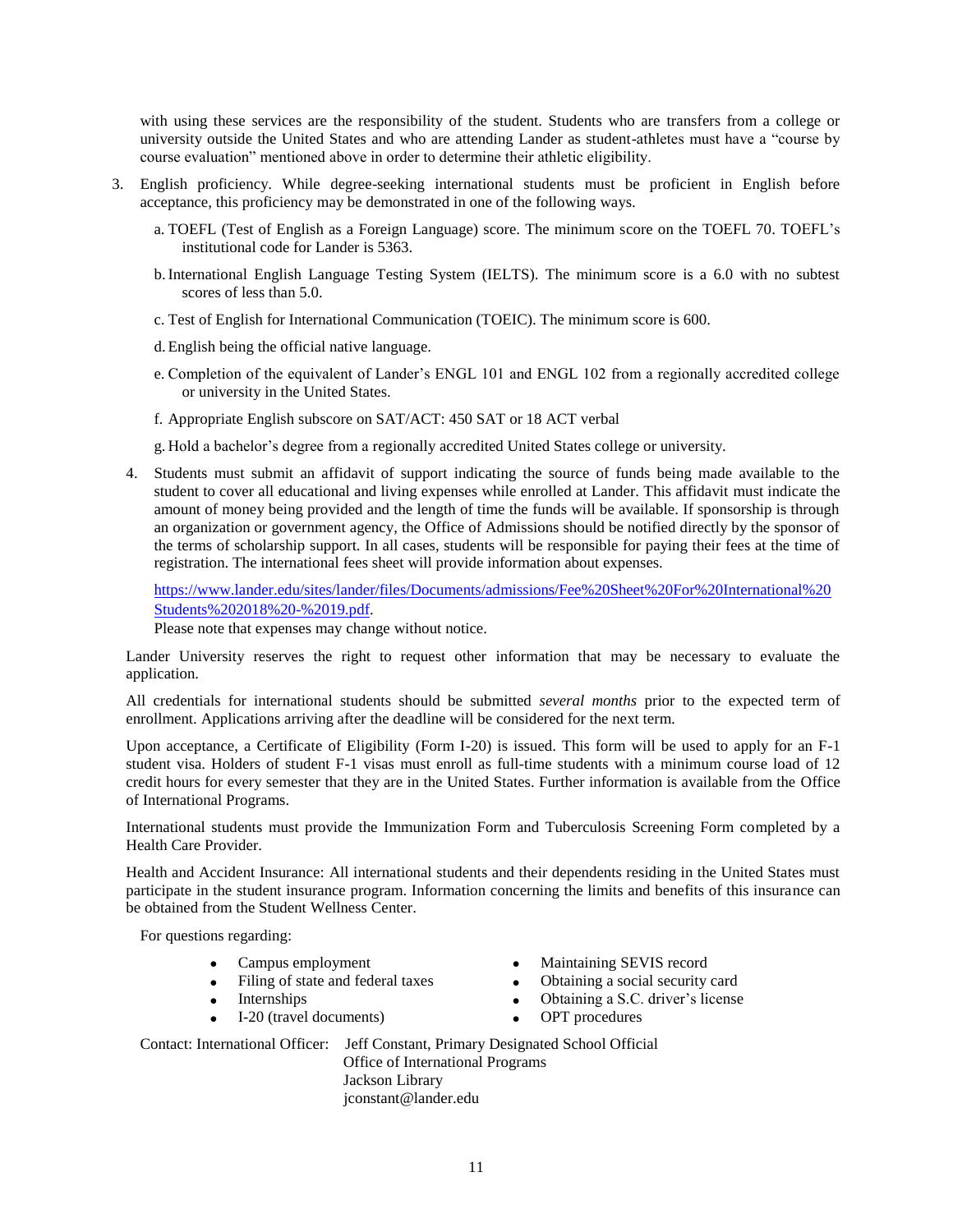with using these services are the responsibility of the student. Students who are transfers from a college or university outside the United States and who are attending Lander as student-athletes must have a "course by course evaluation" mentioned above in order to determine their athletic eligibility.

3. English proficiency. While degree-seeking international students must be proficient in English before acceptance, this proficiency may be demonstrated in one of the following ways.

   a. TOEFL (Test of English as a Foreign Language) score. The minimum score on the TOEFL 70. TOEFL's institutional code for Lander is 5363.

   b. International English Language Testing System (IELTS). The minimum score is a 6.0 with no subtest scores of less than 5.0.

   c. Test of English for International Communication (TOEIC). The minimum score is 600.

   d. English being the official native language.

   e. Completion of the equivalent of Lander's ENGL 101 and ENGL 102 from a regionally accredited college or university in the United States.

   f. Appropriate English subscore on SAT/ACT: 450 SAT or 18 ACT verbal

   g. Hold a bachelor's degree from a regionally accredited United States college or university.

4. Students must submit an affidavit of support indicating the source of funds being made available to the student to cover all educational and living expenses while enrolled at Lander. This affidavit must indicate the amount of money being provided and the length of time the funds will be available. If sponsorship is through an organization or government agency, the Office of Admissions should be notified directly by the sponsor of the terms of scholarship support. In all cases, students will be responsible for paying their fees at the time of registration. The international fees sheet will provide information about expenses.

   https://www.lander.edu/sites/lander/files/Documents/admissions/Fee%20Sheet%20For%20International%20Students%202018%20-%2019.pdf.

   Please note that expenses may change without notice.

Lander University reserves the right to request other information that may be necessary to evaluate the application.

All credentials for international students should be submitted *several months* prior to the expected term of enrollment. Applications arriving after the deadline will be considered for the next term.

Upon acceptance, a Certificate of Eligibility (Form I-20) is issued. This form will be used to apply for an F-1 student visa. Holders of student F-1 visas must enroll as full-time students with a minimum course load of 12 credit hours for every semester that they are in the United States. Further information is available from the Office of International Programs.

International students must provide the Immunization Form and Tuberculosis Screening Form completed by a Health Care Provider.

Health and Accident Insurance: All international students and their dependents residing in the United States must participate in the student insurance program. Information concerning the limits and benefits of this insurance can be obtained from the Student Wellness Center.

For questions regarding:

- Campus employment
- Filing of state and federal taxes
- Internships
- I-20 (travel documents)
- Maintaining SEVIS record
- Obtaining a social security card
- Obtaining a S.C. driver's license
- OPT procedures

Contact: International Officer: Jeff Constant, Primary Designated School Official
Office of International Programs
Jackson Library
jconstant@lander.edu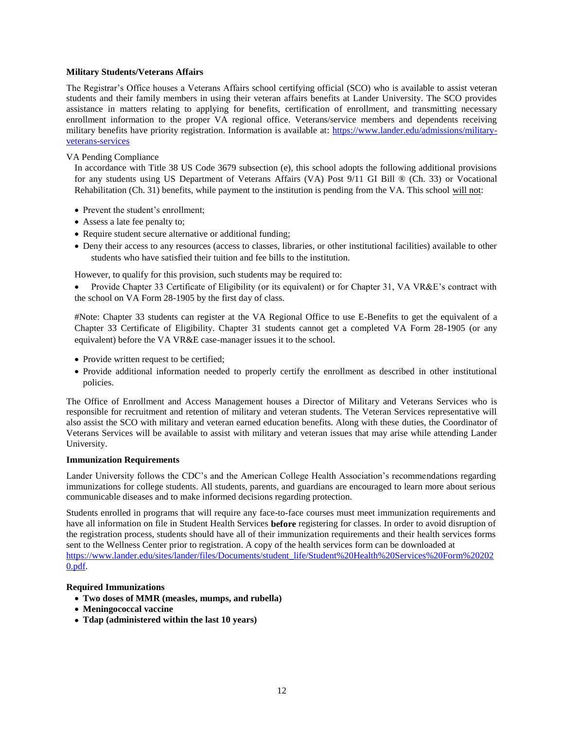**Military Students/Veterans Affairs**

The Registrar's Office houses a Veterans Affairs school certifying official (SCO) who is available to assist veteran students and their family members in using their veteran affairs benefits at Lander University. The SCO provides assistance in matters relating to applying for benefits, certification of enrollment, and transmitting necessary enrollment information to the proper VA regional office. Veterans/service members and dependents receiving military benefits have priority registration. Information is available at: https://www.lander.edu/admissions/military-veterans-services

VA Pending Compliance

In accordance with Title 38 US Code 3679 subsection (e), this school adopts the following additional provisions for any students using US Department of Veterans Affairs (VA) Post 9/11 GI Bill ® (Ch. 33) or Vocational Rehabilitation (Ch. 31) benefits, while payment to the institution is pending from the VA. This school will not:

- Prevent the student's enrollment;
- Assess a late fee penalty to;
- Require student secure alternative or additional funding;
- Deny their access to any resources (access to classes, libraries, or other institutional facilities) available to other students who have satisfied their tuition and fee bills to the institution.

However, to qualify for this provision, such students may be required to:

- Provide Chapter 33 Certificate of Eligibility (or its equivalent) or for Chapter 31, VA VR&E's contract with the school on VA Form 28-1905 by the first day of class.

#Note: Chapter 33 students can register at the VA Regional Office to use E-Benefits to get the equivalent of a Chapter 33 Certificate of Eligibility. Chapter 31 students cannot get a completed VA Form 28-1905 (or any equivalent) before the VA VR&E case-manager issues it to the school.

- Provide written request to be certified;
- Provide additional information needed to properly certify the enrollment as described in other institutional policies.

The Office of Enrollment and Access Management houses a Director of Military and Veterans Services who is responsible for recruitment and retention of military and veteran students. The Veteran Services representative will also assist the SCO with military and veteran earned education benefits. Along with these duties, the Coordinator of Veterans Services will be available to assist with military and veteran issues that may arise while attending Lander University.

**Immunization Requirements**

Lander University follows the CDC's and the American College Health Association's recommendations regarding immunizations for college students. All students, parents, and guardians are encouraged to learn more about serious communicable diseases and to make informed decisions regarding protection.

Students enrolled in programs that will require any face-to-face courses must meet immunization requirements and have all information on file in Student Health Services **before** registering for classes. In order to avoid disruption of the registration process, students should have all of their immunization requirements and their health services forms sent to the Wellness Center prior to registration. A copy of the health services form can be downloaded at https://www.lander.edu/sites/lander/files/Documents/student_life/Student%20Health%20Services%20Form%202020.pdf.

**Required Immunizations**

- **Two doses of MMR (measles, mumps, and rubella)**
- **Meningococcal vaccine**
- **Tdap (administered within the last 10 years)**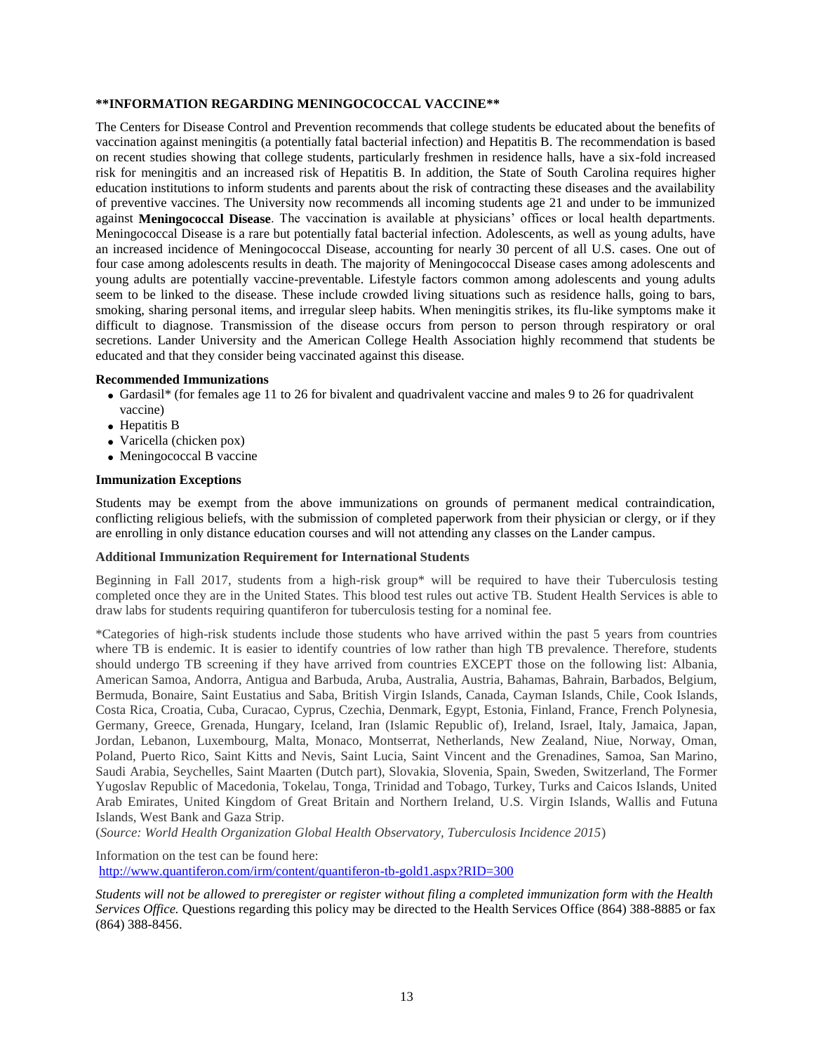**\*\*INFORMATION REGARDING MENINGOCOCCAL VACCINE\*\***

The Centers for Disease Control and Prevention recommends that college students be educated about the benefits of vaccination against meningitis (a potentially fatal bacterial infection) and Hepatitis B. The recommendation is based on recent studies showing that college students, particularly freshmen in residence halls, have a six-fold increased risk for meningitis and an increased risk of Hepatitis B. In addition, the State of South Carolina requires higher education institutions to inform students and parents about the risk of contracting these diseases and the availability of preventive vaccines. The University now recommends all incoming students age 21 and under to be immunized against **Meningococcal Disease**. The vaccination is available at physicians' offices or local health departments. Meningococcal Disease is a rare but potentially fatal bacterial infection. Adolescents, as well as young adults, have an increased incidence of Meningococcal Disease, accounting for nearly 30 percent of all U.S. cases. One out of four case among adolescents results in death. The majority of Meningococcal Disease cases among adolescents and young adults are potentially vaccine-preventable. Lifestyle factors common among adolescents and young adults seem to be linked to the disease. These include crowded living situations such as residence halls, going to bars, smoking, sharing personal items, and irregular sleep habits. When meningitis strikes, its flu-like symptoms make it difficult to diagnose. Transmission of the disease occurs from person to person through respiratory or oral secretions. Lander University and the American College Health Association highly recommend that students be educated and that they consider being vaccinated against this disease.

**Recommended Immunizations**

- Gardasil* (for females age 11 to 26 for bivalent and quadrivalent vaccine and males 9 to 26 for quadrivalent vaccine)
- Hepatitis B
- Varicella (chicken pox)
- Meningococcal B vaccine

**Immunization Exceptions**

Students may be exempt from the above immunizations on grounds of permanent medical contraindication, conflicting religious beliefs, with the submission of completed paperwork from their physician or clergy, or if they are enrolling in only distance education courses and will not attending any classes on the Lander campus.

**Additional Immunization Requirement for International Students**

Beginning in Fall 2017, students from a high-risk group* will be required to have their Tuberculosis testing completed once they are in the United States. This blood test rules out active TB. Student Health Services is able to draw labs for students requiring quantiferon for tuberculosis testing for a nominal fee.

*Categories of high-risk students include those students who have arrived within the past 5 years from countries where TB is endemic. It is easier to identify countries of low rather than high TB prevalence. Therefore, students should undergo TB screening if they have arrived from countries EXCEPT those on the following list: Albania, American Samoa, Andorra, Antigua and Barbuda, Aruba, Australia, Austria, Bahamas, Bahrain, Barbados, Belgium, Bermuda, Bonaire, Saint Eustatius and Saba, British Virgin Islands, Canada, Cayman Islands, Chile, Cook Islands, Costa Rica, Croatia, Cuba, Curacao, Cyprus, Czechia, Denmark, Egypt, Estonia, Finland, France, French Polynesia, Germany, Greece, Grenada, Hungary, Iceland, Iran (Islamic Republic of), Ireland, Israel, Italy, Jamaica, Japan, Jordan, Lebanon, Luxembourg, Malta, Monaco, Montserrat, Netherlands, New Zealand, Niue, Norway, Oman, Poland, Puerto Rico, Saint Kitts and Nevis, Saint Lucia, Saint Vincent and the Grenadines, Samoa, San Marino, Saudi Arabia, Seychelles, Saint Maarten (Dutch part), Slovakia, Slovenia, Spain, Sweden, Switzerland, The Former Yugoslav Republic of Macedonia, Tokelau, Tonga, Trinidad and Tobago, Turkey, Turks and Caicos Islands, United Arab Emirates, United Kingdom of Great Britain and Northern Ireland, U.S. Virgin Islands, Wallis and Futuna Islands, West Bank and Gaza Strip.
(*Source: World Health Organization Global Health Observatory, Tuberculosis Incidence 2015*)

Information on the test can be found here:
http://www.quantiferon.com/irm/content/quantiferon-tb-gold1.aspx?RID=300

*Students will not be allowed to preregister or register without filing a completed immunization form with the Health Services Office.* Questions regarding this policy may be directed to the Health Services Office (864) 388-8885 or fax (864) 388-8456.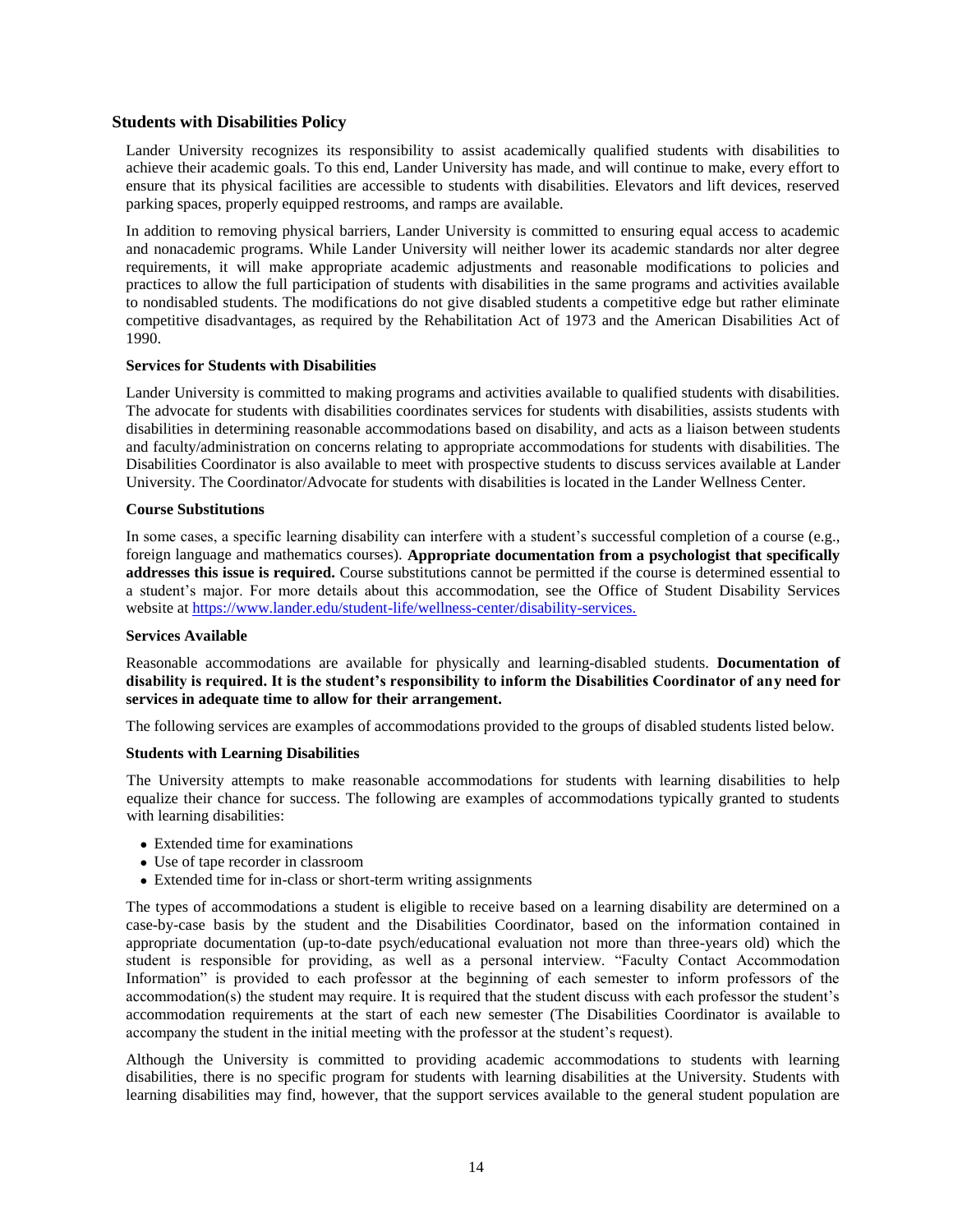## Students with Disabilities Policy

Lander University recognizes its responsibility to assist academically qualified students with disabilities to achieve their academic goals. To this end, Lander University has made, and will continue to make, every effort to ensure that its physical facilities are accessible to students with disabilities. Elevators and lift devices, reserved parking spaces, properly equipped restrooms, and ramps are available.

In addition to removing physical barriers, Lander University is committed to ensuring equal access to academic and nonacademic programs. While Lander University will neither lower its academic standards nor alter degree requirements, it will make appropriate academic adjustments and reasonable modifications to policies and practices to allow the full participation of students with disabilities in the same programs and activities available to nondisabled students. The modifications do not give disabled students a competitive edge but rather eliminate competitive disadvantages, as required by the Rehabilitation Act of 1973 and the American Disabilities Act of 1990.

### Services for Students with Disabilities

Lander University is committed to making programs and activities available to qualified students with disabilities. The advocate for students with disabilities coordinates services for students with disabilities, assists students with disabilities in determining reasonable accommodations based on disability, and acts as a liaison between students and faculty/administration on concerns relating to appropriate accommodations for students with disabilities. The Disabilities Coordinator is also available to meet with prospective students to discuss services available at Lander University. The Coordinator/Advocate for students with disabilities is located in the Lander Wellness Center.

### Course Substitutions

In some cases, a specific learning disability can interfere with a student's successful completion of a course (e.g., foreign language and mathematics courses). **Appropriate documentation from a psychologist that specifically addresses this issue is required.** Course substitutions cannot be permitted if the course is determined essential to a student's major. For more details about this accommodation, see the Office of Student Disability Services website at [https://www.lander.edu/student-life/wellness-center/disability-services.](https://www.lander.edu/student-life/wellness-center/disability-services)

### Services Available

Reasonable accommodations are available for physically and learning-disabled students. **Documentation of disability is required. It is the student's responsibility to inform the Disabilities Coordinator of any need for services in adequate time to allow for their arrangement.**

The following services are examples of accommodations provided to the groups of disabled students listed below.

### Students with Learning Disabilities

The University attempts to make reasonable accommodations for students with learning disabilities to help equalize their chance for success. The following are examples of accommodations typically granted to students with learning disabilities:

- Extended time for examinations
- Use of tape recorder in classroom
- Extended time for in-class or short-term writing assignments

The types of accommodations a student is eligible to receive based on a learning disability are determined on a case-by-case basis by the student and the Disabilities Coordinator, based on the information contained in appropriate documentation (up-to-date psych/educational evaluation not more than three-years old) which the student is responsible for providing, as well as a personal interview. "Faculty Contact Accommodation Information" is provided to each professor at the beginning of each semester to inform professors of the accommodation(s) the student may require. It is required that the student discuss with each professor the student's accommodation requirements at the start of each new semester (The Disabilities Coordinator is available to accompany the student in the initial meeting with the professor at the student's request).

Although the University is committed to providing academic accommodations to students with learning disabilities, there is no specific program for students with learning disabilities at the University. Students with learning disabilities may find, however, that the support services available to the general student population are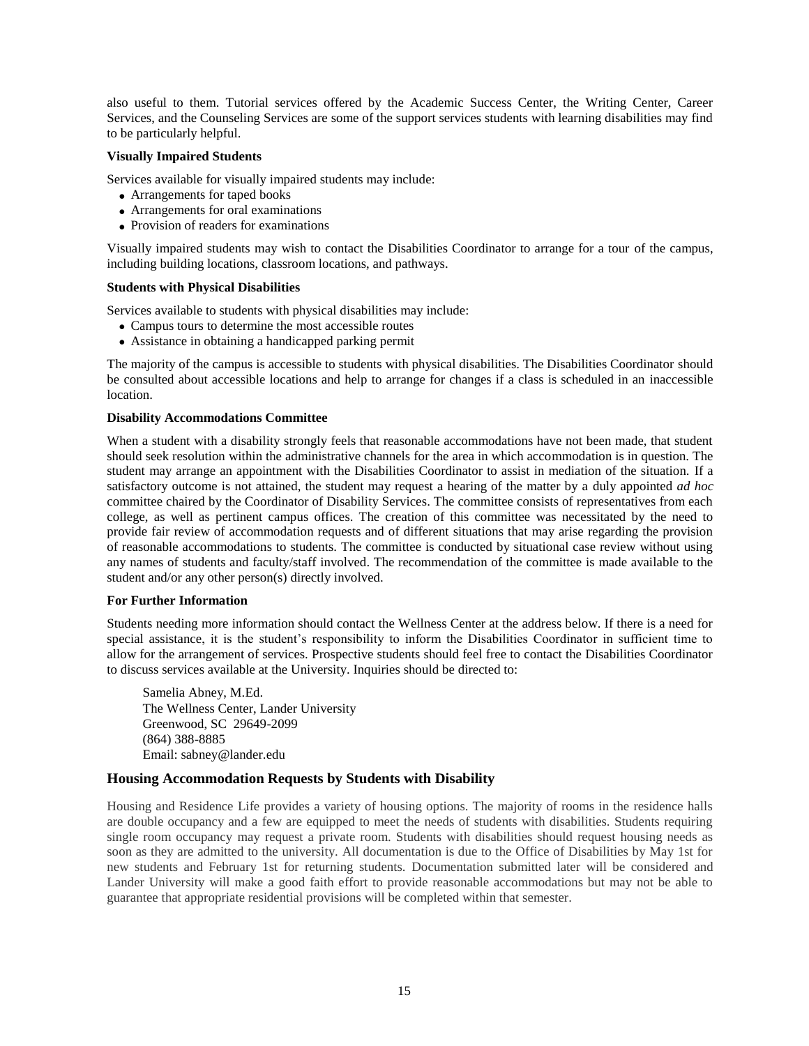also useful to them. Tutorial services offered by the Academic Success Center, the Writing Center, Career Services, and the Counseling Services are some of the support services students with learning disabilities may find to be particularly helpful.

**Visually Impaired Students**

Services available for visually impaired students may include:

- Arrangements for taped books
- Arrangements for oral examinations
- Provision of readers for examinations

Visually impaired students may wish to contact the Disabilities Coordinator to arrange for a tour of the campus, including building locations, classroom locations, and pathways.

**Students with Physical Disabilities**

Services available to students with physical disabilities may include:

- Campus tours to determine the most accessible routes
- Assistance in obtaining a handicapped parking permit

The majority of the campus is accessible to students with physical disabilities. The Disabilities Coordinator should be consulted about accessible locations and help to arrange for changes if a class is scheduled in an inaccessible location.

**Disability Accommodations Committee**

When a student with a disability strongly feels that reasonable accommodations have not been made, that student should seek resolution within the administrative channels for the area in which accommodation is in question. The student may arrange an appointment with the Disabilities Coordinator to assist in mediation of the situation. If a satisfactory outcome is not attained, the student may request a hearing of the matter by a duly appointed *ad hoc* committee chaired by the Coordinator of Disability Services. The committee consists of representatives from each college, as well as pertinent campus offices. The creation of this committee was necessitated by the need to provide fair review of accommodation requests and of different situations that may arise regarding the provision of reasonable accommodations to students. The committee is conducted by situational case review without using any names of students and faculty/staff involved. The recommendation of the committee is made available to the student and/or any other person(s) directly involved.

**For Further Information**

Students needing more information should contact the Wellness Center at the address below. If there is a need for special assistance, it is the student's responsibility to inform the Disabilities Coordinator in sufficient time to allow for the arrangement of services. Prospective students should feel free to contact the Disabilities Coordinator to discuss services available at the University. Inquiries should be directed to:

Samelia Abney, M.Ed.
The Wellness Center, Lander University
Greenwood, SC 29649-2099
(864) 388-8885
Email: sabney@lander.edu

## Housing Accommodation Requests by Students with Disability

Housing and Residence Life provides a variety of housing options. The majority of rooms in the residence halls are double occupancy and a few are equipped to meet the needs of students with disabilities. Students requiring single room occupancy may request a private room. Students with disabilities should request housing needs as soon as they are admitted to the university. All documentation is due to the Office of Disabilities by May 1st for new students and February 1st for returning students. Documentation submitted later will be considered and Lander University will make a good faith effort to provide reasonable accommodations but may not be able to guarantee that appropriate residential provisions will be completed within that semester.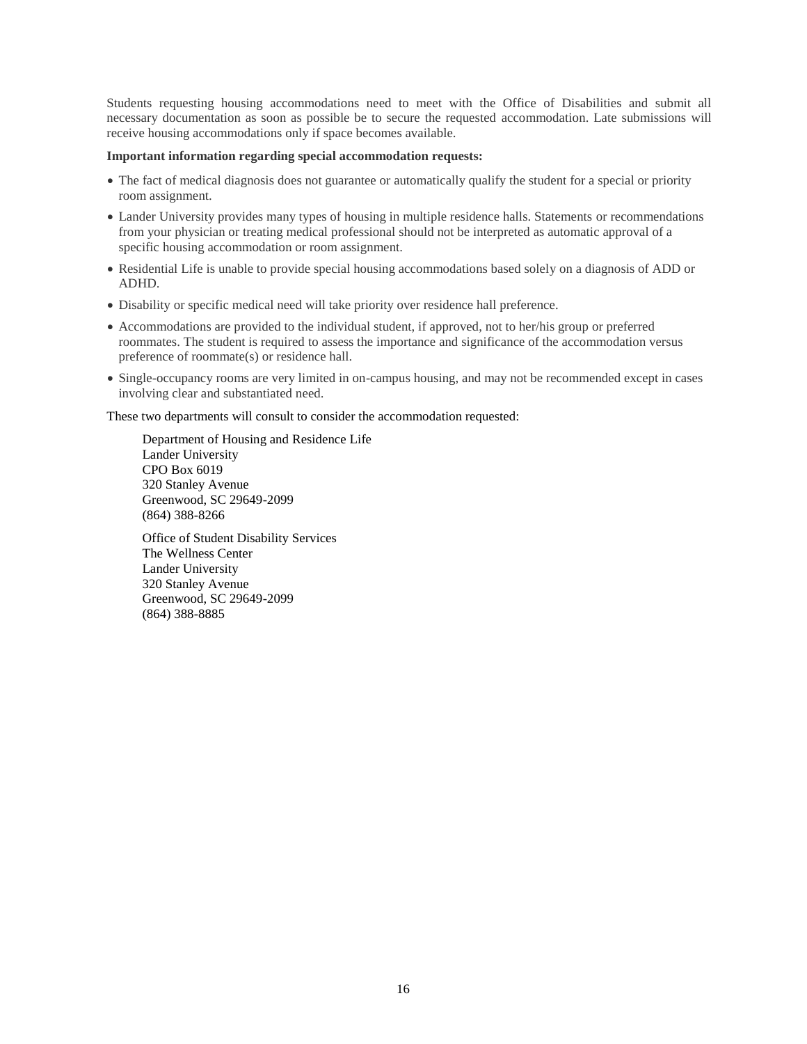Students requesting housing accommodations need to meet with the Office of Disabilities and submit all necessary documentation as soon as possible be to secure the requested accommodation. Late submissions will receive housing accommodations only if space becomes available.

**Important information regarding special accommodation requests:**

- The fact of medical diagnosis does not guarantee or automatically qualify the student for a special or priority room assignment.
- Lander University provides many types of housing in multiple residence halls. Statements or recommendations from your physician or treating medical professional should not be interpreted as automatic approval of a specific housing accommodation or room assignment.
- Residential Life is unable to provide special housing accommodations based solely on a diagnosis of ADD or ADHD.
- Disability or specific medical need will take priority over residence hall preference.
- Accommodations are provided to the individual student, if approved, not to her/his group or preferred roommates. The student is required to assess the importance and significance of the accommodation versus preference of roommate(s) or residence hall.
- Single-occupancy rooms are very limited in on-campus housing, and may not be recommended except in cases involving clear and substantiated need.

These two departments will consult to consider the accommodation requested:

> Department of Housing and Residence Life
> Lander University
> CPO Box 6019
> 320 Stanley Avenue
> Greenwood, SC 29649-2099
> (864) 388-8266

> Office of Student Disability Services
> The Wellness Center
> Lander University
> 320 Stanley Avenue
> Greenwood, SC 29649-2099
> (864) 388-8885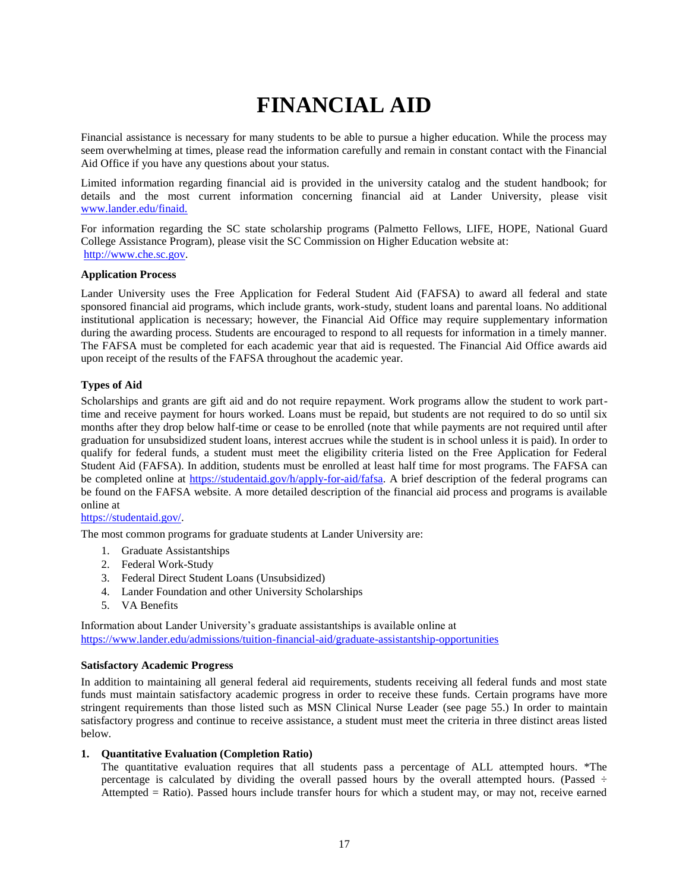# FINANCIAL AID

Financial assistance is necessary for many students to be able to pursue a higher education. While the process may seem overwhelming at times, please read the information carefully and remain in constant contact with the Financial Aid Office if you have any questions about your status.

Limited information regarding financial aid is provided in the university catalog and the student handbook; for details and the most current information concerning financial aid at Lander University, please visit www.lander.edu/finaid.

For information regarding the SC state scholarship programs (Palmetto Fellows, LIFE, HOPE, National Guard College Assistance Program), please visit the SC Commission on Higher Education website at: http://www.che.sc.gov.

**Application Process**

Lander University uses the Free Application for Federal Student Aid (FAFSA) to award all federal and state sponsored financial aid programs, which include grants, work-study, student loans and parental loans. No additional institutional application is necessary; however, the Financial Aid Office may require supplementary information during the awarding process. Students are encouraged to respond to all requests for information in a timely manner. The FAFSA must be completed for each academic year that aid is requested. The Financial Aid Office awards aid upon receipt of the results of the FAFSA throughout the academic year.

**Types of Aid**

Scholarships and grants are gift aid and do not require repayment. Work programs allow the student to work part-time and receive payment for hours worked. Loans must be repaid, but students are not required to do so until six months after they drop below half-time or cease to be enrolled (note that while payments are not required until after graduation for unsubsidized student loans, interest accrues while the student is in school unless it is paid). In order to qualify for federal funds, a student must meet the eligibility criteria listed on the Free Application for Federal Student Aid (FAFSA). In addition, students must be enrolled at least half time for most programs. The FAFSA can be completed online at https://studentaid.gov/h/apply-for-aid/fafsa. A brief description of the federal programs can be found on the FAFSA website. A more detailed description of the financial aid process and programs is available online at https://studentaid.gov/.

The most common programs for graduate students at Lander University are:

1. Graduate Assistantships
2. Federal Work-Study
3. Federal Direct Student Loans (Unsubsidized)
4. Lander Foundation and other University Scholarships
5. VA Benefits

Information about Lander University's graduate assistantships is available online at https://www.lander.edu/admissions/tuition-financial-aid/graduate-assistantship-opportunities

**Satisfactory Academic Progress**

In addition to maintaining all general federal aid requirements, students receiving all federal funds and most state funds must maintain satisfactory academic progress in order to receive these funds. Certain programs have more stringent requirements than those listed such as MSN Clinical Nurse Leader (see page 55.) In order to maintain satisfactory progress and continue to receive assistance, a student must meet the criteria in three distinct areas listed below.

1. **Quantitative Evaluation (Completion Ratio)**

   The quantitative evaluation requires that all students pass a percentage of ALL attempted hours. *The percentage is calculated by dividing the overall passed hours by the overall attempted hours. (Passed ÷ Attempted = Ratio). Passed hours include transfer hours for which a student may, or may not, receive earned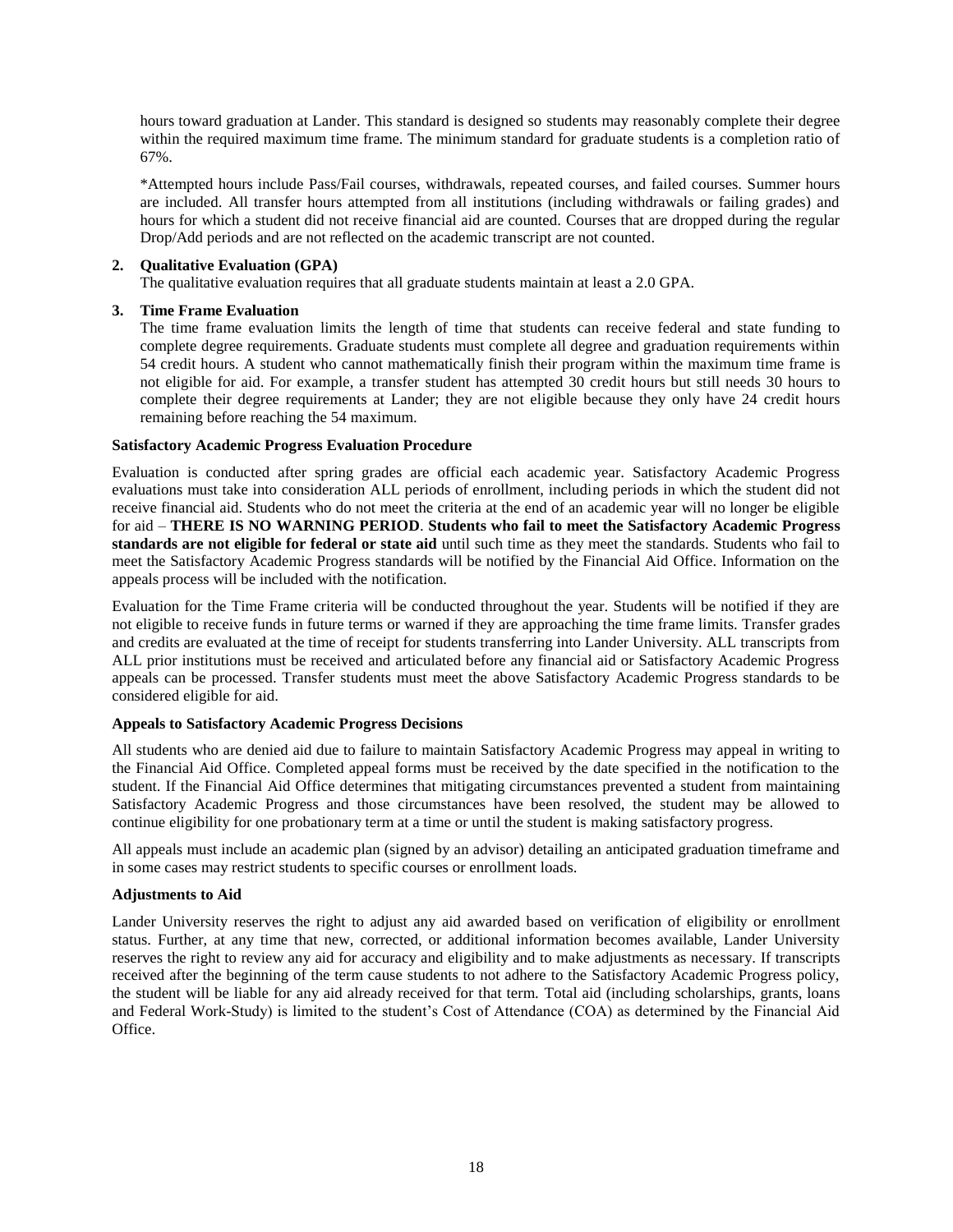hours toward graduation at Lander. This standard is designed so students may reasonably complete their degree within the required maximum time frame. The minimum standard for graduate students is a completion ratio of 67%.

*Attempted hours include Pass/Fail courses, withdrawals, repeated courses, and failed courses. Summer hours are included. All transfer hours attempted from all institutions (including withdrawals or failing grades) and hours for which a student did not receive financial aid are counted. Courses that are dropped during the regular Drop/Add periods and are not reflected on the academic transcript are not counted.

2. **Qualitative Evaluation (GPA)**
   The qualitative evaluation requires that all graduate students maintain at least a 2.0 GPA.

3. **Time Frame Evaluation**
   The time frame evaluation limits the length of time that students can receive federal and state funding to complete degree requirements. Graduate students must complete all degree and graduation requirements within 54 credit hours. A student who cannot mathematically finish their program within the maximum time frame is not eligible for aid. For example, a transfer student has attempted 30 credit hours but still needs 30 hours to complete their degree requirements at Lander; they are not eligible because they only have 24 credit hours remaining before reaching the 54 maximum.

**Satisfactory Academic Progress Evaluation Procedure**

Evaluation is conducted after spring grades are official each academic year. Satisfactory Academic Progress evaluations must take into consideration ALL periods of enrollment, including periods in which the student did not receive financial aid. Students who do not meet the criteria at the end of an academic year will no longer be eligible for aid – **THERE IS NO WARNING PERIOD**. **Students who fail to meet the Satisfactory Academic Progress standards are not eligible for federal or state aid** until such time as they meet the standards. Students who fail to meet the Satisfactory Academic Progress standards will be notified by the Financial Aid Office. Information on the appeals process will be included with the notification.

Evaluation for the Time Frame criteria will be conducted throughout the year. Students will be notified if they are not eligible to receive funds in future terms or warned if they are approaching the time frame limits. Transfer grades and credits are evaluated at the time of receipt for students transferring into Lander University. ALL transcripts from ALL prior institutions must be received and articulated before any financial aid or Satisfactory Academic Progress appeals can be processed. Transfer students must meet the above Satisfactory Academic Progress standards to be considered eligible for aid.

**Appeals to Satisfactory Academic Progress Decisions**

All students who are denied aid due to failure to maintain Satisfactory Academic Progress may appeal in writing to the Financial Aid Office. Completed appeal forms must be received by the date specified in the notification to the student. If the Financial Aid Office determines that mitigating circumstances prevented a student from maintaining Satisfactory Academic Progress and those circumstances have been resolved, the student may be allowed to continue eligibility for one probationary term at a time or until the student is making satisfactory progress.

All appeals must include an academic plan (signed by an advisor) detailing an anticipated graduation timeframe and in some cases may restrict students to specific courses or enrollment loads.

**Adjustments to Aid**

Lander University reserves the right to adjust any aid awarded based on verification of eligibility or enrollment status. Further, at any time that new, corrected, or additional information becomes available, Lander University reserves the right to review any aid for accuracy and eligibility and to make adjustments as necessary. If transcripts received after the beginning of the term cause students to not adhere to the Satisfactory Academic Progress policy, the student will be liable for any aid already received for that term. Total aid (including scholarships, grants, loans and Federal Work-Study) is limited to the student's Cost of Attendance (COA) as determined by the Financial Aid Office.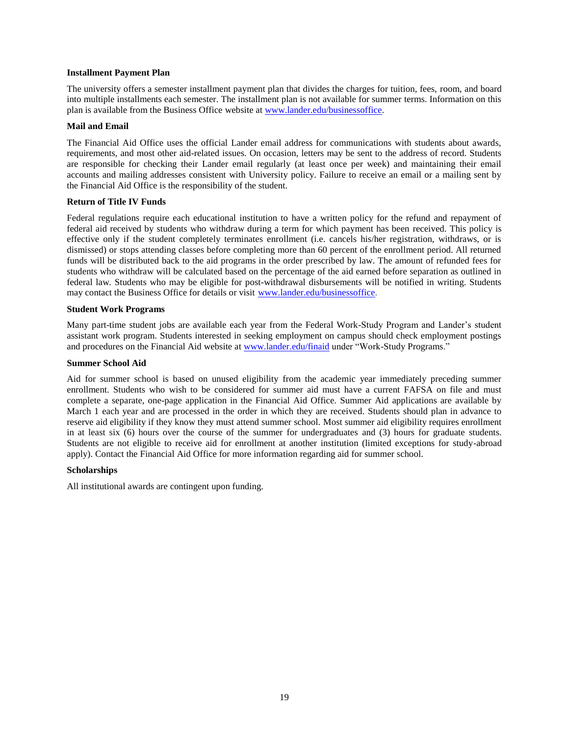**Installment Payment Plan**

The university offers a semester installment payment plan that divides the charges for tuition, fees, room, and board into multiple installments each semester. The installment plan is not available for summer terms. Information on this plan is available from the Business Office website at [www.lander.edu/businessoffice](www.lander.edu/businessoffice).

**Mail and Email**

The Financial Aid Office uses the official Lander email address for communications with students about awards, requirements, and most other aid-related issues. On occasion, letters may be sent to the address of record. Students are responsible for checking their Lander email regularly (at least once per week) and maintaining their email accounts and mailing addresses consistent with University policy. Failure to receive an email or a mailing sent by the Financial Aid Office is the responsibility of the student.

**Return of Title IV Funds**

Federal regulations require each educational institution to have a written policy for the refund and repayment of federal aid received by students who withdraw during a term for which payment has been received. This policy is effective only if the student completely terminates enrollment (i.e. cancels his/her registration, withdraws, or is dismissed) or stops attending classes before completing more than 60 percent of the enrollment period. All returned funds will be distributed back to the aid programs in the order prescribed by law. The amount of refunded fees for students who withdraw will be calculated based on the percentage of the aid earned before separation as outlined in federal law. Students who may be eligible for post-withdrawal disbursements will be notified in writing. Students may contact the Business Office for details or visit [www.lander.edu/businessoffice](www.lander.edu/businessoffice).

**Student Work Programs**

Many part-time student jobs are available each year from the Federal Work-Study Program and Lander's student assistant work program. Students interested in seeking employment on campus should check employment postings and procedures on the Financial Aid website at [www.lander.edu/finaid](www.lander.edu/finaid) under "Work-Study Programs."

**Summer School Aid**

Aid for summer school is based on unused eligibility from the academic year immediately preceding summer enrollment. Students who wish to be considered for summer aid must have a current FAFSA on file and must complete a separate, one-page application in the Financial Aid Office. Summer Aid applications are available by March 1 each year and are processed in the order in which they are received. Students should plan in advance to reserve aid eligibility if they know they must attend summer school. Most summer aid eligibility requires enrollment in at least six (6) hours over the course of the summer for undergraduates and (3) hours for graduate students. Students are not eligible to receive aid for enrollment at another institution (limited exceptions for study-abroad apply). Contact the Financial Aid Office for more information regarding aid for summer school.

**Scholarships**

All institutional awards are contingent upon funding.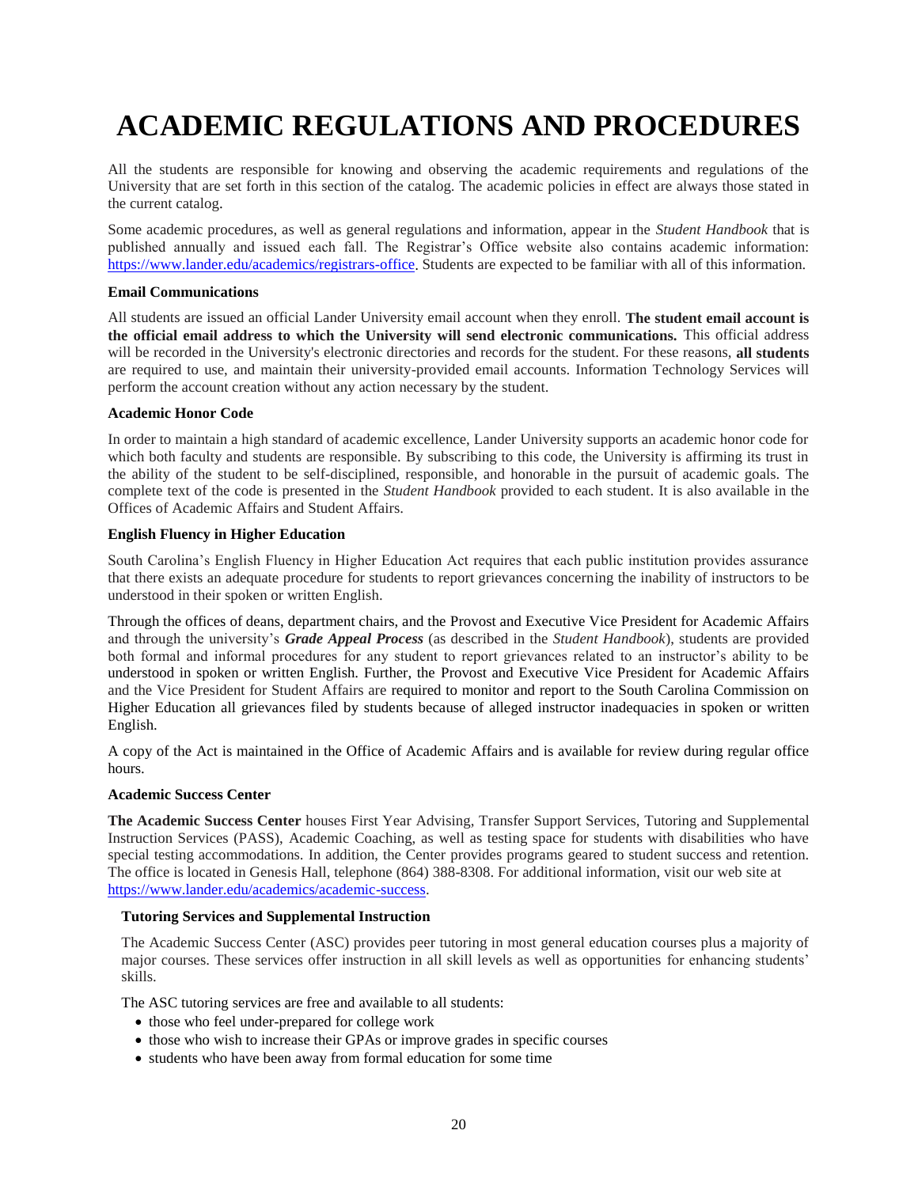# ACADEMIC REGULATIONS AND PROCEDURES

All the students are responsible for knowing and observing the academic requirements and regulations of the University that are set forth in this section of the catalog. The academic policies in effect are always those stated in the current catalog.

Some academic procedures, as well as general regulations and information, appear in the *Student Handbook* that is published annually and issued each fall. The Registrar's Office website also contains academic information: https://www.lander.edu/academics/registrars-office. Students are expected to be familiar with all of this information.

### Email Communications

All students are issued an official Lander University email account when they enroll. **The student email account is the official email address to which the University will send electronic communications.** This official address will be recorded in the University's electronic directories and records for the student. For these reasons, **all students** are required to use, and maintain their university-provided email accounts. Information Technology Services will perform the account creation without any action necessary by the student.

### Academic Honor Code

In order to maintain a high standard of academic excellence, Lander University supports an academic honor code for which both faculty and students are responsible. By subscribing to this code, the University is affirming its trust in the ability of the student to be self-disciplined, responsible, and honorable in the pursuit of academic goals. The complete text of the code is presented in the *Student Handbook* provided to each student. It is also available in the Offices of Academic Affairs and Student Affairs.

### English Fluency in Higher Education

South Carolina's English Fluency in Higher Education Act requires that each public institution provides assurance that there exists an adequate procedure for students to report grievances concerning the inability of instructors to be understood in their spoken or written English.

Through the offices of deans, department chairs, and the Provost and Executive Vice President for Academic Affairs and through the university's ***Grade Appeal Process*** (as described in the *Student Handbook*), students are provided both formal and informal procedures for any student to report grievances related to an instructor's ability to be understood in spoken or written English. Further, the Provost and Executive Vice President for Academic Affairs and the Vice President for Student Affairs are required to monitor and report to the South Carolina Commission on Higher Education all grievances filed by students because of alleged instructor inadequacies in spoken or written English.

A copy of the Act is maintained in the Office of Academic Affairs and is available for review during regular office hours.

### Academic Success Center

**The Academic Success Center** houses First Year Advising, Transfer Support Services, Tutoring and Supplemental Instruction Services (PASS), Academic Coaching, as well as testing space for students with disabilities who have special testing accommodations. In addition, the Center provides programs geared to student success and retention. The office is located in Genesis Hall, telephone (864) 388-8308. For additional information, visit our web site at https://www.lander.edu/academics/academic-success.

#### Tutoring Services and Supplemental Instruction

The Academic Success Center (ASC) provides peer tutoring in most general education courses plus a majority of major courses. These services offer instruction in all skill levels as well as opportunities for enhancing students' skills.

The ASC tutoring services are free and available to all students:

- those who feel under-prepared for college work
- those who wish to increase their GPAs or improve grades in specific courses
- students who have been away from formal education for some time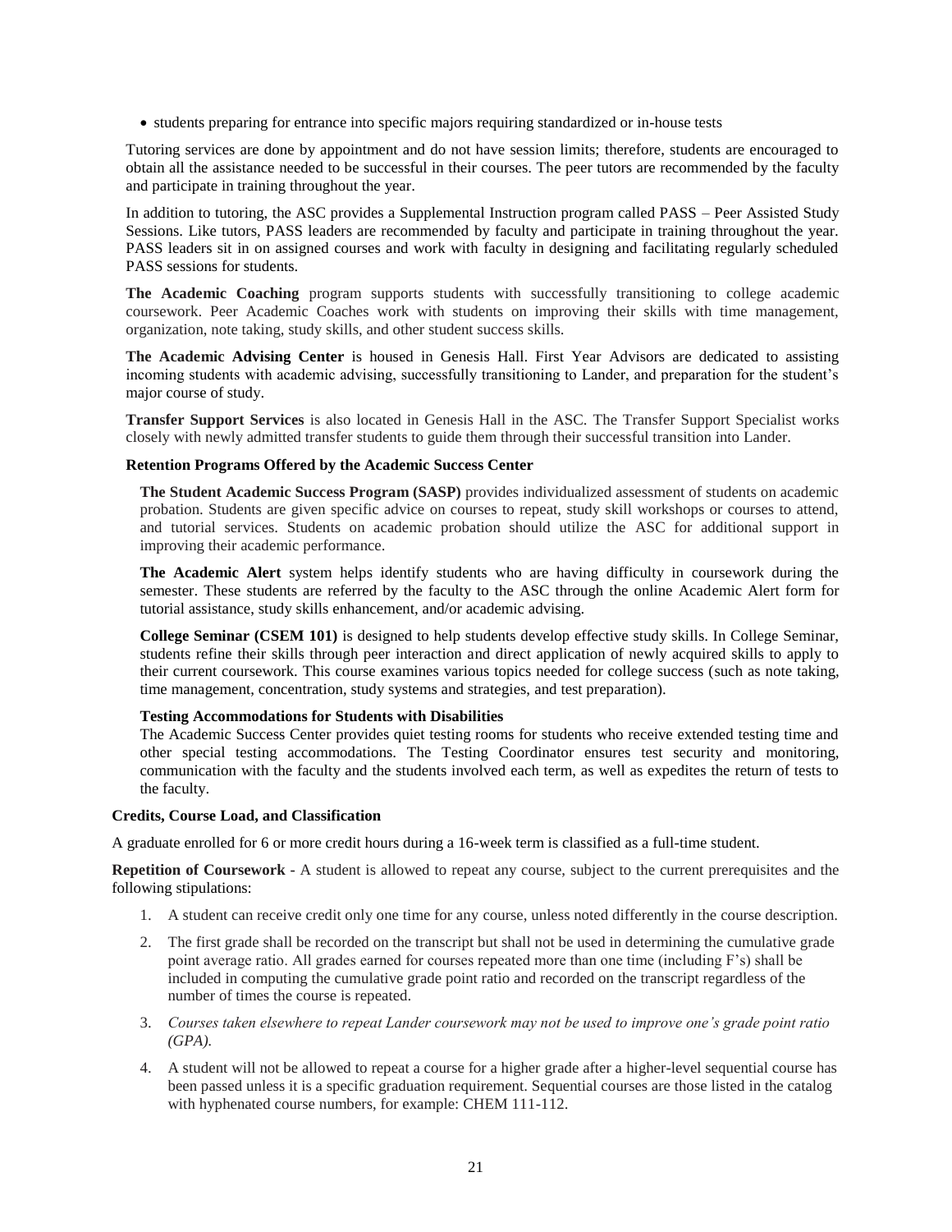- students preparing for entrance into specific majors requiring standardized or in-house tests

Tutoring services are done by appointment and do not have session limits; therefore, students are encouraged to obtain all the assistance needed to be successful in their courses. The peer tutors are recommended by the faculty and participate in training throughout the year.

In addition to tutoring, the ASC provides a Supplemental Instruction program called PASS – Peer Assisted Study Sessions. Like tutors, PASS leaders are recommended by faculty and participate in training throughout the year. PASS leaders sit in on assigned courses and work with faculty in designing and facilitating regularly scheduled PASS sessions for students.

**The Academic Coaching** program supports students with successfully transitioning to college academic coursework. Peer Academic Coaches work with students on improving their skills with time management, organization, note taking, study skills, and other student success skills.

**The Academic Advising Center** is housed in Genesis Hall. First Year Advisors are dedicated to assisting incoming students with academic advising, successfully transitioning to Lander, and preparation for the student's major course of study.

**Transfer Support Services** is also located in Genesis Hall in the ASC. The Transfer Support Specialist works closely with newly admitted transfer students to guide them through their successful transition into Lander.

**Retention Programs Offered by the Academic Success Center**

**The Student Academic Success Program (SASP)** provides individualized assessment of students on academic probation. Students are given specific advice on courses to repeat, study skill workshops or courses to attend, and tutorial services. Students on academic probation should utilize the ASC for additional support in improving their academic performance.

**The Academic Alert** system helps identify students who are having difficulty in coursework during the semester. These students are referred by the faculty to the ASC through the online Academic Alert form for tutorial assistance, study skills enhancement, and/or academic advising.

**College Seminar (CSEM 101)** is designed to help students develop effective study skills. In College Seminar, students refine their skills through peer interaction and direct application of newly acquired skills to apply to their current coursework. This course examines various topics needed for college success (such as note taking, time management, concentration, study systems and strategies, and test preparation).

**Testing Accommodations for Students with Disabilities**

The Academic Success Center provides quiet testing rooms for students who receive extended testing time and other special testing accommodations. The Testing Coordinator ensures test security and monitoring, communication with the faculty and the students involved each term, as well as expedites the return of tests to the faculty.

**Credits, Course Load, and Classification**

A graduate enrolled for 6 or more credit hours during a 16-week term is classified as a full-time student.

**Repetition of Coursework -** A student is allowed to repeat any course, subject to the current prerequisites and the following stipulations:

1. A student can receive credit only one time for any course, unless noted differently in the course description.
2. The first grade shall be recorded on the transcript but shall not be used in determining the cumulative grade point average ratio. All grades earned for courses repeated more than one time (including F's) shall be included in computing the cumulative grade point ratio and recorded on the transcript regardless of the number of times the course is repeated.
3. *Courses taken elsewhere to repeat Lander coursework may not be used to improve one's grade point ratio (GPA).*
4. A student will not be allowed to repeat a course for a higher grade after a higher-level sequential course has been passed unless it is a specific graduation requirement. Sequential courses are those listed in the catalog with hyphenated course numbers, for example: CHEM 111-112.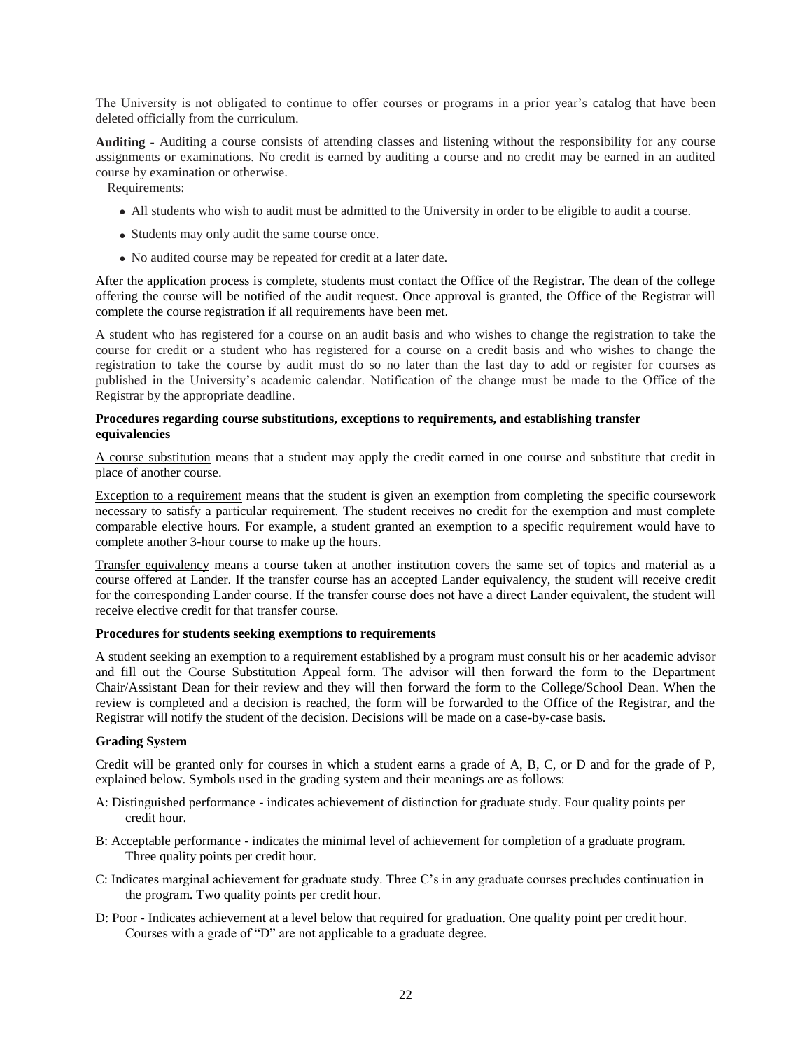The University is not obligated to continue to offer courses or programs in a prior year's catalog that have been deleted officially from the curriculum.

**Auditing -** Auditing a course consists of attending classes and listening without the responsibility for any course assignments or examinations. No credit is earned by auditing a course and no credit may be earned in an audited course by examination or otherwise.

Requirements:

- All students who wish to audit must be admitted to the University in order to be eligible to audit a course.
- Students may only audit the same course once.
- No audited course may be repeated for credit at a later date.

After the application process is complete, students must contact the Office of the Registrar. The dean of the college offering the course will be notified of the audit request. Once approval is granted, the Office of the Registrar will complete the course registration if all requirements have been met.

A student who has registered for a course on an audit basis and who wishes to change the registration to take the course for credit or a student who has registered for a course on a credit basis and who wishes to change the registration to take the course by audit must do so no later than the last day to add or register for courses as published in the University's academic calendar. Notification of the change must be made to the Office of the Registrar by the appropriate deadline.

**Procedures regarding course substitutions, exceptions to requirements, and establishing transfer equivalencies**

A course substitution means that a student may apply the credit earned in one course and substitute that credit in place of another course.

Exception to a requirement means that the student is given an exemption from completing the specific coursework necessary to satisfy a particular requirement. The student receives no credit for the exemption and must complete comparable elective hours. For example, a student granted an exemption to a specific requirement would have to complete another 3-hour course to make up the hours.

Transfer equivalency means a course taken at another institution covers the same set of topics and material as a course offered at Lander. If the transfer course has an accepted Lander equivalency, the student will receive credit for the corresponding Lander course. If the transfer course does not have a direct Lander equivalent, the student will receive elective credit for that transfer course.

**Procedures for students seeking exemptions to requirements**

A student seeking an exemption to a requirement established by a program must consult his or her academic advisor and fill out the Course Substitution Appeal form. The advisor will then forward the form to the Department Chair/Assistant Dean for their review and they will then forward the form to the College/School Dean. When the review is completed and a decision is reached, the form will be forwarded to the Office of the Registrar, and the Registrar will notify the student of the decision. Decisions will be made on a case-by-case basis.

**Grading System**

Credit will be granted only for courses in which a student earns a grade of A, B, C, or D and for the grade of P, explained below. Symbols used in the grading system and their meanings are as follows:

A: Distinguished performance - indicates achievement of distinction for graduate study. Four quality points per credit hour.

B: Acceptable performance - indicates the minimal level of achievement for completion of a graduate program. Three quality points per credit hour.

C: Indicates marginal achievement for graduate study. Three C's in any graduate courses precludes continuation in the program. Two quality points per credit hour.

D: Poor - Indicates achievement at a level below that required for graduation. One quality point per credit hour. Courses with a grade of "D" are not applicable to a graduate degree.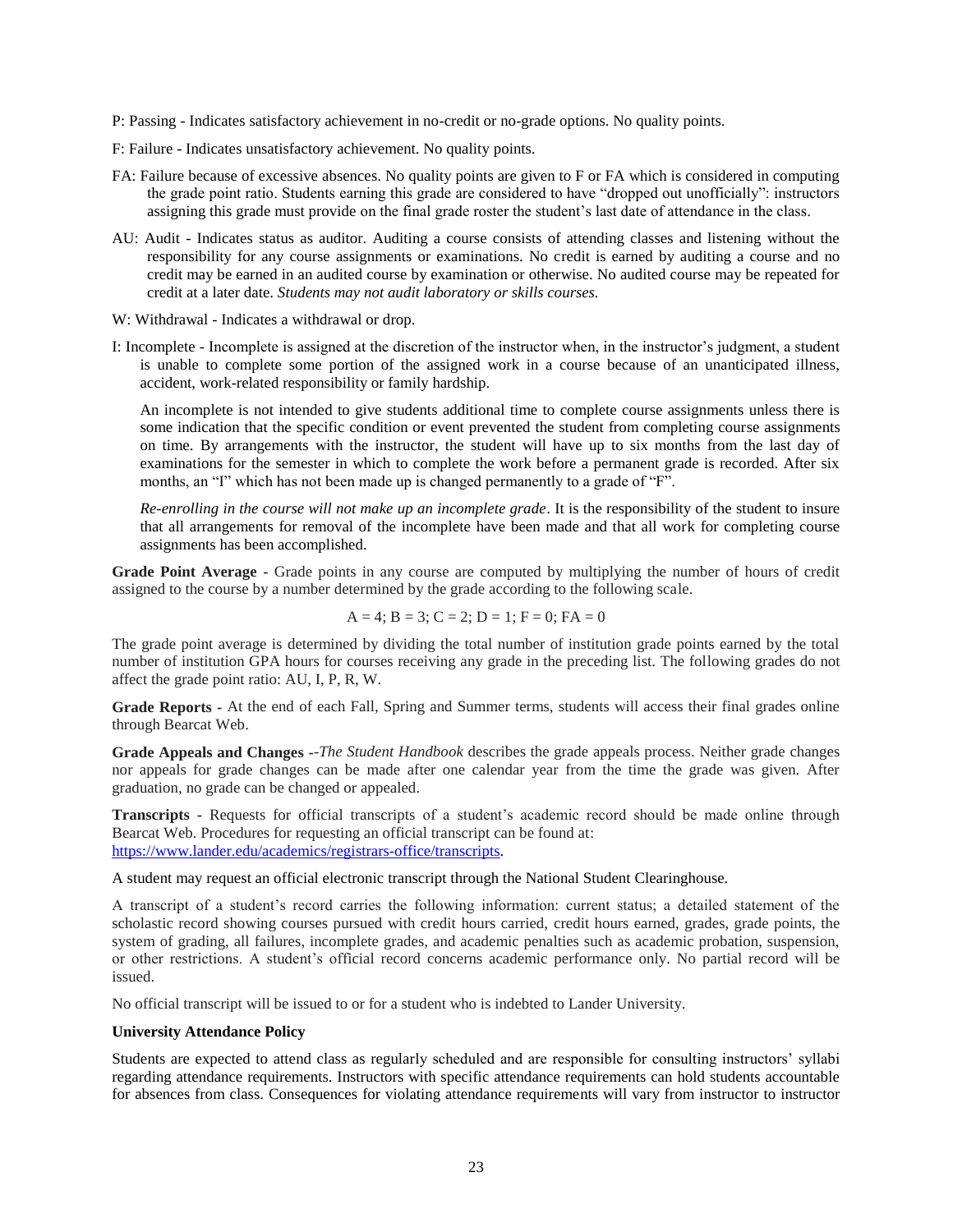P: Passing - Indicates satisfactory achievement in no-credit or no-grade options. No quality points.

F: Failure - Indicates unsatisfactory achievement. No quality points.

FA: Failure because of excessive absences. No quality points are given to F or FA which is considered in computing the grade point ratio. Students earning this grade are considered to have "dropped out unofficially": instructors assigning this grade must provide on the final grade roster the student's last date of attendance in the class.

AU: Audit - Indicates status as auditor. Auditing a course consists of attending classes and listening without the responsibility for any course assignments or examinations. No credit is earned by auditing a course and no credit may be earned in an audited course by examination or otherwise. No audited course may be repeated for credit at a later date. *Students may not audit laboratory or skills courses.*

W: Withdrawal - Indicates a withdrawal or drop.

I: Incomplete - Incomplete is assigned at the discretion of the instructor when, in the instructor's judgment, a student is unable to complete some portion of the assigned work in a course because of an unanticipated illness, accident, work-related responsibility or family hardship.

An incomplete is not intended to give students additional time to complete course assignments unless there is some indication that the specific condition or event prevented the student from completing course assignments on time. By arrangements with the instructor, the student will have up to six months from the last day of examinations for the semester in which to complete the work before a permanent grade is recorded. After six months, an "I" which has not been made up is changed permanently to a grade of "F".

*Re-enrolling in the course will not make up an incomplete grade*. It is the responsibility of the student to insure that all arrangements for removal of the incomplete have been made and that all work for completing course assignments has been accomplished.

**Grade Point Average** - Grade points in any course are computed by multiplying the number of hours of credit assigned to the course by a number determined by the grade according to the following scale.

A = 4; B = 3; C = 2; D = 1; F = 0; FA = 0

The grade point average is determined by dividing the total number of institution grade points earned by the total number of institution GPA hours for courses receiving any grade in the preceding list. The following grades do not affect the grade point ratio: AU, I, P, R, W.

**Grade Reports** - At the end of each Fall, Spring and Summer terms, students will access their final grades online through Bearcat Web.

**Grade Appeals and Changes** --*The Student Handbook* describes the grade appeals process. Neither grade changes nor appeals for grade changes can be made after one calendar year from the time the grade was given. After graduation, no grade can be changed or appealed.

**Transcripts** - Requests for official transcripts of a student's academic record should be made online through Bearcat Web. Procedures for requesting an official transcript can be found at: https://www.lander.edu/academics/registrars-office/transcripts.

A student may request an official electronic transcript through the National Student Clearinghouse.

A transcript of a student's record carries the following information: current status; a detailed statement of the scholastic record showing courses pursued with credit hours carried, credit hours earned, grades, grade points, the system of grading, all failures, incomplete grades, and academic penalties such as academic probation, suspension, or other restrictions. A student's official record concerns academic performance only. No partial record will be issued.

No official transcript will be issued to or for a student who is indebted to Lander University.

**University Attendance Policy**

Students are expected to attend class as regularly scheduled and are responsible for consulting instructors' syllabi regarding attendance requirements. Instructors with specific attendance requirements can hold students accountable for absences from class. Consequences for violating attendance requirements will vary from instructor to instructor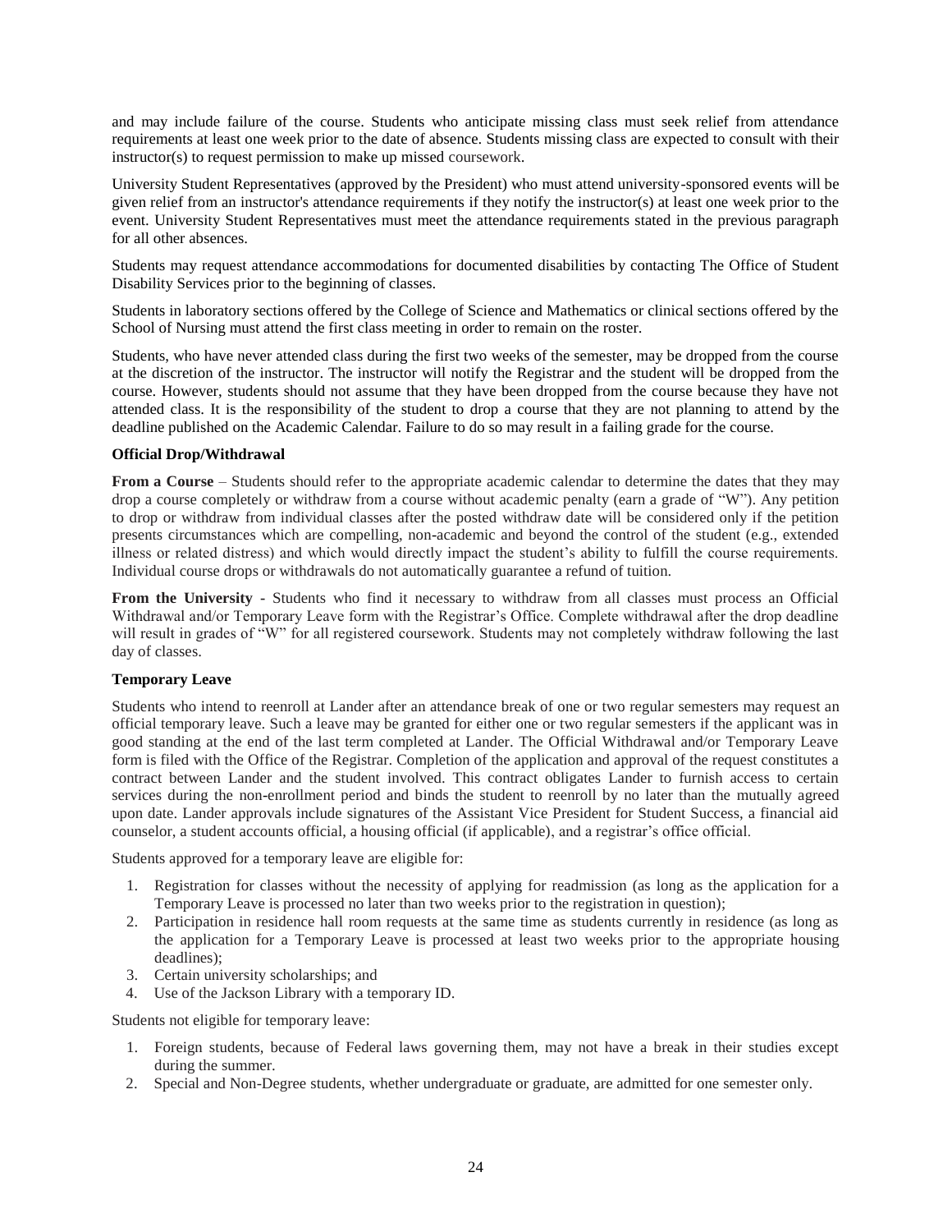and may include failure of the course. Students who anticipate missing class must seek relief from attendance requirements at least one week prior to the date of absence. Students missing class are expected to consult with their instructor(s) to request permission to make up missed coursework.

University Student Representatives (approved by the President) who must attend university-sponsored events will be given relief from an instructor's attendance requirements if they notify the instructor(s) at least one week prior to the event. University Student Representatives must meet the attendance requirements stated in the previous paragraph for all other absences.

Students may request attendance accommodations for documented disabilities by contacting The Office of Student Disability Services prior to the beginning of classes.

Students in laboratory sections offered by the College of Science and Mathematics or clinical sections offered by the School of Nursing must attend the first class meeting in order to remain on the roster.

Students, who have never attended class during the first two weeks of the semester, may be dropped from the course at the discretion of the instructor. The instructor will notify the Registrar and the student will be dropped from the course. However, students should not assume that they have been dropped from the course because they have not attended class. It is the responsibility of the student to drop a course that they are not planning to attend by the deadline published on the Academic Calendar. Failure to do so may result in a failing grade for the course.

**Official Drop/Withdrawal**

**From a Course** – Students should refer to the appropriate academic calendar to determine the dates that they may drop a course completely or withdraw from a course without academic penalty (earn a grade of "W"). Any petition to drop or withdraw from individual classes after the posted withdraw date will be considered only if the petition presents circumstances which are compelling, non-academic and beyond the control of the student (e.g., extended illness or related distress) and which would directly impact the student's ability to fulfill the course requirements. Individual course drops or withdrawals do not automatically guarantee a refund of tuition.

**From the University -** Students who find it necessary to withdraw from all classes must process an Official Withdrawal and/or Temporary Leave form with the Registrar's Office. Complete withdrawal after the drop deadline will result in grades of "W" for all registered coursework. Students may not completely withdraw following the last day of classes.

**Temporary Leave**

Students who intend to reenroll at Lander after an attendance break of one or two regular semesters may request an official temporary leave. Such a leave may be granted for either one or two regular semesters if the applicant was in good standing at the end of the last term completed at Lander. The Official Withdrawal and/or Temporary Leave form is filed with the Office of the Registrar. Completion of the application and approval of the request constitutes a contract between Lander and the student involved. This contract obligates Lander to furnish access to certain services during the non-enrollment period and binds the student to reenroll by no later than the mutually agreed upon date. Lander approvals include signatures of the Assistant Vice President for Student Success, a financial aid counselor, a student accounts official, a housing official (if applicable), and a registrar's office official.

Students approved for a temporary leave are eligible for:

1. Registration for classes without the necessity of applying for readmission (as long as the application for a Temporary Leave is processed no later than two weeks prior to the registration in question);
2. Participation in residence hall room requests at the same time as students currently in residence (as long as the application for a Temporary Leave is processed at least two weeks prior to the appropriate housing deadlines);
3. Certain university scholarships; and
4. Use of the Jackson Library with a temporary ID.

Students not eligible for temporary leave:

1. Foreign students, because of Federal laws governing them, may not have a break in their studies except during the summer.
2. Special and Non-Degree students, whether undergraduate or graduate, are admitted for one semester only.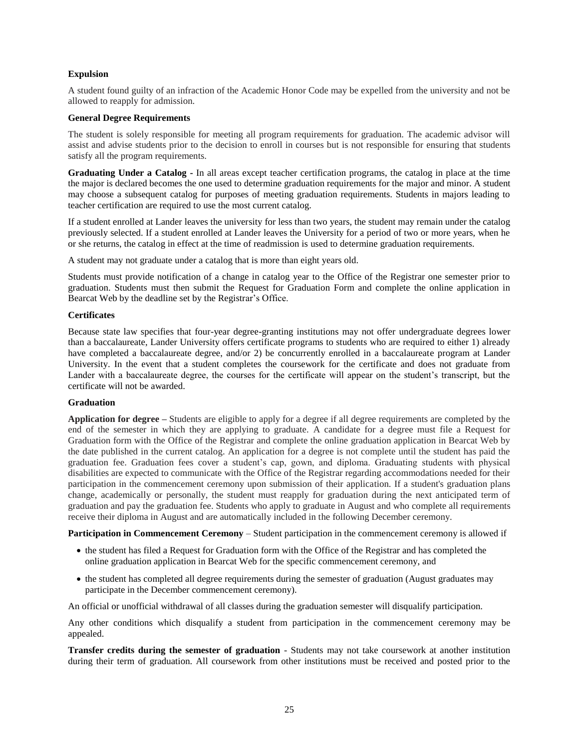**Expulsion**

A student found guilty of an infraction of the Academic Honor Code may be expelled from the university and not be allowed to reapply for admission.

**General Degree Requirements**

The student is solely responsible for meeting all program requirements for graduation. The academic advisor will assist and advise students prior to the decision to enroll in courses but is not responsible for ensuring that students satisfy all the program requirements.

**Graduating Under a Catalog -** In all areas except teacher certification programs, the catalog in place at the time the major is declared becomes the one used to determine graduation requirements for the major and minor. A student may choose a subsequent catalog for purposes of meeting graduation requirements. Students in majors leading to teacher certification are required to use the most current catalog.

If a student enrolled at Lander leaves the university for less than two years, the student may remain under the catalog previously selected. If a student enrolled at Lander leaves the University for a period of two or more years, when he or she returns, the catalog in effect at the time of readmission is used to determine graduation requirements.

A student may not graduate under a catalog that is more than eight years old.

Students must provide notification of a change in catalog year to the Office of the Registrar one semester prior to graduation. Students must then submit the Request for Graduation Form and complete the online application in Bearcat Web by the deadline set by the Registrar's Office.

**Certificates**

Because state law specifies that four-year degree-granting institutions may not offer undergraduate degrees lower than a baccalaureate, Lander University offers certificate programs to students who are required to either 1) already have completed a baccalaureate degree, and/or 2) be concurrently enrolled in a baccalaureate program at Lander University. In the event that a student completes the coursework for the certificate and does not graduate from Lander with a baccalaureate degree, the courses for the certificate will appear on the student's transcript, but the certificate will not be awarded.

**Graduation**

**Application for degree –** Students are eligible to apply for a degree if all degree requirements are completed by the end of the semester in which they are applying to graduate. A candidate for a degree must file a Request for Graduation form with the Office of the Registrar and complete the online graduation application in Bearcat Web by the date published in the current catalog. An application for a degree is not complete until the student has paid the graduation fee. Graduation fees cover a student's cap, gown, and diploma. Graduating students with physical disabilities are expected to communicate with the Office of the Registrar regarding accommodations needed for their participation in the commencement ceremony upon submission of their application. If a student's graduation plans change, academically or personally, the student must reapply for graduation during the next anticipated term of graduation and pay the graduation fee. Students who apply to graduate in August and who complete all requirements receive their diploma in August and are automatically included in the following December ceremony.

**Participation in Commencement Ceremony** – Student participation in the commencement ceremony is allowed if

- the student has filed a Request for Graduation form with the Office of the Registrar and has completed the online graduation application in Bearcat Web for the specific commencement ceremony, and
- the student has completed all degree requirements during the semester of graduation (August graduates may participate in the December commencement ceremony).

An official or unofficial withdrawal of all classes during the graduation semester will disqualify participation.

Any other conditions which disqualify a student from participation in the commencement ceremony may be appealed.

**Transfer credits during the semester of graduation** - Students may not take coursework at another institution during their term of graduation. All coursework from other institutions must be received and posted prior to the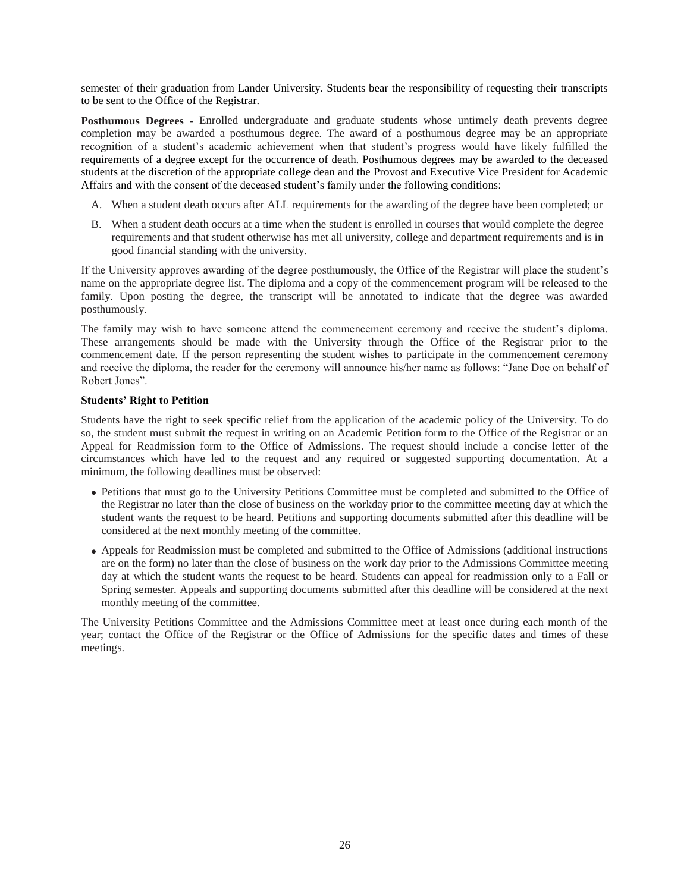semester of their graduation from Lander University. Students bear the responsibility of requesting their transcripts to be sent to the Office of the Registrar.

**Posthumous Degrees -** Enrolled undergraduate and graduate students whose untimely death prevents degree completion may be awarded a posthumous degree. The award of a posthumous degree may be an appropriate recognition of a student's academic achievement when that student's progress would have likely fulfilled the requirements of a degree except for the occurrence of death. Posthumous degrees may be awarded to the deceased students at the discretion of the appropriate college dean and the Provost and Executive Vice President for Academic Affairs and with the consent of the deceased student's family under the following conditions:

A. When a student death occurs after ALL requirements for the awarding of the degree have been completed; or

B. When a student death occurs at a time when the student is enrolled in courses that would complete the degree requirements and that student otherwise has met all university, college and department requirements and is in good financial standing with the university.

If the University approves awarding of the degree posthumously, the Office of the Registrar will place the student's name on the appropriate degree list. The diploma and a copy of the commencement program will be released to the family. Upon posting the degree, the transcript will be annotated to indicate that the degree was awarded posthumously.

The family may wish to have someone attend the commencement ceremony and receive the student's diploma. These arrangements should be made with the University through the Office of the Registrar prior to the commencement date. If the person representing the student wishes to participate in the commencement ceremony and receive the diploma, the reader for the ceremony will announce his/her name as follows: "Jane Doe on behalf of Robert Jones".

**Students' Right to Petition**

Students have the right to seek specific relief from the application of the academic policy of the University. To do so, the student must submit the request in writing on an Academic Petition form to the Office of the Registrar or an Appeal for Readmission form to the Office of Admissions. The request should include a concise letter of the circumstances which have led to the request and any required or suggested supporting documentation. At a minimum, the following deadlines must be observed:

- Petitions that must go to the University Petitions Committee must be completed and submitted to the Office of the Registrar no later than the close of business on the workday prior to the committee meeting day at which the student wants the request to be heard. Petitions and supporting documents submitted after this deadline will be considered at the next monthly meeting of the committee.
- Appeals for Readmission must be completed and submitted to the Office of Admissions (additional instructions are on the form) no later than the close of business on the work day prior to the Admissions Committee meeting day at which the student wants the request to be heard. Students can appeal for readmission only to a Fall or Spring semester. Appeals and supporting documents submitted after this deadline will be considered at the next monthly meeting of the committee.

The University Petitions Committee and the Admissions Committee meet at least once during each month of the year; contact the Office of the Registrar or the Office of Admissions for the specific dates and times of these meetings.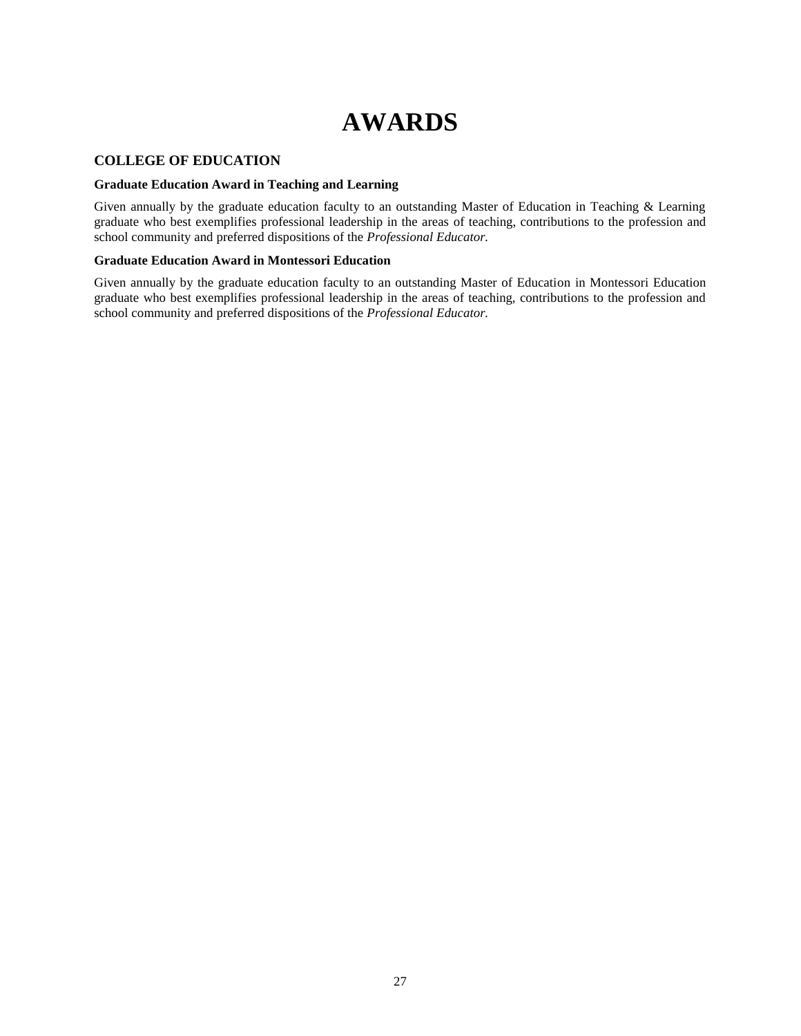# AWARDS

## COLLEGE OF EDUCATION

### Graduate Education Award in Teaching and Learning

Given annually by the graduate education faculty to an outstanding Master of Education in Teaching & Learning graduate who best exemplifies professional leadership in the areas of teaching, contributions to the profession and school community and preferred dispositions of the *Professional Educator.*

### Graduate Education Award in Montessori Education

Given annually by the graduate education faculty to an outstanding Master of Education in Montessori Education graduate who best exemplifies professional leadership in the areas of teaching, contributions to the profession and school community and preferred dispositions of the *Professional Educator.*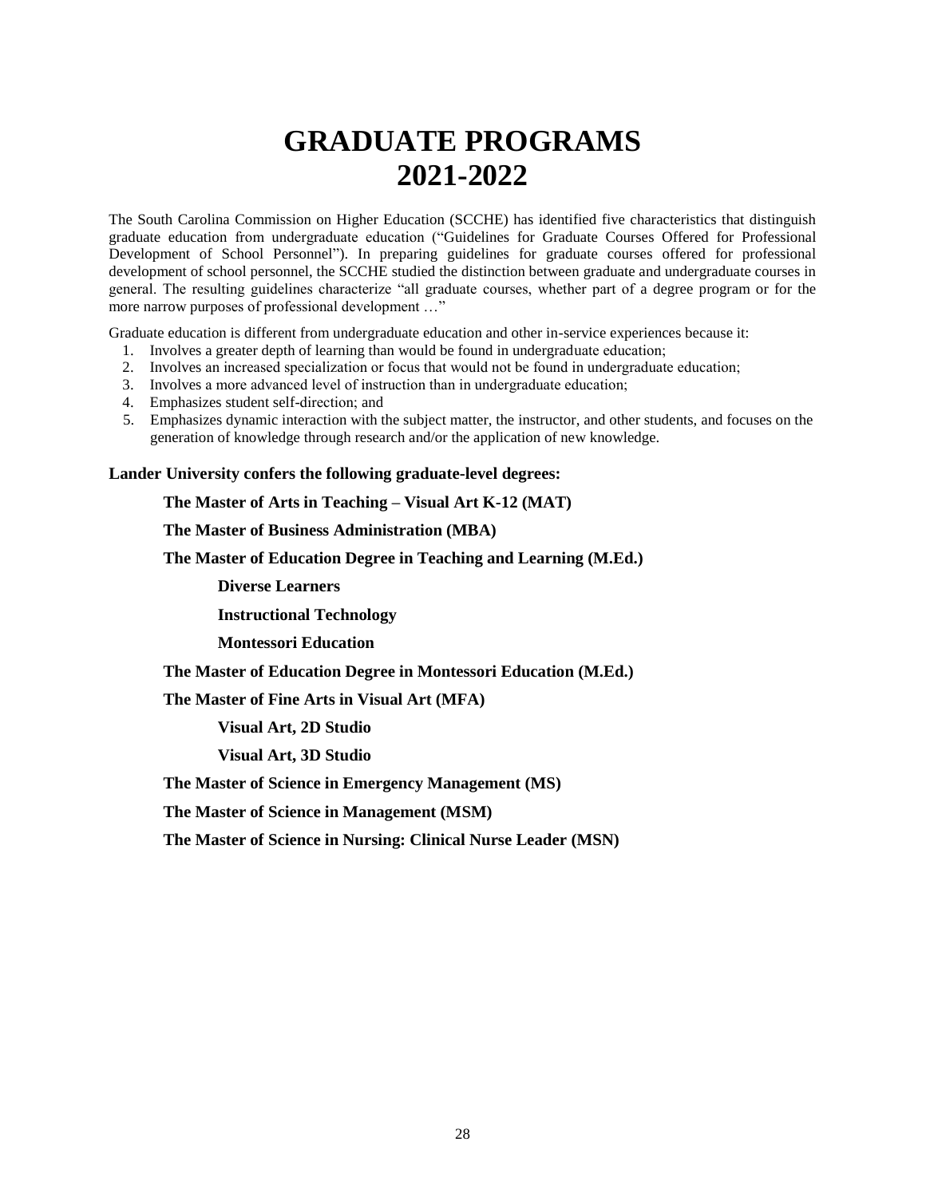# GRADUATE PROGRAMS 2021-2022

The South Carolina Commission on Higher Education (SCCHE) has identified five characteristics that distinguish graduate education from undergraduate education ("Guidelines for Graduate Courses Offered for Professional Development of School Personnel"). In preparing guidelines for graduate courses offered for professional development of school personnel, the SCCHE studied the distinction between graduate and undergraduate courses in general. The resulting guidelines characterize "all graduate courses, whether part of a degree program or for the more narrow purposes of professional development …"

Graduate education is different from undergraduate education and other in-service experiences because it:

1. Involves a greater depth of learning than would be found in undergraduate education;
2. Involves an increased specialization or focus that would not be found in undergraduate education;
3. Involves a more advanced level of instruction than in undergraduate education;
4. Emphasizes student self-direction; and
5. Emphasizes dynamic interaction with the subject matter, the instructor, and other students, and focuses on the generation of knowledge through research and/or the application of new knowledge.

**Lander University confers the following graduate-level degrees:**

- **The Master of Arts in Teaching – Visual Art K-12 (MAT)**
- **The Master of Business Administration (MBA)**
- **The Master of Education Degree in Teaching and Learning (M.Ed.)**
  - **Diverse Learners**
  - **Instructional Technology**
  - **Montessori Education**
- **The Master of Education Degree in Montessori Education (M.Ed.)**
- **The Master of Fine Arts in Visual Art (MFA)**
  - **Visual Art, 2D Studio**
  - **Visual Art, 3D Studio**
- **The Master of Science in Emergency Management (MS)**
- **The Master of Science in Management (MSM)**
- **The Master of Science in Nursing: Clinical Nurse Leader (MSN)**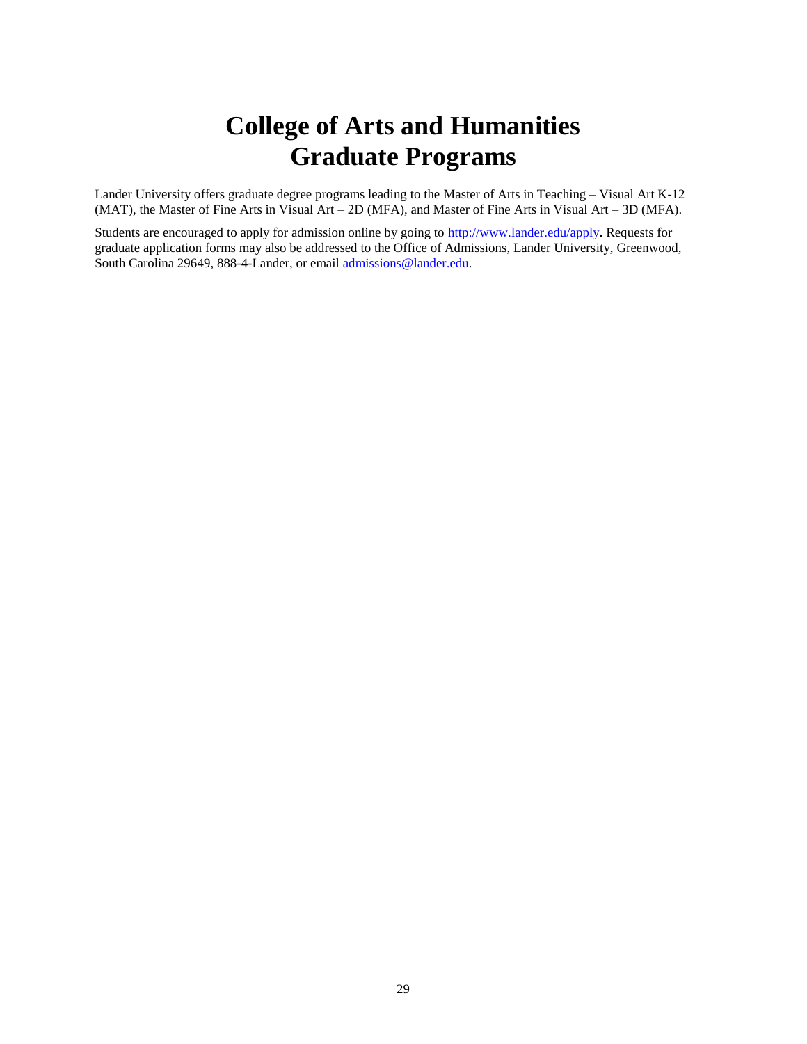# College of Arts and Humanities
# Graduate Programs

Lander University offers graduate degree programs leading to the Master of Arts in Teaching – Visual Art K-12 (MAT), the Master of Fine Arts in Visual Art – 2D (MFA), and Master of Fine Arts in Visual Art – 3D (MFA).

Students are encouraged to apply for admission online by going to http://www.lander.edu/apply**.** Requests for graduate application forms may also be addressed to the Office of Admissions, Lander University, Greenwood, South Carolina 29649, 888-4-Lander, or email admissions@lander.edu.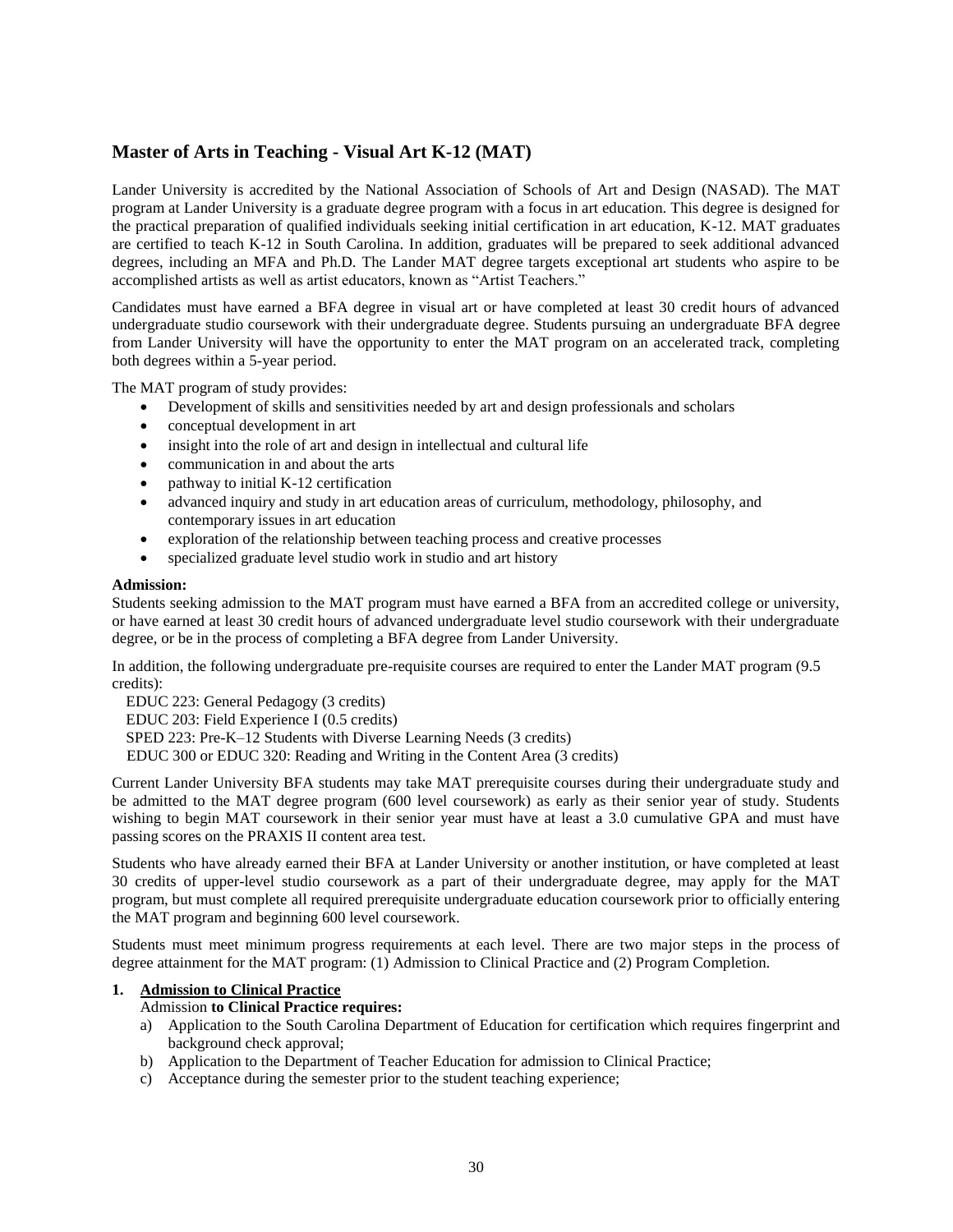## Master of Arts in Teaching - Visual Art K-12 (MAT)

Lander University is accredited by the National Association of Schools of Art and Design (NASAD). The MAT program at Lander University is a graduate degree program with a focus in art education. This degree is designed for the practical preparation of qualified individuals seeking initial certification in art education, K-12. MAT graduates are certified to teach K-12 in South Carolina. In addition, graduates will be prepared to seek additional advanced degrees, including an MFA and Ph.D. The Lander MAT degree targets exceptional art students who aspire to be accomplished artists as well as artist educators, known as "Artist Teachers."

Candidates must have earned a BFA degree in visual art or have completed at least 30 credit hours of advanced undergraduate studio coursework with their undergraduate degree. Students pursuing an undergraduate BFA degree from Lander University will have the opportunity to enter the MAT program on an accelerated track, completing both degrees within a 5-year period.

The MAT program of study provides:

- Development of skills and sensitivities needed by art and design professionals and scholars
- conceptual development in art
- insight into the role of art and design in intellectual and cultural life
- communication in and about the arts
- pathway to initial K-12 certification
- advanced inquiry and study in art education areas of curriculum, methodology, philosophy, and contemporary issues in art education
- exploration of the relationship between teaching process and creative processes
- specialized graduate level studio work in studio and art history

**Admission:**
Students seeking admission to the MAT program must have earned a BFA from an accredited college or university, or have earned at least 30 credit hours of advanced undergraduate level studio coursework with their undergraduate degree, or be in the process of completing a BFA degree from Lander University.

In addition, the following undergraduate pre-requisite courses are required to enter the Lander MAT program (9.5 credits):

EDUC 223: General Pedagogy (3 credits)
EDUC 203: Field Experience I (0.5 credits)
SPED 223: Pre-K–12 Students with Diverse Learning Needs (3 credits)
EDUC 300 or EDUC 320: Reading and Writing in the Content Area (3 credits)

Current Lander University BFA students may take MAT prerequisite courses during their undergraduate study and be admitted to the MAT degree program (600 level coursework) as early as their senior year of study. Students wishing to begin MAT coursework in their senior year must have at least a 3.0 cumulative GPA and must have passing scores on the PRAXIS II content area test.

Students who have already earned their BFA at Lander University or another institution, or have completed at least 30 credits of upper-level studio coursework as a part of their undergraduate degree, may apply for the MAT program, but must complete all required prerequisite undergraduate education coursework prior to officially entering the MAT program and beginning 600 level coursework.

Students must meet minimum progress requirements at each level. There are two major steps in the process of degree attainment for the MAT program: (1) Admission to Clinical Practice and (2) Program Completion.

1. **Admission to Clinical Practice**

   Admission **to Clinical Practice requires:**

   a) Application to the South Carolina Department of Education for certification which requires fingerprint and background check approval;
   b) Application to the Department of Teacher Education for admission to Clinical Practice;
   c) Acceptance during the semester prior to the student teaching experience;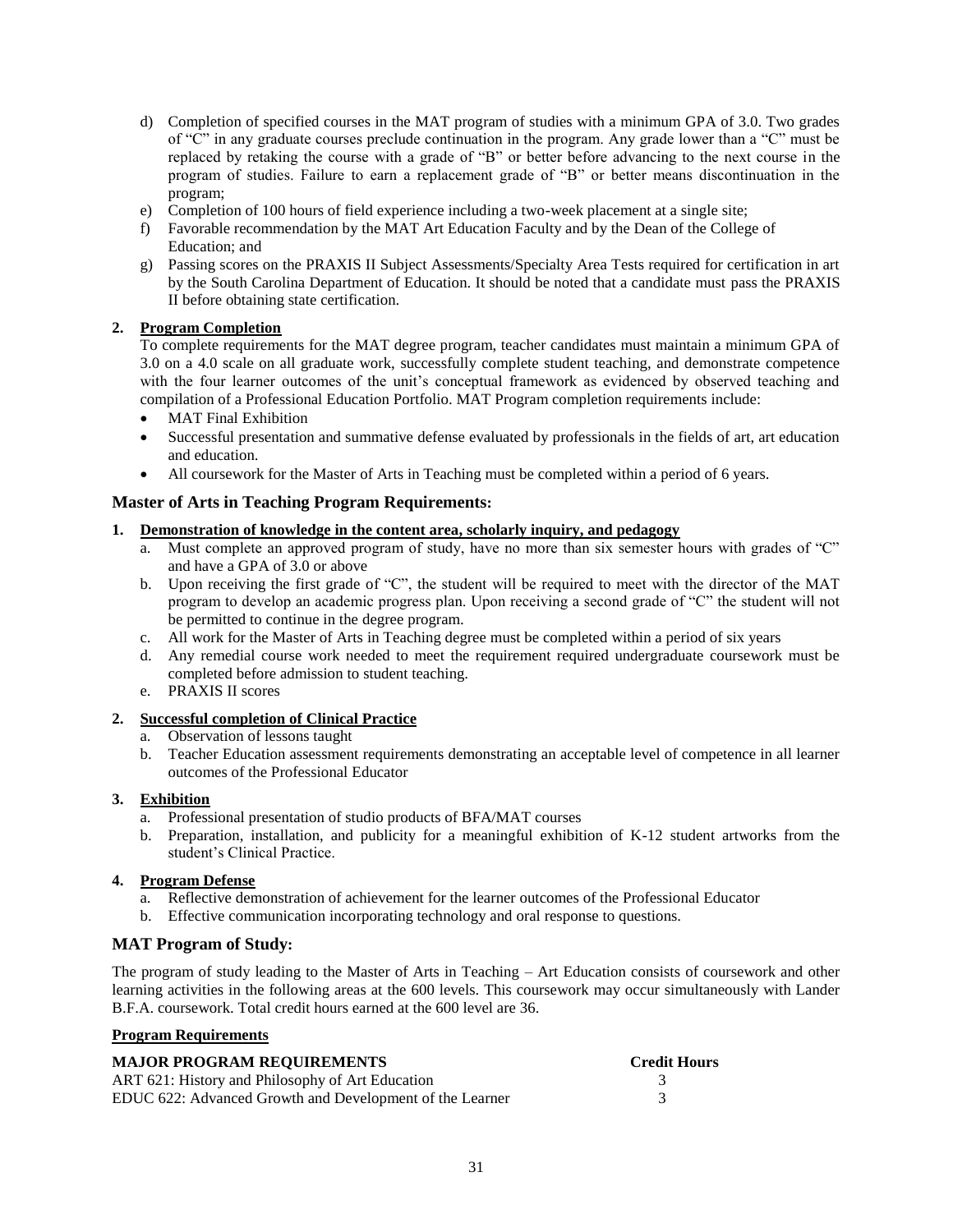d) Completion of specified courses in the MAT program of studies with a minimum GPA of 3.0. Two grades of "C" in any graduate courses preclude continuation in the program. Any grade lower than a "C" must be replaced by retaking the course with a grade of "B" or better before advancing to the next course in the program of studies. Failure to earn a replacement grade of "B" or better means discontinuation in the program;
e) Completion of 100 hours of field experience including a two-week placement at a single site;
f) Favorable recommendation by the MAT Art Education Faculty and by the Dean of the College of Education; and
g) Passing scores on the PRAXIS II Subject Assessments/Specialty Area Tests required for certification in art by the South Carolina Department of Education. It should be noted that a candidate must pass the PRAXIS II before obtaining state certification.

**2. Program Completion**

To complete requirements for the MAT degree program, teacher candidates must maintain a minimum GPA of 3.0 on a 4.0 scale on all graduate work, successfully complete student teaching, and demonstrate competence with the four learner outcomes of the unit's conceptual framework as evidenced by observed teaching and compilation of a Professional Education Portfolio. MAT Program completion requirements include:

- MAT Final Exhibition
- Successful presentation and summative defense evaluated by professionals in the fields of art, art education and education.
- All coursework for the Master of Arts in Teaching must be completed within a period of 6 years.

### Master of Arts in Teaching Program Requirements:

**1. Demonstration of knowledge in the content area, scholarly inquiry, and pedagogy**

a. Must complete an approved program of study, have no more than six semester hours with grades of "C" and have a GPA of 3.0 or above
b. Upon receiving the first grade of "C", the student will be required to meet with the director of the MAT program to develop an academic progress plan. Upon receiving a second grade of "C" the student will not be permitted to continue in the degree program.
c. All work for the Master of Arts in Teaching degree must be completed within a period of six years
d. Any remedial course work needed to meet the requirement required undergraduate coursework must be completed before admission to student teaching.
e. PRAXIS II scores

**2. Successful completion of Clinical Practice**

a. Observation of lessons taught
b. Teacher Education assessment requirements demonstrating an acceptable level of competence in all learner outcomes of the Professional Educator

**3. Exhibition**

a. Professional presentation of studio products of BFA/MAT courses
b. Preparation, installation, and publicity for a meaningful exhibition of K-12 student artworks from the student's Clinical Practice.

**4. Program Defense**

a. Reflective demonstration of achievement for the learner outcomes of the Professional Educator
b. Effective communication incorporating technology and oral response to questions.

### MAT Program of Study:

The program of study leading to the Master of Arts in Teaching – Art Education consists of coursework and other learning activities in the following areas at the 600 levels. This coursework may occur simultaneously with Lander B.F.A. coursework. Total credit hours earned at the 600 level are 36.

**Program Requirements**

| MAJOR PROGRAM REQUIREMENTS | Credit Hours |
|---|---|
| ART 621: History and Philosophy of Art Education | 3 |
| EDUC 622: Advanced Growth and Development of the Learner | 3 |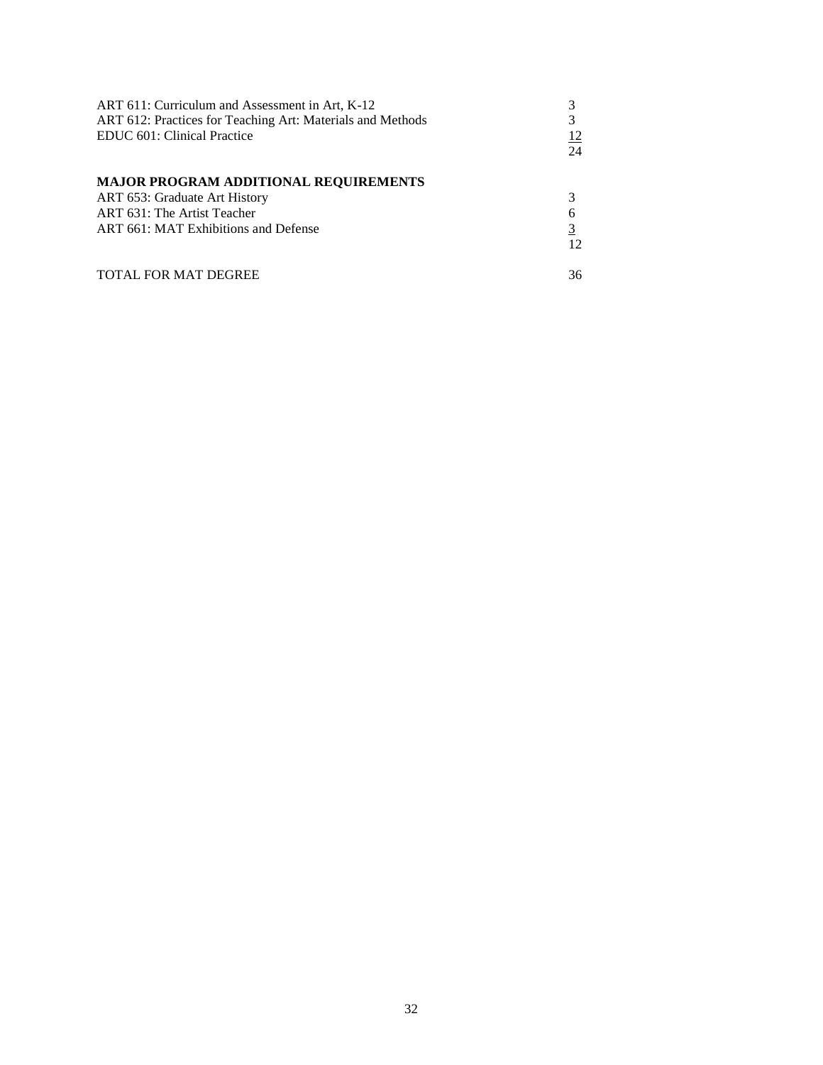| | |
|---|---|
| ART 611: Curriculum and Assessment in Art, K-12 | 3 |
| ART 612: Practices for Teaching Art: Materials and Methods | 3 |
| EDUC 601: Clinical Practice | 12 |
| | 24 |

**MAJOR PROGRAM ADDITIONAL REQUIREMENTS**

| | |
|---|---|
| ART 653: Graduate Art History | 3 |
| ART 631: The Artist Teacher | 6 |
| ART 661: MAT Exhibitions and Defense | 3 |
| | 12 |

| | |
|---|---|
| TOTAL FOR MAT DEGREE | 36 |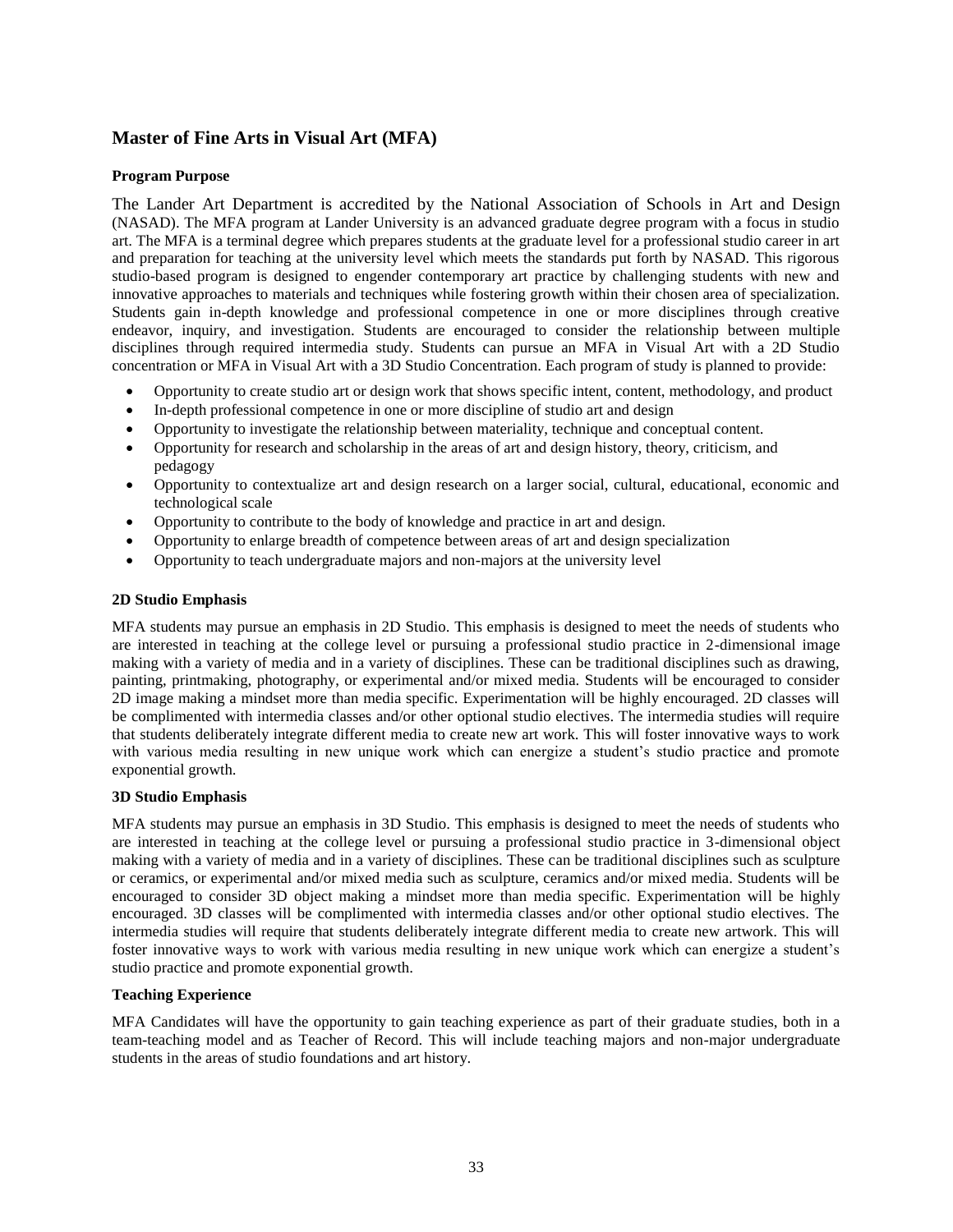## Master of Fine Arts in Visual Art (MFA)

### Program Purpose

The Lander Art Department is accredited by the National Association of Schools in Art and Design (NASAD). The MFA program at Lander University is an advanced graduate degree program with a focus in studio art. The MFA is a terminal degree which prepares students at the graduate level for a professional studio career in art and preparation for teaching at the university level which meets the standards put forth by NASAD. This rigorous studio-based program is designed to engender contemporary art practice by challenging students with new and innovative approaches to materials and techniques while fostering growth within their chosen area of specialization. Students gain in-depth knowledge and professional competence in one or more disciplines through creative endeavor, inquiry, and investigation. Students are encouraged to consider the relationship between multiple disciplines through required intermedia study. Students can pursue an MFA in Visual Art with a 2D Studio concentration or MFA in Visual Art with a 3D Studio Concentration. Each program of study is planned to provide:

- Opportunity to create studio art or design work that shows specific intent, content, methodology, and product
- In-depth professional competence in one or more discipline of studio art and design
- Opportunity to investigate the relationship between materiality, technique and conceptual content.
- Opportunity for research and scholarship in the areas of art and design history, theory, criticism, and pedagogy
- Opportunity to contextualize art and design research on a larger social, cultural, educational, economic and technological scale
- Opportunity to contribute to the body of knowledge and practice in art and design.
- Opportunity to enlarge breadth of competence between areas of art and design specialization
- Opportunity to teach undergraduate majors and non-majors at the university level

### 2D Studio Emphasis

MFA students may pursue an emphasis in 2D Studio. This emphasis is designed to meet the needs of students who are interested in teaching at the college level or pursuing a professional studio practice in 2-dimensional image making with a variety of media and in a variety of disciplines. These can be traditional disciplines such as drawing, painting, printmaking, photography, or experimental and/or mixed media. Students will be encouraged to consider 2D image making a mindset more than media specific. Experimentation will be highly encouraged. 2D classes will be complimented with intermedia classes and/or other optional studio electives. The intermedia studies will require that students deliberately integrate different media to create new art work. This will foster innovative ways to work with various media resulting in new unique work which can energize a student's studio practice and promote exponential growth.

### 3D Studio Emphasis

MFA students may pursue an emphasis in 3D Studio. This emphasis is designed to meet the needs of students who are interested in teaching at the college level or pursuing a professional studio practice in 3-dimensional object making with a variety of media and in a variety of disciplines. These can be traditional disciplines such as sculpture or ceramics, or experimental and/or mixed media such as sculpture, ceramics and/or mixed media. Students will be encouraged to consider 3D object making a mindset more than media specific. Experimentation will be highly encouraged. 3D classes will be complimented with intermedia classes and/or other optional studio electives. The intermedia studies will require that students deliberately integrate different media to create new artwork. This will foster innovative ways to work with various media resulting in new unique work which can energize a student's studio practice and promote exponential growth.

### Teaching Experience

MFA Candidates will have the opportunity to gain teaching experience as part of their graduate studies, both in a team-teaching model and as Teacher of Record. This will include teaching majors and non-major undergraduate students in the areas of studio foundations and art history.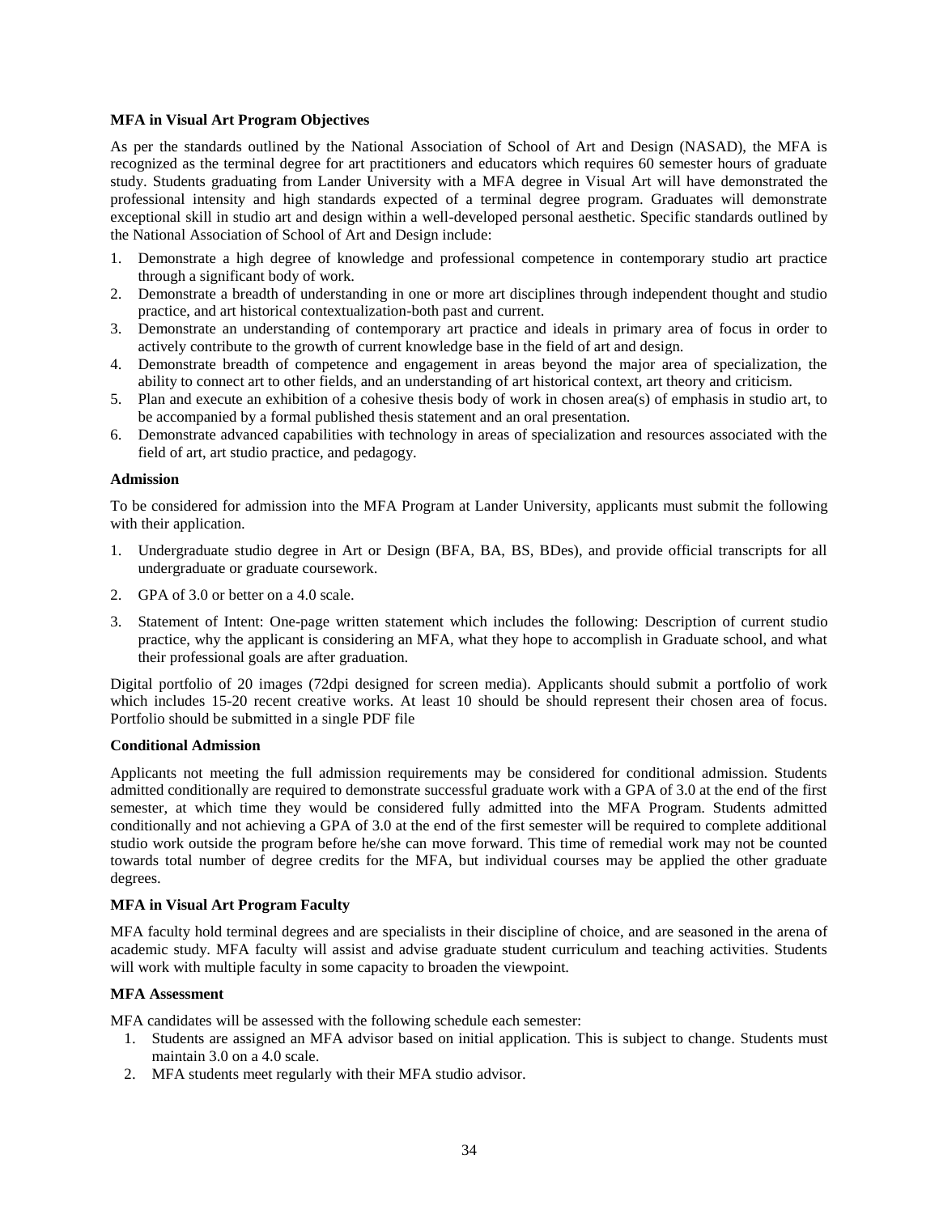**MFA in Visual Art Program Objectives**

As per the standards outlined by the National Association of School of Art and Design (NASAD), the MFA is recognized as the terminal degree for art practitioners and educators which requires 60 semester hours of graduate study. Students graduating from Lander University with a MFA degree in Visual Art will have demonstrated the professional intensity and high standards expected of a terminal degree program. Graduates will demonstrate exceptional skill in studio art and design within a well-developed personal aesthetic. Specific standards outlined by the National Association of School of Art and Design include:

1. Demonstrate a high degree of knowledge and professional competence in contemporary studio art practice through a significant body of work.
2. Demonstrate a breadth of understanding in one or more art disciplines through independent thought and studio practice, and art historical contextualization-both past and current.
3. Demonstrate an understanding of contemporary art practice and ideals in primary area of focus in order to actively contribute to the growth of current knowledge base in the field of art and design.
4. Demonstrate breadth of competence and engagement in areas beyond the major area of specialization, the ability to connect art to other fields, and an understanding of art historical context, art theory and criticism.
5. Plan and execute an exhibition of a cohesive thesis body of work in chosen area(s) of emphasis in studio art, to be accompanied by a formal published thesis statement and an oral presentation.
6. Demonstrate advanced capabilities with technology in areas of specialization and resources associated with the field of art, art studio practice, and pedagogy.

**Admission**

To be considered for admission into the MFA Program at Lander University, applicants must submit the following with their application.

1. Undergraduate studio degree in Art or Design (BFA, BA, BS, BDes), and provide official transcripts for all undergraduate or graduate coursework.
2. GPA of 3.0 or better on a 4.0 scale.
3. Statement of Intent: One-page written statement which includes the following: Description of current studio practice, why the applicant is considering an MFA, what they hope to accomplish in Graduate school, and what their professional goals are after graduation.

Digital portfolio of 20 images (72dpi designed for screen media). Applicants should submit a portfolio of work which includes 15-20 recent creative works. At least 10 should be should represent their chosen area of focus. Portfolio should be submitted in a single PDF file

**Conditional Admission**

Applicants not meeting the full admission requirements may be considered for conditional admission. Students admitted conditionally are required to demonstrate successful graduate work with a GPA of 3.0 at the end of the first semester, at which time they would be considered fully admitted into the MFA Program. Students admitted conditionally and not achieving a GPA of 3.0 at the end of the first semester will be required to complete additional studio work outside the program before he/she can move forward. This time of remedial work may not be counted towards total number of degree credits for the MFA, but individual courses may be applied the other graduate degrees.

**MFA in Visual Art Program Faculty**

MFA faculty hold terminal degrees and are specialists in their discipline of choice, and are seasoned in the arena of academic study. MFA faculty will assist and advise graduate student curriculum and teaching activities. Students will work with multiple faculty in some capacity to broaden the viewpoint.

**MFA Assessment**

MFA candidates will be assessed with the following schedule each semester:

1. Students are assigned an MFA advisor based on initial application. This is subject to change. Students must maintain 3.0 on a 4.0 scale.
2. MFA students meet regularly with their MFA studio advisor.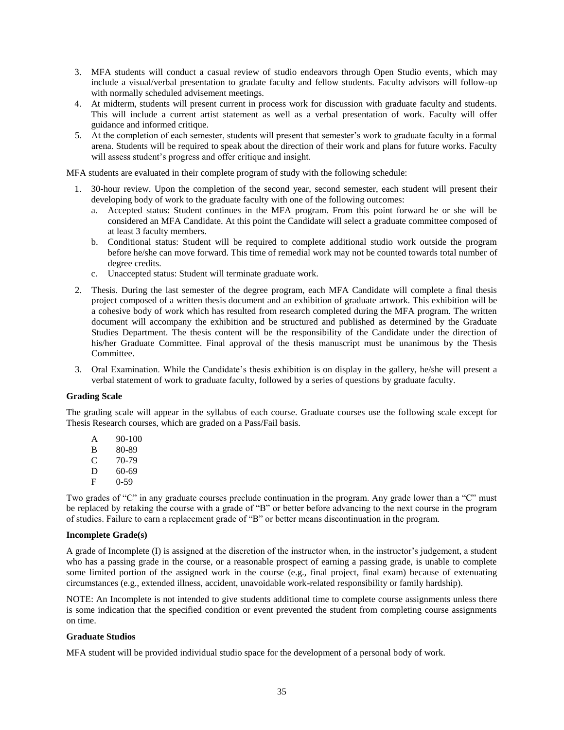3. MFA students will conduct a casual review of studio endeavors through Open Studio events, which may include a visual/verbal presentation to gradate faculty and fellow students. Faculty advisors will follow-up with normally scheduled advisement meetings.
4. At midterm, students will present current in process work for discussion with graduate faculty and students. This will include a current artist statement as well as a verbal presentation of work. Faculty will offer guidance and informed critique.
5. At the completion of each semester, students will present that semester's work to graduate faculty in a formal arena. Students will be required to speak about the direction of their work and plans for future works. Faculty will assess student's progress and offer critique and insight.

MFA students are evaluated in their complete program of study with the following schedule:

1. 30-hour review. Upon the completion of the second year, second semester, each student will present their developing body of work to the graduate faculty with one of the following outcomes:
   a. Accepted status: Student continues in the MFA program. From this point forward he or she will be considered an MFA Candidate. At this point the Candidate will select a graduate committee composed of at least 3 faculty members.
   b. Conditional status: Student will be required to complete additional studio work outside the program before he/she can move forward. This time of remedial work may not be counted towards total number of degree credits.
   c. Unaccepted status: Student will terminate graduate work.
2. Thesis. During the last semester of the degree program, each MFA Candidate will complete a final thesis project composed of a written thesis document and an exhibition of graduate artwork. This exhibition will be a cohesive body of work which has resulted from research completed during the MFA program. The written document will accompany the exhibition and be structured and published as determined by the Graduate Studies Department. The thesis content will be the responsibility of the Candidate under the direction of his/her Graduate Committee. Final approval of the thesis manuscript must be unanimous by the Thesis Committee.
3. Oral Examination. While the Candidate's thesis exhibition is on display in the gallery, he/she will present a verbal statement of work to graduate faculty, followed by a series of questions by graduate faculty.

**Grading Scale**

The grading scale will appear in the syllabus of each course. Graduate courses use the following scale except for Thesis Research courses, which are graded on a Pass/Fail basis.

| | |
|---|---|
| A | 90-100 |
| B | 80-89 |
| C | 70-79 |
| D | 60-69 |
| F | 0-59 |

Two grades of "C" in any graduate courses preclude continuation in the program. Any grade lower than a "C" must be replaced by retaking the course with a grade of "B" or better before advancing to the next course in the program of studies. Failure to earn a replacement grade of "B" or better means discontinuation in the program.

**Incomplete Grade(s)**

A grade of Incomplete (I) is assigned at the discretion of the instructor when, in the instructor's judgement, a student who has a passing grade in the course, or a reasonable prospect of earning a passing grade, is unable to complete some limited portion of the assigned work in the course (e.g., final project, final exam) because of extenuating circumstances (e.g., extended illness, accident, unavoidable work-related responsibility or family hardship).

NOTE: An Incomplete is not intended to give students additional time to complete course assignments unless there is some indication that the specified condition or event prevented the student from completing course assignments on time.

**Graduate Studios**

MFA student will be provided individual studio space for the development of a personal body of work.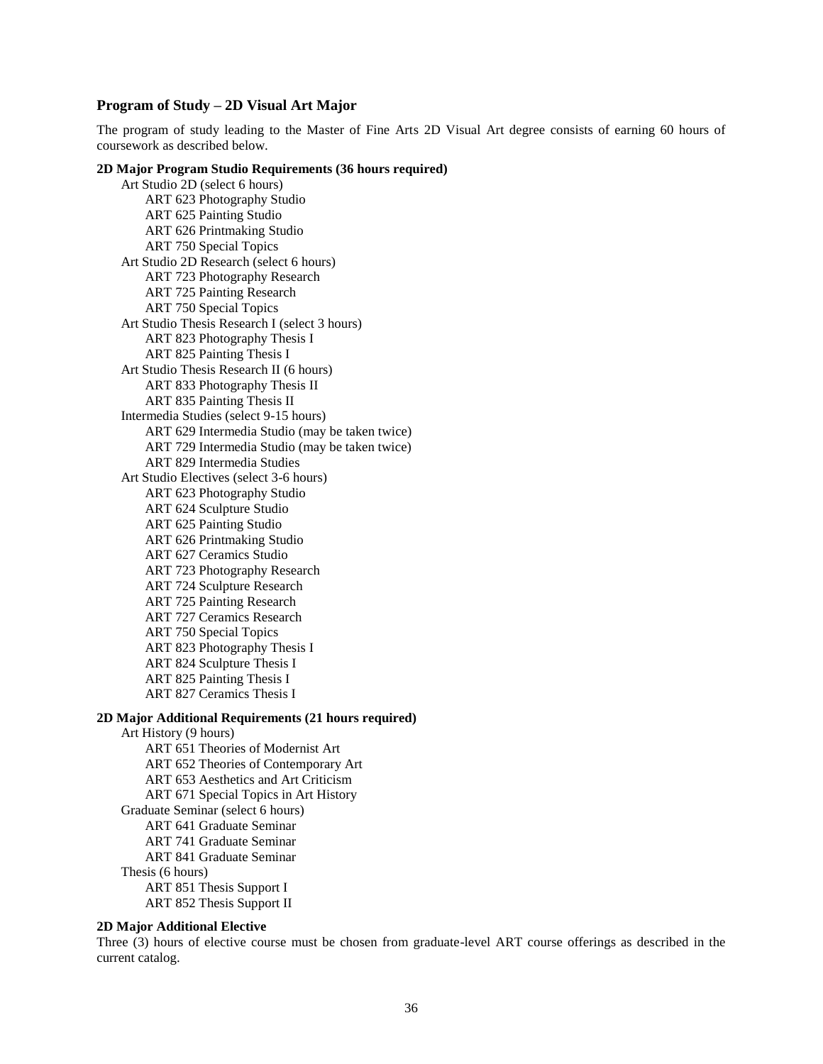### Program of Study – 2D Visual Art Major

The program of study leading to the Master of Fine Arts 2D Visual Art degree consists of earning 60 hours of coursework as described below.

**2D Major Program Studio Requirements (36 hours required)**

- Art Studio 2D (select 6 hours)
  - ART 623 Photography Studio
  - ART 625 Painting Studio
  - ART 626 Printmaking Studio
  - ART 750 Special Topics
- Art Studio 2D Research (select 6 hours)
  - ART 723 Photography Research
  - ART 725 Painting Research
  - ART 750 Special Topics
- Art Studio Thesis Research I (select 3 hours)
  - ART 823 Photography Thesis I
  - ART 825 Painting Thesis I
- Art Studio Thesis Research II (6 hours)
  - ART 833 Photography Thesis II
  - ART 835 Painting Thesis II
- Intermedia Studies (select 9-15 hours)
  - ART 629 Intermedia Studio (may be taken twice)
  - ART 729 Intermedia Studio (may be taken twice)
  - ART 829 Intermedia Studies
- Art Studio Electives (select 3-6 hours)
  - ART 623 Photography Studio
  - ART 624 Sculpture Studio
  - ART 625 Painting Studio
  - ART 626 Printmaking Studio
  - ART 627 Ceramics Studio
  - ART 723 Photography Research
  - ART 724 Sculpture Research
  - ART 725 Painting Research
  - ART 727 Ceramics Research
  - ART 750 Special Topics
  - ART 823 Photography Thesis I
  - ART 824 Sculpture Thesis I
  - ART 825 Painting Thesis I
  - ART 827 Ceramics Thesis I

**2D Major Additional Requirements (21 hours required)**

- Art History (9 hours)
  - ART 651 Theories of Modernist Art
  - ART 652 Theories of Contemporary Art
  - ART 653 Aesthetics and Art Criticism
  - ART 671 Special Topics in Art History
- Graduate Seminar (select 6 hours)
  - ART 641 Graduate Seminar
  - ART 741 Graduate Seminar
  - ART 841 Graduate Seminar
- Thesis (6 hours)
  - ART 851 Thesis Support I
  - ART 852 Thesis Support II

**2D Major Additional Elective**

Three (3) hours of elective course must be chosen from graduate-level ART course offerings as described in the current catalog.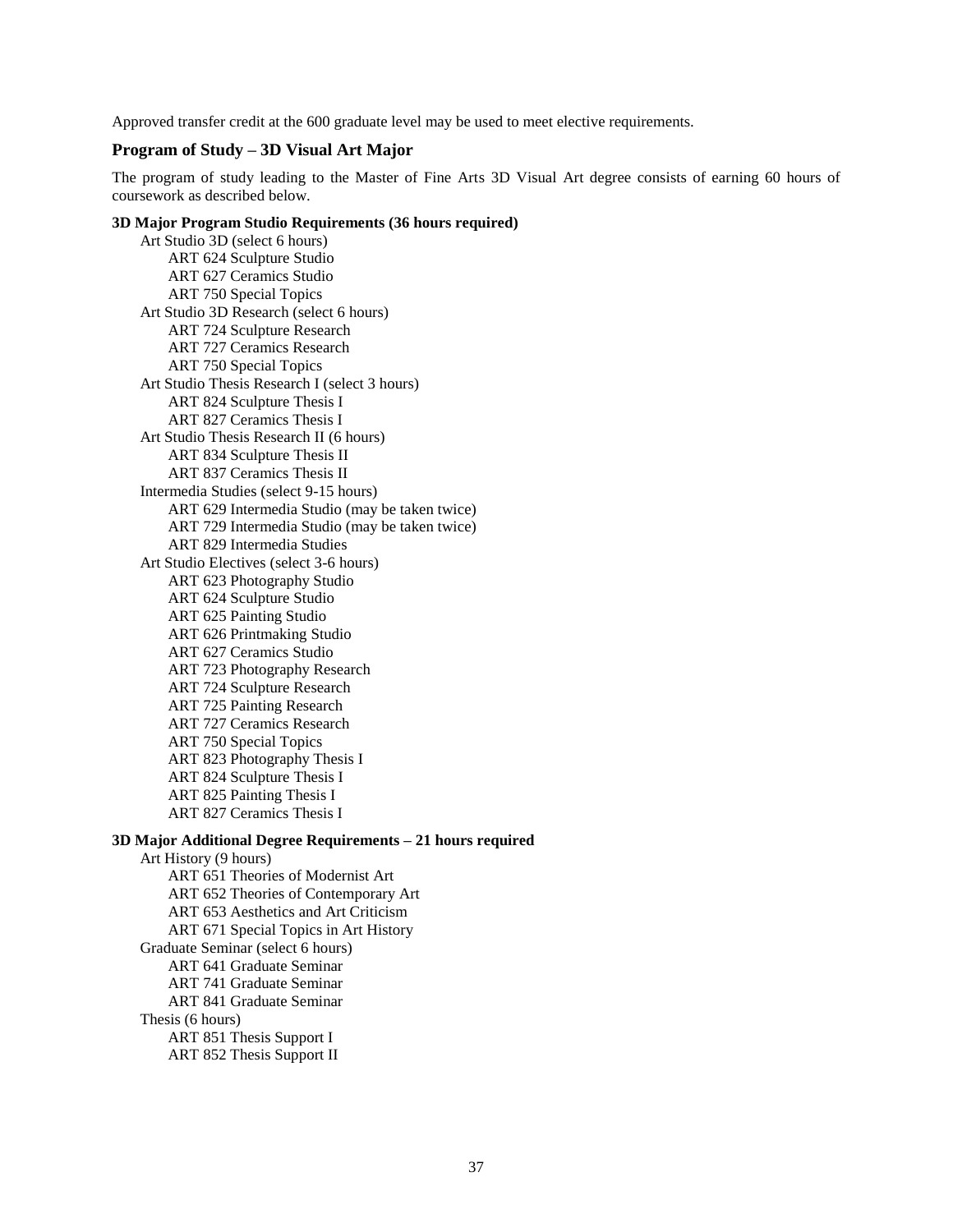Approved transfer credit at the 600 graduate level may be used to meet elective requirements.

## Program of Study – 3D Visual Art Major

The program of study leading to the Master of Fine Arts 3D Visual Art degree consists of earning 60 hours of coursework as described below.

**3D Major Program Studio Requirements (36 hours required)**

- Art Studio 3D (select 6 hours)
  - ART 624 Sculpture Studio
  - ART 627 Ceramics Studio
  - ART 750 Special Topics
- Art Studio 3D Research (select 6 hours)
  - ART 724 Sculpture Research
  - ART 727 Ceramics Research
  - ART 750 Special Topics
- Art Studio Thesis Research I (select 3 hours)
  - ART 824 Sculpture Thesis I
  - ART 827 Ceramics Thesis I
- Art Studio Thesis Research II (6 hours)
  - ART 834 Sculpture Thesis II
  - ART 837 Ceramics Thesis II
- Intermedia Studies (select 9-15 hours)
  - ART 629 Intermedia Studio (may be taken twice)
  - ART 729 Intermedia Studio (may be taken twice)
  - ART 829 Intermedia Studies
- Art Studio Electives (select 3-6 hours)
  - ART 623 Photography Studio
  - ART 624 Sculpture Studio
  - ART 625 Painting Studio
  - ART 626 Printmaking Studio
  - ART 627 Ceramics Studio
  - ART 723 Photography Research
  - ART 724 Sculpture Research
  - ART 725 Painting Research
  - ART 727 Ceramics Research
  - ART 750 Special Topics
  - ART 823 Photography Thesis I
  - ART 824 Sculpture Thesis I
  - ART 825 Painting Thesis I
  - ART 827 Ceramics Thesis I

**3D Major Additional Degree Requirements – 21 hours required**

- Art History (9 hours)
  - ART 651 Theories of Modernist Art
  - ART 652 Theories of Contemporary Art
  - ART 653 Aesthetics and Art Criticism
  - ART 671 Special Topics in Art History
- Graduate Seminar (select 6 hours)
  - ART 641 Graduate Seminar
  - ART 741 Graduate Seminar
  - ART 841 Graduate Seminar
- Thesis (6 hours)
  - ART 851 Thesis Support I
  - ART 852 Thesis Support II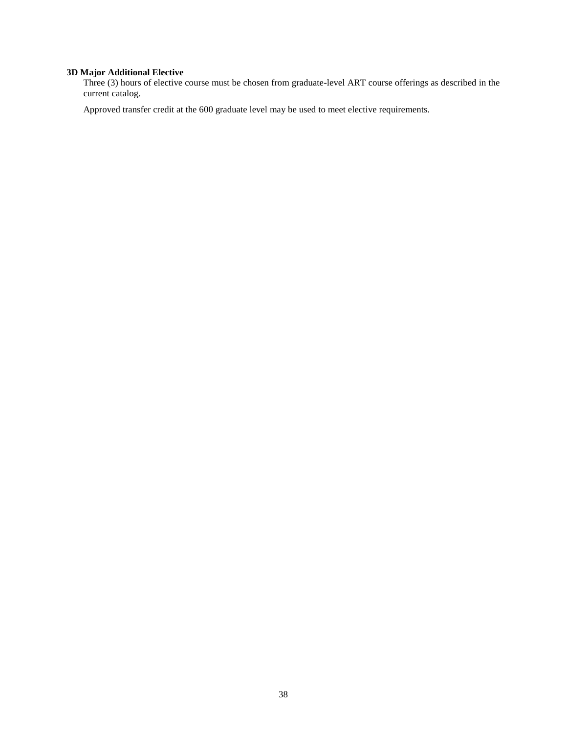**3D Major Additional Elective**

Three (3) hours of elective course must be chosen from graduate-level ART course offerings as described in the current catalog.

Approved transfer credit at the 600 graduate level may be used to meet elective requirements.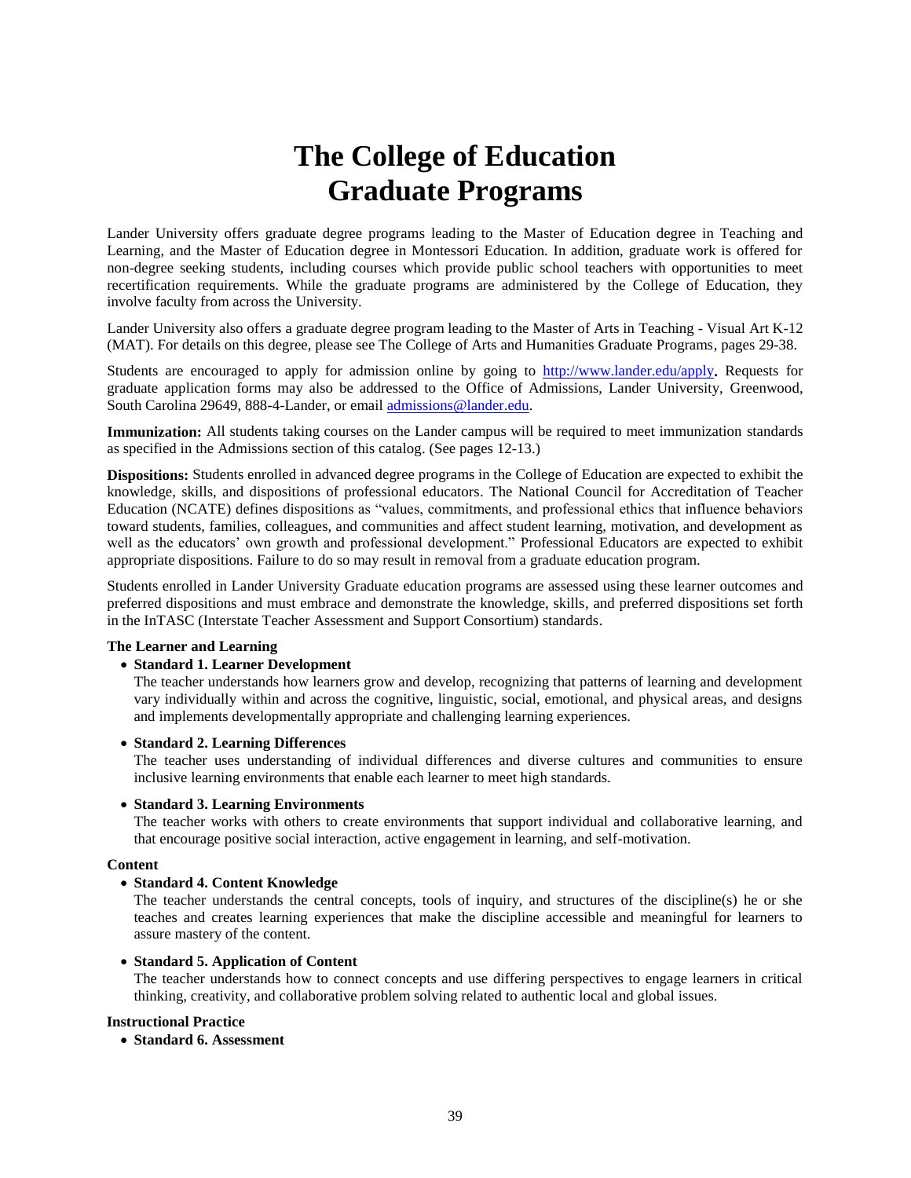# The College of Education Graduate Programs

Lander University offers graduate degree programs leading to the Master of Education degree in Teaching and Learning, and the Master of Education degree in Montessori Education. In addition, graduate work is offered for non-degree seeking students, including courses which provide public school teachers with opportunities to meet recertification requirements. While the graduate programs are administered by the College of Education, they involve faculty from across the University.

Lander University also offers a graduate degree program leading to the Master of Arts in Teaching - Visual Art K-12 (MAT). For details on this degree, please see The College of Arts and Humanities Graduate Programs, pages 29-38.

Students are encouraged to apply for admission online by going to http://www.lander.edu/apply**.** Requests for graduate application forms may also be addressed to the Office of Admissions, Lander University, Greenwood, South Carolina 29649, 888-4-Lander, or email admissions@lander.edu.

**Immunization:** All students taking courses on the Lander campus will be required to meet immunization standards as specified in the Admissions section of this catalog. (See pages 12-13.)

**Dispositions:** Students enrolled in advanced degree programs in the College of Education are expected to exhibit the knowledge, skills, and dispositions of professional educators. The National Council for Accreditation of Teacher Education (NCATE) defines dispositions as "values, commitments, and professional ethics that influence behaviors toward students, families, colleagues, and communities and affect student learning, motivation, and development as well as the educators' own growth and professional development." Professional Educators are expected to exhibit appropriate dispositions. Failure to do so may result in removal from a graduate education program.

Students enrolled in Lander University Graduate education programs are assessed using these learner outcomes and preferred dispositions and must embrace and demonstrate the knowledge, skills, and preferred dispositions set forth in the InTASC (Interstate Teacher Assessment and Support Consortium) standards.

**The Learner and Learning**

- **Standard 1. Learner Development**
  The teacher understands how learners grow and develop, recognizing that patterns of learning and development vary individually within and across the cognitive, linguistic, social, emotional, and physical areas, and designs and implements developmentally appropriate and challenging learning experiences.
- **Standard 2. Learning Differences**
  The teacher uses understanding of individual differences and diverse cultures and communities to ensure inclusive learning environments that enable each learner to meet high standards.
- **Standard 3. Learning Environments**
  The teacher works with others to create environments that support individual and collaborative learning, and that encourage positive social interaction, active engagement in learning, and self-motivation.

**Content**

- **Standard 4. Content Knowledge**
  The teacher understands the central concepts, tools of inquiry, and structures of the discipline(s) he or she teaches and creates learning experiences that make the discipline accessible and meaningful for learners to assure mastery of the content.
- **Standard 5. Application of Content**
  The teacher understands how to connect concepts and use differing perspectives to engage learners in critical thinking, creativity, and collaborative problem solving related to authentic local and global issues.

**Instructional Practice**

- **Standard 6. Assessment**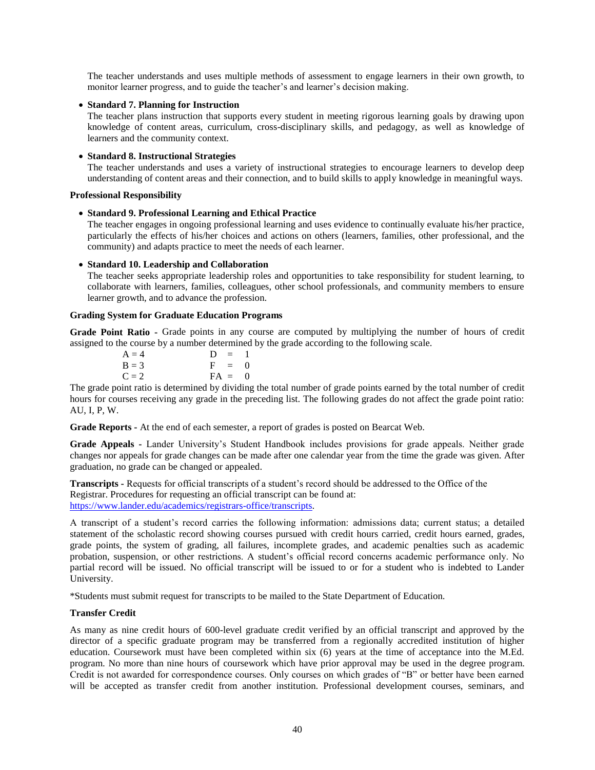The teacher understands and uses multiple methods of assessment to engage learners in their own growth, to monitor learner progress, and to guide the teacher's and learner's decision making.

- **Standard 7. Planning for Instruction**
  The teacher plans instruction that supports every student in meeting rigorous learning goals by drawing upon knowledge of content areas, curriculum, cross-disciplinary skills, and pedagogy, as well as knowledge of learners and the community context.

- **Standard 8. Instructional Strategies**
  The teacher understands and uses a variety of instructional strategies to encourage learners to develop deep understanding of content areas and their connection, and to build skills to apply knowledge in meaningful ways.

**Professional Responsibility**

- **Standard 9. Professional Learning and Ethical Practice**
  The teacher engages in ongoing professional learning and uses evidence to continually evaluate his/her practice, particularly the effects of his/her choices and actions on others (learners, families, other professional, and the community) and adapts practice to meet the needs of each learner.

- **Standard 10. Leadership and Collaboration**
  The teacher seeks appropriate leadership roles and opportunities to take responsibility for student learning, to collaborate with learners, families, colleagues, other school professionals, and community members to ensure learner growth, and to advance the profession.

**Grading System for Graduate Education Programs**

**Grade Point Ratio -** Grade points in any course are computed by multiplying the number of hours of credit assigned to the course by a number determined by the grade according to the following scale.

| | |
|---|---|
| A = 4 | D = 1 |
| B = 3 | F = 0 |
| C = 2 | FA = 0 |

The grade point ratio is determined by dividing the total number of grade points earned by the total number of credit hours for courses receiving any grade in the preceding list. The following grades do not affect the grade point ratio: AU, I, P, W.

**Grade Reports -** At the end of each semester, a report of grades is posted on Bearcat Web.

**Grade Appeals -** Lander University's Student Handbook includes provisions for grade appeals. Neither grade changes nor appeals for grade changes can be made after one calendar year from the time the grade was given. After graduation, no grade can be changed or appealed.

**Transcripts -** Requests for official transcripts of a student's record should be addressed to the Office of the Registrar. Procedures for requesting an official transcript can be found at: https://www.lander.edu/academics/registrars-office/transcripts.

A transcript of a student's record carries the following information: admissions data; current status; a detailed statement of the scholastic record showing courses pursued with credit hours carried, credit hours earned, grades, grade points, the system of grading, all failures, incomplete grades, and academic penalties such as academic probation, suspension, or other restrictions. A student's official record concerns academic performance only. No partial record will be issued. No official transcript will be issued to or for a student who is indebted to Lander University.

*Students must submit request for transcripts to be mailed to the State Department of Education.

**Transfer Credit**

As many as nine credit hours of 600-level graduate credit verified by an official transcript and approved by the director of a specific graduate program may be transferred from a regionally accredited institution of higher education. Coursework must have been completed within six (6) years at the time of acceptance into the M.Ed. program. No more than nine hours of coursework which have prior approval may be used in the degree program. Credit is not awarded for correspondence courses. Only courses on which grades of "B" or better have been earned will be accepted as transfer credit from another institution. Professional development courses, seminars, and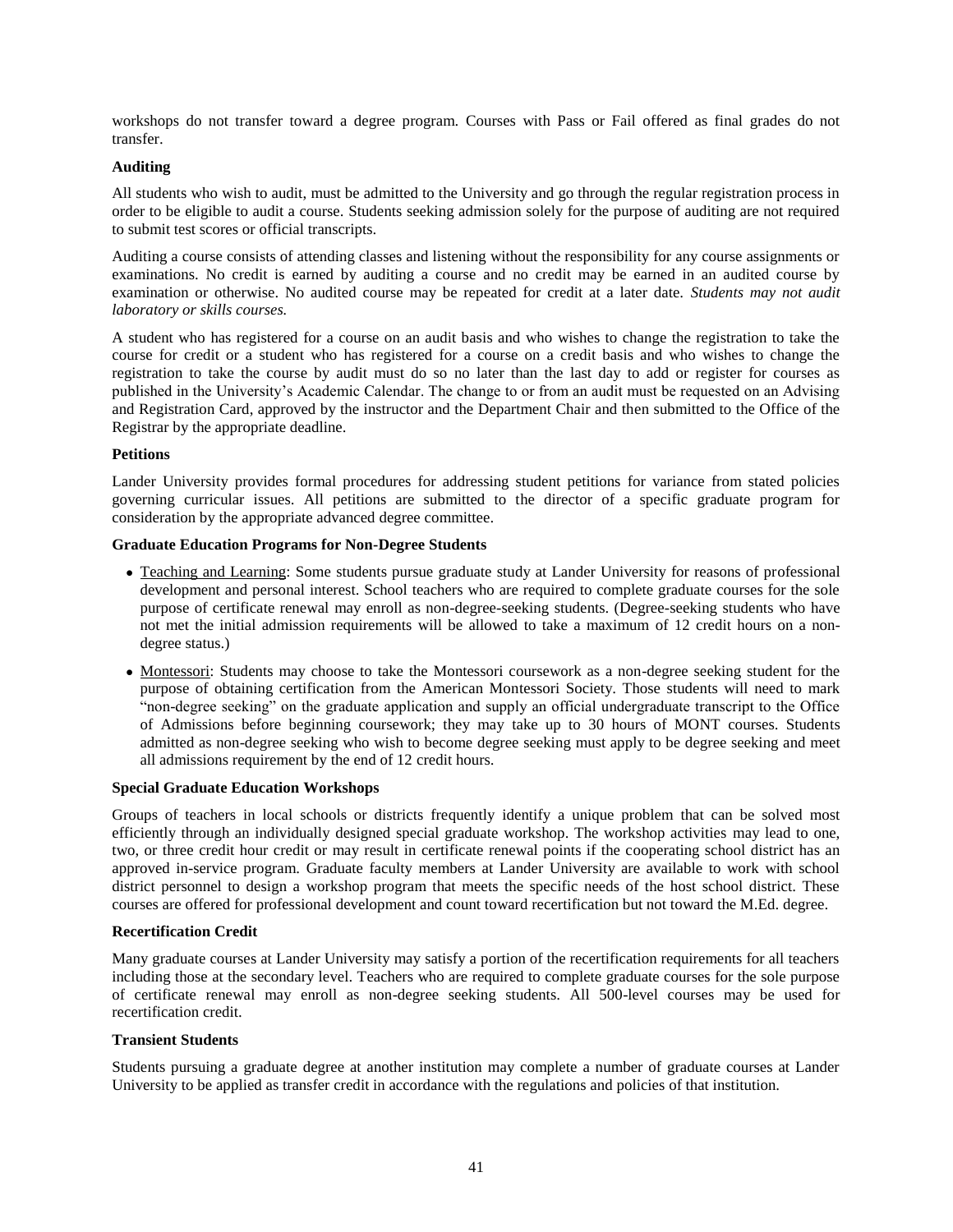workshops do not transfer toward a degree program. Courses with Pass or Fail offered as final grades do not transfer.

**Auditing**

All students who wish to audit, must be admitted to the University and go through the regular registration process in order to be eligible to audit a course. Students seeking admission solely for the purpose of auditing are not required to submit test scores or official transcripts.

Auditing a course consists of attending classes and listening without the responsibility for any course assignments or examinations. No credit is earned by auditing a course and no credit may be earned in an audited course by examination or otherwise. No audited course may be repeated for credit at a later date. *Students may not audit laboratory or skills courses.*

A student who has registered for a course on an audit basis and who wishes to change the registration to take the course for credit or a student who has registered for a course on a credit basis and who wishes to change the registration to take the course by audit must do so no later than the last day to add or register for courses as published in the University's Academic Calendar. The change to or from an audit must be requested on an Advising and Registration Card, approved by the instructor and the Department Chair and then submitted to the Office of the Registrar by the appropriate deadline.

**Petitions**

Lander University provides formal procedures for addressing student petitions for variance from stated policies governing curricular issues. All petitions are submitted to the director of a specific graduate program for consideration by the appropriate advanced degree committee.

**Graduate Education Programs for Non-Degree Students**

- Teaching and Learning: Some students pursue graduate study at Lander University for reasons of professional development and personal interest. School teachers who are required to complete graduate courses for the sole purpose of certificate renewal may enroll as non-degree-seeking students. (Degree-seeking students who have not met the initial admission requirements will be allowed to take a maximum of 12 credit hours on a non-degree status.)
- Montessori: Students may choose to take the Montessori coursework as a non-degree seeking student for the purpose of obtaining certification from the American Montessori Society. Those students will need to mark "non-degree seeking" on the graduate application and supply an official undergraduate transcript to the Office of Admissions before beginning coursework; they may take up to 30 hours of MONT courses. Students admitted as non-degree seeking who wish to become degree seeking must apply to be degree seeking and meet all admissions requirement by the end of 12 credit hours.

**Special Graduate Education Workshops**

Groups of teachers in local schools or districts frequently identify a unique problem that can be solved most efficiently through an individually designed special graduate workshop. The workshop activities may lead to one, two, or three credit hour credit or may result in certificate renewal points if the cooperating school district has an approved in-service program. Graduate faculty members at Lander University are available to work with school district personnel to design a workshop program that meets the specific needs of the host school district. These courses are offered for professional development and count toward recertification but not toward the M.Ed. degree.

**Recertification Credit**

Many graduate courses at Lander University may satisfy a portion of the recertification requirements for all teachers including those at the secondary level. Teachers who are required to complete graduate courses for the sole purpose of certificate renewal may enroll as non-degree seeking students. All 500-level courses may be used for recertification credit.

**Transient Students**

Students pursuing a graduate degree at another institution may complete a number of graduate courses at Lander University to be applied as transfer credit in accordance with the regulations and policies of that institution.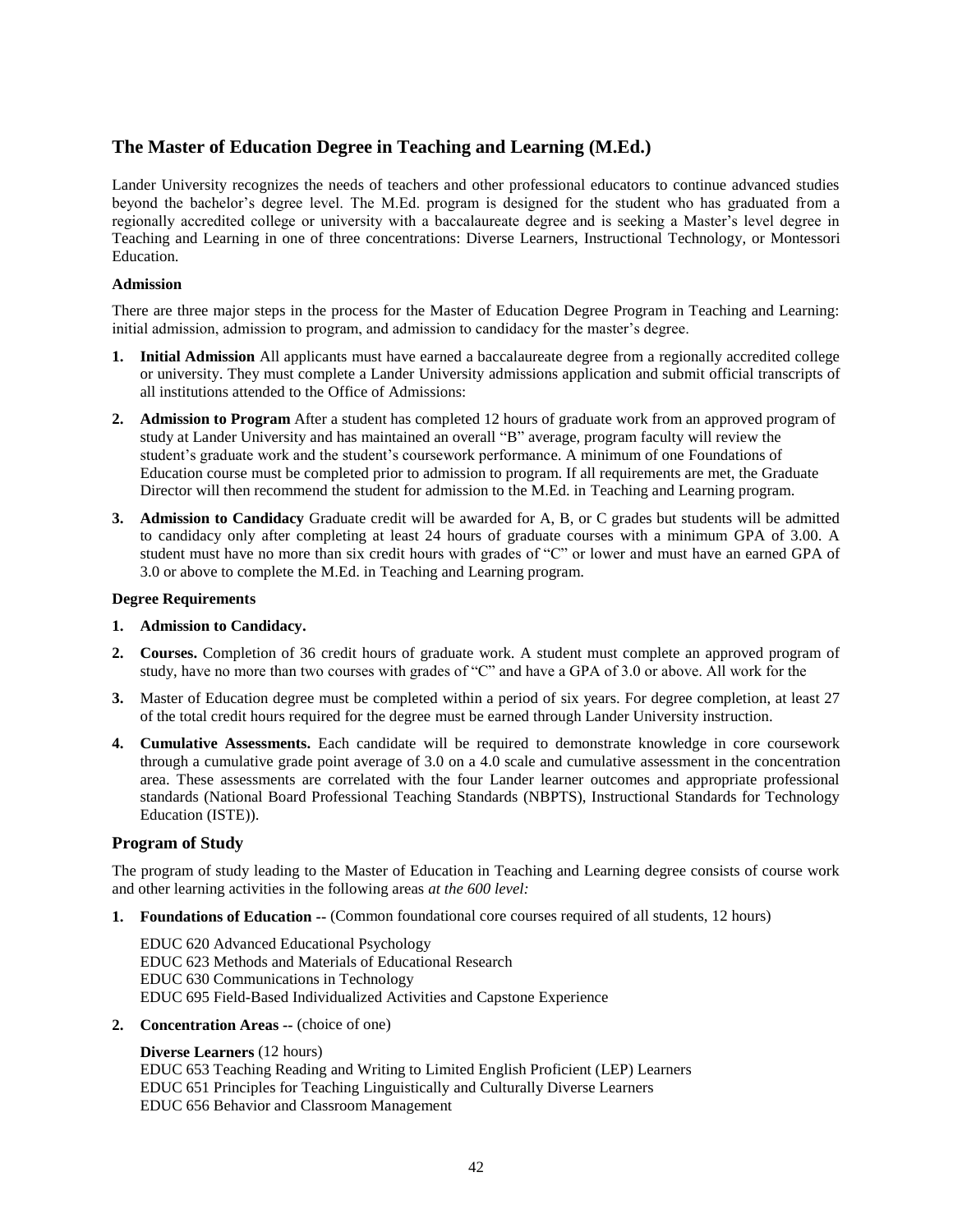## The Master of Education Degree in Teaching and Learning (M.Ed.)

Lander University recognizes the needs of teachers and other professional educators to continue advanced studies beyond the bachelor's degree level. The M.Ed. program is designed for the student who has graduated from a regionally accredited college or university with a baccalaureate degree and is seeking a Master's level degree in Teaching and Learning in one of three concentrations: Diverse Learners, Instructional Technology, or Montessori Education.

**Admission**

There are three major steps in the process for the Master of Education Degree Program in Teaching and Learning: initial admission, admission to program, and admission to candidacy for the master's degree.

1. **Initial Admission** All applicants must have earned a baccalaureate degree from a regionally accredited college or university. They must complete a Lander University admissions application and submit official transcripts of all institutions attended to the Office of Admissions:
2. **Admission to Program** After a student has completed 12 hours of graduate work from an approved program of study at Lander University and has maintained an overall "B" average, program faculty will review the student's graduate work and the student's coursework performance. A minimum of one Foundations of Education course must be completed prior to admission to program. If all requirements are met, the Graduate Director will then recommend the student for admission to the M.Ed. in Teaching and Learning program.
3. **Admission to Candidacy** Graduate credit will be awarded for A, B, or C grades but students will be admitted to candidacy only after completing at least 24 hours of graduate courses with a minimum GPA of 3.00. A student must have no more than six credit hours with grades of "C" or lower and must have an earned GPA of 3.0 or above to complete the M.Ed. in Teaching and Learning program.

**Degree Requirements**

1. **Admission to Candidacy.**
2. **Courses.** Completion of 36 credit hours of graduate work. A student must complete an approved program of study, have no more than two courses with grades of "C" and have a GPA of 3.0 or above. All work for the
3. Master of Education degree must be completed within a period of six years. For degree completion, at least 27 of the total credit hours required for the degree must be earned through Lander University instruction.
4. **Cumulative Assessments.** Each candidate will be required to demonstrate knowledge in core coursework through a cumulative grade point average of 3.0 on a 4.0 scale and cumulative assessment in the concentration area. These assessments are correlated with the four Lander learner outcomes and appropriate professional standards (National Board Professional Teaching Standards (NBPTS), Instructional Standards for Technology Education (ISTE)).

### Program of Study

The program of study leading to the Master of Education in Teaching and Learning degree consists of course work and other learning activities in the following areas *at the 600 level:*

1. **Foundations of Education --** (Common foundational core courses required of all students, 12 hours)

   EDUC 620 Advanced Educational Psychology
   EDUC 623 Methods and Materials of Educational Research
   EDUC 630 Communications in Technology
   EDUC 695 Field-Based Individualized Activities and Capstone Experience

2. **Concentration Areas --** (choice of one)

   **Diverse Learners** (12 hours)
   EDUC 653 Teaching Reading and Writing to Limited English Proficient (LEP) Learners
   EDUC 651 Principles for Teaching Linguistically and Culturally Diverse Learners
   EDUC 656 Behavior and Classroom Management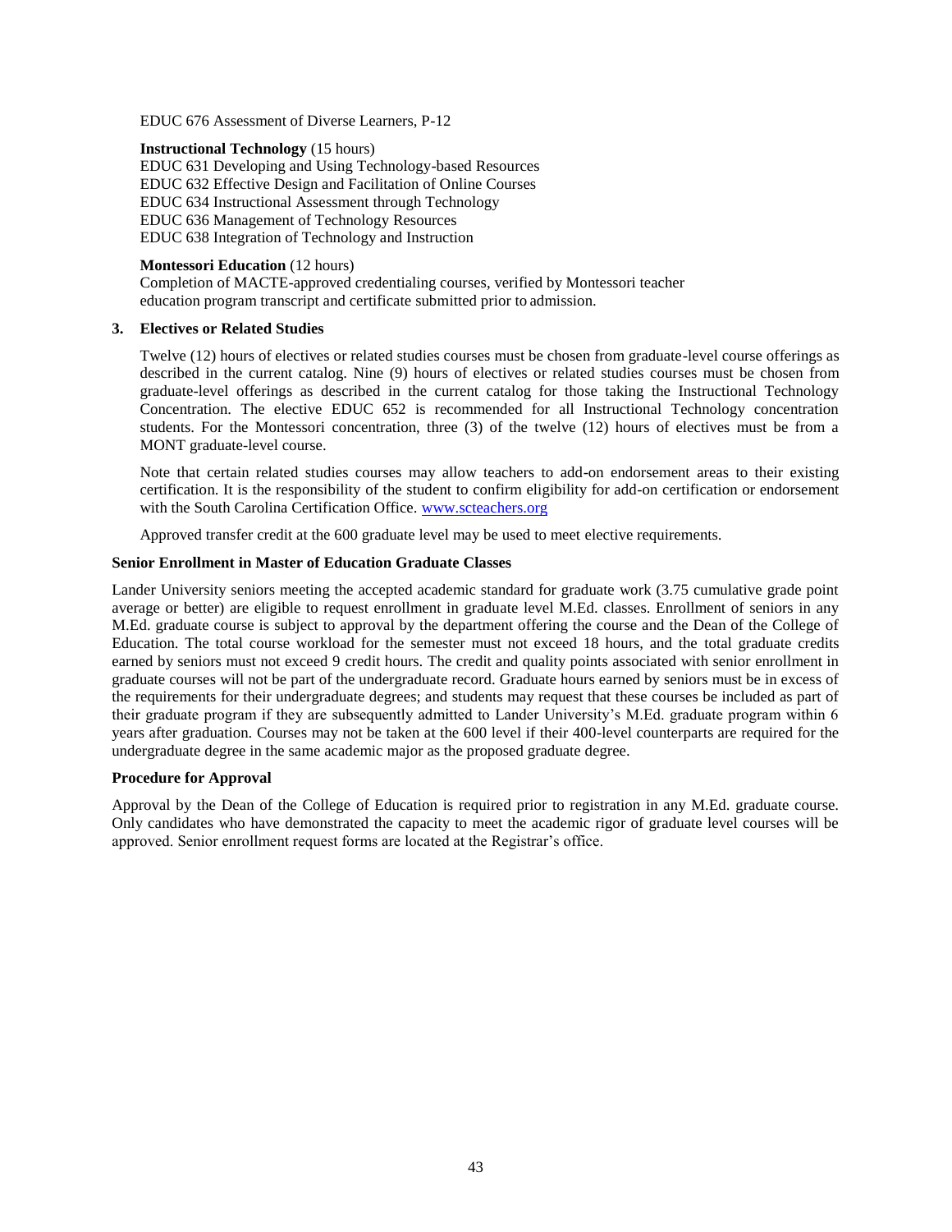EDUC 676 Assessment of Diverse Learners, P-12

**Instructional Technology** (15 hours)
EDUC 631 Developing and Using Technology-based Resources
EDUC 632 Effective Design and Facilitation of Online Courses
EDUC 634 Instructional Assessment through Technology
EDUC 636 Management of Technology Resources
EDUC 638 Integration of Technology and Instruction

**Montessori Education** (12 hours)
Completion of MACTE-approved credentialing courses, verified by Montessori teacher education program transcript and certificate submitted prior to admission.

**3. Electives or Related Studies**

Twelve (12) hours of electives or related studies courses must be chosen from graduate-level course offerings as described in the current catalog. Nine (9) hours of electives or related studies courses must be chosen from graduate-level offerings as described in the current catalog for those taking the Instructional Technology Concentration. The elective EDUC 652 is recommended for all Instructional Technology concentration students. For the Montessori concentration, three (3) of the twelve (12) hours of electives must be from a MONT graduate-level course.

Note that certain related studies courses may allow teachers to add-on endorsement areas to their existing certification. It is the responsibility of the student to confirm eligibility for add-on certification or endorsement with the South Carolina Certification Office. www.scteachers.org

Approved transfer credit at the 600 graduate level may be used to meet elective requirements.

**Senior Enrollment in Master of Education Graduate Classes**

Lander University seniors meeting the accepted academic standard for graduate work (3.75 cumulative grade point average or better) are eligible to request enrollment in graduate level M.Ed. classes. Enrollment of seniors in any M.Ed. graduate course is subject to approval by the department offering the course and the Dean of the College of Education. The total course workload for the semester must not exceed 18 hours, and the total graduate credits earned by seniors must not exceed 9 credit hours. The credit and quality points associated with senior enrollment in graduate courses will not be part of the undergraduate record. Graduate hours earned by seniors must be in excess of the requirements for their undergraduate degrees; and students may request that these courses be included as part of their graduate program if they are subsequently admitted to Lander University's M.Ed. graduate program within 6 years after graduation. Courses may not be taken at the 600 level if their 400-level counterparts are required for the undergraduate degree in the same academic major as the proposed graduate degree.

**Procedure for Approval**

Approval by the Dean of the College of Education is required prior to registration in any M.Ed. graduate course. Only candidates who have demonstrated the capacity to meet the academic rigor of graduate level courses will be approved. Senior enrollment request forms are located at the Registrar's office.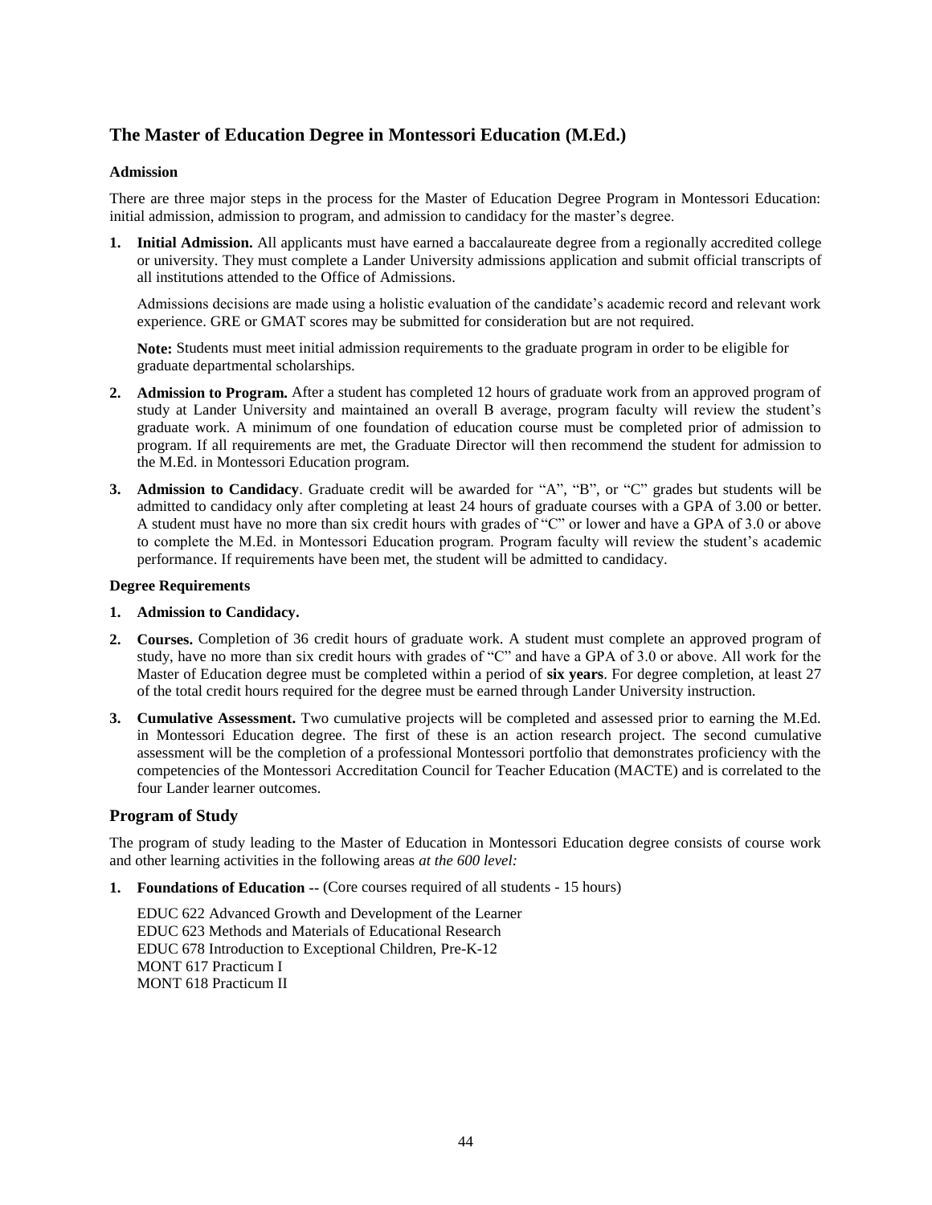## The Master of Education Degree in Montessori Education (M.Ed.)

**Admission**

There are three major steps in the process for the Master of Education Degree Program in Montessori Education: initial admission, admission to program, and admission to candidacy for the master's degree.

1. **Initial Admission.** All applicants must have earned a baccalaureate degree from a regionally accredited college or university. They must complete a Lander University admissions application and submit official transcripts of all institutions attended to the Office of Admissions.

   Admissions decisions are made using a holistic evaluation of the candidate's academic record and relevant work experience. GRE or GMAT scores may be submitted for consideration but are not required.

   **Note:** Students must meet initial admission requirements to the graduate program in order to be eligible for graduate departmental scholarships.

2. **Admission to Program.** After a student has completed 12 hours of graduate work from an approved program of study at Lander University and maintained an overall B average, program faculty will review the student's graduate work. A minimum of one foundation of education course must be completed prior of admission to program. If all requirements are met, the Graduate Director will then recommend the student for admission to the M.Ed. in Montessori Education program.

3. **Admission to Candidacy**. Graduate credit will be awarded for "A", "B", or "C" grades but students will be admitted to candidacy only after completing at least 24 hours of graduate courses with a GPA of 3.00 or better. A student must have no more than six credit hours with grades of "C" or lower and have a GPA of 3.0 or above to complete the M.Ed. in Montessori Education program. Program faculty will review the student's academic performance. If requirements have been met, the student will be admitted to candidacy.

**Degree Requirements**

1. **Admission to Candidacy.**

2. **Courses.** Completion of 36 credit hours of graduate work. A student must complete an approved program of study, have no more than six credit hours with grades of "C" and have a GPA of 3.0 or above. All work for the Master of Education degree must be completed within a period of **six years**. For degree completion, at least 27 of the total credit hours required for the degree must be earned through Lander University instruction.

3. **Cumulative Assessment.** Two cumulative projects will be completed and assessed prior to earning the M.Ed. in Montessori Education degree. The first of these is an action research project. The second cumulative assessment will be the completion of a professional Montessori portfolio that demonstrates proficiency with the competencies of the Montessori Accreditation Council for Teacher Education (MACTE) and is correlated to the four Lander learner outcomes.

### Program of Study

The program of study leading to the Master of Education in Montessori Education degree consists of course work and other learning activities in the following areas *at the 600 level:*

1. **Foundations of Education --** (Core courses required of all students - 15 hours)

   EDUC 622 Advanced Growth and Development of the Learner
   EDUC 623 Methods and Materials of Educational Research
   EDUC 678 Introduction to Exceptional Children, Pre-K-12
   MONT 617 Practicum I
   MONT 618 Practicum II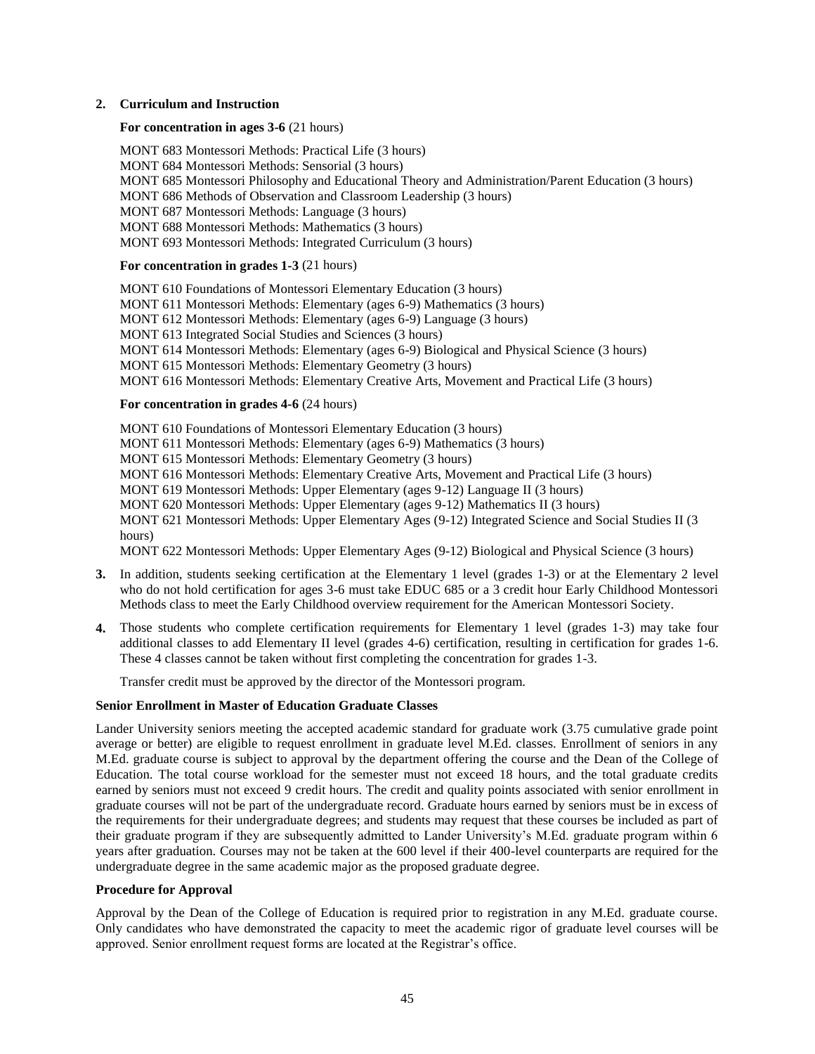2. **Curriculum and Instruction**

**For concentration in ages 3-6** (21 hours)

MONT 683 Montessori Methods: Practical Life (3 hours)
MONT 684 Montessori Methods: Sensorial (3 hours)
MONT 685 Montessori Philosophy and Educational Theory and Administration/Parent Education (3 hours)
MONT 686 Methods of Observation and Classroom Leadership (3 hours)
MONT 687 Montessori Methods: Language (3 hours)
MONT 688 Montessori Methods: Mathematics (3 hours)
MONT 693 Montessori Methods: Integrated Curriculum (3 hours)

**For concentration in grades 1-3** (21 hours)

MONT 610 Foundations of Montessori Elementary Education (3 hours)
MONT 611 Montessori Methods: Elementary (ages 6-9) Mathematics (3 hours)
MONT 612 Montessori Methods: Elementary (ages 6-9) Language (3 hours)
MONT 613 Integrated Social Studies and Sciences (3 hours)
MONT 614 Montessori Methods: Elementary (ages 6-9) Biological and Physical Science (3 hours)
MONT 615 Montessori Methods: Elementary Geometry (3 hours)
MONT 616 Montessori Methods: Elementary Creative Arts, Movement and Practical Life (3 hours)

**For concentration in grades 4-6** (24 hours)

MONT 610 Foundations of Montessori Elementary Education (3 hours)
MONT 611 Montessori Methods: Elementary (ages 6-9) Mathematics (3 hours)
MONT 615 Montessori Methods: Elementary Geometry (3 hours)
MONT 616 Montessori Methods: Elementary Creative Arts, Movement and Practical Life (3 hours)
MONT 619 Montessori Methods: Upper Elementary (ages 9-12) Language II (3 hours)
MONT 620 Montessori Methods: Upper Elementary (ages 9-12) Mathematics II (3 hours)
MONT 621 Montessori Methods: Upper Elementary Ages (9-12) Integrated Science and Social Studies II (3 hours)
MONT 622 Montessori Methods: Upper Elementary Ages (9-12) Biological and Physical Science (3 hours)

3. In addition, students seeking certification at the Elementary 1 level (grades 1-3) or at the Elementary 2 level who do not hold certification for ages 3-6 must take EDUC 685 or a 3 credit hour Early Childhood Montessori Methods class to meet the Early Childhood overview requirement for the American Montessori Society.

4. Those students who complete certification requirements for Elementary 1 level (grades 1-3) may take four additional classes to add Elementary II level (grades 4-6) certification, resulting in certification for grades 1-6. These 4 classes cannot be taken without first completing the concentration for grades 1-3.

Transfer credit must be approved by the director of the Montessori program.

**Senior Enrollment in Master of Education Graduate Classes**

Lander University seniors meeting the accepted academic standard for graduate work (3.75 cumulative grade point average or better) are eligible to request enrollment in graduate level M.Ed. classes. Enrollment of seniors in any M.Ed. graduate course is subject to approval by the department offering the course and the Dean of the College of Education. The total course workload for the semester must not exceed 18 hours, and the total graduate credits earned by seniors must not exceed 9 credit hours. The credit and quality points associated with senior enrollment in graduate courses will not be part of the undergraduate record. Graduate hours earned by seniors must be in excess of the requirements for their undergraduate degrees; and students may request that these courses be included as part of their graduate program if they are subsequently admitted to Lander University's M.Ed. graduate program within 6 years after graduation. Courses may not be taken at the 600 level if their 400-level counterparts are required for the undergraduate degree in the same academic major as the proposed graduate degree.

**Procedure for Approval**

Approval by the Dean of the College of Education is required prior to registration in any M.Ed. graduate course. Only candidates who have demonstrated the capacity to meet the academic rigor of graduate level courses will be approved. Senior enrollment request forms are located at the Registrar's office.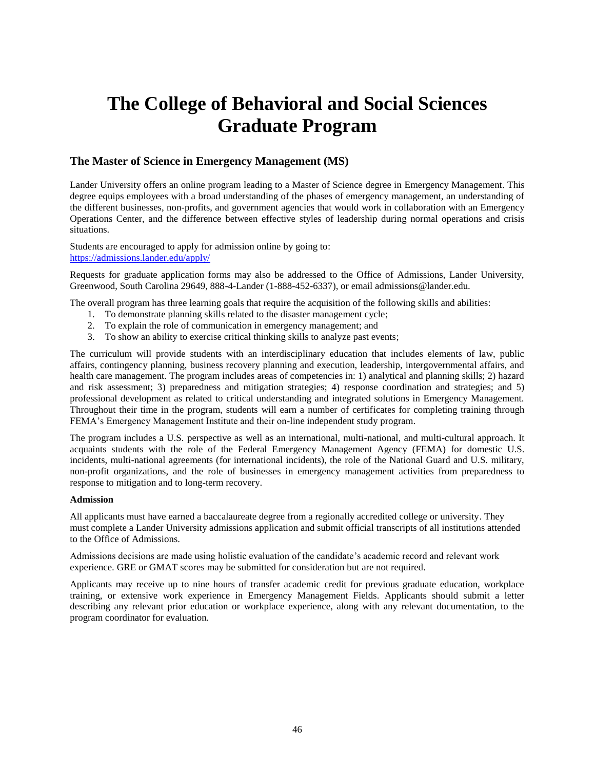# The College of Behavioral and Social Sciences Graduate Program

## The Master of Science in Emergency Management (MS)

Lander University offers an online program leading to a Master of Science degree in Emergency Management. This degree equips employees with a broad understanding of the phases of emergency management, an understanding of the different businesses, non-profits, and government agencies that would work in collaboration with an Emergency Operations Center, and the difference between effective styles of leadership during normal operations and crisis situations.

Students are encouraged to apply for admission online by going to:
https://admissions.lander.edu/apply/

Requests for graduate application forms may also be addressed to the Office of Admissions, Lander University, Greenwood, South Carolina 29649, 888-4-Lander (1-888-452-6337), or email admissions@lander.edu.

The overall program has three learning goals that require the acquisition of the following skills and abilities:

1. To demonstrate planning skills related to the disaster management cycle;
2. To explain the role of communication in emergency management; and
3. To show an ability to exercise critical thinking skills to analyze past events;

The curriculum will provide students with an interdisciplinary education that includes elements of law, public affairs, contingency planning, business recovery planning and execution, leadership, intergovernmental affairs, and health care management. The program includes areas of competencies in: 1) analytical and planning skills; 2) hazard and risk assessment; 3) preparedness and mitigation strategies; 4) response coordination and strategies; and 5) professional development as related to critical understanding and integrated solutions in Emergency Management. Throughout their time in the program, students will earn a number of certificates for completing training through FEMA's Emergency Management Institute and their on-line independent study program.

The program includes a U.S. perspective as well as an international, multi-national, and multi-cultural approach. It acquaints students with the role of the Federal Emergency Management Agency (FEMA) for domestic U.S. incidents, multi-national agreements (for international incidents), the role of the National Guard and U.S. military, non-profit organizations, and the role of businesses in emergency management activities from preparedness to response to mitigation and to long-term recovery.

**Admission**

All applicants must have earned a baccalaureate degree from a regionally accredited college or university. They must complete a Lander University admissions application and submit official transcripts of all institutions attended to the Office of Admissions.

Admissions decisions are made using holistic evaluation of the candidate's academic record and relevant work experience. GRE or GMAT scores may be submitted for consideration but are not required.

Applicants may receive up to nine hours of transfer academic credit for previous graduate education, workplace training, or extensive work experience in Emergency Management Fields. Applicants should submit a letter describing any relevant prior education or workplace experience, along with any relevant documentation, to the program coordinator for evaluation.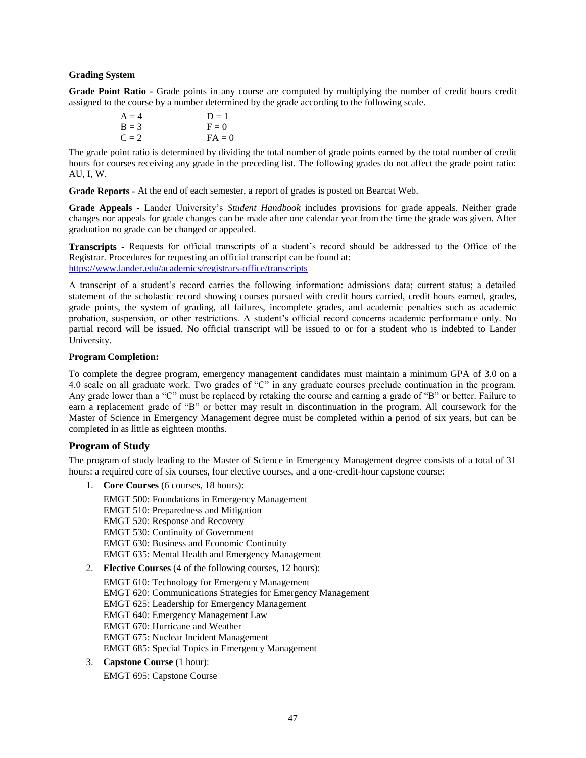**Grading System**

**Grade Point Ratio -** Grade points in any course are computed by multiplying the number of credit hours credit assigned to the course by a number determined by the grade according to the following scale.

| | |
|---|---|
| A = 4 | D = 1 |
| B = 3 | F = 0 |
| C = 2 | FA = 0 |

The grade point ratio is determined by dividing the total number of grade points earned by the total number of credit hours for courses receiving any grade in the preceding list. The following grades do not affect the grade point ratio: AU, I, W.

**Grade Reports -** At the end of each semester, a report of grades is posted on Bearcat Web.

**Grade Appeals -** Lander University's *Student Handbook* includes provisions for grade appeals. Neither grade changes nor appeals for grade changes can be made after one calendar year from the time the grade was given. After graduation no grade can be changed or appealed.

**Transcripts -** Requests for official transcripts of a student's record should be addressed to the Office of the Registrar. Procedures for requesting an official transcript can be found at:
https://www.lander.edu/academics/registrars-office/transcripts

A transcript of a student's record carries the following information: admissions data; current status; a detailed statement of the scholastic record showing courses pursued with credit hours carried, credit hours earned, grades, grade points, the system of grading, all failures, incomplete grades, and academic penalties such as academic probation, suspension, or other restrictions. A student's official record concerns academic performance only. No partial record will be issued. No official transcript will be issued to or for a student who is indebted to Lander University.

**Program Completion:**

To complete the degree program, emergency management candidates must maintain a minimum GPA of 3.0 on a 4.0 scale on all graduate work. Two grades of "C" in any graduate courses preclude continuation in the program. Any grade lower than a "C" must be replaced by retaking the course and earning a grade of "B" or better. Failure to earn a replacement grade of "B" or better may result in discontinuation in the program. All coursework for the Master of Science in Emergency Management degree must be completed within a period of six years, but can be completed in as little as eighteen months.

## Program of Study

The program of study leading to the Master of Science in Emergency Management degree consists of a total of 31 hours: a required core of six courses, four elective courses, and a one-credit-hour capstone course:

1. **Core Courses** (6 courses, 18 hours):

   EMGT 500: Foundations in Emergency Management
   EMGT 510: Preparedness and Mitigation
   EMGT 520: Response and Recovery
   EMGT 530: Continuity of Government
   EMGT 630: Business and Economic Continuity
   EMGT 635: Mental Health and Emergency Management

2. **Elective Courses** (4 of the following courses, 12 hours):

   EMGT 610: Technology for Emergency Management
   EMGT 620: Communications Strategies for Emergency Management
   EMGT 625: Leadership for Emergency Management
   EMGT 640: Emergency Management Law
   EMGT 670: Hurricane and Weather
   EMGT 675: Nuclear Incident Management
   EMGT 685: Special Topics in Emergency Management

3. **Capstone Course** (1 hour):

   EMGT 695: Capstone Course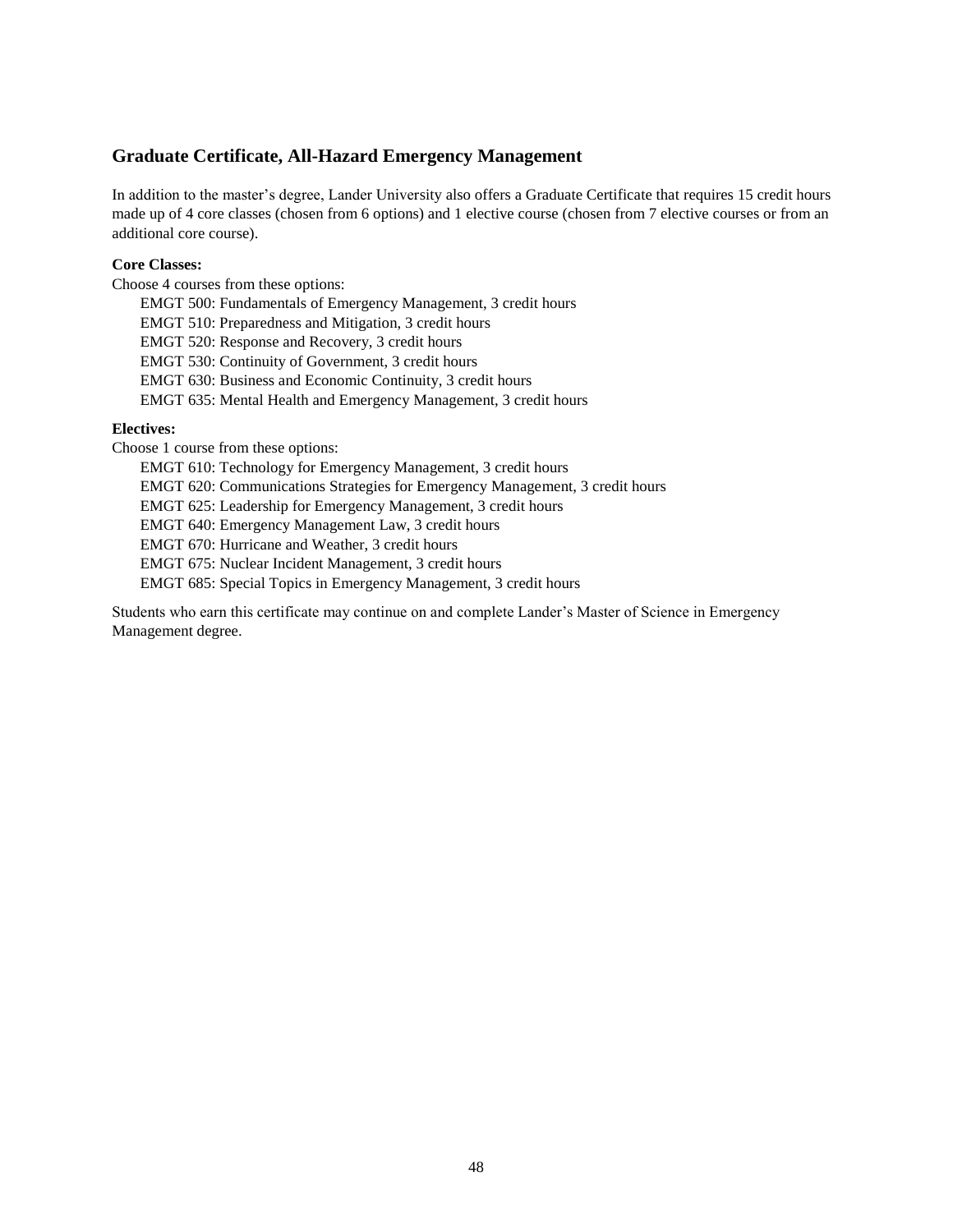## Graduate Certificate, All-Hazard Emergency Management

In addition to the master's degree, Lander University also offers a Graduate Certificate that requires 15 credit hours made up of 4 core classes (chosen from 6 options) and 1 elective course (chosen from 7 elective courses or from an additional core course).

**Core Classes:**

Choose 4 courses from these options:

- EMGT 500: Fundamentals of Emergency Management, 3 credit hours
- EMGT 510: Preparedness and Mitigation, 3 credit hours
- EMGT 520: Response and Recovery, 3 credit hours
- EMGT 530: Continuity of Government, 3 credit hours
- EMGT 630: Business and Economic Continuity, 3 credit hours
- EMGT 635: Mental Health and Emergency Management, 3 credit hours

**Electives:**

Choose 1 course from these options:

- EMGT 610: Technology for Emergency Management, 3 credit hours
- EMGT 620: Communications Strategies for Emergency Management, 3 credit hours
- EMGT 625: Leadership for Emergency Management, 3 credit hours
- EMGT 640: Emergency Management Law, 3 credit hours
- EMGT 670: Hurricane and Weather, 3 credit hours
- EMGT 675: Nuclear Incident Management, 3 credit hours
- EMGT 685: Special Topics in Emergency Management, 3 credit hours

Students who earn this certificate may continue on and complete Lander's Master of Science in Emergency Management degree.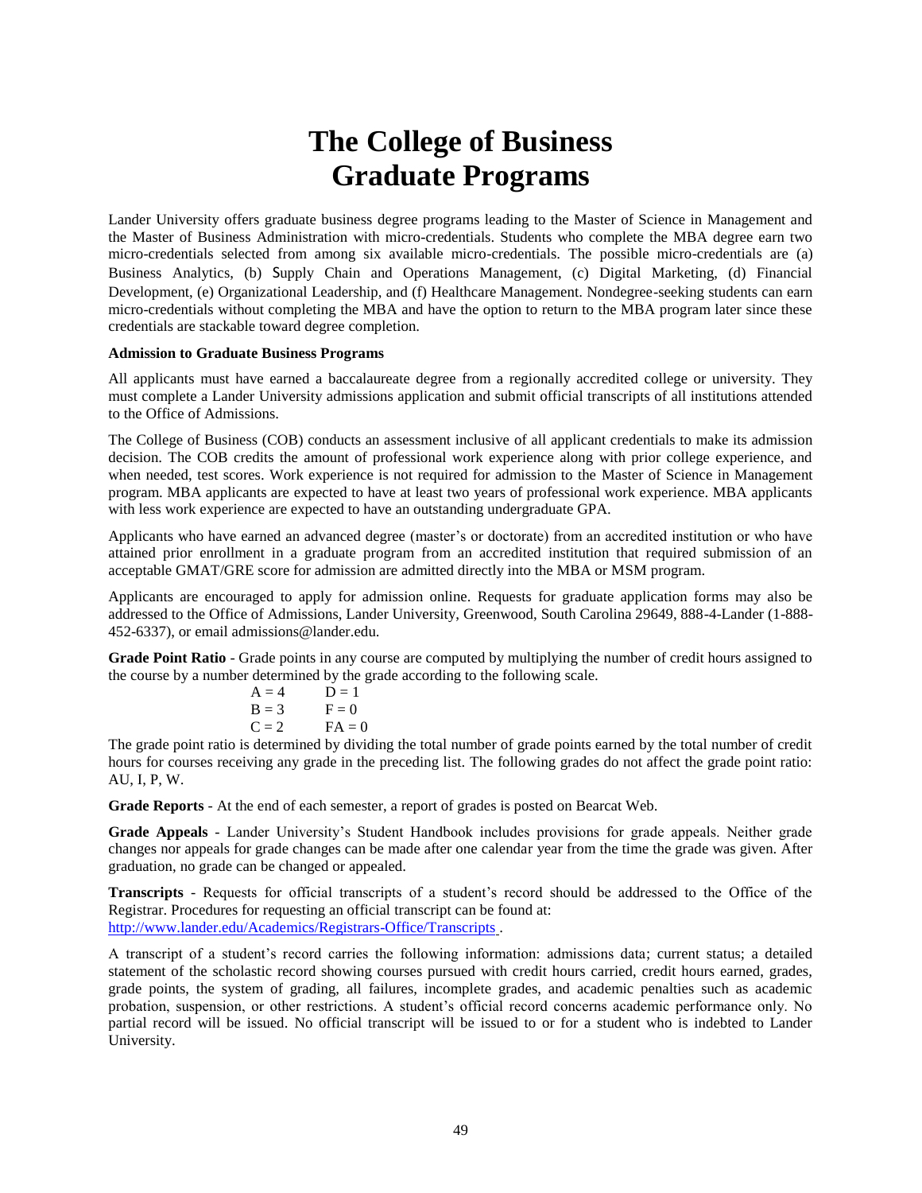# The College of Business Graduate Programs

Lander University offers graduate business degree programs leading to the Master of Science in Management and the Master of Business Administration with micro-credentials. Students who complete the MBA degree earn two micro-credentials selected from among six available micro-credentials. The possible micro-credentials are (a) Business Analytics, (b) Supply Chain and Operations Management, (c) Digital Marketing, (d) Financial Development, (e) Organizational Leadership, and (f) Healthcare Management. Nondegree-seeking students can earn micro-credentials without completing the MBA and have the option to return to the MBA program later since these credentials are stackable toward degree completion.

**Admission to Graduate Business Programs**

All applicants must have earned a baccalaureate degree from a regionally accredited college or university. They must complete a Lander University admissions application and submit official transcripts of all institutions attended to the Office of Admissions.

The College of Business (COB) conducts an assessment inclusive of all applicant credentials to make its admission decision. The COB credits the amount of professional work experience along with prior college experience, and when needed, test scores. Work experience is not required for admission to the Master of Science in Management program. MBA applicants are expected to have at least two years of professional work experience. MBA applicants with less work experience are expected to have an outstanding undergraduate GPA.

Applicants who have earned an advanced degree (master's or doctorate) from an accredited institution or who have attained prior enrollment in a graduate program from an accredited institution that required submission of an acceptable GMAT/GRE score for admission are admitted directly into the MBA or MSM program.

Applicants are encouraged to apply for admission online. Requests for graduate application forms may also be addressed to the Office of Admissions, Lander University, Greenwood, South Carolina 29649, 888-4-Lander (1-888-452-6337), or email admissions@lander.edu.

**Grade Point Ratio** - Grade points in any course are computed by multiplying the number of credit hours assigned to the course by a number determined by the grade according to the following scale.

| | |
|---|---|
| A = 4 | D = 1 |
| B = 3 | F = 0 |
| C = 2 | FA = 0 |

The grade point ratio is determined by dividing the total number of grade points earned by the total number of credit hours for courses receiving any grade in the preceding list. The following grades do not affect the grade point ratio: AU, I, P, W.

**Grade Reports** - At the end of each semester, a report of grades is posted on Bearcat Web.

**Grade Appeals** - Lander University's Student Handbook includes provisions for grade appeals. Neither grade changes nor appeals for grade changes can be made after one calendar year from the time the grade was given. After graduation, no grade can be changed or appealed.

**Transcripts** - Requests for official transcripts of a student's record should be addressed to the Office of the Registrar. Procedures for requesting an official transcript can be found at: http://www.lander.edu/Academics/Registrars-Office/Transcripts .

A transcript of a student's record carries the following information: admissions data; current status; a detailed statement of the scholastic record showing courses pursued with credit hours carried, credit hours earned, grades, grade points, the system of grading, all failures, incomplete grades, and academic penalties such as academic probation, suspension, or other restrictions. A student's official record concerns academic performance only. No partial record will be issued. No official transcript will be issued to or for a student who is indebted to Lander University.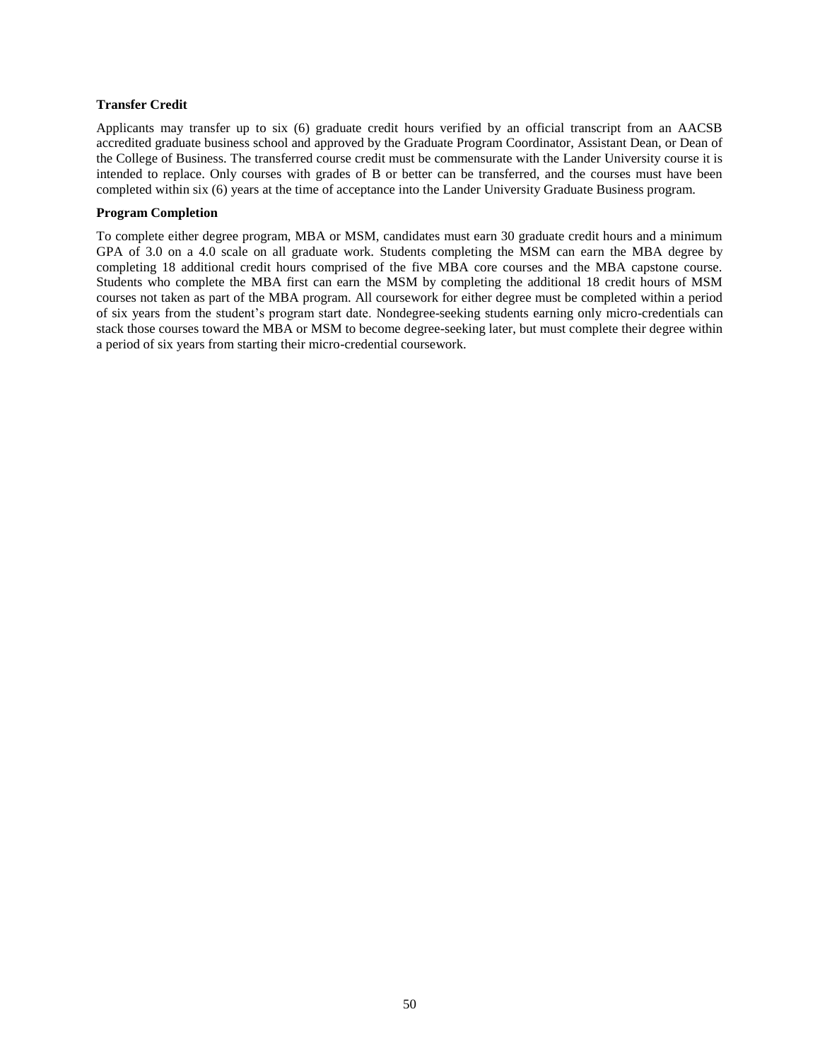**Transfer Credit**

Applicants may transfer up to six (6) graduate credit hours verified by an official transcript from an AACSB accredited graduate business school and approved by the Graduate Program Coordinator, Assistant Dean, or Dean of the College of Business. The transferred course credit must be commensurate with the Lander University course it is intended to replace. Only courses with grades of B or better can be transferred, and the courses must have been completed within six (6) years at the time of acceptance into the Lander University Graduate Business program.

**Program Completion**

To complete either degree program, MBA or MSM, candidates must earn 30 graduate credit hours and a minimum GPA of 3.0 on a 4.0 scale on all graduate work. Students completing the MSM can earn the MBA degree by completing 18 additional credit hours comprised of the five MBA core courses and the MBA capstone course. Students who complete the MBA first can earn the MSM by completing the additional 18 credit hours of MSM courses not taken as part of the MBA program. All coursework for either degree must be completed within a period of six years from the student's program start date. Nondegree-seeking students earning only micro-credentials can stack those courses toward the MBA or MSM to become degree-seeking later, but must complete their degree within a period of six years from starting their micro-credential coursework.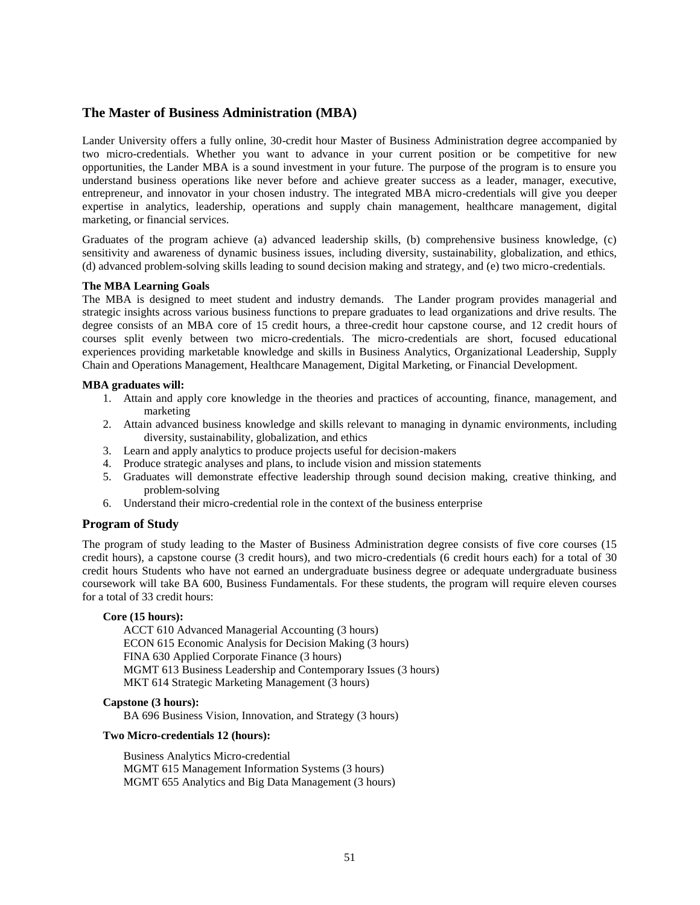## The Master of Business Administration (MBA)

Lander University offers a fully online, 30-credit hour Master of Business Administration degree accompanied by two micro-credentials. Whether you want to advance in your current position or be competitive for new opportunities, the Lander MBA is a sound investment in your future. The purpose of the program is to ensure you understand business operations like never before and achieve greater success as a leader, manager, executive, entrepreneur, and innovator in your chosen industry. The integrated MBA micro-credentials will give you deeper expertise in analytics, leadership, operations and supply chain management, healthcare management, digital marketing, or financial services.

Graduates of the program achieve (a) advanced leadership skills, (b) comprehensive business knowledge, (c) sensitivity and awareness of dynamic business issues, including diversity, sustainability, globalization, and ethics, (d) advanced problem-solving skills leading to sound decision making and strategy, and (e) two micro-credentials.

**The MBA Learning Goals**

The MBA is designed to meet student and industry demands. The Lander program provides managerial and strategic insights across various business functions to prepare graduates to lead organizations and drive results. The degree consists of an MBA core of 15 credit hours, a three-credit hour capstone course, and 12 credit hours of courses split evenly between two micro-credentials. The micro-credentials are short, focused educational experiences providing marketable knowledge and skills in Business Analytics, Organizational Leadership, Supply Chain and Operations Management, Healthcare Management, Digital Marketing, or Financial Development.

**MBA graduates will:**

1. Attain and apply core knowledge in the theories and practices of accounting, finance, management, and marketing
2. Attain advanced business knowledge and skills relevant to managing in dynamic environments, including diversity, sustainability, globalization, and ethics
3. Learn and apply analytics to produce projects useful for decision-makers
4. Produce strategic analyses and plans, to include vision and mission statements
5. Graduates will demonstrate effective leadership through sound decision making, creative thinking, and problem-solving
6. Understand their micro-credential role in the context of the business enterprise

### Program of Study

The program of study leading to the Master of Business Administration degree consists of five core courses (15 credit hours), a capstone course (3 credit hours), and two micro-credentials (6 credit hours each) for a total of 30 credit hours Students who have not earned an undergraduate business degree or adequate undergraduate business coursework will take BA 600, Business Fundamentals. For these students, the program will require eleven courses for a total of 33 credit hours:

**Core (15 hours):**

ACCT 610 Advanced Managerial Accounting (3 hours)
ECON 615 Economic Analysis for Decision Making (3 hours)
FINA 630 Applied Corporate Finance (3 hours)
MGMT 613 Business Leadership and Contemporary Issues (3 hours)
MKT 614 Strategic Marketing Management (3 hours)

**Capstone (3 hours):**

BA 696 Business Vision, Innovation, and Strategy (3 hours)

**Two Micro-credentials 12 (hours):**

Business Analytics Micro-credential
MGMT 615 Management Information Systems (3 hours)
MGMT 655 Analytics and Big Data Management (3 hours)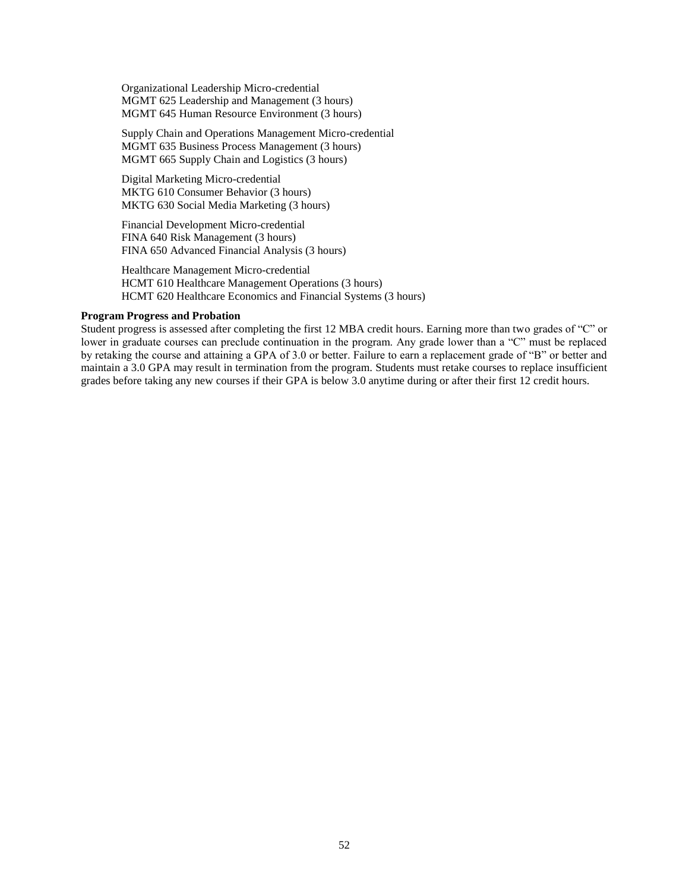Organizational Leadership Micro-credential
MGMT 625 Leadership and Management (3 hours)
MGMT 645 Human Resource Environment (3 hours)

Supply Chain and Operations Management Micro-credential
MGMT 635 Business Process Management (3 hours)
MGMT 665 Supply Chain and Logistics (3 hours)

Digital Marketing Micro-credential
MKTG 610 Consumer Behavior (3 hours)
MKTG 630 Social Media Marketing (3 hours)

Financial Development Micro-credential
FINA 640 Risk Management (3 hours)
FINA 650 Advanced Financial Analysis (3 hours)

Healthcare Management Micro-credential
HCMT 610 Healthcare Management Operations (3 hours)
HCMT 620 Healthcare Economics and Financial Systems (3 hours)

**Program Progress and Probation**

Student progress is assessed after completing the first 12 MBA credit hours. Earning more than two grades of "C" or lower in graduate courses can preclude continuation in the program. Any grade lower than a "C" must be replaced by retaking the course and attaining a GPA of 3.0 or better. Failure to earn a replacement grade of "B" or better and maintain a 3.0 GPA may result in termination from the program. Students must retake courses to replace insufficient grades before taking any new courses if their GPA is below 3.0 anytime during or after their first 12 credit hours.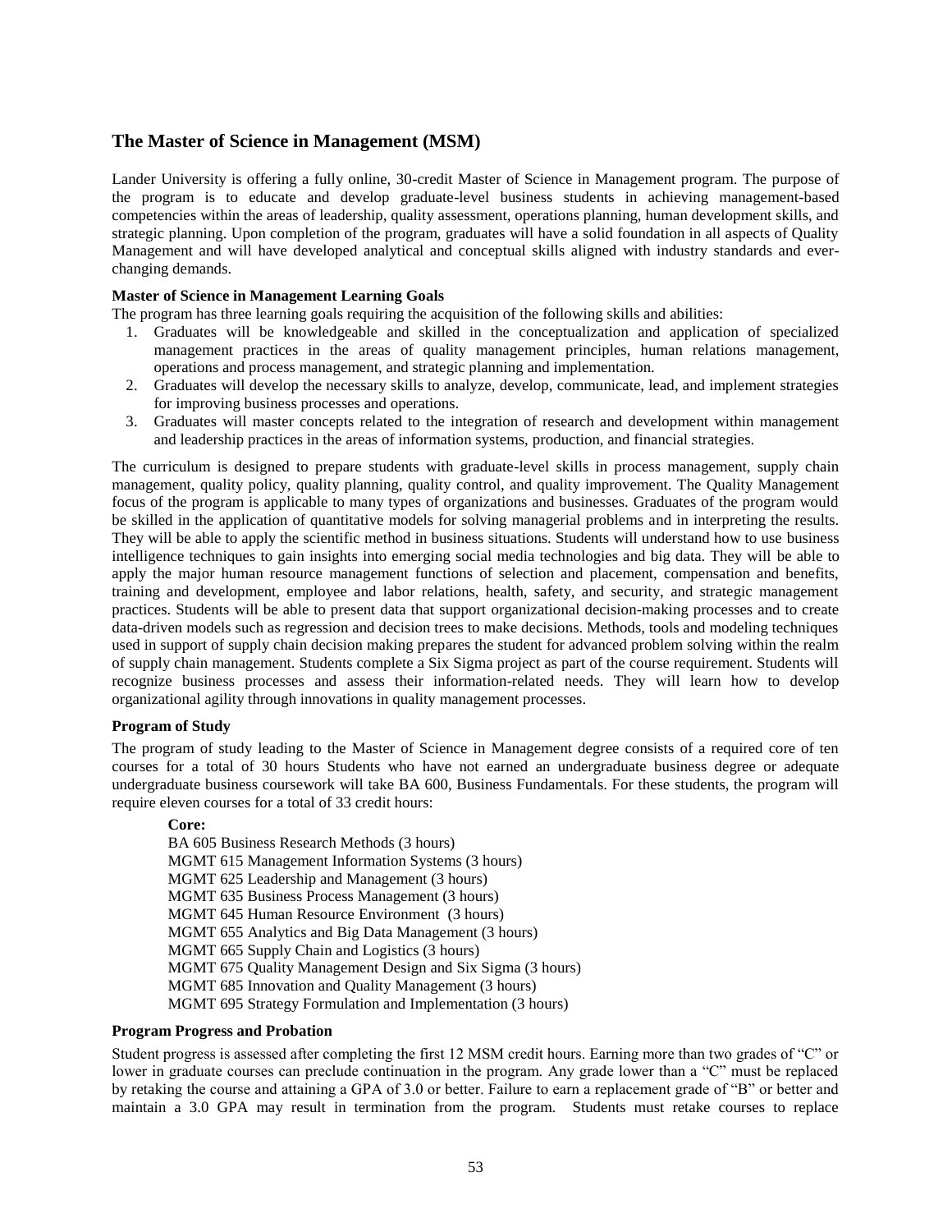## The Master of Science in Management (MSM)

Lander University is offering a fully online, 30-credit Master of Science in Management program. The purpose of the program is to educate and develop graduate-level business students in achieving management-based competencies within the areas of leadership, quality assessment, operations planning, human development skills, and strategic planning. Upon completion of the program, graduates will have a solid foundation in all aspects of Quality Management and will have developed analytical and conceptual skills aligned with industry standards and ever-changing demands.

**Master of Science in Management Learning Goals**

The program has three learning goals requiring the acquisition of the following skills and abilities:

1. Graduates will be knowledgeable and skilled in the conceptualization and application of specialized management practices in the areas of quality management principles, human relations management, operations and process management, and strategic planning and implementation.
2. Graduates will develop the necessary skills to analyze, develop, communicate, lead, and implement strategies for improving business processes and operations.
3. Graduates will master concepts related to the integration of research and development within management and leadership practices in the areas of information systems, production, and financial strategies.

The curriculum is designed to prepare students with graduate-level skills in process management, supply chain management, quality policy, quality planning, quality control, and quality improvement. The Quality Management focus of the program is applicable to many types of organizations and businesses. Graduates of the program would be skilled in the application of quantitative models for solving managerial problems and in interpreting the results. They will be able to apply the scientific method in business situations. Students will understand how to use business intelligence techniques to gain insights into emerging social media technologies and big data. They will be able to apply the major human resource management functions of selection and placement, compensation and benefits, training and development, employee and labor relations, health, safety, and security, and strategic management practices. Students will be able to present data that support organizational decision-making processes and to create data-driven models such as regression and decision trees to make decisions. Methods, tools and modeling techniques used in support of supply chain decision making prepares the student for advanced problem solving within the realm of supply chain management. Students complete a Six Sigma project as part of the course requirement. Students will recognize business processes and assess their information-related needs. They will learn how to develop organizational agility through innovations in quality management processes.

**Program of Study**

The program of study leading to the Master of Science in Management degree consists of a required core of ten courses for a total of 30 hours Students who have not earned an undergraduate business degree or adequate undergraduate business coursework will take BA 600, Business Fundamentals. For these students, the program will require eleven courses for a total of 33 credit hours:

**Core:**
BA 605 Business Research Methods (3 hours)
MGMT 615 Management Information Systems (3 hours)
MGMT 625 Leadership and Management (3 hours)
MGMT 635 Business Process Management (3 hours)
MGMT 645 Human Resource Environment (3 hours)
MGMT 655 Analytics and Big Data Management (3 hours)
MGMT 665 Supply Chain and Logistics (3 hours)
MGMT 675 Quality Management Design and Six Sigma (3 hours)
MGMT 685 Innovation and Quality Management (3 hours)
MGMT 695 Strategy Formulation and Implementation (3 hours)

**Program Progress and Probation**

Student progress is assessed after completing the first 12 MSM credit hours. Earning more than two grades of "C" or lower in graduate courses can preclude continuation in the program. Any grade lower than a "C" must be replaced by retaking the course and attaining a GPA of 3.0 or better. Failure to earn a replacement grade of "B" or better and maintain a 3.0 GPA may result in termination from the program. Students must retake courses to replace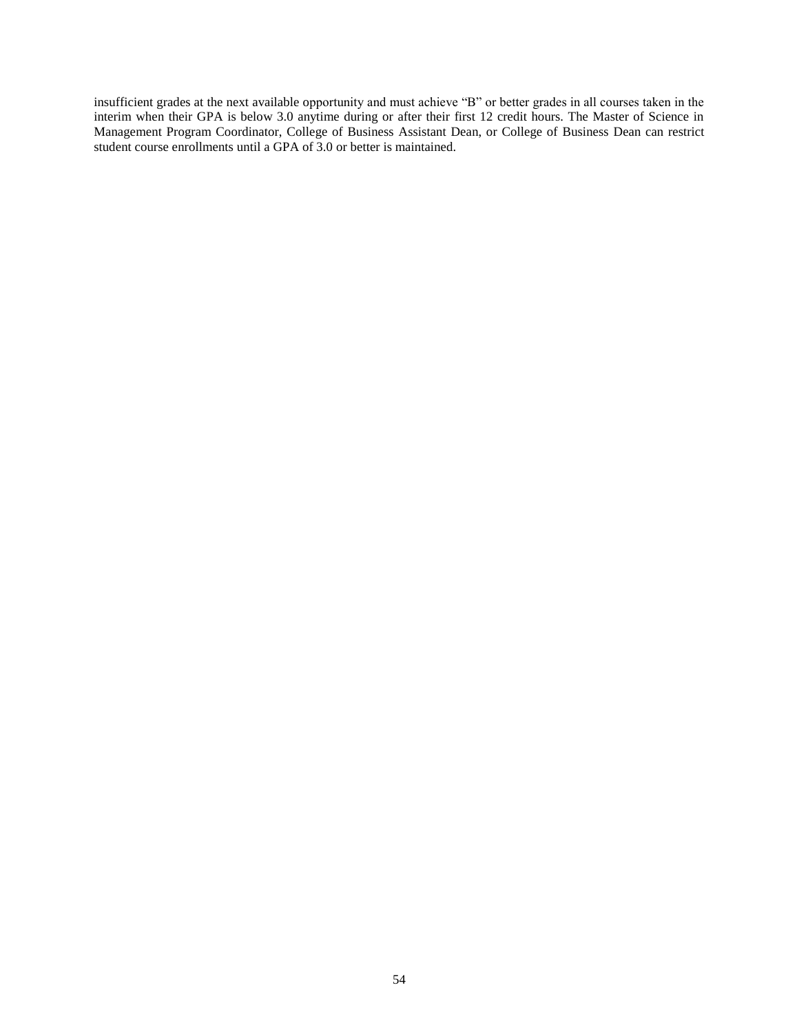insufficient grades at the next available opportunity and must achieve "B" or better grades in all courses taken in the interim when their GPA is below 3.0 anytime during or after their first 12 credit hours. The Master of Science in Management Program Coordinator, College of Business Assistant Dean, or College of Business Dean can restrict student course enrollments until a GPA of 3.0 or better is maintained.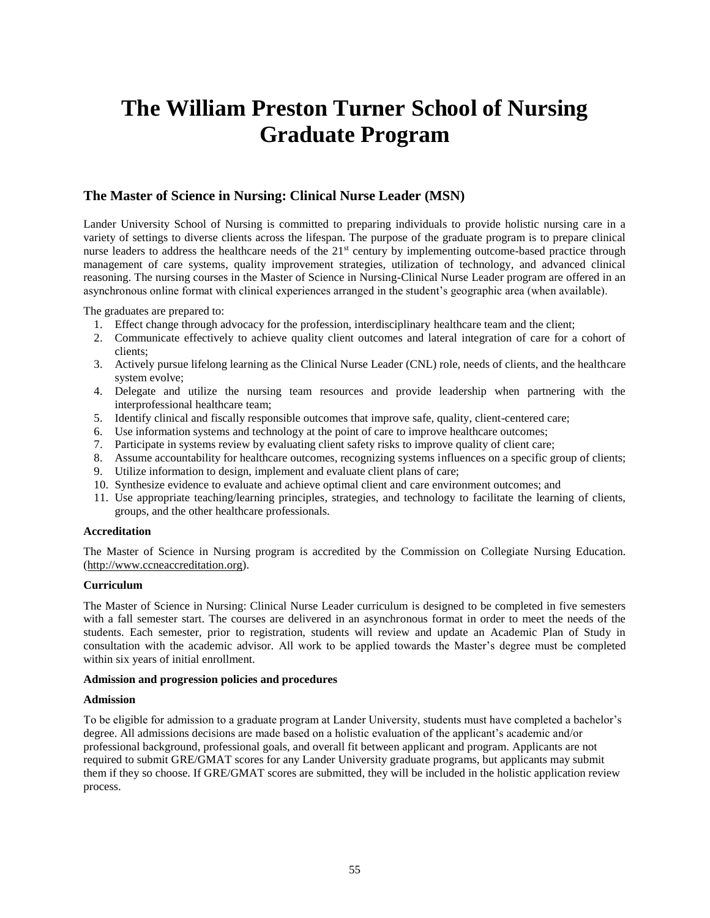# The William Preston Turner School of Nursing Graduate Program

## The Master of Science in Nursing: Clinical Nurse Leader (MSN)

Lander University School of Nursing is committed to preparing individuals to provide holistic nursing care in a variety of settings to diverse clients across the lifespan. The purpose of the graduate program is to prepare clinical nurse leaders to address the healthcare needs of the 21st century by implementing outcome-based practice through management of care systems, quality improvement strategies, utilization of technology, and advanced clinical reasoning. The nursing courses in the Master of Science in Nursing-Clinical Nurse Leader program are offered in an asynchronous online format with clinical experiences arranged in the student's geographic area (when available).

The graduates are prepared to:

1. Effect change through advocacy for the profession, interdisciplinary healthcare team and the client;
2. Communicate effectively to achieve quality client outcomes and lateral integration of care for a cohort of clients;
3. Actively pursue lifelong learning as the Clinical Nurse Leader (CNL) role, needs of clients, and the healthcare system evolve;
4. Delegate and utilize the nursing team resources and provide leadership when partnering with the interprofessional healthcare team;
5. Identify clinical and fiscally responsible outcomes that improve safe, quality, client-centered care;
6. Use information systems and technology at the point of care to improve healthcare outcomes;
7. Participate in systems review by evaluating client safety risks to improve quality of client care;
8. Assume accountability for healthcare outcomes, recognizing systems influences on a specific group of clients;
9. Utilize information to design, implement and evaluate client plans of care;
10. Synthesize evidence to evaluate and achieve optimal client and care environment outcomes; and
11. Use appropriate teaching/learning principles, strategies, and technology to facilitate the learning of clients, groups, and the other healthcare professionals.

**Accreditation**

The Master of Science in Nursing program is accredited by the Commission on Collegiate Nursing Education. (http://www.ccneaccreditation.org).

**Curriculum**

The Master of Science in Nursing: Clinical Nurse Leader curriculum is designed to be completed in five semesters with a fall semester start. The courses are delivered in an asynchronous format in order to meet the needs of the students. Each semester, prior to registration, students will review and update an Academic Plan of Study in consultation with the academic advisor. All work to be applied towards the Master's degree must be completed within six years of initial enrollment.

**Admission and progression policies and procedures**

**Admission**

To be eligible for admission to a graduate program at Lander University, students must have completed a bachelor's degree. All admissions decisions are made based on a holistic evaluation of the applicant's academic and/or professional background, professional goals, and overall fit between applicant and program. Applicants are not required to submit GRE/GMAT scores for any Lander University graduate programs, but applicants may submit them if they so choose. If GRE/GMAT scores are submitted, they will be included in the holistic application review process.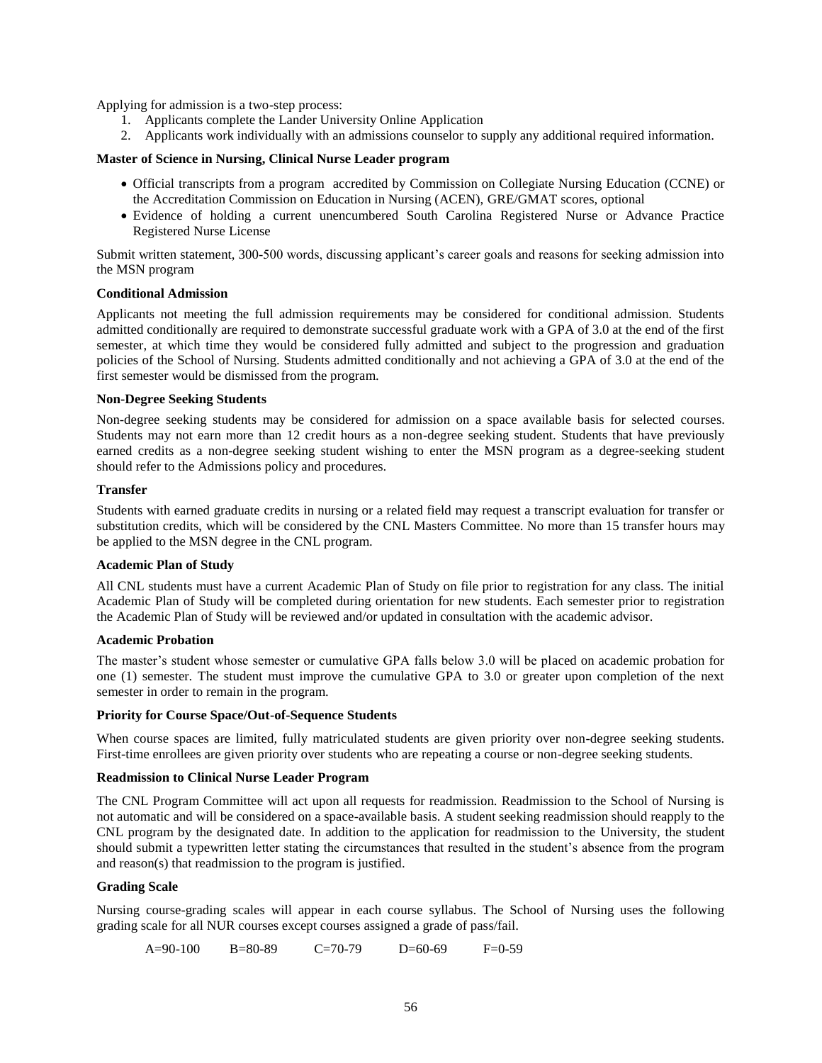Applying for admission is a two-step process:

1. Applicants complete the Lander University Online Application
2. Applicants work individually with an admissions counselor to supply any additional required information.

**Master of Science in Nursing, Clinical Nurse Leader program**

- Official transcripts from a program accredited by Commission on Collegiate Nursing Education (CCNE) or the Accreditation Commission on Education in Nursing (ACEN), GRE/GMAT scores, optional
- Evidence of holding a current unencumbered South Carolina Registered Nurse or Advance Practice Registered Nurse License

Submit written statement, 300-500 words, discussing applicant's career goals and reasons for seeking admission into the MSN program

**Conditional Admission**

Applicants not meeting the full admission requirements may be considered for conditional admission. Students admitted conditionally are required to demonstrate successful graduate work with a GPA of 3.0 at the end of the first semester, at which time they would be considered fully admitted and subject to the progression and graduation policies of the School of Nursing. Students admitted conditionally and not achieving a GPA of 3.0 at the end of the first semester would be dismissed from the program.

**Non-Degree Seeking Students**

Non-degree seeking students may be considered for admission on a space available basis for selected courses. Students may not earn more than 12 credit hours as a non-degree seeking student. Students that have previously earned credits as a non-degree seeking student wishing to enter the MSN program as a degree-seeking student should refer to the Admissions policy and procedures.

**Transfer**

Students with earned graduate credits in nursing or a related field may request a transcript evaluation for transfer or substitution credits, which will be considered by the CNL Masters Committee. No more than 15 transfer hours may be applied to the MSN degree in the CNL program.

**Academic Plan of Study**

All CNL students must have a current Academic Plan of Study on file prior to registration for any class. The initial Academic Plan of Study will be completed during orientation for new students. Each semester prior to registration the Academic Plan of Study will be reviewed and/or updated in consultation with the academic advisor.

**Academic Probation**

The master's student whose semester or cumulative GPA falls below 3.0 will be placed on academic probation for one (1) semester. The student must improve the cumulative GPA to 3.0 or greater upon completion of the next semester in order to remain in the program.

**Priority for Course Space/Out-of-Sequence Students**

When course spaces are limited, fully matriculated students are given priority over non-degree seeking students. First-time enrollees are given priority over students who are repeating a course or non-degree seeking students.

**Readmission to Clinical Nurse Leader Program**

The CNL Program Committee will act upon all requests for readmission. Readmission to the School of Nursing is not automatic and will be considered on a space-available basis. A student seeking readmission should reapply to the CNL program by the designated date. In addition to the application for readmission to the University, the student should submit a typewritten letter stating the circumstances that resulted in the student's absence from the program and reason(s) that readmission to the program is justified.

**Grading Scale**

Nursing course-grading scales will appear in each course syllabus. The School of Nursing uses the following grading scale for all NUR courses except courses assigned a grade of pass/fail.

A=90-100 B=80-89 C=70-79 D=60-69 F=0-59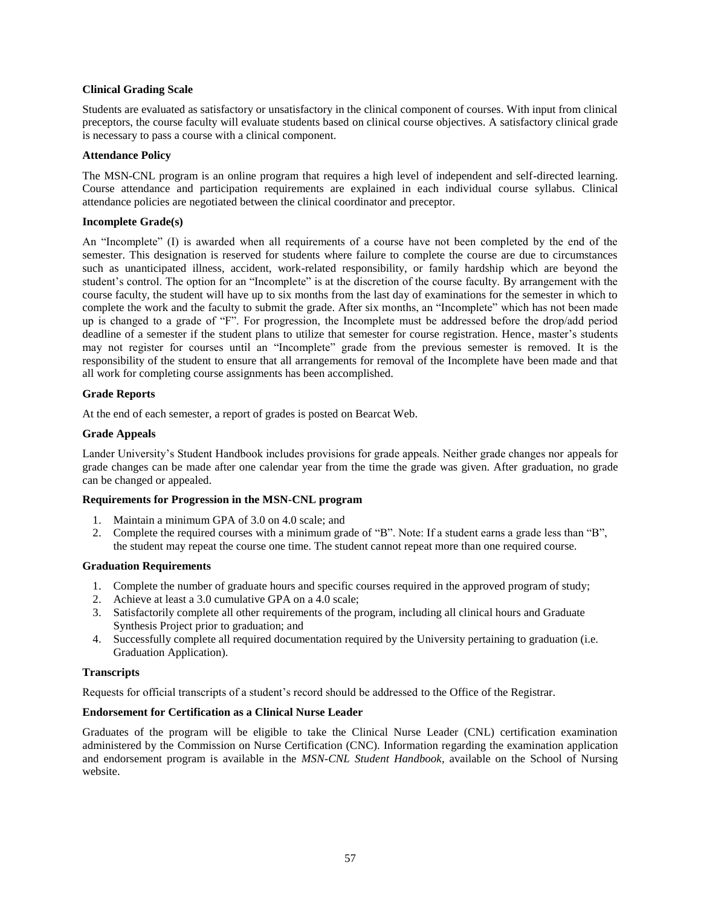**Clinical Grading Scale**

Students are evaluated as satisfactory or unsatisfactory in the clinical component of courses. With input from clinical preceptors, the course faculty will evaluate students based on clinical course objectives. A satisfactory clinical grade is necessary to pass a course with a clinical component.

**Attendance Policy**

The MSN-CNL program is an online program that requires a high level of independent and self-directed learning. Course attendance and participation requirements are explained in each individual course syllabus. Clinical attendance policies are negotiated between the clinical coordinator and preceptor.

**Incomplete Grade(s)**

An "Incomplete" (I) is awarded when all requirements of a course have not been completed by the end of the semester. This designation is reserved for students where failure to complete the course are due to circumstances such as unanticipated illness, accident, work-related responsibility, or family hardship which are beyond the student's control. The option for an "Incomplete" is at the discretion of the course faculty. By arrangement with the course faculty, the student will have up to six months from the last day of examinations for the semester in which to complete the work and the faculty to submit the grade. After six months, an "Incomplete" which has not been made up is changed to a grade of "F". For progression, the Incomplete must be addressed before the drop/add period deadline of a semester if the student plans to utilize that semester for course registration. Hence, master's students may not register for courses until an "Incomplete" grade from the previous semester is removed. It is the responsibility of the student to ensure that all arrangements for removal of the Incomplete have been made and that all work for completing course assignments has been accomplished.

**Grade Reports**

At the end of each semester, a report of grades is posted on Bearcat Web.

**Grade Appeals**

Lander University's Student Handbook includes provisions for grade appeals. Neither grade changes nor appeals for grade changes can be made after one calendar year from the time the grade was given. After graduation, no grade can be changed or appealed.

**Requirements for Progression in the MSN-CNL program**

1. Maintain a minimum GPA of 3.0 on 4.0 scale; and
2. Complete the required courses with a minimum grade of "B". Note: If a student earns a grade less than "B", the student may repeat the course one time. The student cannot repeat more than one required course.

**Graduation Requirements**

1. Complete the number of graduate hours and specific courses required in the approved program of study;
2. Achieve at least a 3.0 cumulative GPA on a 4.0 scale;
3. Satisfactorily complete all other requirements of the program, including all clinical hours and Graduate Synthesis Project prior to graduation; and
4. Successfully complete all required documentation required by the University pertaining to graduation (i.e. Graduation Application).

**Transcripts**

Requests for official transcripts of a student's record should be addressed to the Office of the Registrar.

**Endorsement for Certification as a Clinical Nurse Leader**

Graduates of the program will be eligible to take the Clinical Nurse Leader (CNL) certification examination administered by the Commission on Nurse Certification (CNC). Information regarding the examination application and endorsement program is available in the *MSN-CNL Student Handbook*, available on the School of Nursing website.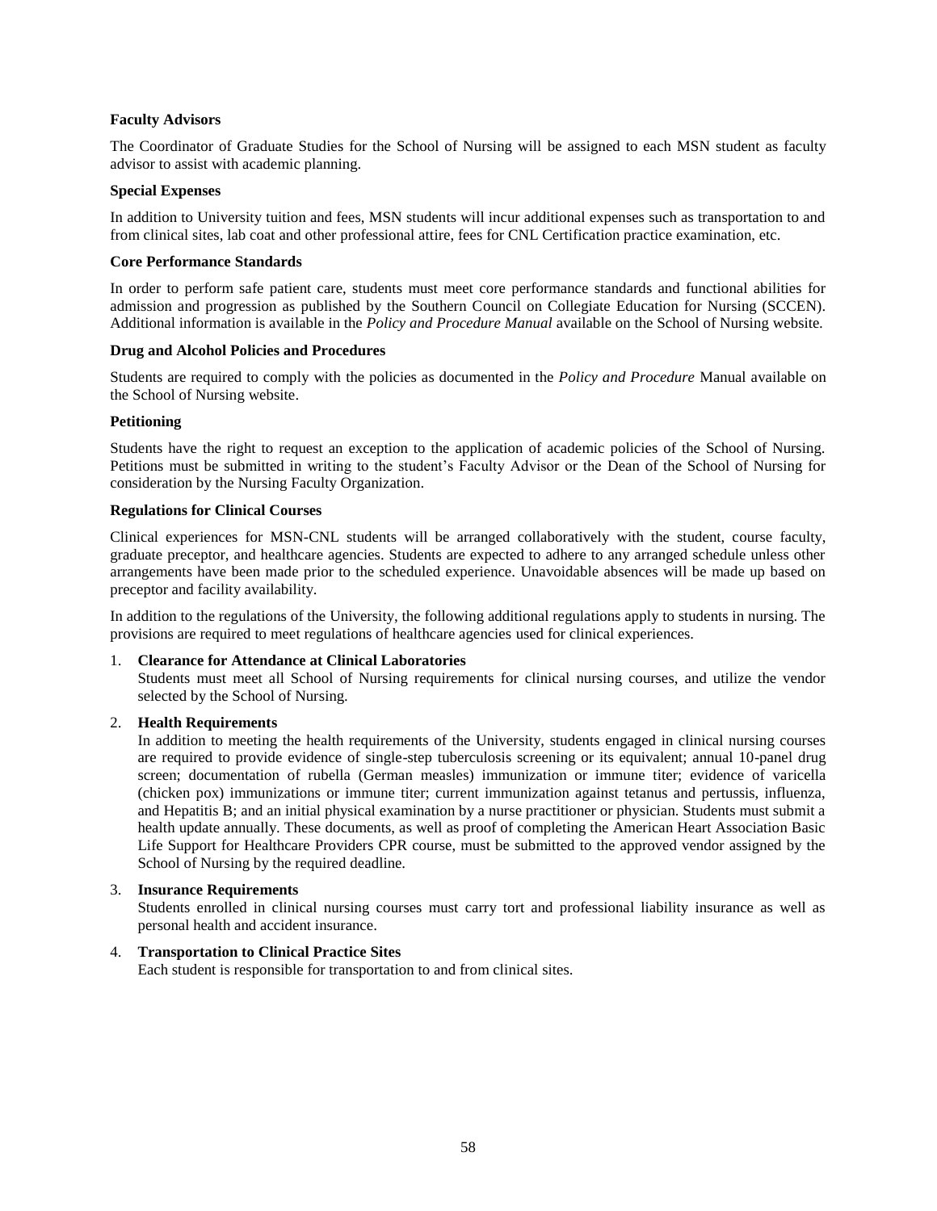**Faculty Advisors**

The Coordinator of Graduate Studies for the School of Nursing will be assigned to each MSN student as faculty advisor to assist with academic planning.

**Special Expenses**

In addition to University tuition and fees, MSN students will incur additional expenses such as transportation to and from clinical sites, lab coat and other professional attire, fees for CNL Certification practice examination, etc.

**Core Performance Standards**

In order to perform safe patient care, students must meet core performance standards and functional abilities for admission and progression as published by the Southern Council on Collegiate Education for Nursing (SCCEN). Additional information is available in the *Policy and Procedure Manual* available on the School of Nursing website.

**Drug and Alcohol Policies and Procedures**

Students are required to comply with the policies as documented in the *Policy and Procedure* Manual available on the School of Nursing website.

**Petitioning**

Students have the right to request an exception to the application of academic policies of the School of Nursing. Petitions must be submitted in writing to the student's Faculty Advisor or the Dean of the School of Nursing for consideration by the Nursing Faculty Organization.

**Regulations for Clinical Courses**

Clinical experiences for MSN-CNL students will be arranged collaboratively with the student, course faculty, graduate preceptor, and healthcare agencies. Students are expected to adhere to any arranged schedule unless other arrangements have been made prior to the scheduled experience. Unavoidable absences will be made up based on preceptor and facility availability.

In addition to the regulations of the University, the following additional regulations apply to students in nursing. The provisions are required to meet regulations of healthcare agencies used for clinical experiences.

1. **Clearance for Attendance at Clinical Laboratories**
   Students must meet all School of Nursing requirements for clinical nursing courses, and utilize the vendor selected by the School of Nursing.

2. **Health Requirements**
   In addition to meeting the health requirements of the University, students engaged in clinical nursing courses are required to provide evidence of single-step tuberculosis screening or its equivalent; annual 10-panel drug screen; documentation of rubella (German measles) immunization or immune titer; evidence of varicella (chicken pox) immunizations or immune titer; current immunization against tetanus and pertussis, influenza, and Hepatitis B; and an initial physical examination by a nurse practitioner or physician. Students must submit a health update annually. These documents, as well as proof of completing the American Heart Association Basic Life Support for Healthcare Providers CPR course, must be submitted to the approved vendor assigned by the School of Nursing by the required deadline.

3. **Insurance Requirements**
   Students enrolled in clinical nursing courses must carry tort and professional liability insurance as well as personal health and accident insurance.

4. **Transportation to Clinical Practice Sites**
   Each student is responsible for transportation to and from clinical sites.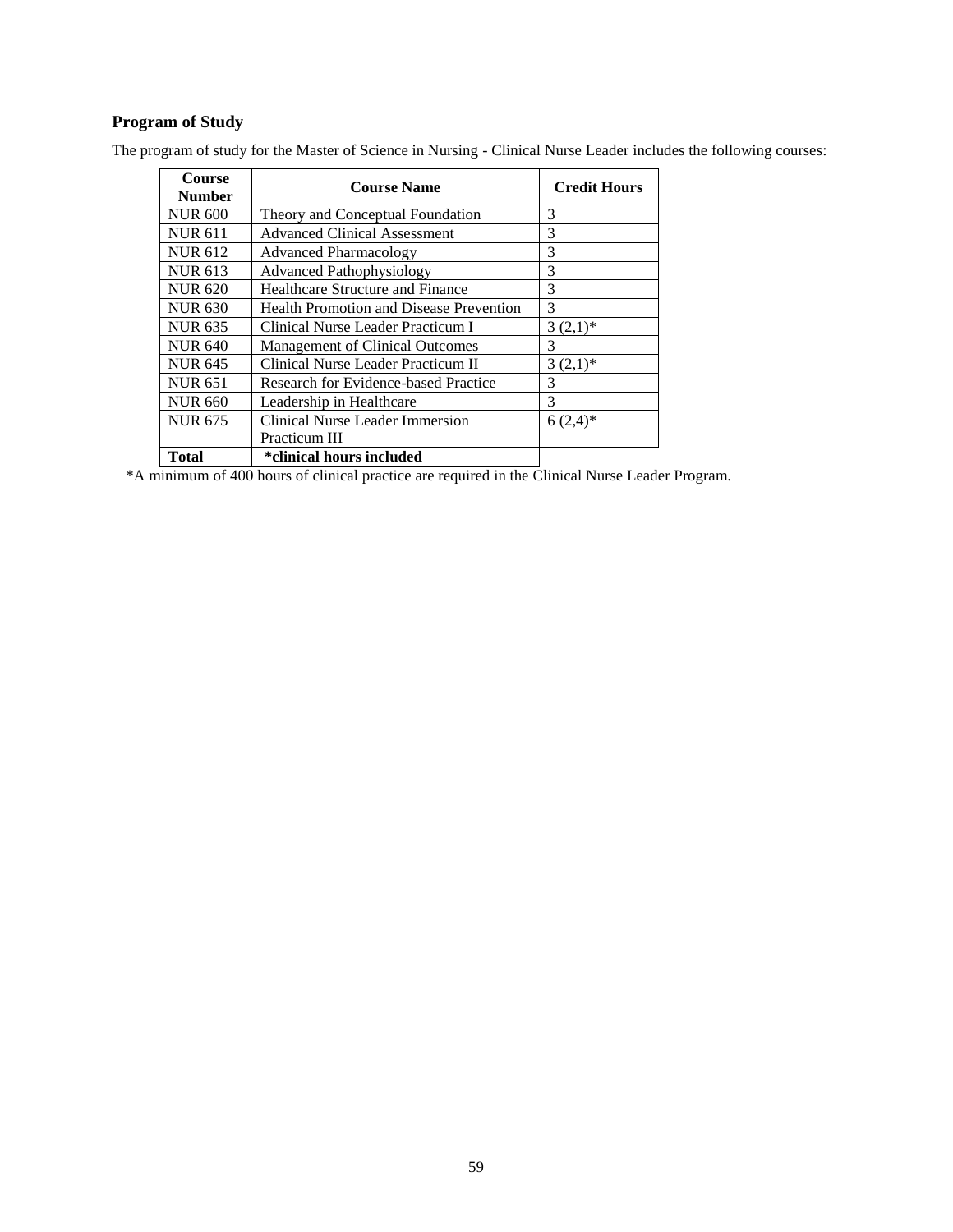## Program of Study

The program of study for the Master of Science in Nursing - Clinical Nurse Leader includes the following courses:

| Course Number | Course Name | Credit Hours |
|---|---|---|
| NUR 600 | Theory and Conceptual Foundation | 3 |
| NUR 611 | Advanced Clinical Assessment | 3 |
| NUR 612 | Advanced Pharmacology | 3 |
| NUR 613 | Advanced Pathophysiology | 3 |
| NUR 620 | Healthcare Structure and Finance | 3 |
| NUR 630 | Health Promotion and Disease Prevention | 3 |
| NUR 635 | Clinical Nurse Leader Practicum I | 3 (2,1)* |
| NUR 640 | Management of Clinical Outcomes | 3 |
| NUR 645 | Clinical Nurse Leader Practicum II | 3 (2,1)* |
| NUR 651 | Research for Evidence-based Practice | 3 |
| NUR 660 | Leadership in Healthcare | 3 |
| NUR 675 | Clinical Nurse Leader Immersion Practicum III | 6 (2,4)* |
| **Total** | ***clinical hours included** | |

*A minimum of 400 hours of clinical practice are required in the Clinical Nurse Leader Program.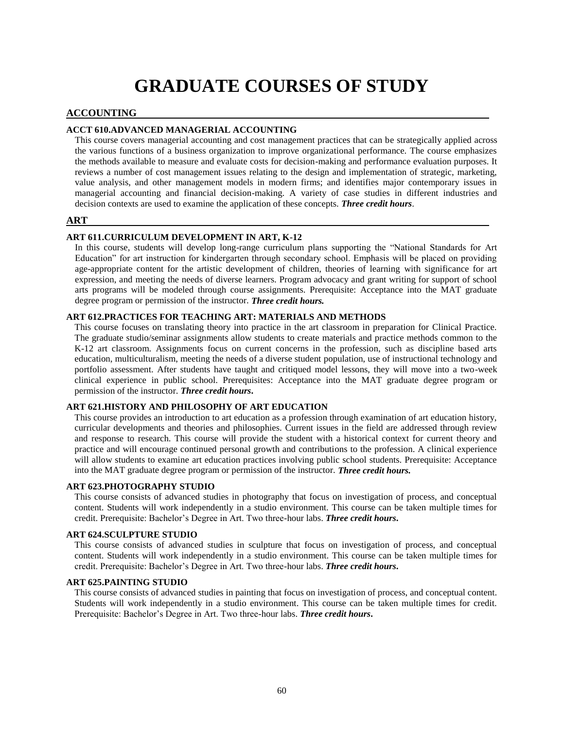# GRADUATE COURSES OF STUDY

## ACCOUNTING

### ACCT 610.ADVANCED MANAGERIAL ACCOUNTING

This course covers managerial accounting and cost management practices that can be strategically applied across the various functions of a business organization to improve organizational performance. The course emphasizes the methods available to measure and evaluate costs for decision-making and performance evaluation purposes. It reviews a number of cost management issues relating to the design and implementation of strategic, marketing, value analysis, and other management models in modern firms; and identifies major contemporary issues in managerial accounting and financial decision-making. A variety of case studies in different industries and decision contexts are used to examine the application of these concepts. ***Three credit hours***.

## ART

### ART 611.CURRICULUM DEVELOPMENT IN ART, K-12

In this course, students will develop long-range curriculum plans supporting the "National Standards for Art Education" for art instruction for kindergarten through secondary school. Emphasis will be placed on providing age-appropriate content for the artistic development of children, theories of learning with significance for art expression, and meeting the needs of diverse learners. Program advocacy and grant writing for support of school arts programs will be modeled through course assignments. Prerequisite: Acceptance into the MAT graduate degree program or permission of the instructor. ***Three credit hours.***

### ART 612.PRACTICES FOR TEACHING ART: MATERIALS AND METHODS

This course focuses on translating theory into practice in the art classroom in preparation for Clinical Practice. The graduate studio/seminar assignments allow students to create materials and practice methods common to the K-12 art classroom. Assignments focus on current concerns in the profession, such as discipline based arts education, multiculturalism, meeting the needs of a diverse student population, use of instructional technology and portfolio assessment. After students have taught and critiqued model lessons, they will move into a two-week clinical experience in public school. Prerequisites: Acceptance into the MAT graduate degree program or permission of the instructor. ***Three credit hours.***

### ART 621.HISTORY AND PHILOSOPHY OF ART EDUCATION

This course provides an introduction to art education as a profession through examination of art education history, curricular developments and theories and philosophies. Current issues in the field are addressed through review and response to research. This course will provide the student with a historical context for current theory and practice and will encourage continued personal growth and contributions to the profession. A clinical experience will allow students to examine art education practices involving public school students. Prerequisite: Acceptance into the MAT graduate degree program or permission of the instructor. ***Three credit hours.***

### ART 623.PHOTOGRAPHY STUDIO

This course consists of advanced studies in photography that focus on investigation of process, and conceptual content. Students will work independently in a studio environment. This course can be taken multiple times for credit. Prerequisite: Bachelor's Degree in Art. Two three-hour labs. ***Three credit hours.***

### ART 624.SCULPTURE STUDIO

This course consists of advanced studies in sculpture that focus on investigation of process, and conceptual content. Students will work independently in a studio environment. This course can be taken multiple times for credit. Prerequisite: Bachelor's Degree in Art. Two three-hour labs. ***Three credit hours.***

### ART 625.PAINTING STUDIO

This course consists of advanced studies in painting that focus on investigation of process, and conceptual content. Students will work independently in a studio environment. This course can be taken multiple times for credit. Prerequisite: Bachelor's Degree in Art. Two three-hour labs. ***Three credit hours.***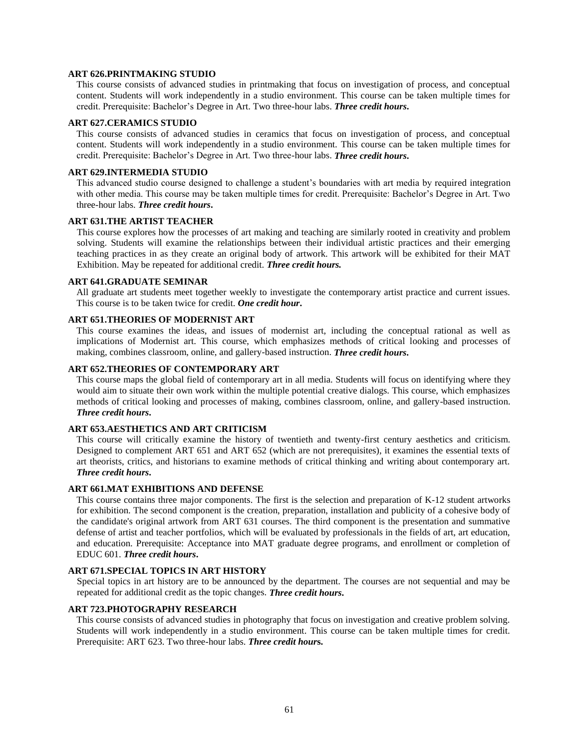**ART 626.PRINTMAKING STUDIO**

This course consists of advanced studies in printmaking that focus on investigation of process, and conceptual content. Students will work independently in a studio environment. This course can be taken multiple times for credit. Prerequisite: Bachelor's Degree in Art. Two three-hour labs. ***Three credit hours.***

**ART 627.CERAMICS STUDIO**

This course consists of advanced studies in ceramics that focus on investigation of process, and conceptual content. Students will work independently in a studio environment. This course can be taken multiple times for credit. Prerequisite: Bachelor's Degree in Art. Two three-hour labs. ***Three credit hours.***

**ART 629.INTERMEDIA STUDIO**

This advanced studio course designed to challenge a student's boundaries with art media by required integration with other media. This course may be taken multiple times for credit. Prerequisite: Bachelor's Degree in Art. Two three-hour labs. ***Three credit hours.***

**ART 631.THE ARTIST TEACHER**

This course explores how the processes of art making and teaching are similarly rooted in creativity and problem solving. Students will examine the relationships between their individual artistic practices and their emerging teaching practices in as they create an original body of artwork. This artwork will be exhibited for their MAT Exhibition. May be repeated for additional credit. ***Three credit hours.***

**ART 641.GRADUATE SEMINAR**

All graduate art students meet together weekly to investigate the contemporary artist practice and current issues. This course is to be taken twice for credit. ***One credit hour.***

**ART 651.THEORIES OF MODERNIST ART**

This course examines the ideas, and issues of modernist art, including the conceptual rational as well as implications of Modernist art. This course, which emphasizes methods of critical looking and processes of making, combines classroom, online, and gallery-based instruction. ***Three credit hours.***

**ART 652.THEORIES OF CONTEMPORARY ART**

This course maps the global field of contemporary art in all media. Students will focus on identifying where they would aim to situate their own work within the multiple potential creative dialogs. This course, which emphasizes methods of critical looking and processes of making, combines classroom, online, and gallery-based instruction. ***Three credit hours.***

**ART 653.AESTHETICS AND ART CRITICISM**

This course will critically examine the history of twentieth and twenty-first century aesthetics and criticism. Designed to complement ART 651 and ART 652 (which are not prerequisites), it examines the essential texts of art theorists, critics, and historians to examine methods of critical thinking and writing about contemporary art. ***Three credit hours.***

**ART 661.MAT EXHIBITIONS AND DEFENSE**

This course contains three major components. The first is the selection and preparation of K-12 student artworks for exhibition. The second component is the creation, preparation, installation and publicity of a cohesive body of the candidate's original artwork from ART 631 courses. The third component is the presentation and summative defense of artist and teacher portfolios, which will be evaluated by professionals in the fields of art, art education, and education. Prerequisite: Acceptance into MAT graduate degree programs, and enrollment or completion of EDUC 601. ***Three credit hours.***

**ART 671.SPECIAL TOPICS IN ART HISTORY**

Special topics in art history are to be announced by the department. The courses are not sequential and may be repeated for additional credit as the topic changes. ***Three credit hours.***

**ART 723.PHOTOGRAPHY RESEARCH**

This course consists of advanced studies in photography that focus on investigation and creative problem solving. Students will work independently in a studio environment. This course can be taken multiple times for credit. Prerequisite: ART 623. Two three-hour labs. ***Three credit hours.***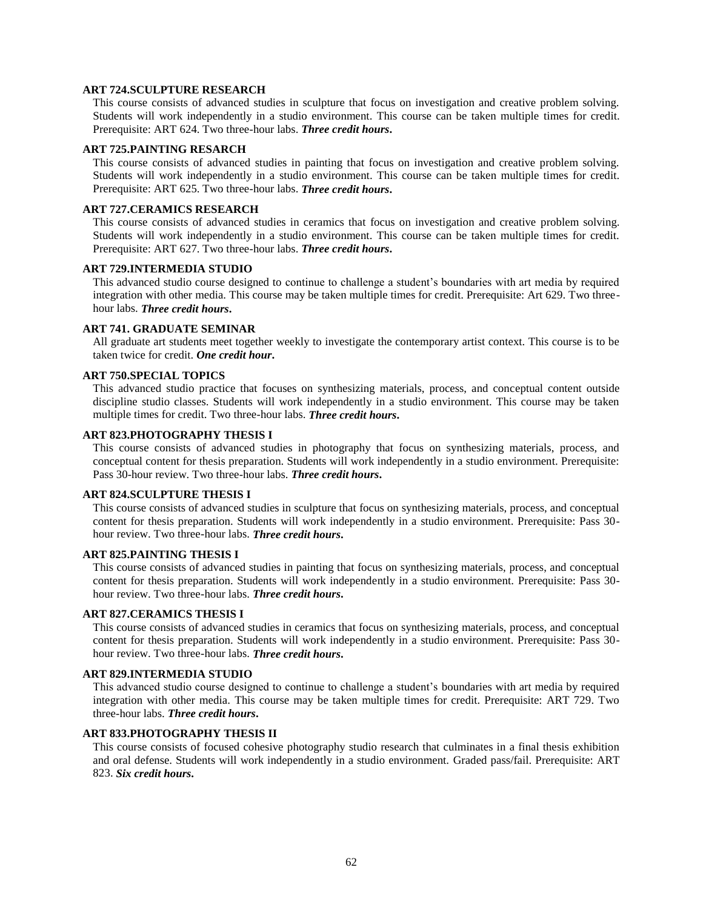**ART 724.SCULPTURE RESEARCH**

This course consists of advanced studies in sculpture that focus on investigation and creative problem solving. Students will work independently in a studio environment. This course can be taken multiple times for credit. Prerequisite: ART 624. Two three-hour labs. ***Three credit hours.***

**ART 725.PAINTING RESARCH**

This course consists of advanced studies in painting that focus on investigation and creative problem solving. Students will work independently in a studio environment. This course can be taken multiple times for credit. Prerequisite: ART 625. Two three-hour labs. ***Three credit hours.***

**ART 727.CERAMICS RESEARCH**

This course consists of advanced studies in ceramics that focus on investigation and creative problem solving. Students will work independently in a studio environment. This course can be taken multiple times for credit. Prerequisite: ART 627. Two three-hour labs. ***Three credit hours.***

**ART 729.INTERMEDIA STUDIO**

This advanced studio course designed to continue to challenge a student's boundaries with art media by required integration with other media. This course may be taken multiple times for credit. Prerequisite: Art 629. Two three-hour labs. ***Three credit hours.***

**ART 741. GRADUATE SEMINAR**

All graduate art students meet together weekly to investigate the contemporary artist context. This course is to be taken twice for credit. ***One credit hour.***

**ART 750.SPECIAL TOPICS**

This advanced studio practice that focuses on synthesizing materials, process, and conceptual content outside discipline studio classes. Students will work independently in a studio environment. This course may be taken multiple times for credit. Two three-hour labs. ***Three credit hours.***

**ART 823.PHOTOGRAPHY THESIS I**

This course consists of advanced studies in photography that focus on synthesizing materials, process, and conceptual content for thesis preparation. Students will work independently in a studio environment. Prerequisite: Pass 30-hour review. Two three-hour labs. ***Three credit hours.***

**ART 824.SCULPTURE THESIS I**

This course consists of advanced studies in sculpture that focus on synthesizing materials, process, and conceptual content for thesis preparation. Students will work independently in a studio environment. Prerequisite: Pass 30-hour review. Two three-hour labs. ***Three credit hours.***

**ART 825.PAINTING THESIS I**

This course consists of advanced studies in painting that focus on synthesizing materials, process, and conceptual content for thesis preparation. Students will work independently in a studio environment. Prerequisite: Pass 30-hour review. Two three-hour labs. ***Three credit hours.***

**ART 827.CERAMICS THESIS I**

This course consists of advanced studies in ceramics that focus on synthesizing materials, process, and conceptual content for thesis preparation. Students will work independently in a studio environment. Prerequisite: Pass 30-hour review. Two three-hour labs. ***Three credit hours.***

**ART 829.INTERMEDIA STUDIO**

This advanced studio course designed to continue to challenge a student's boundaries with art media by required integration with other media. This course may be taken multiple times for credit. Prerequisite: ART 729. Two three-hour labs. ***Three credit hours.***

**ART 833.PHOTOGRAPHY THESIS II**

This course consists of focused cohesive photography studio research that culminates in a final thesis exhibition and oral defense. Students will work independently in a studio environment. Graded pass/fail. Prerequisite: ART 823. ***Six credit hours.***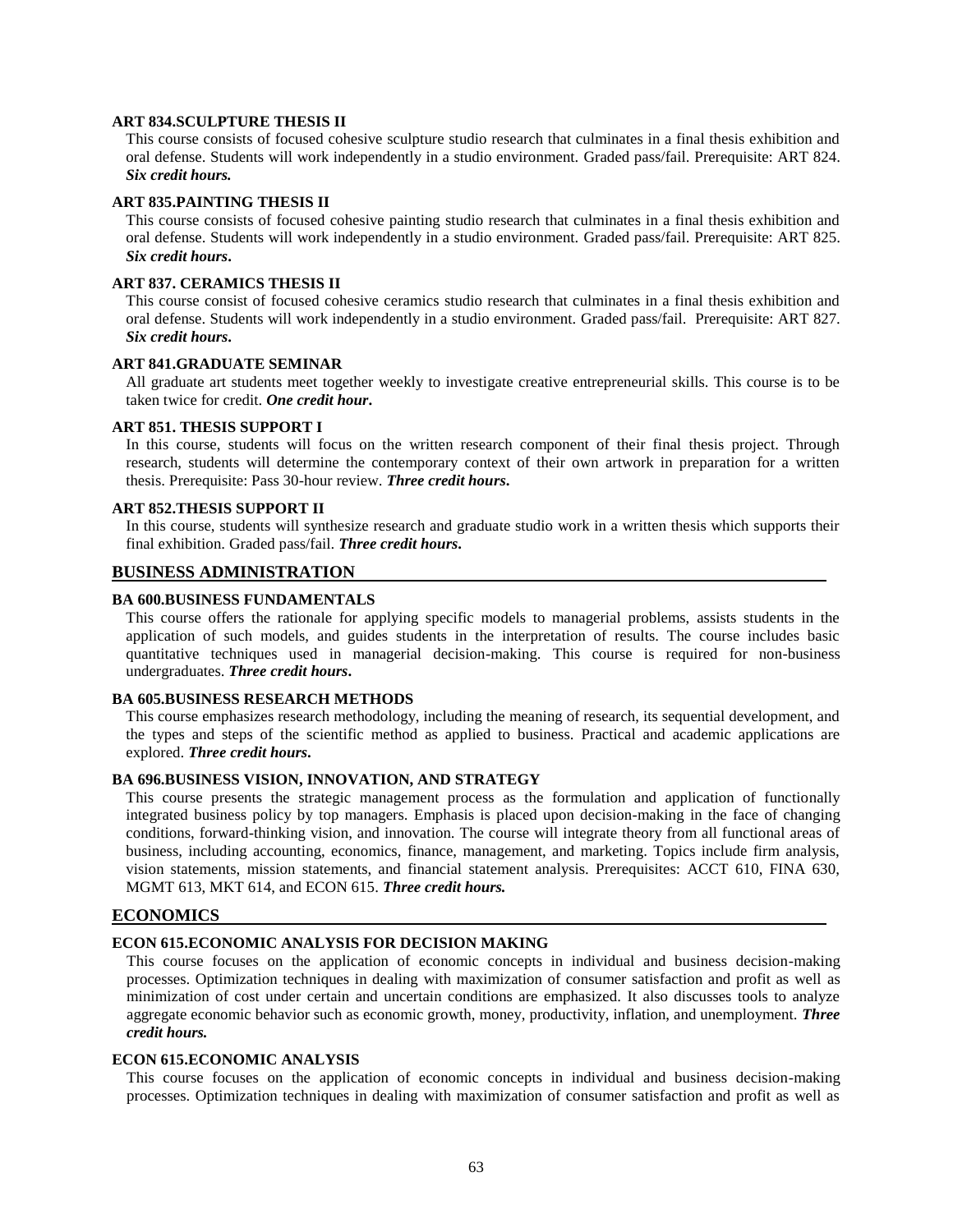**ART 834.SCULPTURE THESIS II**

This course consists of focused cohesive sculpture studio research that culminates in a final thesis exhibition and oral defense. Students will work independently in a studio environment. Graded pass/fail. Prerequisite: ART 824. ***Six credit hours.***

**ART 835.PAINTING THESIS II**

This course consists of focused cohesive painting studio research that culminates in a final thesis exhibition and oral defense. Students will work independently in a studio environment. Graded pass/fail. Prerequisite: ART 825. ***Six credit hours*.**

**ART 837. CERAMICS THESIS II**

This course consist of focused cohesive ceramics studio research that culminates in a final thesis exhibition and oral defense. Students will work independently in a studio environment. Graded pass/fail. Prerequisite: ART 827. ***Six credit hours*.**

**ART 841.GRADUATE SEMINAR**

All graduate art students meet together weekly to investigate creative entrepreneurial skills. This course is to be taken twice for credit. ***One credit hour*.**

**ART 851. THESIS SUPPORT I**

In this course, students will focus on the written research component of their final thesis project. Through research, students will determine the contemporary context of their own artwork in preparation for a written thesis. Prerequisite: Pass 30-hour review. ***Three credit hours*.**

**ART 852.THESIS SUPPORT II**

In this course, students will synthesize research and graduate studio work in a written thesis which supports their final exhibition. Graded pass/fail. ***Three credit hours*.**

## BUSINESS ADMINISTRATION

**BA 600.BUSINESS FUNDAMENTALS**

This course offers the rationale for applying specific models to managerial problems, assists students in the application of such models, and guides students in the interpretation of results. The course includes basic quantitative techniques used in managerial decision-making. This course is required for non-business undergraduates. ***Three credit hours*.**

**BA 605.BUSINESS RESEARCH METHODS**

This course emphasizes research methodology, including the meaning of research, its sequential development, and the types and steps of the scientific method as applied to business. Practical and academic applications are explored. ***Three credit hours*.**

**BA 696.BUSINESS VISION, INNOVATION, AND STRATEGY**

This course presents the strategic management process as the formulation and application of functionally integrated business policy by top managers. Emphasis is placed upon decision-making in the face of changing conditions, forward-thinking vision, and innovation. The course will integrate theory from all functional areas of business, including accounting, economics, finance, management, and marketing. Topics include firm analysis, vision statements, mission statements, and financial statement analysis. Prerequisites: ACCT 610, FINA 630, MGMT 613, MKT 614, and ECON 615. ***Three credit hours.***

## ECONOMICS

**ECON 615.ECONOMIC ANALYSIS FOR DECISION MAKING**

This course focuses on the application of economic concepts in individual and business decision-making processes. Optimization techniques in dealing with maximization of consumer satisfaction and profit as well as minimization of cost under certain and uncertain conditions are emphasized. It also discusses tools to analyze aggregate economic behavior such as economic growth, money, productivity, inflation, and unemployment. ***Three credit hours.***

**ECON 615.ECONOMIC ANALYSIS**

This course focuses on the application of economic concepts in individual and business decision-making processes. Optimization techniques in dealing with maximization of consumer satisfaction and profit as well as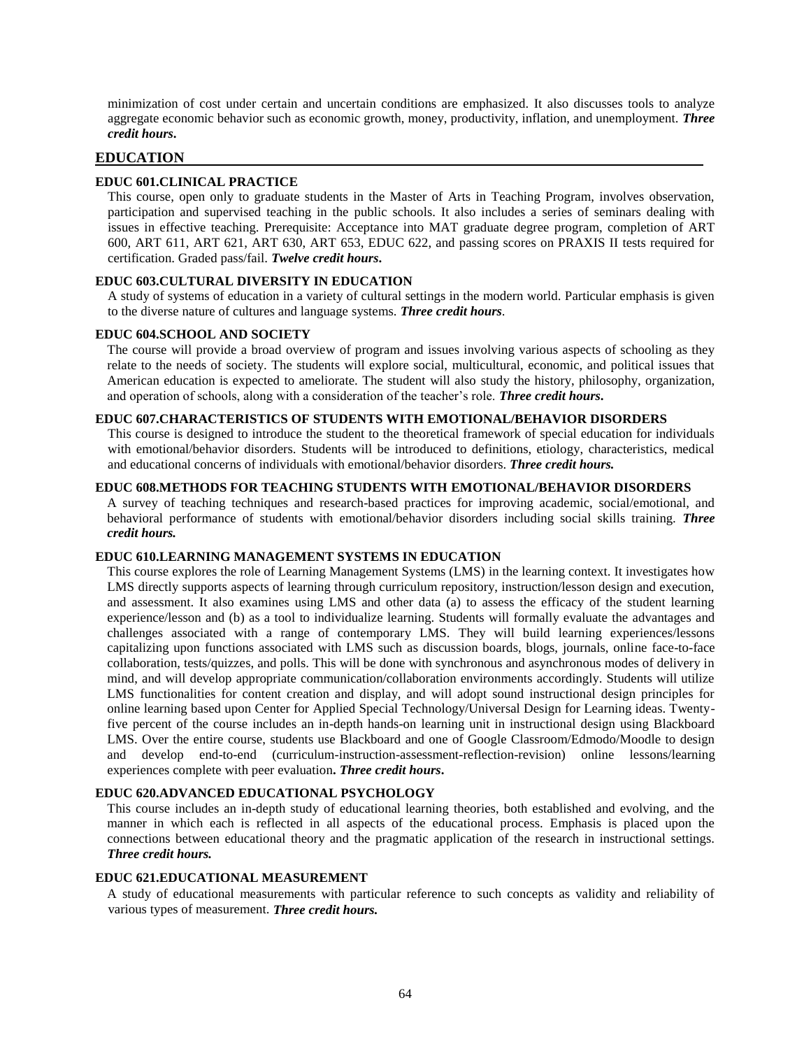minimization of cost under certain and uncertain conditions are emphasized. It also discusses tools to analyze aggregate economic behavior such as economic growth, money, productivity, inflation, and unemployment. ***Three credit hours.***

## EDUCATION

### EDUC 601.CLINICAL PRACTICE

This course, open only to graduate students in the Master of Arts in Teaching Program, involves observation, participation and supervised teaching in the public schools. It also includes a series of seminars dealing with issues in effective teaching. Prerequisite: Acceptance into MAT graduate degree program, completion of ART 600, ART 611, ART 621, ART 630, ART 653, EDUC 622, and passing scores on PRAXIS II tests required for certification. Graded pass/fail. ***Twelve credit hours.***

### EDUC 603.CULTURAL DIVERSITY IN EDUCATION

A study of systems of education in a variety of cultural settings in the modern world. Particular emphasis is given to the diverse nature of cultures and language systems. ***Three credit hours***.

### EDUC 604.SCHOOL AND SOCIETY

The course will provide a broad overview of program and issues involving various aspects of schooling as they relate to the needs of society. The students will explore social, multicultural, economic, and political issues that American education is expected to ameliorate. The student will also study the history, philosophy, organization, and operation of schools, along with a consideration of the teacher's role. ***Three credit hours.***

### EDUC 607.CHARACTERISTICS OF STUDENTS WITH EMOTIONAL/BEHAVIOR DISORDERS

This course is designed to introduce the student to the theoretical framework of special education for individuals with emotional/behavior disorders. Students will be introduced to definitions, etiology, characteristics, medical and educational concerns of individuals with emotional/behavior disorders. ***Three credit hours.***

### EDUC 608.METHODS FOR TEACHING STUDENTS WITH EMOTIONAL/BEHAVIOR DISORDERS

A survey of teaching techniques and research-based practices for improving academic, social/emotional, and behavioral performance of students with emotional/behavior disorders including social skills training. ***Three credit hours.***

### EDUC 610.LEARNING MANAGEMENT SYSTEMS IN EDUCATION

This course explores the role of Learning Management Systems (LMS) in the learning context. It investigates how LMS directly supports aspects of learning through curriculum repository, instruction/lesson design and execution, and assessment. It also examines using LMS and other data (a) to assess the efficacy of the student learning experience/lesson and (b) as a tool to individualize learning. Students will formally evaluate the advantages and challenges associated with a range of contemporary LMS. They will build learning experiences/lessons capitalizing upon functions associated with LMS such as discussion boards, blogs, journals, online face-to-face collaboration, tests/quizzes, and polls. This will be done with synchronous and asynchronous modes of delivery in mind, and will develop appropriate communication/collaboration environments accordingly. Students will utilize LMS functionalities for content creation and display, and will adopt sound instructional design principles for online learning based upon Center for Applied Special Technology/Universal Design for Learning ideas. Twenty-five percent of the course includes an in-depth hands-on learning unit in instructional design using Blackboard LMS. Over the entire course, students use Blackboard and one of Google Classroom/Edmodo/Moodle to design and develop end-to-end (curriculum-instruction-assessment-reflection-revision) online lessons/learning experiences complete with peer evaluation**.** ***Three credit hours.***

### EDUC 620.ADVANCED EDUCATIONAL PSYCHOLOGY

This course includes an in-depth study of educational learning theories, both established and evolving, and the manner in which each is reflected in all aspects of the educational process. Emphasis is placed upon the connections between educational theory and the pragmatic application of the research in instructional settings. ***Three credit hours.***

### EDUC 621.EDUCATIONAL MEASUREMENT

A study of educational measurements with particular reference to such concepts as validity and reliability of various types of measurement. ***Three credit hours.***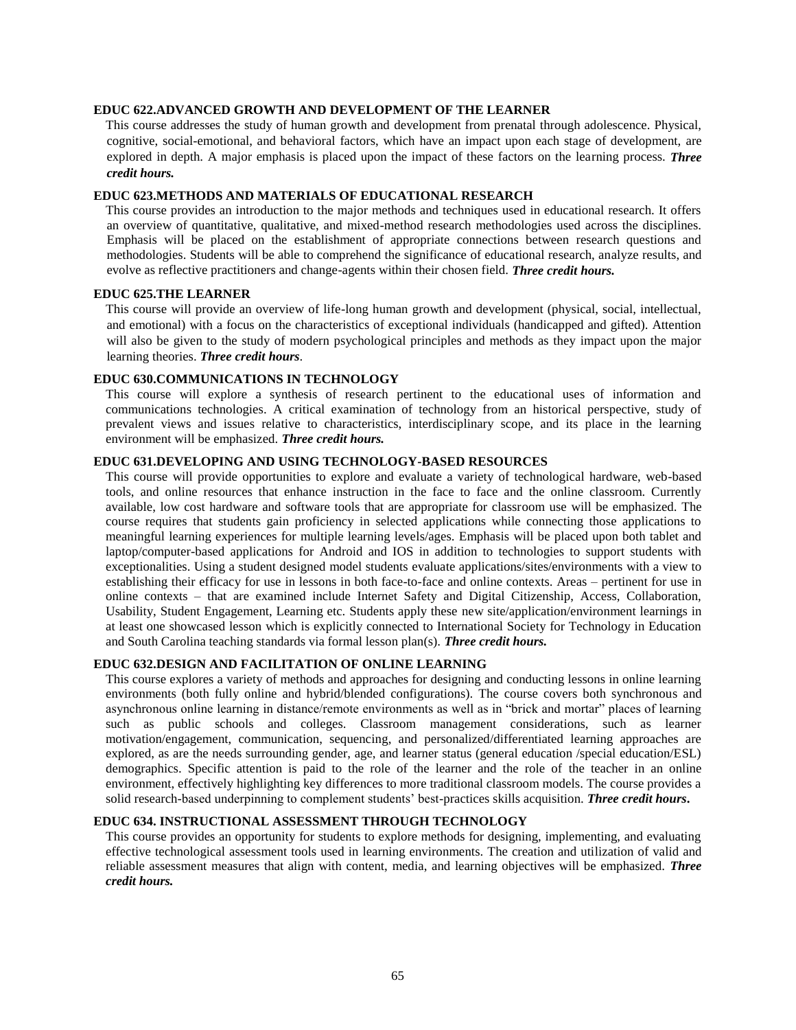### EDUC 622.ADVANCED GROWTH AND DEVELOPMENT OF THE LEARNER

This course addresses the study of human growth and development from prenatal through adolescence. Physical, cognitive, social-emotional, and behavioral factors, which have an impact upon each stage of development, are explored in depth. A major emphasis is placed upon the impact of these factors on the learning process. ***Three credit hours.***

### EDUC 623.METHODS AND MATERIALS OF EDUCATIONAL RESEARCH

This course provides an introduction to the major methods and techniques used in educational research. It offers an overview of quantitative, qualitative, and mixed-method research methodologies used across the disciplines. Emphasis will be placed on the establishment of appropriate connections between research questions and methodologies. Students will be able to comprehend the significance of educational research, analyze results, and evolve as reflective practitioners and change-agents within their chosen field. ***Three credit hours.***

### EDUC 625.THE LEARNER

This course will provide an overview of life-long human growth and development (physical, social, intellectual, and emotional) with a focus on the characteristics of exceptional individuals (handicapped and gifted). Attention will also be given to the study of modern psychological principles and methods as they impact upon the major learning theories. ***Three credit hours***.

### EDUC 630.COMMUNICATIONS IN TECHNOLOGY

This course will explore a synthesis of research pertinent to the educational uses of information and communications technologies. A critical examination of technology from an historical perspective, study of prevalent views and issues relative to characteristics, interdisciplinary scope, and its place in the learning environment will be emphasized. ***Three credit hours.***

### EDUC 631.DEVELOPING AND USING TECHNOLOGY-BASED RESOURCES

This course will provide opportunities to explore and evaluate a variety of technological hardware, web-based tools, and online resources that enhance instruction in the face to face and the online classroom. Currently available, low cost hardware and software tools that are appropriate for classroom use will be emphasized. The course requires that students gain proficiency in selected applications while connecting those applications to meaningful learning experiences for multiple learning levels/ages. Emphasis will be placed upon both tablet and laptop/computer-based applications for Android and IOS in addition to technologies to support students with exceptionalities. Using a student designed model students evaluate applications/sites/environments with a view to establishing their efficacy for use in lessons in both face-to-face and online contexts. Areas – pertinent for use in online contexts – that are examined include Internet Safety and Digital Citizenship, Access, Collaboration, Usability, Student Engagement, Learning etc. Students apply these new site/application/environment learnings in at least one showcased lesson which is explicitly connected to International Society for Technology in Education and South Carolina teaching standards via formal lesson plan(s). ***Three credit hours.***

### EDUC 632.DESIGN AND FACILITATION OF ONLINE LEARNING

This course explores a variety of methods and approaches for designing and conducting lessons in online learning environments (both fully online and hybrid/blended configurations). The course covers both synchronous and asynchronous online learning in distance/remote environments as well as in "brick and mortar" places of learning such as public schools and colleges. Classroom management considerations, such as learner motivation/engagement, communication, sequencing, and personalized/differentiated learning approaches are explored, as are the needs surrounding gender, age, and learner status (general education /special education/ESL) demographics. Specific attention is paid to the role of the learner and the role of the teacher in an online environment, effectively highlighting key differences to more traditional classroom models. The course provides a solid research-based underpinning to complement students' best-practices skills acquisition. ***Three credit hours.***

### EDUC 634. INSTRUCTIONAL ASSESSMENT THROUGH TECHNOLOGY

This course provides an opportunity for students to explore methods for designing, implementing, and evaluating effective technological assessment tools used in learning environments. The creation and utilization of valid and reliable assessment measures that align with content, media, and learning objectives will be emphasized. ***Three credit hours.***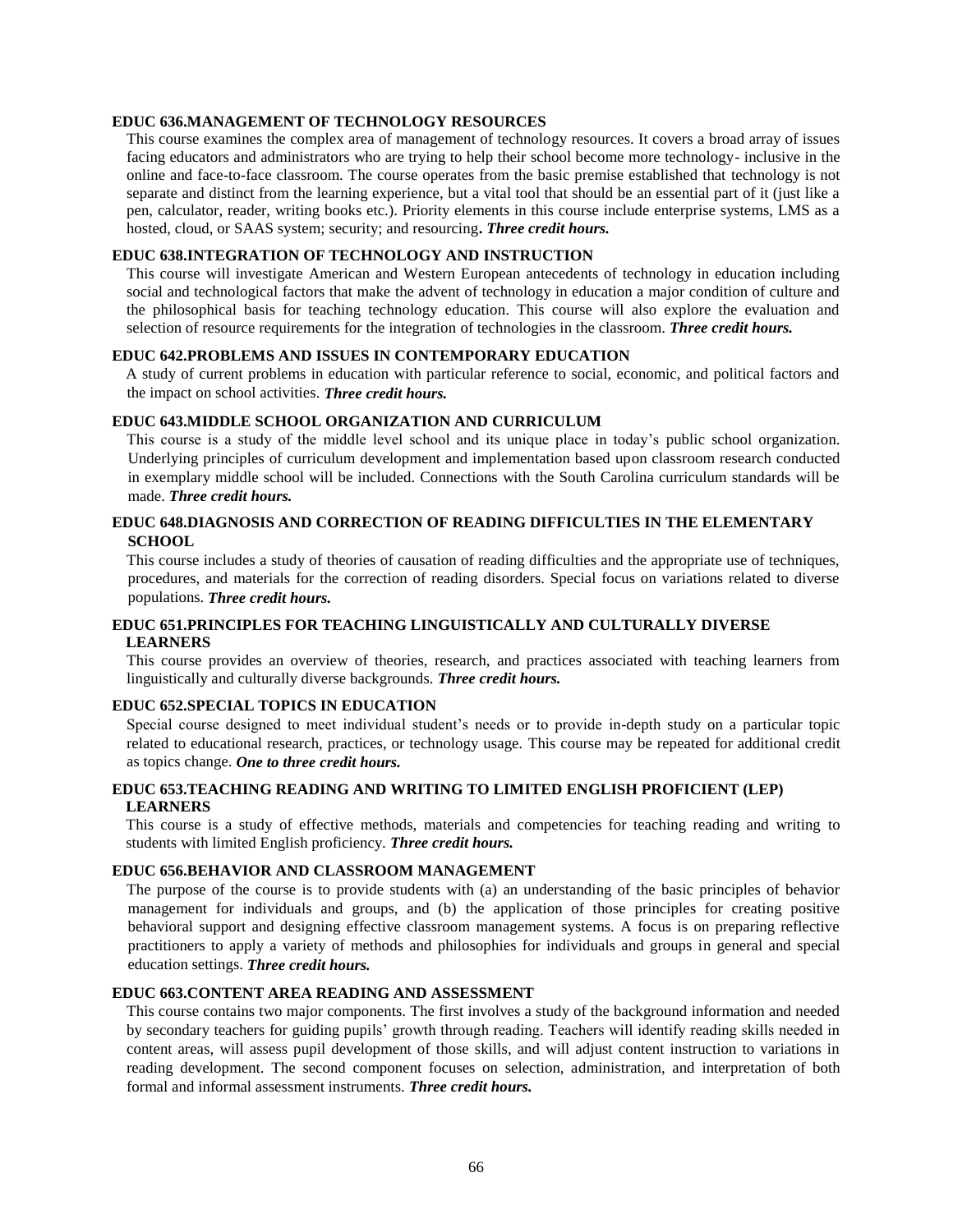**EDUC 636.MANAGEMENT OF TECHNOLOGY RESOURCES**

This course examines the complex area of management of technology resources. It covers a broad array of issues facing educators and administrators who are trying to help their school become more technology- inclusive in the online and face-to-face classroom. The course operates from the basic premise established that technology is not separate and distinct from the learning experience, but a vital tool that should be an essential part of it (just like a pen, calculator, reader, writing books etc.). Priority elements in this course include enterprise systems, LMS as a hosted, cloud, or SAAS system; security; and resourcing**.** ***Three credit hours.***

**EDUC 638.INTEGRATION OF TECHNOLOGY AND INSTRUCTION**

This course will investigate American and Western European antecedents of technology in education including social and technological factors that make the advent of technology in education a major condition of culture and the philosophical basis for teaching technology education. This course will also explore the evaluation and selection of resource requirements for the integration of technologies in the classroom. ***Three credit hours.***

**EDUC 642.PROBLEMS AND ISSUES IN CONTEMPORARY EDUCATION**

A study of current problems in education with particular reference to social, economic, and political factors and the impact on school activities. ***Three credit hours.***

**EDUC 643.MIDDLE SCHOOL ORGANIZATION AND CURRICULUM**

This course is a study of the middle level school and its unique place in today's public school organization. Underlying principles of curriculum development and implementation based upon classroom research conducted in exemplary middle school will be included. Connections with the South Carolina curriculum standards will be made. ***Three credit hours.***

**EDUC 648.DIAGNOSIS AND CORRECTION OF READING DIFFICULTIES IN THE ELEMENTARY SCHOOL**

This course includes a study of theories of causation of reading difficulties and the appropriate use of techniques, procedures, and materials for the correction of reading disorders. Special focus on variations related to diverse populations. ***Three credit hours.***

**EDUC 651.PRINCIPLES FOR TEACHING LINGUISTICALLY AND CULTURALLY DIVERSE LEARNERS**

This course provides an overview of theories, research, and practices associated with teaching learners from linguistically and culturally diverse backgrounds. ***Three credit hours.***

**EDUC 652.SPECIAL TOPICS IN EDUCATION**

Special course designed to meet individual student's needs or to provide in-depth study on a particular topic related to educational research, practices, or technology usage. This course may be repeated for additional credit as topics change. ***One to three credit hours.***

**EDUC 653.TEACHING READING AND WRITING TO LIMITED ENGLISH PROFICIENT (LEP) LEARNERS**

This course is a study of effective methods, materials and competencies for teaching reading and writing to students with limited English proficiency. ***Three credit hours.***

**EDUC 656.BEHAVIOR AND CLASSROOM MANAGEMENT**

The purpose of the course is to provide students with (a) an understanding of the basic principles of behavior management for individuals and groups, and (b) the application of those principles for creating positive behavioral support and designing effective classroom management systems. A focus is on preparing reflective practitioners to apply a variety of methods and philosophies for individuals and groups in general and special education settings. ***Three credit hours.***

**EDUC 663.CONTENT AREA READING AND ASSESSMENT**

This course contains two major components. The first involves a study of the background information and needed by secondary teachers for guiding pupils' growth through reading. Teachers will identify reading skills needed in content areas, will assess pupil development of those skills, and will adjust content instruction to variations in reading development. The second component focuses on selection, administration, and interpretation of both formal and informal assessment instruments. ***Three credit hours.***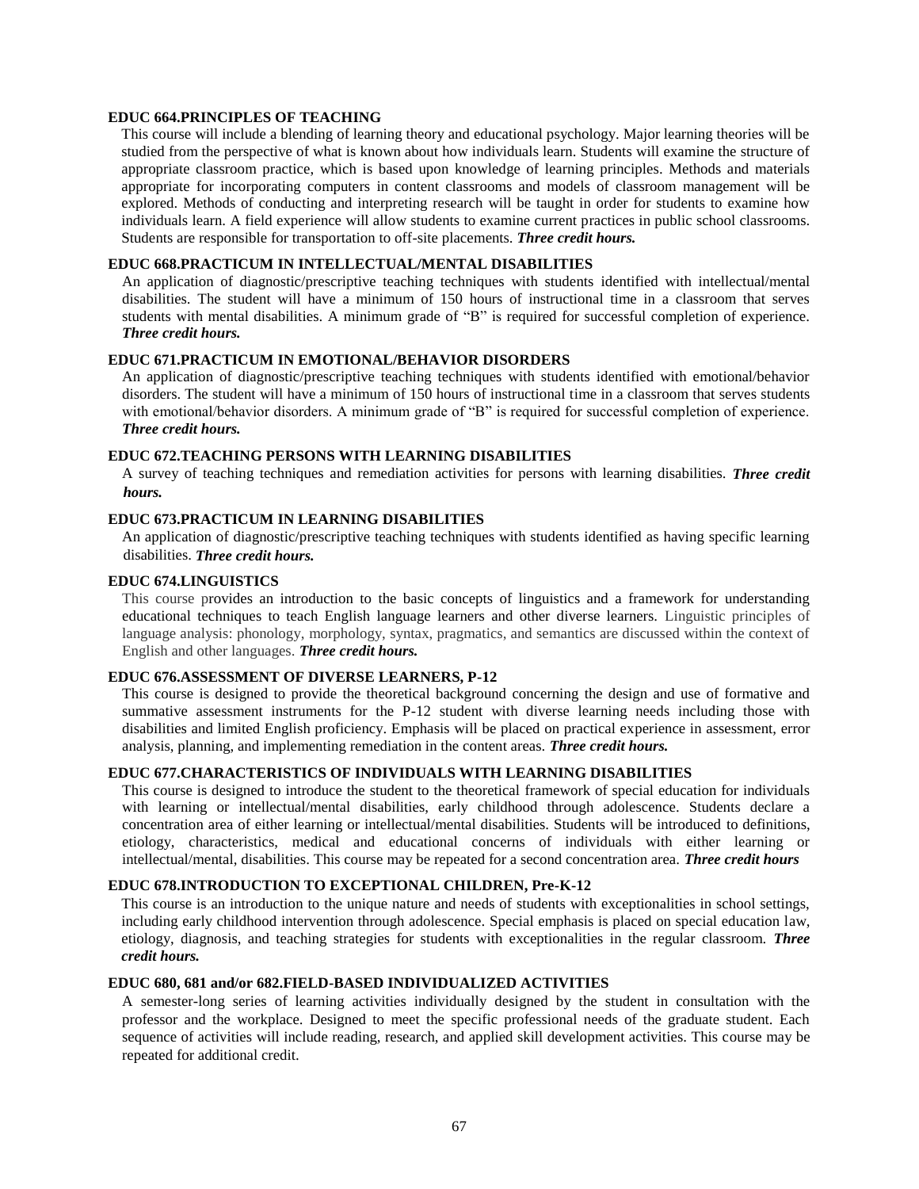**EDUC 664.PRINCIPLES OF TEACHING**

This course will include a blending of learning theory and educational psychology. Major learning theories will be studied from the perspective of what is known about how individuals learn. Students will examine the structure of appropriate classroom practice, which is based upon knowledge of learning principles. Methods and materials appropriate for incorporating computers in content classrooms and models of classroom management will be explored. Methods of conducting and interpreting research will be taught in order for students to examine how individuals learn. A field experience will allow students to examine current practices in public school classrooms. Students are responsible for transportation to off-site placements. ***Three credit hours.***

**EDUC 668.PRACTICUM IN INTELLECTUAL/MENTAL DISABILITIES**

An application of diagnostic/prescriptive teaching techniques with students identified with intellectual/mental disabilities. The student will have a minimum of 150 hours of instructional time in a classroom that serves students with mental disabilities. A minimum grade of "B" is required for successful completion of experience. ***Three credit hours.***

**EDUC 671.PRACTICUM IN EMOTIONAL/BEHAVIOR DISORDERS**

An application of diagnostic/prescriptive teaching techniques with students identified with emotional/behavior disorders. The student will have a minimum of 150 hours of instructional time in a classroom that serves students with emotional/behavior disorders. A minimum grade of "B" is required for successful completion of experience. ***Three credit hours.***

**EDUC 672.TEACHING PERSONS WITH LEARNING DISABILITIES**

A survey of teaching techniques and remediation activities for persons with learning disabilities. ***Three credit hours.***

**EDUC 673.PRACTICUM IN LEARNING DISABILITIES**

An application of diagnostic/prescriptive teaching techniques with students identified as having specific learning disabilities. ***Three credit hours.***

**EDUC 674.LINGUISTICS**

This course provides an introduction to the basic concepts of linguistics and a framework for understanding educational techniques to teach English language learners and other diverse learners. Linguistic principles of language analysis: phonology, morphology, syntax, pragmatics, and semantics are discussed within the context of English and other languages. ***Three credit hours.***

**EDUC 676.ASSESSMENT OF DIVERSE LEARNERS, P-12**

This course is designed to provide the theoretical background concerning the design and use of formative and summative assessment instruments for the P-12 student with diverse learning needs including those with disabilities and limited English proficiency. Emphasis will be placed on practical experience in assessment, error analysis, planning, and implementing remediation in the content areas. ***Three credit hours.***

**EDUC 677.CHARACTERISTICS OF INDIVIDUALS WITH LEARNING DISABILITIES**

This course is designed to introduce the student to the theoretical framework of special education for individuals with learning or intellectual/mental disabilities, early childhood through adolescence. Students declare a concentration area of either learning or intellectual/mental disabilities. Students will be introduced to definitions, etiology, characteristics, medical and educational concerns of individuals with either learning or intellectual/mental, disabilities. This course may be repeated for a second concentration area. ***Three credit hours***

**EDUC 678.INTRODUCTION TO EXCEPTIONAL CHILDREN, Pre-K-12**

This course is an introduction to the unique nature and needs of students with exceptionalities in school settings, including early childhood intervention through adolescence. Special emphasis is placed on special education law, etiology, diagnosis, and teaching strategies for students with exceptionalities in the regular classroom. ***Three credit hours.***

**EDUC 680, 681 and/or 682.FIELD-BASED INDIVIDUALIZED ACTIVITIES**

A semester-long series of learning activities individually designed by the student in consultation with the professor and the workplace. Designed to meet the specific professional needs of the graduate student. Each sequence of activities will include reading, research, and applied skill development activities. This course may be repeated for additional credit.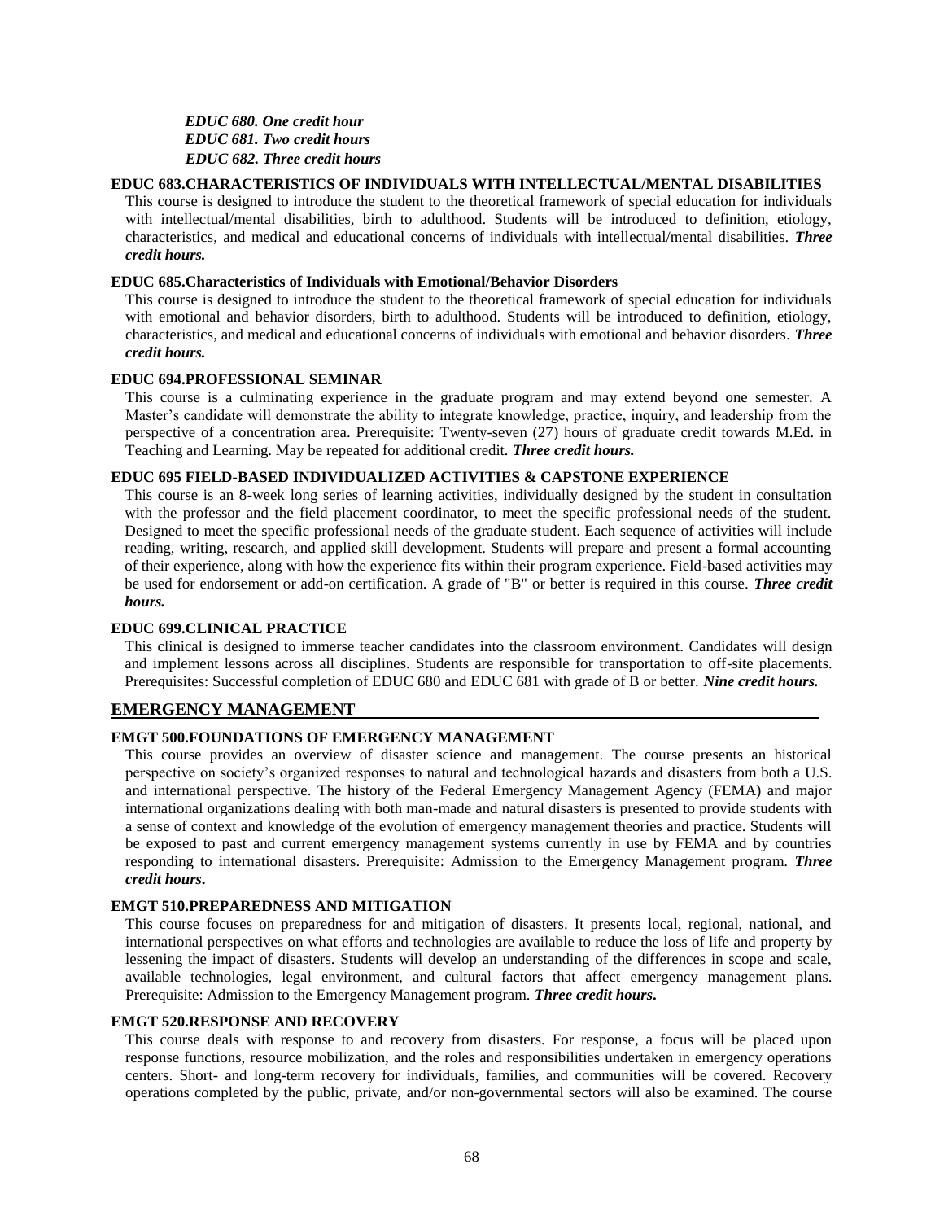*EDUC 680. One credit hour*
*EDUC 681. Two credit hours*
*EDUC 682. Three credit hours*

**EDUC 683.CHARACTERISTICS OF INDIVIDUALS WITH INTELLECTUAL/MENTAL DISABILITIES**

This course is designed to introduce the student to the theoretical framework of special education for individuals with intellectual/mental disabilities, birth to adulthood. Students will be introduced to definition, etiology, characteristics, and medical and educational concerns of individuals with intellectual/mental disabilities. ***Three credit hours.***

**EDUC 685.Characteristics of Individuals with Emotional/Behavior Disorders**

This course is designed to introduce the student to the theoretical framework of special education for individuals with emotional and behavior disorders, birth to adulthood. Students will be introduced to definition, etiology, characteristics, and medical and educational concerns of individuals with emotional and behavior disorders. ***Three credit hours.***

**EDUC 694.PROFESSIONAL SEMINAR**

This course is a culminating experience in the graduate program and may extend beyond one semester. A Master's candidate will demonstrate the ability to integrate knowledge, practice, inquiry, and leadership from the perspective of a concentration area. Prerequisite: Twenty-seven (27) hours of graduate credit towards M.Ed. in Teaching and Learning. May be repeated for additional credit. ***Three credit hours.***

**EDUC 695 FIELD-BASED INDIVIDUALIZED ACTIVITIES & CAPSTONE EXPERIENCE**

This course is an 8-week long series of learning activities, individually designed by the student in consultation with the professor and the field placement coordinator, to meet the specific professional needs of the student. Designed to meet the specific professional needs of the graduate student. Each sequence of activities will include reading, writing, research, and applied skill development. Students will prepare and present a formal accounting of their experience, along with how the experience fits within their program experience. Field-based activities may be used for endorsement or add-on certification. A grade of "B" or better is required in this course. ***Three credit hours.***

**EDUC 699.CLINICAL PRACTICE**

This clinical is designed to immerse teacher candidates into the classroom environment. Candidates will design and implement lessons across all disciplines. Students are responsible for transportation to off-site placements. Prerequisites: Successful completion of EDUC 680 and EDUC 681 with grade of B or better. ***Nine credit hours.***

## EMERGENCY MANAGEMENT

**EMGT 500.FOUNDATIONS OF EMERGENCY MANAGEMENT**

This course provides an overview of disaster science and management. The course presents an historical perspective on society's organized responses to natural and technological hazards and disasters from both a U.S. and international perspective. The history of the Federal Emergency Management Agency (FEMA) and major international organizations dealing with both man-made and natural disasters is presented to provide students with a sense of context and knowledge of the evolution of emergency management theories and practice. Students will be exposed to past and current emergency management systems currently in use by FEMA and by countries responding to international disasters. Prerequisite: Admission to the Emergency Management program. ***Three credit hours.***

**EMGT 510.PREPAREDNESS AND MITIGATION**

This course focuses on preparedness for and mitigation of disasters. It presents local, regional, national, and international perspectives on what efforts and technologies are available to reduce the loss of life and property by lessening the impact of disasters. Students will develop an understanding of the differences in scope and scale, available technologies, legal environment, and cultural factors that affect emergency management plans. Prerequisite: Admission to the Emergency Management program. ***Three credit hours.***

**EMGT 520.RESPONSE AND RECOVERY**

This course deals with response to and recovery from disasters. For response, a focus will be placed upon response functions, resource mobilization, and the roles and responsibilities undertaken in emergency operations centers. Short- and long-term recovery for individuals, families, and communities will be covered. Recovery operations completed by the public, private, and/or non-governmental sectors will also be examined. The course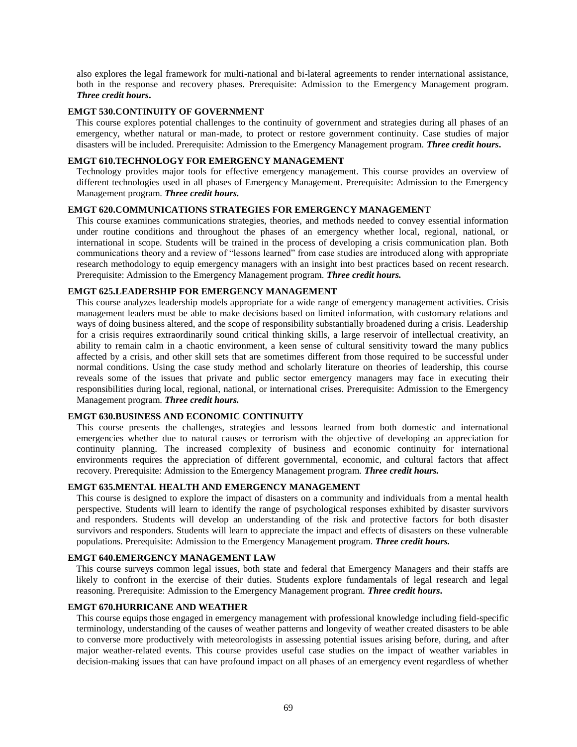also explores the legal framework for multi-national and bi-lateral agreements to render international assistance, both in the response and recovery phases. Prerequisite: Admission to the Emergency Management program. ***Three credit hours*.**

**EMGT 530.CONTINUITY OF GOVERNMENT**

This course explores potential challenges to the continuity of government and strategies during all phases of an emergency, whether natural or man-made, to protect or restore government continuity. Case studies of major disasters will be included. Prerequisite: Admission to the Emergency Management program. ***Three credit hours*.**

**EMGT 610.TECHNOLOGY FOR EMERGENCY MANAGEMENT**

Technology provides major tools for effective emergency management. This course provides an overview of different technologies used in all phases of Emergency Management. Prerequisite: Admission to the Emergency Management program. ***Three credit hours.***

**EMGT 620.COMMUNICATIONS STRATEGIES FOR EMERGENCY MANAGEMENT**

This course examines communications strategies, theories, and methods needed to convey essential information under routine conditions and throughout the phases of an emergency whether local, regional, national, or international in scope. Students will be trained in the process of developing a crisis communication plan. Both communications theory and a review of "lessons learned" from case studies are introduced along with appropriate research methodology to equip emergency managers with an insight into best practices based on recent research. Prerequisite: Admission to the Emergency Management program. ***Three credit hours.***

**EMGT 625.LEADERSHIP FOR EMERGENCY MANAGEMENT**

This course analyzes leadership models appropriate for a wide range of emergency management activities. Crisis management leaders must be able to make decisions based on limited information, with customary relations and ways of doing business altered, and the scope of responsibility substantially broadened during a crisis. Leadership for a crisis requires extraordinarily sound critical thinking skills, a large reservoir of intellectual creativity, an ability to remain calm in a chaotic environment, a keen sense of cultural sensitivity toward the many publics affected by a crisis, and other skill sets that are sometimes different from those required to be successful under normal conditions. Using the case study method and scholarly literature on theories of leadership, this course reveals some of the issues that private and public sector emergency managers may face in executing their responsibilities during local, regional, national, or international crises. Prerequisite: Admission to the Emergency Management program. ***Three credit hours.***

**EMGT 630.BUSINESS AND ECONOMIC CONTINUITY**

This course presents the challenges, strategies and lessons learned from both domestic and international emergencies whether due to natural causes or terrorism with the objective of developing an appreciation for continuity planning. The increased complexity of business and economic continuity for international environments requires the appreciation of different governmental, economic, and cultural factors that affect recovery. Prerequisite: Admission to the Emergency Management program. ***Three credit hours.***

**EMGT 635.MENTAL HEALTH AND EMERGENCY MANAGEMENT**

This course is designed to explore the impact of disasters on a community and individuals from a mental health perspective. Students will learn to identify the range of psychological responses exhibited by disaster survivors and responders. Students will develop an understanding of the risk and protective factors for both disaster survivors and responders. Students will learn to appreciate the impact and effects of disasters on these vulnerable populations. Prerequisite: Admission to the Emergency Management program. ***Three credit hours.***

**EMGT 640.EMERGENCY MANAGEMENT LAW**

This course surveys common legal issues, both state and federal that Emergency Managers and their staffs are likely to confront in the exercise of their duties. Students explore fundamentals of legal research and legal reasoning. Prerequisite: Admission to the Emergency Management program. ***Three credit hours*.**

**EMGT 670.HURRICANE AND WEATHER**

This course equips those engaged in emergency management with professional knowledge including field-specific terminology, understanding of the causes of weather patterns and longevity of weather created disasters to be able to converse more productively with meteorologists in assessing potential issues arising before, during, and after major weather-related events. This course provides useful case studies on the impact of weather variables in decision-making issues that can have profound impact on all phases of an emergency event regardless of whether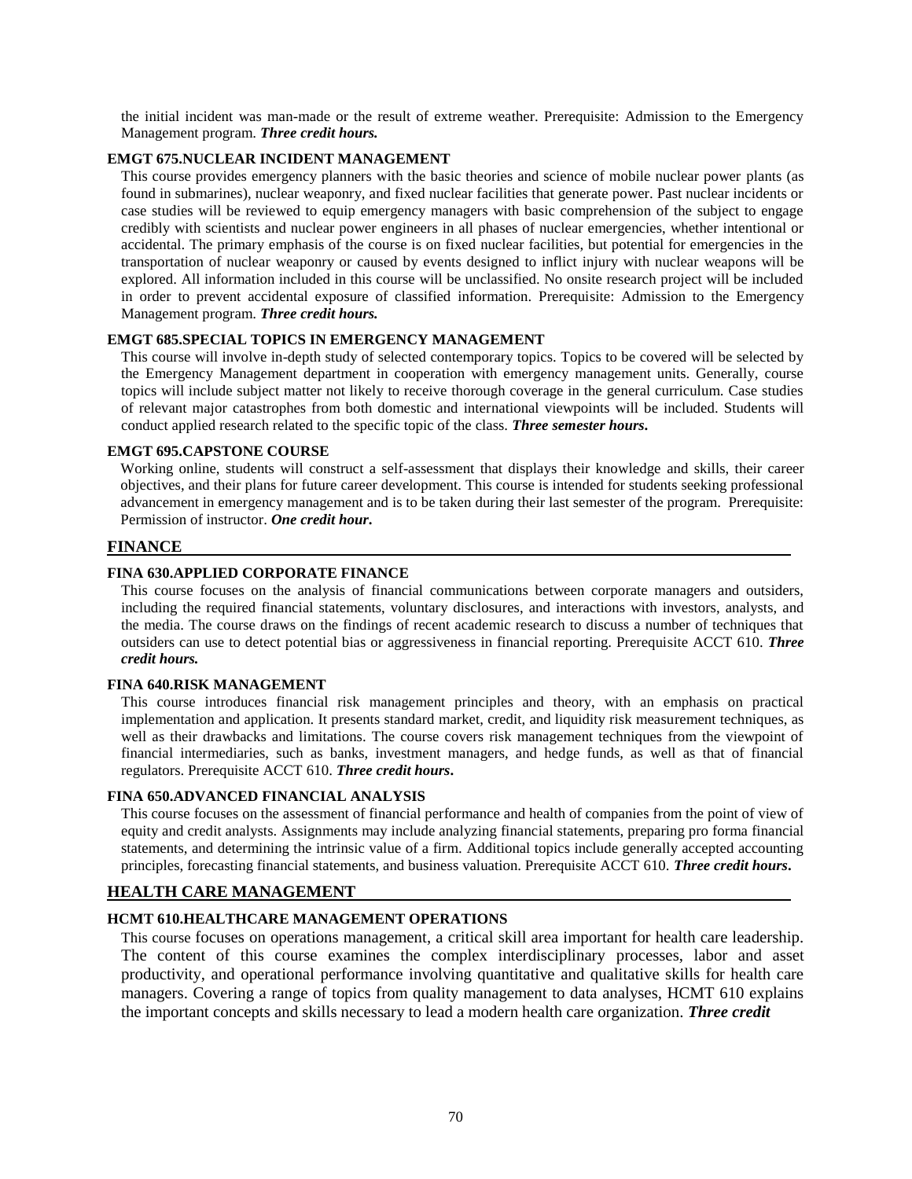the initial incident was man-made or the result of extreme weather. Prerequisite: Admission to the Emergency Management program. ***Three credit hours.***

#### EMGT 675.NUCLEAR INCIDENT MANAGEMENT

This course provides emergency planners with the basic theories and science of mobile nuclear power plants (as found in submarines), nuclear weaponry, and fixed nuclear facilities that generate power. Past nuclear incidents or case studies will be reviewed to equip emergency managers with basic comprehension of the subject to engage credibly with scientists and nuclear power engineers in all phases of nuclear emergencies, whether intentional or accidental. The primary emphasis of the course is on fixed nuclear facilities, but potential for emergencies in the transportation of nuclear weaponry or caused by events designed to inflict injury with nuclear weapons will be explored. All information included in this course will be unclassified. No onsite research project will be included in order to prevent accidental exposure of classified information. Prerequisite: Admission to the Emergency Management program. ***Three credit hours.***

#### EMGT 685.SPECIAL TOPICS IN EMERGENCY MANAGEMENT

This course will involve in-depth study of selected contemporary topics. Topics to be covered will be selected by the Emergency Management department in cooperation with emergency management units. Generally, course topics will include subject matter not likely to receive thorough coverage in the general curriculum. Case studies of relevant major catastrophes from both domestic and international viewpoints will be included. Students will conduct applied research related to the specific topic of the class. ***Three semester hours.***

#### EMGT 695.CAPSTONE COURSE

Working online, students will construct a self-assessment that displays their knowledge and skills, their career objectives, and their plans for future career development. This course is intended for students seeking professional advancement in emergency management and is to be taken during their last semester of the program. Prerequisite: Permission of instructor. ***One credit hour.***

### FINANCE

#### FINA 630.APPLIED CORPORATE FINANCE

This course focuses on the analysis of financial communications between corporate managers and outsiders, including the required financial statements, voluntary disclosures, and interactions with investors, analysts, and the media. The course draws on the findings of recent academic research to discuss a number of techniques that outsiders can use to detect potential bias or aggressiveness in financial reporting. Prerequisite ACCT 610. ***Three credit hours.***

#### FINA 640.RISK MANAGEMENT

This course introduces financial risk management principles and theory, with an emphasis on practical implementation and application. It presents standard market, credit, and liquidity risk measurement techniques, as well as their drawbacks and limitations. The course covers risk management techniques from the viewpoint of financial intermediaries, such as banks, investment managers, and hedge funds, as well as that of financial regulators. Prerequisite ACCT 610. ***Three credit hours.***

#### FINA 650.ADVANCED FINANCIAL ANALYSIS

This course focuses on the assessment of financial performance and health of companies from the point of view of equity and credit analysts. Assignments may include analyzing financial statements, preparing pro forma financial statements, and determining the intrinsic value of a firm. Additional topics include generally accepted accounting principles, forecasting financial statements, and business valuation. Prerequisite ACCT 610. ***Three credit hours.***

### HEALTH CARE MANAGEMENT

#### HCMT 610.HEALTHCARE MANAGEMENT OPERATIONS

This course focuses on operations management, a critical skill area important for health care leadership. The content of this course examines the complex interdisciplinary processes, labor and asset productivity, and operational performance involving quantitative and qualitative skills for health care managers. Covering a range of topics from quality management to data analyses, HCMT 610 explains the important concepts and skills necessary to lead a modern health care organization. ***Three credit***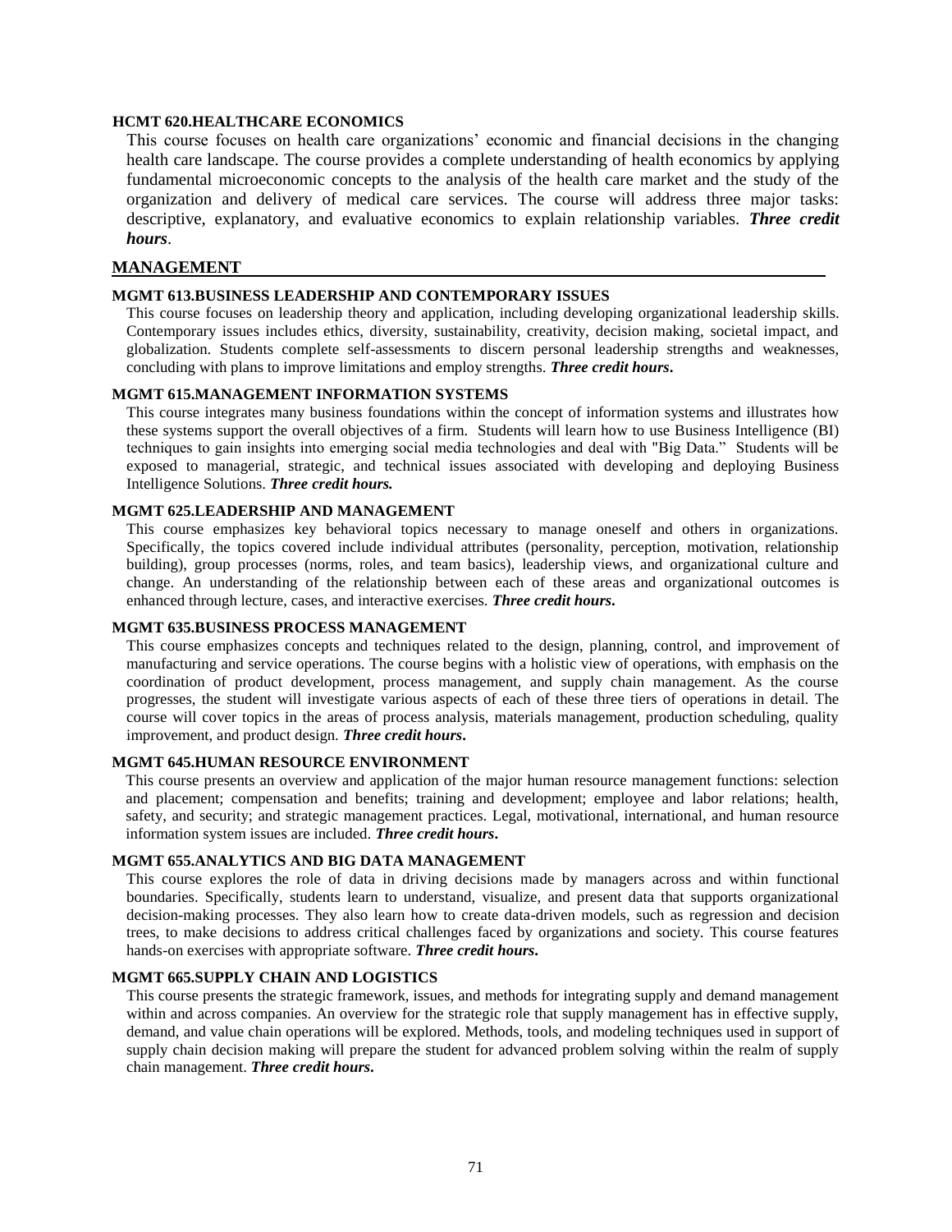### HCMT 620.HEALTHCARE ECONOMICS

This course focuses on health care organizations' economic and financial decisions in the changing health care landscape. The course provides a complete understanding of health economics by applying fundamental microeconomic concepts to the analysis of the health care market and the study of the organization and delivery of medical care services. The course will address three major tasks: descriptive, explanatory, and evaluative economics to explain relationship variables. ***Three credit hours***.

## MANAGEMENT

### MGMT 613.BUSINESS LEADERSHIP AND CONTEMPORARY ISSUES

This course focuses on leadership theory and application, including developing organizational leadership skills. Contemporary issues includes ethics, diversity, sustainability, creativity, decision making, societal impact, and globalization. Students complete self-assessments to discern personal leadership strengths and weaknesses, concluding with plans to improve limitations and employ strengths. ***Three credit hours***.

### MGMT 615.MANAGEMENT INFORMATION SYSTEMS

This course integrates many business foundations within the concept of information systems and illustrates how these systems support the overall objectives of a firm. Students will learn how to use Business Intelligence (BI) techniques to gain insights into emerging social media technologies and deal with "Big Data." Students will be exposed to managerial, strategic, and technical issues associated with developing and deploying Business Intelligence Solutions. ***Three credit hours.***

### MGMT 625.LEADERSHIP AND MANAGEMENT

This course emphasizes key behavioral topics necessary to manage oneself and others in organizations. Specifically, the topics covered include individual attributes (personality, perception, motivation, relationship building), group processes (norms, roles, and team basics), leadership views, and organizational culture and change. An understanding of the relationship between each of these areas and organizational outcomes is enhanced through lecture, cases, and interactive exercises. ***Three credit hours***.

### MGMT 635.BUSINESS PROCESS MANAGEMENT

This course emphasizes concepts and techniques related to the design, planning, control, and improvement of manufacturing and service operations. The course begins with a holistic view of operations, with emphasis on the coordination of product development, process management, and supply chain management. As the course progresses, the student will investigate various aspects of each of these three tiers of operations in detail. The course will cover topics in the areas of process analysis, materials management, production scheduling, quality improvement, and product design. ***Three credit hours***.

### MGMT 645.HUMAN RESOURCE ENVIRONMENT

This course presents an overview and application of the major human resource management functions: selection and placement; compensation and benefits; training and development; employee and labor relations; health, safety, and security; and strategic management practices. Legal, motivational, international, and human resource information system issues are included. ***Three credit hours***.

### MGMT 655.ANALYTICS AND BIG DATA MANAGEMENT

This course explores the role of data in driving decisions made by managers across and within functional boundaries. Specifically, students learn to understand, visualize, and present data that supports organizational decision-making processes. They also learn how to create data-driven models, such as regression and decision trees, to make decisions to address critical challenges faced by organizations and society. This course features hands-on exercises with appropriate software. ***Three credit hours***.

### MGMT 665.SUPPLY CHAIN AND LOGISTICS

This course presents the strategic framework, issues, and methods for integrating supply and demand management within and across companies. An overview for the strategic role that supply management has in effective supply, demand, and value chain operations will be explored. Methods, tools, and modeling techniques used in support of supply chain decision making will prepare the student for advanced problem solving within the realm of supply chain management. ***Three credit hours***.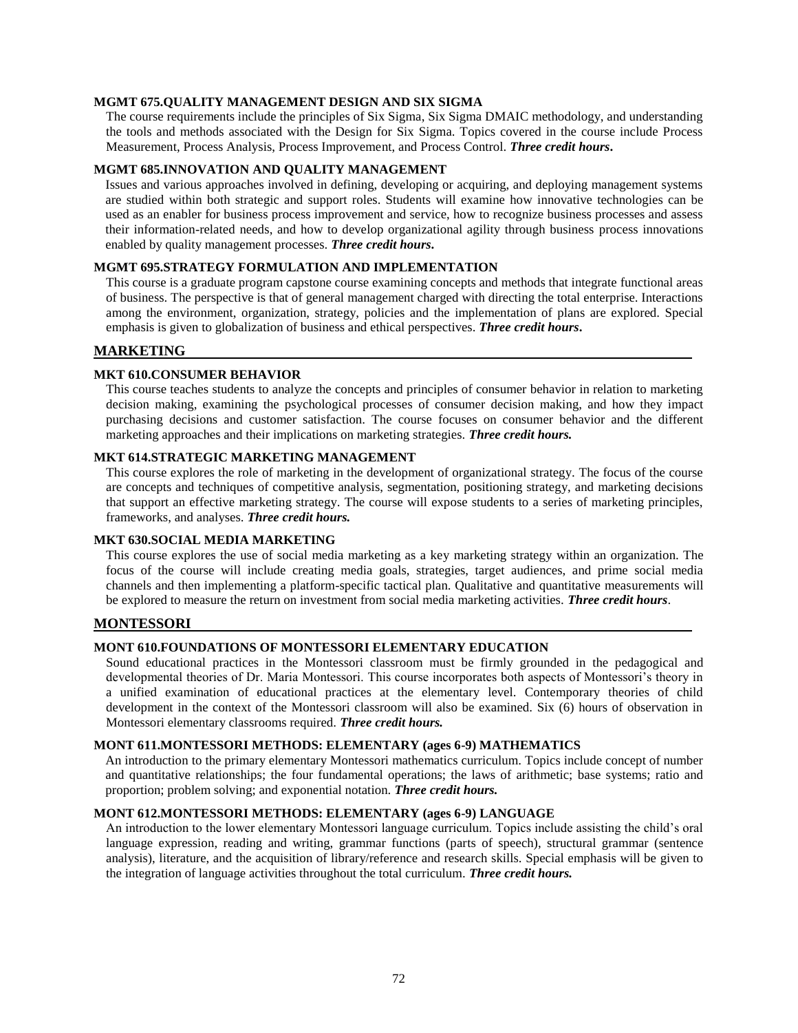#### MGMT 675.QUALITY MANAGEMENT DESIGN AND SIX SIGMA

The course requirements include the principles of Six Sigma, Six Sigma DMAIC methodology, and understanding the tools and methods associated with the Design for Six Sigma. Topics covered in the course include Process Measurement, Process Analysis, Process Improvement, and Process Control. ***Three credit hours*.**

#### MGMT 685.INNOVATION AND QUALITY MANAGEMENT

Issues and various approaches involved in defining, developing or acquiring, and deploying management systems are studied within both strategic and support roles. Students will examine how innovative technologies can be used as an enabler for business process improvement and service, how to recognize business processes and assess their information-related needs, and how to develop organizational agility through business process innovations enabled by quality management processes. ***Three credit hours.***

#### MGMT 695.STRATEGY FORMULATION AND IMPLEMENTATION

This course is a graduate program capstone course examining concepts and methods that integrate functional areas of business. The perspective is that of general management charged with directing the total enterprise. Interactions among the environment, organization, strategy, policies and the implementation of plans are explored. Special emphasis is given to globalization of business and ethical perspectives. ***Three credit hours*.**

## MARKETING

#### MKT 610.CONSUMER BEHAVIOR

This course teaches students to analyze the concepts and principles of consumer behavior in relation to marketing decision making, examining the psychological processes of consumer decision making, and how they impact purchasing decisions and customer satisfaction. The course focuses on consumer behavior and the different marketing approaches and their implications on marketing strategies. ***Three credit hours.***

#### MKT 614.STRATEGIC MARKETING MANAGEMENT

This course explores the role of marketing in the development of organizational strategy. The focus of the course are concepts and techniques of competitive analysis, segmentation, positioning strategy, and marketing decisions that support an effective marketing strategy. The course will expose students to a series of marketing principles, frameworks, and analyses. ***Three credit hours.***

#### MKT 630.SOCIAL MEDIA MARKETING

This course explores the use of social media marketing as a key marketing strategy within an organization. The focus of the course will include creating media goals, strategies, target audiences, and prime social media channels and then implementing a platform-specific tactical plan. Qualitative and quantitative measurements will be explored to measure the return on investment from social media marketing activities. ***Three credit hours***.

## MONTESSORI

#### MONT 610.FOUNDATIONS OF MONTESSORI ELEMENTARY EDUCATION

Sound educational practices in the Montessori classroom must be firmly grounded in the pedagogical and developmental theories of Dr. Maria Montessori. This course incorporates both aspects of Montessori's theory in a unified examination of educational practices at the elementary level. Contemporary theories of child development in the context of the Montessori classroom will also be examined. Six (6) hours of observation in Montessori elementary classrooms required. ***Three credit hours.***

#### MONT 611.MONTESSORI METHODS: ELEMENTARY (ages 6-9) MATHEMATICS

An introduction to the primary elementary Montessori mathematics curriculum. Topics include concept of number and quantitative relationships; the four fundamental operations; the laws of arithmetic; base systems; ratio and proportion; problem solving; and exponential notation. ***Three credit hours.***

#### MONT 612.MONTESSORI METHODS: ELEMENTARY (ages 6-9) LANGUAGE

An introduction to the lower elementary Montessori language curriculum. Topics include assisting the child's oral language expression, reading and writing, grammar functions (parts of speech), structural grammar (sentence analysis), literature, and the acquisition of library/reference and research skills. Special emphasis will be given to the integration of language activities throughout the total curriculum. ***Three credit hours.***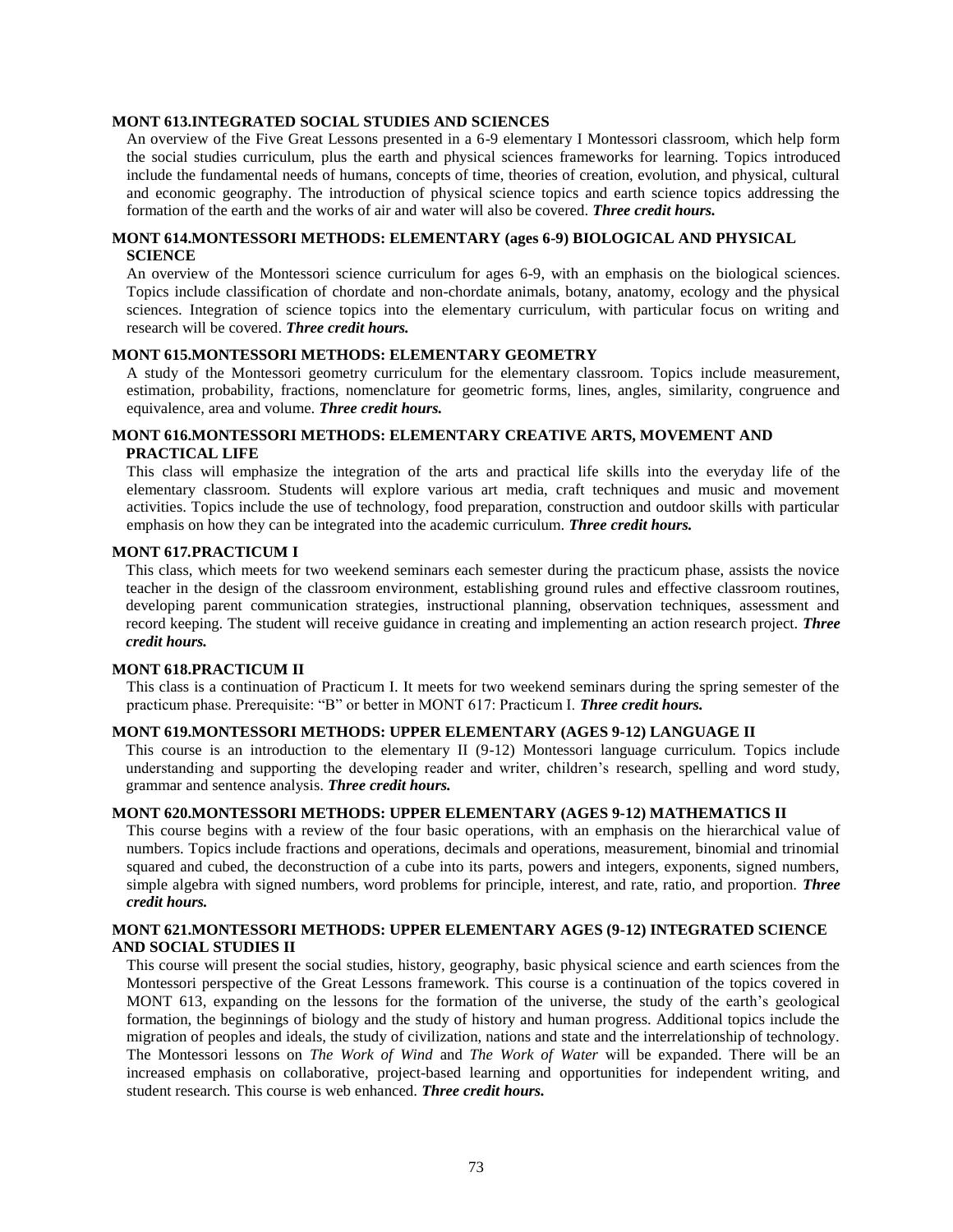**MONT 613.INTEGRATED SOCIAL STUDIES AND SCIENCES**

An overview of the Five Great Lessons presented in a 6-9 elementary I Montessori classroom, which help form the social studies curriculum, plus the earth and physical sciences frameworks for learning. Topics introduced include the fundamental needs of humans, concepts of time, theories of creation, evolution, and physical, cultural and economic geography. The introduction of physical science topics and earth science topics addressing the formation of the earth and the works of air and water will also be covered. ***Three credit hours.***

**MONT 614.MONTESSORI METHODS: ELEMENTARY (ages 6-9) BIOLOGICAL AND PHYSICAL SCIENCE**

An overview of the Montessori science curriculum for ages 6-9, with an emphasis on the biological sciences. Topics include classification of chordate and non-chordate animals, botany, anatomy, ecology and the physical sciences. Integration of science topics into the elementary curriculum, with particular focus on writing and research will be covered. ***Three credit hours.***

**MONT 615.MONTESSORI METHODS: ELEMENTARY GEOMETRY**

A study of the Montessori geometry curriculum for the elementary classroom. Topics include measurement, estimation, probability, fractions, nomenclature for geometric forms, lines, angles, similarity, congruence and equivalence, area and volume. ***Three credit hours.***

**MONT 616.MONTESSORI METHODS: ELEMENTARY CREATIVE ARTS, MOVEMENT AND PRACTICAL LIFE**

This class will emphasize the integration of the arts and practical life skills into the everyday life of the elementary classroom. Students will explore various art media, craft techniques and music and movement activities. Topics include the use of technology, food preparation, construction and outdoor skills with particular emphasis on how they can be integrated into the academic curriculum. ***Three credit hours.***

**MONT 617.PRACTICUM I**

This class, which meets for two weekend seminars each semester during the practicum phase, assists the novice teacher in the design of the classroom environment, establishing ground rules and effective classroom routines, developing parent communication strategies, instructional planning, observation techniques, assessment and record keeping. The student will receive guidance in creating and implementing an action research project. ***Three credit hours.***

**MONT 618.PRACTICUM II**

This class is a continuation of Practicum I. It meets for two weekend seminars during the spring semester of the practicum phase. Prerequisite: "B" or better in MONT 617: Practicum I. ***Three credit hours.***

**MONT 619.MONTESSORI METHODS: UPPER ELEMENTARY (AGES 9-12) LANGUAGE II**

This course is an introduction to the elementary II (9-12) Montessori language curriculum. Topics include understanding and supporting the developing reader and writer, children's research, spelling and word study, grammar and sentence analysis. ***Three credit hours.***

**MONT 620.MONTESSORI METHODS: UPPER ELEMENTARY (AGES 9-12) MATHEMATICS II**

This course begins with a review of the four basic operations, with an emphasis on the hierarchical value of numbers. Topics include fractions and operations, decimals and operations, measurement, binomial and trinomial squared and cubed, the deconstruction of a cube into its parts, powers and integers, exponents, signed numbers, simple algebra with signed numbers, word problems for principle, interest, and rate, ratio, and proportion. ***Three credit hours.***

**MONT 621.MONTESSORI METHODS: UPPER ELEMENTARY AGES (9-12) INTEGRATED SCIENCE AND SOCIAL STUDIES II**

This course will present the social studies, history, geography, basic physical science and earth sciences from the Montessori perspective of the Great Lessons framework. This course is a continuation of the topics covered in MONT 613, expanding on the lessons for the formation of the universe, the study of the earth's geological formation, the beginnings of biology and the study of history and human progress. Additional topics include the migration of peoples and ideals, the study of civilization, nations and state and the interrelationship of technology. The Montessori lessons on *The Work of Wind* and *The Work of Water* will be expanded. There will be an increased emphasis on collaborative, project-based learning and opportunities for independent writing, and student research. This course is web enhanced. ***Three credit hours.***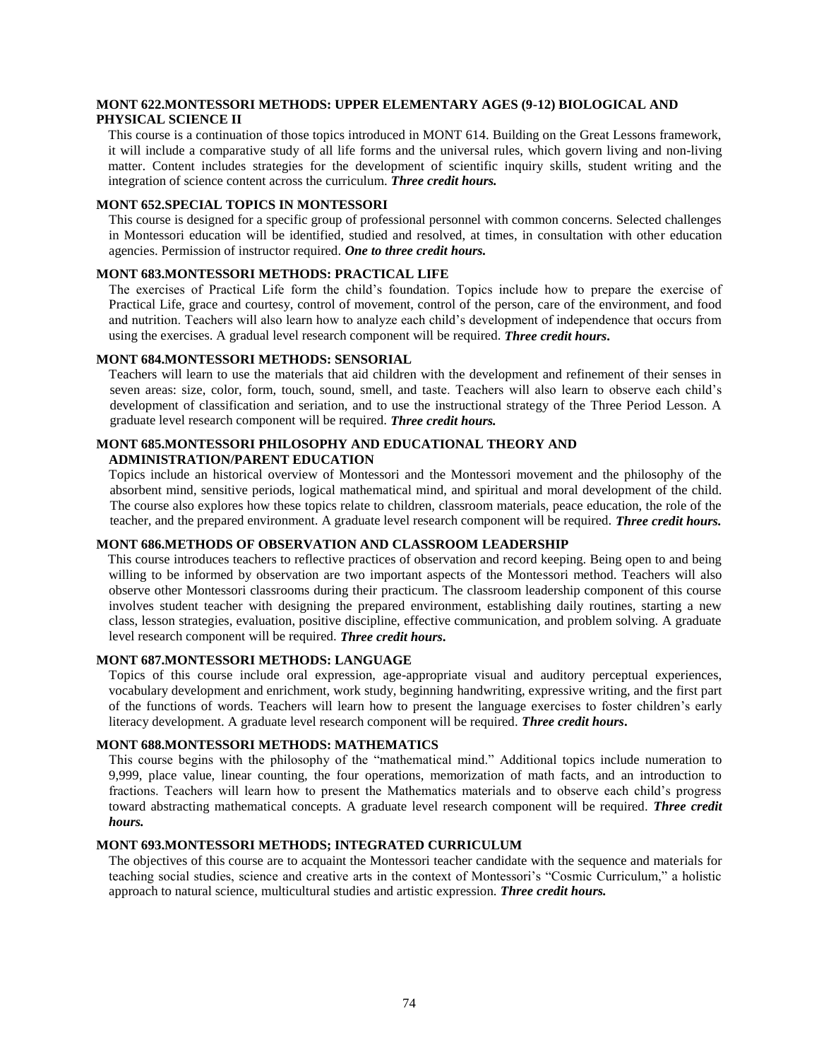**MONT 622.MONTESSORI METHODS: UPPER ELEMENTARY AGES (9-12) BIOLOGICAL AND PHYSICAL SCIENCE II**

This course is a continuation of those topics introduced in MONT 614. Building on the Great Lessons framework, it will include a comparative study of all life forms and the universal rules, which govern living and non-living matter. Content includes strategies for the development of scientific inquiry skills, student writing and the integration of science content across the curriculum. ***Three credit hours.***

**MONT 652.SPECIAL TOPICS IN MONTESSORI**

This course is designed for a specific group of professional personnel with common concerns. Selected challenges in Montessori education will be identified, studied and resolved, at times, in consultation with other education agencies. Permission of instructor required. ***One to three credit hours.***

**MONT 683.MONTESSORI METHODS: PRACTICAL LIFE**

The exercises of Practical Life form the child's foundation. Topics include how to prepare the exercise of Practical Life, grace and courtesy, control of movement, control of the person, care of the environment, and food and nutrition. Teachers will also learn how to analyze each child's development of independence that occurs from using the exercises. A gradual level research component will be required. ***Three credit hours.***

**MONT 684.MONTESSORI METHODS: SENSORIAL**

Teachers will learn to use the materials that aid children with the development and refinement of their senses in seven areas: size, color, form, touch, sound, smell, and taste. Teachers will also learn to observe each child's development of classification and seriation, and to use the instructional strategy of the Three Period Lesson. A graduate level research component will be required. ***Three credit hours.***

**MONT 685.MONTESSORI PHILOSOPHY AND EDUCATIONAL THEORY AND ADMINISTRATION/PARENT EDUCATION**

Topics include an historical overview of Montessori and the Montessori movement and the philosophy of the absorbent mind, sensitive periods, logical mathematical mind, and spiritual and moral development of the child. The course also explores how these topics relate to children, classroom materials, peace education, the role of the teacher, and the prepared environment. A graduate level research component will be required. ***Three credit hours.***

**MONT 686.METHODS OF OBSERVATION AND CLASSROOM LEADERSHIP**

This course introduces teachers to reflective practices of observation and record keeping. Being open to and being willing to be informed by observation are two important aspects of the Montessori method. Teachers will also observe other Montessori classrooms during their practicum. The classroom leadership component of this course involves student teacher with designing the prepared environment, establishing daily routines, starting a new class, lesson strategies, evaluation, positive discipline, effective communication, and problem solving. A graduate level research component will be required. ***Three credit hours.***

**MONT 687.MONTESSORI METHODS: LANGUAGE**

Topics of this course include oral expression, age-appropriate visual and auditory perceptual experiences, vocabulary development and enrichment, work study, beginning handwriting, expressive writing, and the first part of the functions of words. Teachers will learn how to present the language exercises to foster children's early literacy development. A graduate level research component will be required. ***Three credit hours.***

**MONT 688.MONTESSORI METHODS: MATHEMATICS**

This course begins with the philosophy of the "mathematical mind." Additional topics include numeration to 9,999, place value, linear counting, the four operations, memorization of math facts, and an introduction to fractions. Teachers will learn how to present the Mathematics materials and to observe each child's progress toward abstracting mathematical concepts. A graduate level research component will be required. ***Three credit hours.***

**MONT 693.MONTESSORI METHODS; INTEGRATED CURRICULUM**

The objectives of this course are to acquaint the Montessori teacher candidate with the sequence and materials for teaching social studies, science and creative arts in the context of Montessori's "Cosmic Curriculum," a holistic approach to natural science, multicultural studies and artistic expression. ***Three credit hours.***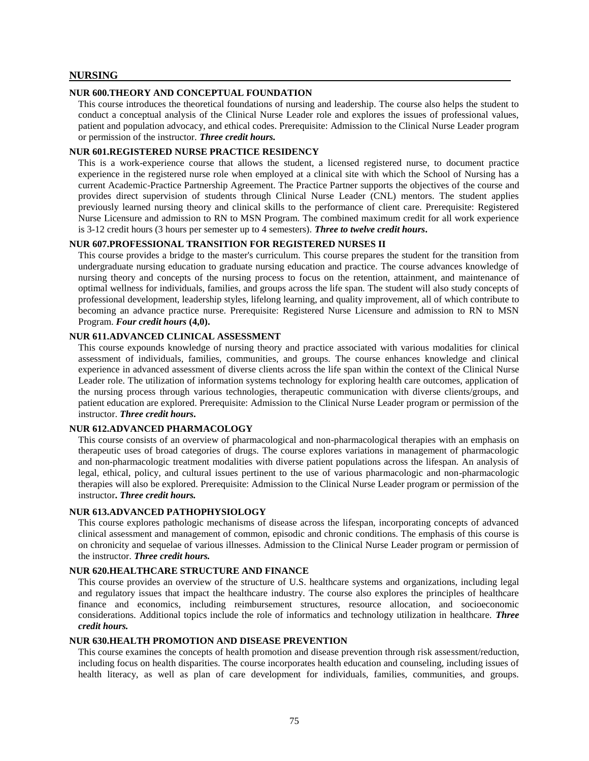## NURSING

### NUR 600.THEORY AND CONCEPTUAL FOUNDATION

This course introduces the theoretical foundations of nursing and leadership. The course also helps the student to conduct a conceptual analysis of the Clinical Nurse Leader role and explores the issues of professional values, patient and population advocacy, and ethical codes. Prerequisite: Admission to the Clinical Nurse Leader program or permission of the instructor. ***Three credit hours.***

### NUR 601.REGISTERED NURSE PRACTICE RESIDENCY

This is a work-experience course that allows the student, a licensed registered nurse, to document practice experience in the registered nurse role when employed at a clinical site with which the School of Nursing has a current Academic-Practice Partnership Agreement. The Practice Partner supports the objectives of the course and provides direct supervision of students through Clinical Nurse Leader (CNL) mentors. The student applies previously learned nursing theory and clinical skills to the performance of client care. Prerequisite: Registered Nurse Licensure and admission to RN to MSN Program. The combined maximum credit for all work experience is 3-12 credit hours (3 hours per semester up to 4 semesters). ***Three to twelve credit hours*.**

### NUR 607.PROFESSIONAL TRANSITION FOR REGISTERED NURSES II

This course provides a bridge to the master's curriculum. This course prepares the student for the transition from undergraduate nursing education to graduate nursing education and practice. The course advances knowledge of nursing theory and concepts of the nursing process to focus on the retention, attainment, and maintenance of optimal wellness for individuals, families, and groups across the life span. The student will also study concepts of professional development, leadership styles, lifelong learning, and quality improvement, all of which contribute to becoming an advance practice nurse. Prerequisite: Registered Nurse Licensure and admission to RN to MSN Program. ***Four credit hours* (4,0).**

### NUR 611.ADVANCED CLINICAL ASSESSMENT

This course expounds knowledge of nursing theory and practice associated with various modalities for clinical assessment of individuals, families, communities, and groups. The course enhances knowledge and clinical experience in advanced assessment of diverse clients across the life span within the context of the Clinical Nurse Leader role. The utilization of information systems technology for exploring health care outcomes, application of the nursing process through various technologies, therapeutic communication with diverse clients/groups, and patient education are explored. Prerequisite: Admission to the Clinical Nurse Leader program or permission of the instructor. ***Three credit hours*.**

### NUR 612.ADVANCED PHARMACOLOGY

This course consists of an overview of pharmacological and non-pharmacological therapies with an emphasis on therapeutic uses of broad categories of drugs. The course explores variations in management of pharmacologic and non-pharmacologic treatment modalities with diverse patient populations across the lifespan. An analysis of legal, ethical, policy, and cultural issues pertinent to the use of various pharmacologic and non-pharmacologic therapies will also be explored. Prerequisite: Admission to the Clinical Nurse Leader program or permission of the instructor**. *Three credit hours.***

### NUR 613.ADVANCED PATHOPHYSIOLOGY

This course explores pathologic mechanisms of disease across the lifespan, incorporating concepts of advanced clinical assessment and management of common, episodic and chronic conditions. The emphasis of this course is on chronicity and sequelae of various illnesses. Admission to the Clinical Nurse Leader program or permission of the instructor. ***Three credit hours.***

### NUR 620.HEALTHCARE STRUCTURE AND FINANCE

This course provides an overview of the structure of U.S. healthcare systems and organizations, including legal and regulatory issues that impact the healthcare industry. The course also explores the principles of healthcare finance and economics, including reimbursement structures, resource allocation, and socioeconomic considerations. Additional topics include the role of informatics and technology utilization in healthcare. ***Three credit hours.***

### NUR 630.HEALTH PROMOTION AND DISEASE PREVENTION

This course examines the concepts of health promotion and disease prevention through risk assessment/reduction, including focus on health disparities. The course incorporates health education and counseling, including issues of health literacy, as well as plan of care development for individuals, families, communities, and groups.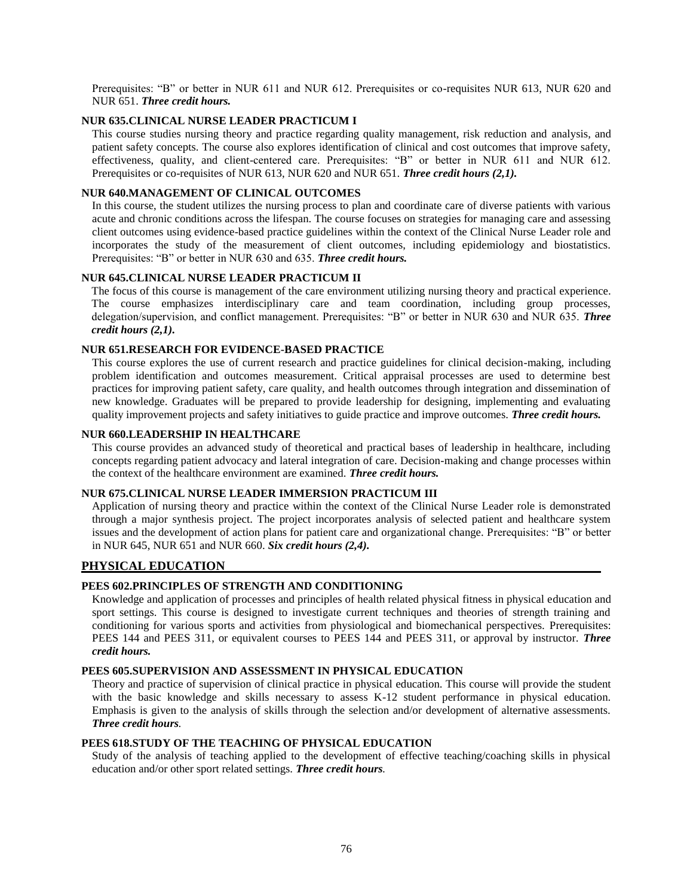Prerequisites: "B" or better in NUR 611 and NUR 612. Prerequisites or co-requisites NUR 613, NUR 620 and NUR 651. ***Three credit hours.***

#### NUR 635.CLINICAL NURSE LEADER PRACTICUM I

This course studies nursing theory and practice regarding quality management, risk reduction and analysis, and patient safety concepts. The course also explores identification of clinical and cost outcomes that improve safety, effectiveness, quality, and client-centered care. Prerequisites: "B" or better in NUR 611 and NUR 612. Prerequisites or co-requisites of NUR 613, NUR 620 and NUR 651. ***Three credit hours (2,1).***

#### NUR 640.MANAGEMENT OF CLINICAL OUTCOMES

In this course, the student utilizes the nursing process to plan and coordinate care of diverse patients with various acute and chronic conditions across the lifespan. The course focuses on strategies for managing care and assessing client outcomes using evidence-based practice guidelines within the context of the Clinical Nurse Leader role and incorporates the study of the measurement of client outcomes, including epidemiology and biostatistics. Prerequisites: "B" or better in NUR 630 and 635. ***Three credit hours.***

#### NUR 645.CLINICAL NURSE LEADER PRACTICUM II

The focus of this course is management of the care environment utilizing nursing theory and practical experience. The course emphasizes interdisciplinary care and team coordination, including group processes, delegation/supervision, and conflict management. Prerequisites: "B" or better in NUR 630 and NUR 635. ***Three credit hours (2,1).***

#### NUR 651.RESEARCH FOR EVIDENCE-BASED PRACTICE

This course explores the use of current research and practice guidelines for clinical decision-making, including problem identification and outcomes measurement. Critical appraisal processes are used to determine best practices for improving patient safety, care quality, and health outcomes through integration and dissemination of new knowledge. Graduates will be prepared to provide leadership for designing, implementing and evaluating quality improvement projects and safety initiatives to guide practice and improve outcomes. ***Three credit hours.***

#### NUR 660.LEADERSHIP IN HEALTHCARE

This course provides an advanced study of theoretical and practical bases of leadership in healthcare, including concepts regarding patient advocacy and lateral integration of care. Decision-making and change processes within the context of the healthcare environment are examined. ***Three credit hours.***

#### NUR 675.CLINICAL NURSE LEADER IMMERSION PRACTICUM III

Application of nursing theory and practice within the context of the Clinical Nurse Leader role is demonstrated through a major synthesis project. The project incorporates analysis of selected patient and healthcare system issues and the development of action plans for patient care and organizational change. Prerequisites: "B" or better in NUR 645, NUR 651 and NUR 660. ***Six credit hours (2,4).***

### PHYSICAL EDUCATION

#### PEES 602.PRINCIPLES OF STRENGTH AND CONDITIONING

Knowledge and application of processes and principles of health related physical fitness in physical education and sport settings. This course is designed to investigate current techniques and theories of strength training and conditioning for various sports and activities from physiological and biomechanical perspectives. Prerequisites: PEES 144 and PEES 311, or equivalent courses to PEES 144 and PEES 311, or approval by instructor. ***Three credit hours.***

#### PEES 605.SUPERVISION AND ASSESSMENT IN PHYSICAL EDUCATION

Theory and practice of supervision of clinical practice in physical education. This course will provide the student with the basic knowledge and skills necessary to assess K-12 student performance in physical education. Emphasis is given to the analysis of skills through the selection and/or development of alternative assessments. ***Three credit hours.***

#### PEES 618.STUDY OF THE TEACHING OF PHYSICAL EDUCATION

Study of the analysis of teaching applied to the development of effective teaching/coaching skills in physical education and/or other sport related settings. ***Three credit hours.***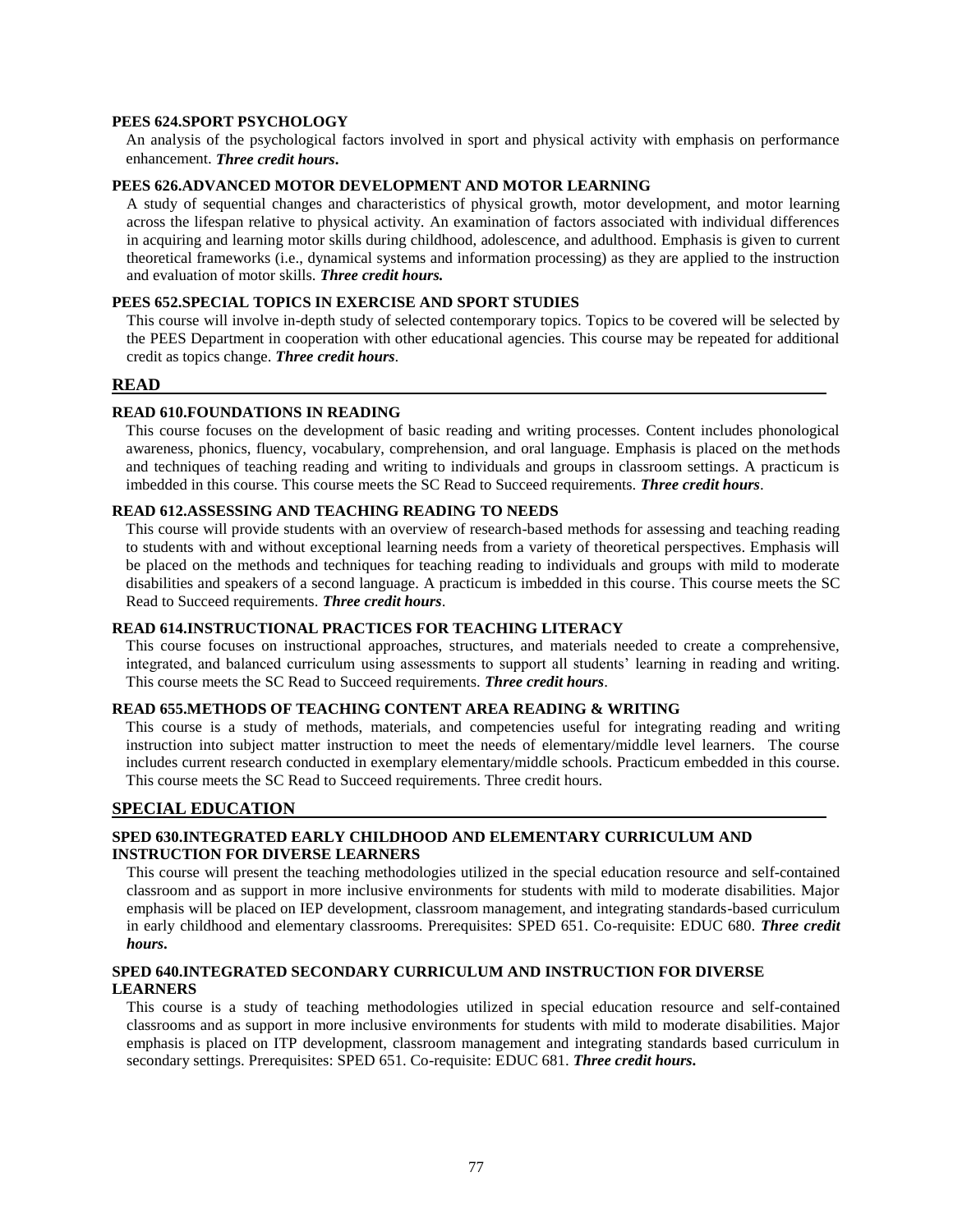#### PEES 624.SPORT PSYCHOLOGY

An analysis of the psychological factors involved in sport and physical activity with emphasis on performance enhancement. ***Three credit hours*.**

#### PEES 626.ADVANCED MOTOR DEVELOPMENT AND MOTOR LEARNING

A study of sequential changes and characteristics of physical growth, motor development, and motor learning across the lifespan relative to physical activity. An examination of factors associated with individual differences in acquiring and learning motor skills during childhood, adolescence, and adulthood. Emphasis is given to current theoretical frameworks (i.e., dynamical systems and information processing) as they are applied to the instruction and evaluation of motor skills. ***Three credit hours.***

#### PEES 652.SPECIAL TOPICS IN EXERCISE AND SPORT STUDIES

This course will involve in-depth study of selected contemporary topics. Topics to be covered will be selected by the PEES Department in cooperation with other educational agencies. This course may be repeated for additional credit as topics change. ***Three credit hours***.

## READ

#### READ 610.FOUNDATIONS IN READING

This course focuses on the development of basic reading and writing processes. Content includes phonological awareness, phonics, fluency, vocabulary, comprehension, and oral language. Emphasis is placed on the methods and techniques of teaching reading and writing to individuals and groups in classroom settings. A practicum is imbedded in this course. This course meets the SC Read to Succeed requirements. ***Three credit hours***.

#### READ 612.ASSESSING AND TEACHING READING TO NEEDS

This course will provide students with an overview of research-based methods for assessing and teaching reading to students with and without exceptional learning needs from a variety of theoretical perspectives. Emphasis will be placed on the methods and techniques for teaching reading to individuals and groups with mild to moderate disabilities and speakers of a second language. A practicum is imbedded in this course. This course meets the SC Read to Succeed requirements. ***Three credit hours***.

#### READ 614.INSTRUCTIONAL PRACTICES FOR TEACHING LITERACY

This course focuses on instructional approaches, structures, and materials needed to create a comprehensive, integrated, and balanced curriculum using assessments to support all students' learning in reading and writing. This course meets the SC Read to Succeed requirements. ***Three credit hours***.

#### READ 655.METHODS OF TEACHING CONTENT AREA READING & WRITING

This course is a study of methods, materials, and competencies useful for integrating reading and writing instruction into subject matter instruction to meet the needs of elementary/middle level learners. The course includes current research conducted in exemplary elementary/middle schools. Practicum embedded in this course. This course meets the SC Read to Succeed requirements. Three credit hours.

## SPECIAL EDUCATION

#### SPED 630.INTEGRATED EARLY CHILDHOOD AND ELEMENTARY CURRICULUM AND INSTRUCTION FOR DIVERSE LEARNERS

This course will present the teaching methodologies utilized in the special education resource and self-contained classroom and as support in more inclusive environments for students with mild to moderate disabilities. Major emphasis will be placed on IEP development, classroom management, and integrating standards-based curriculum in early childhood and elementary classrooms. Prerequisites: SPED 651. Co-requisite: EDUC 680. ***Three credit hours*.**

#### SPED 640.INTEGRATED SECONDARY CURRICULUM AND INSTRUCTION FOR DIVERSE LEARNERS

This course is a study of teaching methodologies utilized in special education resource and self-contained classrooms and as support in more inclusive environments for students with mild to moderate disabilities. Major emphasis is placed on ITP development, classroom management and integrating standards based curriculum in secondary settings. Prerequisites: SPED 651. Co-requisite: EDUC 681. ***Three credit hours*.**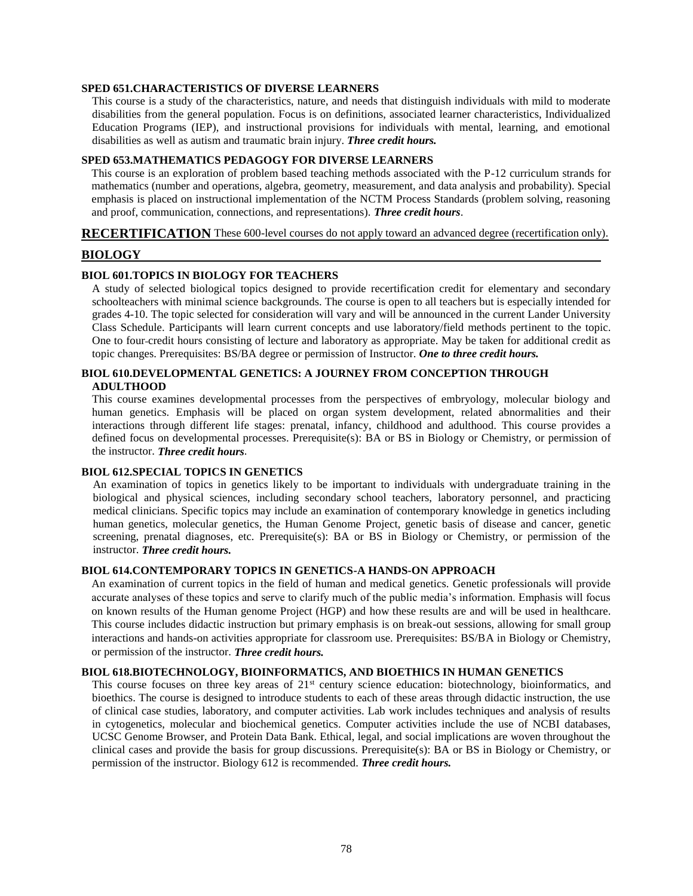**SPED 651.CHARACTERISTICS OF DIVERSE LEARNERS**

This course is a study of the characteristics, nature, and needs that distinguish individuals with mild to moderate disabilities from the general population. Focus is on definitions, associated learner characteristics, Individualized Education Programs (IEP), and instructional provisions for individuals with mental, learning, and emotional disabilities as well as autism and traumatic brain injury. ***Three credit hours.***

**SPED 653.MATHEMATICS PEDAGOGY FOR DIVERSE LEARNERS**

This course is an exploration of problem based teaching methods associated with the P-12 curriculum strands for mathematics (number and operations, algebra, geometry, measurement, and data analysis and probability). Special emphasis is placed on instructional implementation of the NCTM Process Standards (problem solving, reasoning and proof, communication, connections, and representations). ***Three credit hours***.

## RECERTIFICATION

These 600-level courses do not apply toward an advanced degree (recertification only).

### BIOLOGY

**BIOL 601.TOPICS IN BIOLOGY FOR TEACHERS**

A study of selected biological topics designed to provide recertification credit for elementary and secondary schoolteachers with minimal science backgrounds. The course is open to all teachers but is especially intended for grades 4-10. The topic selected for consideration will vary and will be announced in the current Lander University Class Schedule. Participants will learn current concepts and use laboratory/field methods pertinent to the topic. One to four-credit hours consisting of lecture and laboratory as appropriate. May be taken for additional credit as topic changes. Prerequisites: BS/BA degree or permission of Instructor. ***One to three credit hours.***

**BIOL 610.DEVELOPMENTAL GENETICS: A JOURNEY FROM CONCEPTION THROUGH ADULTHOOD**

This course examines developmental processes from the perspectives of embryology, molecular biology and human genetics. Emphasis will be placed on organ system development, related abnormalities and their interactions through different life stages: prenatal, infancy, childhood and adulthood. This course provides a defined focus on developmental processes. Prerequisite(s): BA or BS in Biology or Chemistry, or permission of the instructor. ***Three credit hours***.

**BIOL 612.SPECIAL TOPICS IN GENETICS**

An examination of topics in genetics likely to be important to individuals with undergraduate training in the biological and physical sciences, including secondary school teachers, laboratory personnel, and practicing medical clinicians. Specific topics may include an examination of contemporary knowledge in genetics including human genetics, molecular genetics, the Human Genome Project, genetic basis of disease and cancer, genetic screening, prenatal diagnoses, etc. Prerequisite(s): BA or BS in Biology or Chemistry, or permission of the instructor. ***Three credit hours.***

**BIOL 614.CONTEMPORARY TOPICS IN GENETICS-A HANDS-ON APPROACH**

An examination of current topics in the field of human and medical genetics. Genetic professionals will provide accurate analyses of these topics and serve to clarify much of the public media's information. Emphasis will focus on known results of the Human genome Project (HGP) and how these results are and will be used in healthcare. This course includes didactic instruction but primary emphasis is on break-out sessions, allowing for small group interactions and hands-on activities appropriate for classroom use. Prerequisites: BS/BA in Biology or Chemistry, or permission of the instructor. ***Three credit hours.***

**BIOL 618.BIOTECHNOLOGY, BIOINFORMATICS, AND BIOETHICS IN HUMAN GENETICS**

This course focuses on three key areas of 21st century science education: biotechnology, bioinformatics, and bioethics. The course is designed to introduce students to each of these areas through didactic instruction, the use of clinical case studies, laboratory, and computer activities. Lab work includes techniques and analysis of results in cytogenetics, molecular and biochemical genetics. Computer activities include the use of NCBI databases, UCSC Genome Browser, and Protein Data Bank. Ethical, legal, and social implications are woven throughout the clinical cases and provide the basis for group discussions. Prerequisite(s): BA or BS in Biology or Chemistry, or permission of the instructor. Biology 612 is recommended. ***Three credit hours.***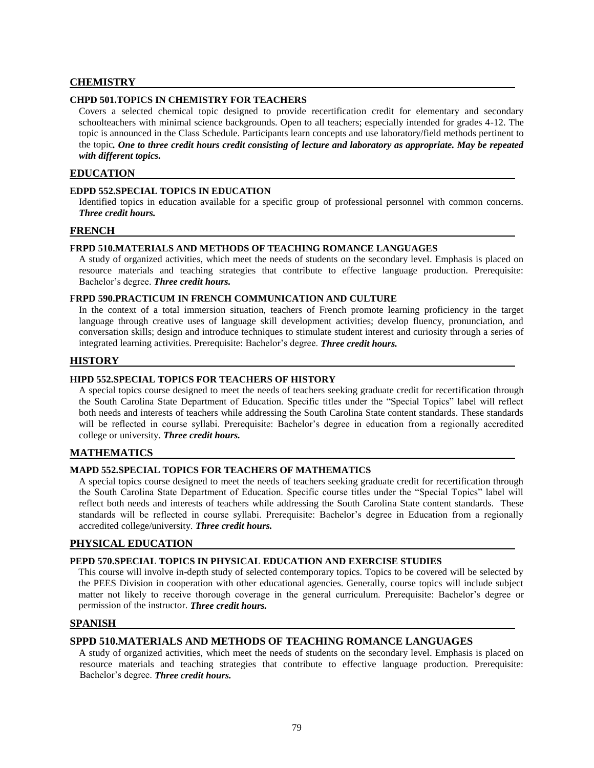## CHEMISTRY

### CHPD 501.TOPICS IN CHEMISTRY FOR TEACHERS

Covers a selected chemical topic designed to provide recertification credit for elementary and secondary schoolteachers with minimal science backgrounds. Open to all teachers; especially intended for grades 4-12. The topic is announced in the Class Schedule. Participants learn concepts and use laboratory/field methods pertinent to the topic***. One to three credit hours credit consisting of lecture and laboratory as appropriate. May be repeated with different topics.***

## EDUCATION

### EDPD 552.SPECIAL TOPICS IN EDUCATION

Identified topics in education available for a specific group of professional personnel with common concerns. ***Three credit hours.***

## FRENCH

### FRPD 510.MATERIALS AND METHODS OF TEACHING ROMANCE LANGUAGES

A study of organized activities, which meet the needs of students on the secondary level. Emphasis is placed on resource materials and teaching strategies that contribute to effective language production. Prerequisite: Bachelor's degree. ***Three credit hours.***

### FRPD 590.PRACTICUM IN FRENCH COMMUNICATION AND CULTURE

In the context of a total immersion situation, teachers of French promote learning proficiency in the target language through creative uses of language skill development activities; develop fluency, pronunciation, and conversation skills; design and introduce techniques to stimulate student interest and curiosity through a series of integrated learning activities. Prerequisite: Bachelor's degree. ***Three credit hours.***

## HISTORY

### HIPD 552.SPECIAL TOPICS FOR TEACHERS OF HISTORY

A special topics course designed to meet the needs of teachers seeking graduate credit for recertification through the South Carolina State Department of Education. Specific titles under the "Special Topics" label will reflect both needs and interests of teachers while addressing the South Carolina State content standards. These standards will be reflected in course syllabi. Prerequisite: Bachelor's degree in education from a regionally accredited college or university. ***Three credit hours.***

## MATHEMATICS

### MAPD 552.SPECIAL TOPICS FOR TEACHERS OF MATHEMATICS

A special topics course designed to meet the needs of teachers seeking graduate credit for recertification through the South Carolina State Department of Education. Specific course titles under the "Special Topics" label will reflect both needs and interests of teachers while addressing the South Carolina State content standards. These standards will be reflected in course syllabi. Prerequisite: Bachelor's degree in Education from a regionally accredited college/university. ***Three credit hours.***

## PHYSICAL EDUCATION

### PEPD 570.SPECIAL TOPICS IN PHYSICAL EDUCATION AND EXERCISE STUDIES

This course will involve in-depth study of selected contemporary topics. Topics to be covered will be selected by the PEES Division in cooperation with other educational agencies. Generally, course topics will include subject matter not likely to receive thorough coverage in the general curriculum. Prerequisite: Bachelor's degree or permission of the instructor. ***Three credit hours.***

## SPANISH

### SPPD 510.MATERIALS AND METHODS OF TEACHING ROMANCE LANGUAGES

A study of organized activities, which meet the needs of students on the secondary level. Emphasis is placed on resource materials and teaching strategies that contribute to effective language production. Prerequisite: Bachelor's degree. ***Three credit hours.***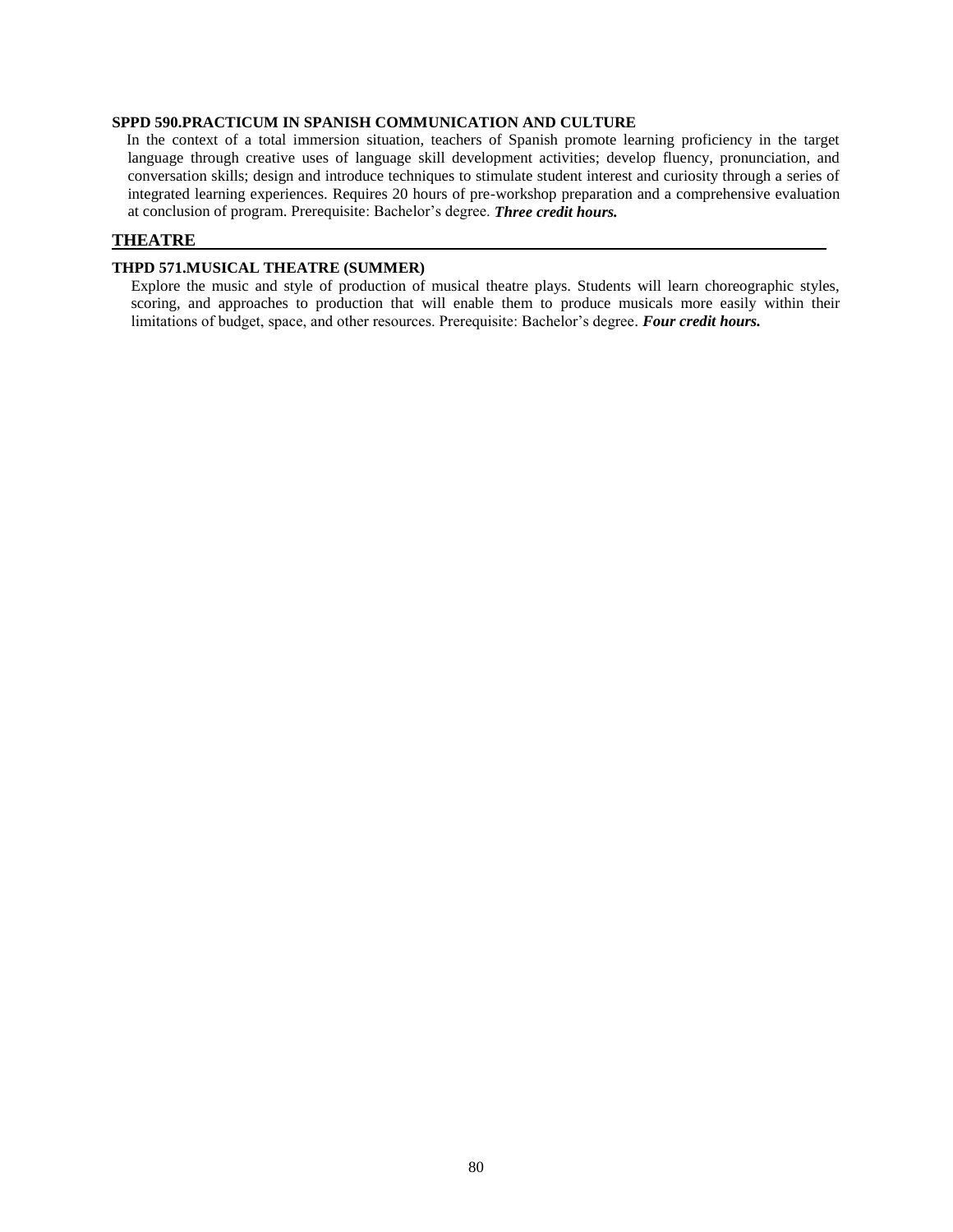**SPPD 590.PRACTICUM IN SPANISH COMMUNICATION AND CULTURE**

In the context of a total immersion situation, teachers of Spanish promote learning proficiency in the target language through creative uses of language skill development activities; develop fluency, pronunciation, and conversation skills; design and introduce techniques to stimulate student interest and curiosity through a series of integrated learning experiences. Requires 20 hours of pre-workshop preparation and a comprehensive evaluation at conclusion of program. Prerequisite: Bachelor's degree. ***Three credit hours.***

## THEATRE

**THPD 571.MUSICAL THEATRE (SUMMER)**

Explore the music and style of production of musical theatre plays. Students will learn choreographic styles, scoring, and approaches to production that will enable them to produce musicals more easily within their limitations of budget, space, and other resources. Prerequisite: Bachelor's degree. ***Four credit hours.***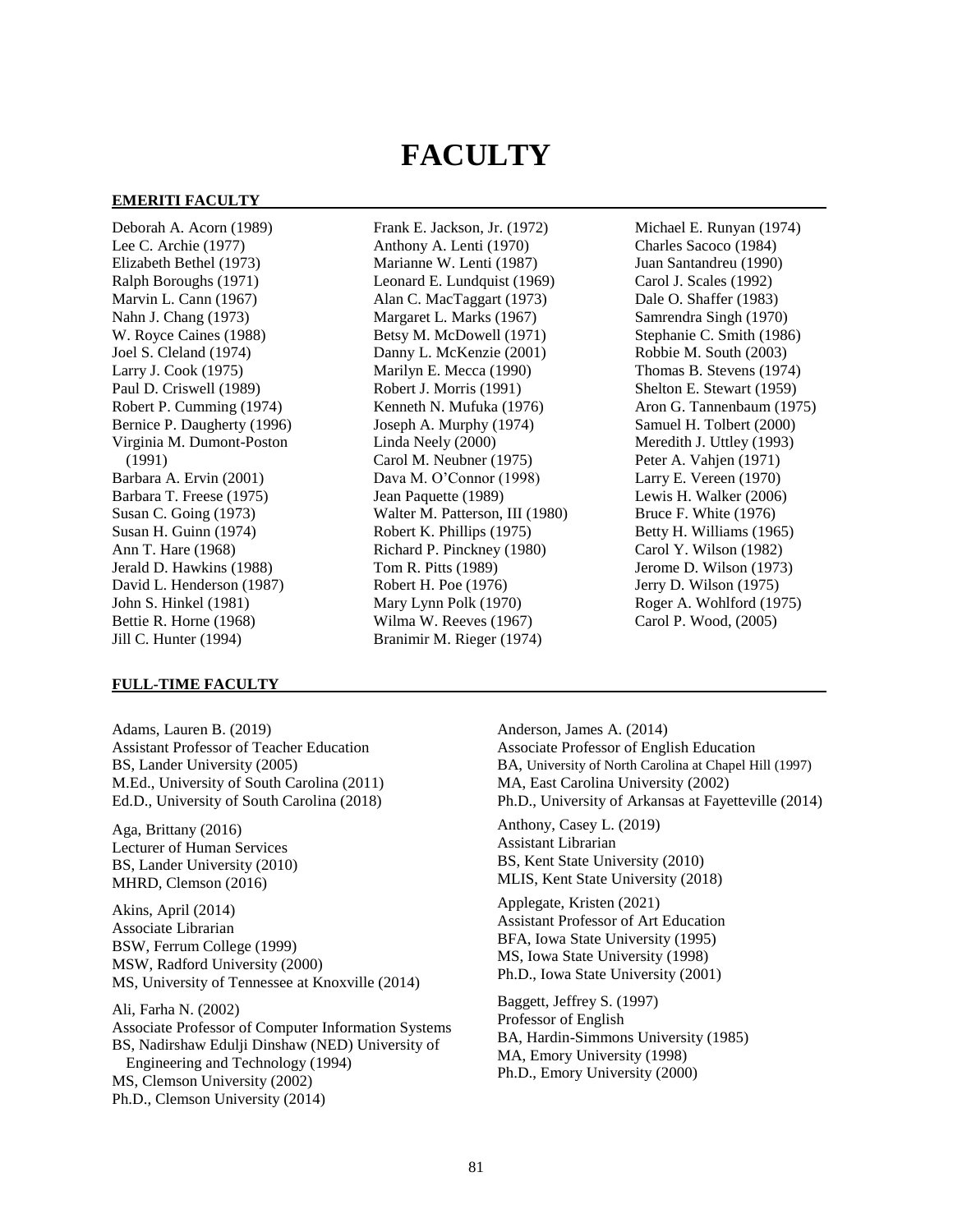# FACULTY

## EMERITI FACULTY

Deborah A. Acorn (1989)
Lee C. Archie (1977)
Elizabeth Bethel (1973)
Ralph Boroughs (1971)
Marvin L. Cann (1967)
Nahn J. Chang (1973)
W. Royce Caines (1988)
Joel S. Cleland (1974)
Larry J. Cook (1975)
Paul D. Criswell (1989)
Robert P. Cumming (1974)
Bernice P. Daugherty (1996)
Virginia M. Dumont-Poston (1991)
Barbara A. Ervin (2001)
Barbara T. Freese (1975)
Susan C. Going (1973)
Susan H. Guinn (1974)
Ann T. Hare (1968)
Jerald D. Hawkins (1988)
David L. Henderson (1987)
John S. Hinkel (1981)
Bettie R. Horne (1968)
Jill C. Hunter (1994)
Frank E. Jackson, Jr. (1972)
Anthony A. Lenti (1970)
Marianne W. Lenti (1987)
Leonard E. Lundquist (1969)
Alan C. MacTaggart (1973)
Margaret L. Marks (1967)
Betsy M. McDowell (1971)
Danny L. McKenzie (2001)
Marilyn E. Mecca (1990)
Robert J. Morris (1991)
Kenneth N. Mufuka (1976)
Joseph A. Murphy (1974)
Linda Neely (2000)
Carol M. Neubner (1975)
Dava M. O'Connor (1998)
Jean Paquette (1989)
Walter M. Patterson, III (1980)
Robert K. Phillips (1975)
Richard P. Pinckney (1980)
Tom R. Pitts (1989)
Robert H. Poe (1976)
Mary Lynn Polk (1970)
Wilma W. Reeves (1967)
Branimir M. Rieger (1974)
Michael E. Runyan (1974)
Charles Sacoco (1984)
Juan Santandreu (1990)
Carol J. Scales (1992)
Dale O. Shaffer (1983)
Samrendra Singh (1970)
Stephanie C. Smith (1986)
Robbie M. South (2003)
Thomas B. Stevens (1974)
Shelton E. Stewart (1959)
Aron G. Tannenbaum (1975)
Samuel H. Tolbert (2000)
Meredith J. Uttley (1993)
Peter A. Vahjen (1971)
Larry E. Vereen (1970)
Lewis H. Walker (2006)
Bruce F. White (1976)
Betty H. Williams (1965)
Carol Y. Wilson (1982)
Jerome D. Wilson (1973)
Jerry D. Wilson (1975)
Roger A. Wohlford (1975)
Carol P. Wood, (2005)

## FULL-TIME FACULTY

Adams, Lauren B. (2019)
Assistant Professor of Teacher Education
BS, Lander University (2005)
M.Ed., University of South Carolina (2011)
Ed.D., University of South Carolina (2018)

Aga, Brittany (2016)
Lecturer of Human Services
BS, Lander University (2010)
MHRD, Clemson (2016)

Akins, April (2014)
Associate Librarian
BSW, Ferrum College (1999)
MSW, Radford University (2000)
MS, University of Tennessee at Knoxville (2014)

Ali, Farha N. (2002)
Associate Professor of Computer Information Systems
BS, Nadirshaw Edulji Dinshaw (NED) University of Engineering and Technology (1994)
MS, Clemson University (2002)
Ph.D., Clemson University (2014)

Anderson, James A. (2014)
Associate Professor of English Education
BA, University of North Carolina at Chapel Hill (1997)
MA, East Carolina University (2002)
Ph.D., University of Arkansas at Fayetteville (2014)

Anthony, Casey L. (2019)
Assistant Librarian
BS, Kent State University (2010)
MLIS, Kent State University (2018)

Applegate, Kristen (2021)
Assistant Professor of Art Education
BFA, Iowa State University (1995)
MS, Iowa State University (1998)
Ph.D., Iowa State University (2001)

Baggett, Jeffrey S. (1997)
Professor of English
BA, Hardin-Simmons University (1985)
MA, Emory University (1998)
Ph.D., Emory University (2000)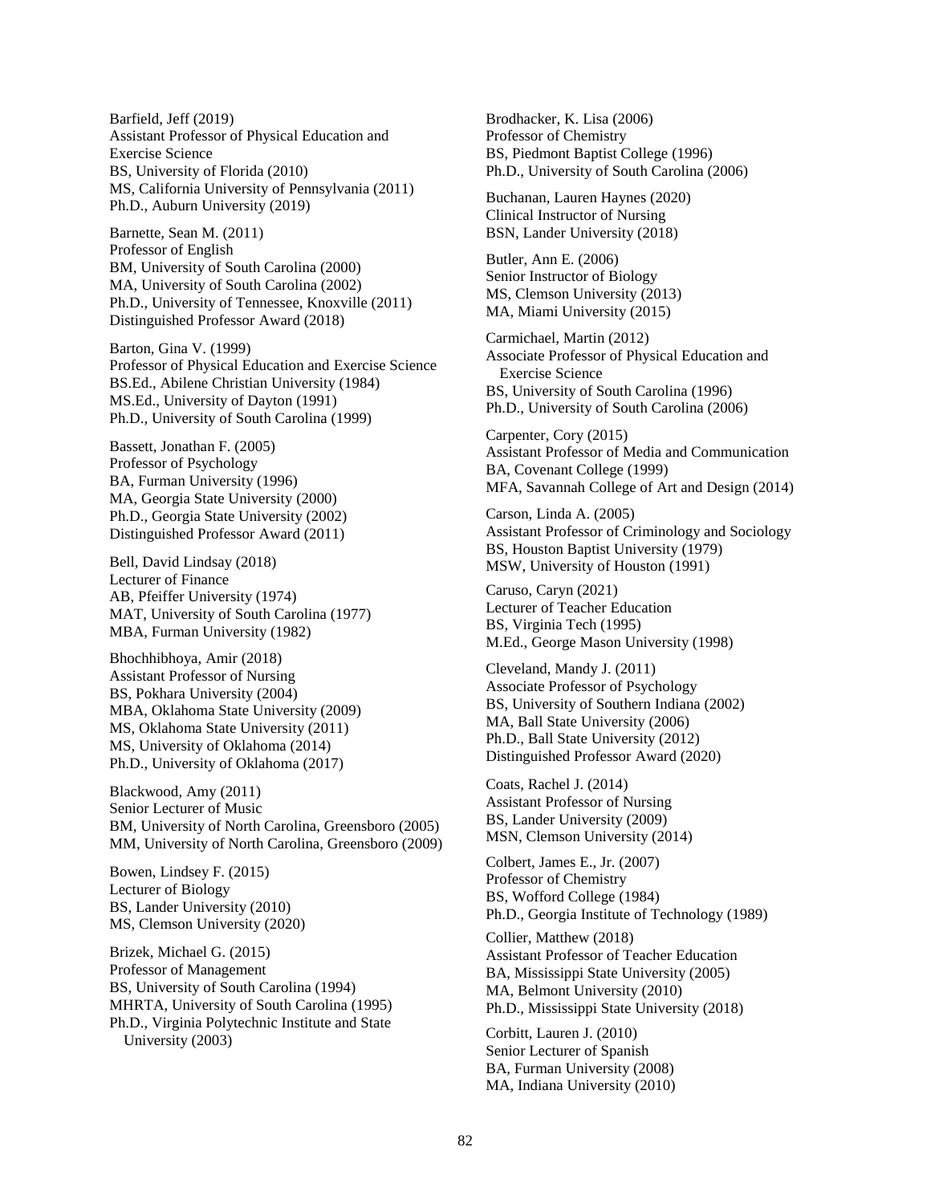Barfield, Jeff (2019)
Assistant Professor of Physical Education and Exercise Science
BS, University of Florida (2010)
MS, California University of Pennsylvania (2011)
Ph.D., Auburn University (2019)

Barnette, Sean M. (2011)
Professor of English
BM, University of South Carolina (2000)
MA, University of South Carolina (2002)
Ph.D., University of Tennessee, Knoxville (2011)
Distinguished Professor Award (2018)

Barton, Gina V. (1999)
Professor of Physical Education and Exercise Science
BS.Ed., Abilene Christian University (1984)
MS.Ed., University of Dayton (1991)
Ph.D., University of South Carolina (1999)

Bassett, Jonathan F. (2005)
Professor of Psychology
BA, Furman University (1996)
MA, Georgia State University (2000)
Ph.D., Georgia State University (2002)
Distinguished Professor Award (2011)

Bell, David Lindsay (2018)
Lecturer of Finance
AB, Pfeiffer University (1974)
MAT, University of South Carolina (1977)
MBA, Furman University (1982)

Bhochhibhoya, Amir (2018)
Assistant Professor of Nursing
BS, Pokhara University (2004)
MBA, Oklahoma State University (2009)
MS, Oklahoma State University (2011)
MS, University of Oklahoma (2014)
Ph.D., University of Oklahoma (2017)

Blackwood, Amy (2011)
Senior Lecturer of Music
BM, University of North Carolina, Greensboro (2005)
MM, University of North Carolina, Greensboro (2009)

Bowen, Lindsey F. (2015)
Lecturer of Biology
BS, Lander University (2010)
MS, Clemson University (2020)

Brizek, Michael G. (2015)
Professor of Management
BS, University of South Carolina (1994)
MHRTA, University of South Carolina (1995)
Ph.D., Virginia Polytechnic Institute and State University (2003)

Brodhacker, K. Lisa (2006)
Professor of Chemistry
BS, Piedmont Baptist College (1996)
Ph.D., University of South Carolina (2006)

Buchanan, Lauren Haynes (2020)
Clinical Instructor of Nursing
BSN, Lander University (2018)

Butler, Ann E. (2006)
Senior Instructor of Biology
MS, Clemson University (2013)
MA, Miami University (2015)

Carmichael, Martin (2012)
Associate Professor of Physical Education and Exercise Science
BS, University of South Carolina (1996)
Ph.D., University of South Carolina (2006)

Carpenter, Cory (2015)
Assistant Professor of Media and Communication
BA, Covenant College (1999)
MFA, Savannah College of Art and Design (2014)

Carson, Linda A. (2005)
Assistant Professor of Criminology and Sociology
BS, Houston Baptist University (1979)
MSW, University of Houston (1991)

Caruso, Caryn (2021)
Lecturer of Teacher Education
BS, Virginia Tech (1995)
M.Ed., George Mason University (1998)

Cleveland, Mandy J. (2011)
Associate Professor of Psychology
BS, University of Southern Indiana (2002)
MA, Ball State University (2006)
Ph.D., Ball State University (2012)
Distinguished Professor Award (2020)

Coats, Rachel J. (2014)
Assistant Professor of Nursing
BS, Lander University (2009)
MSN, Clemson University (2014)

Colbert, James E., Jr. (2007)
Professor of Chemistry
BS, Wofford College (1984)
Ph.D., Georgia Institute of Technology (1989)

Collier, Matthew (2018)
Assistant Professor of Teacher Education
BA, Mississippi State University (2005)
MA, Belmont University (2010)
Ph.D., Mississippi State University (2018)

Corbitt, Lauren J. (2010)
Senior Lecturer of Spanish
BA, Furman University (2008)
MA, Indiana University (2010)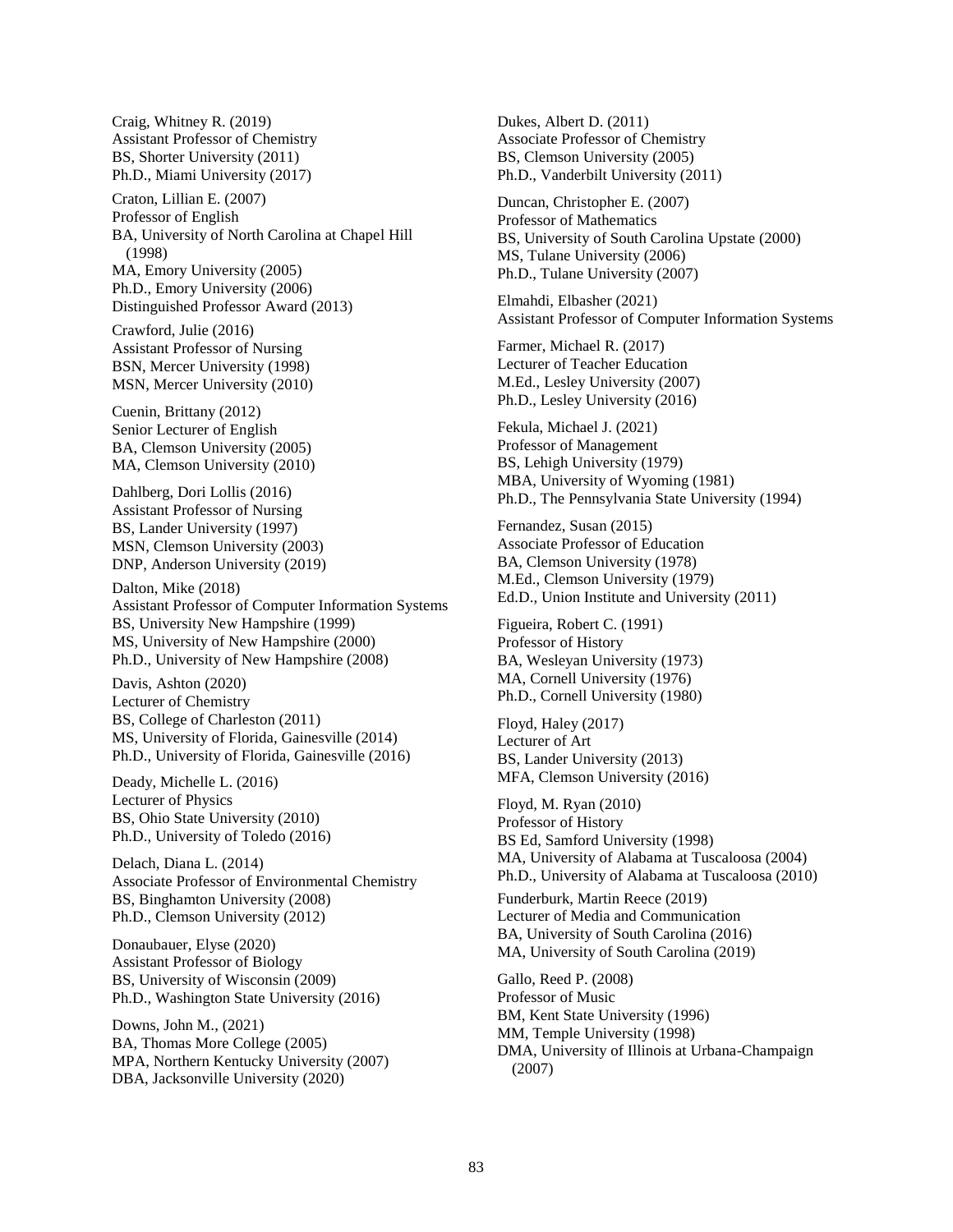Craig, Whitney R. (2019)
Assistant Professor of Chemistry
BS, Shorter University (2011)
Ph.D., Miami University (2017)

Craton, Lillian E. (2007)
Professor of English
BA, University of North Carolina at Chapel Hill (1998)
MA, Emory University (2005)
Ph.D., Emory University (2006)
Distinguished Professor Award (2013)

Crawford, Julie (2016)
Assistant Professor of Nursing
BSN, Mercer University (1998)
MSN, Mercer University (2010)

Cuenin, Brittany (2012)
Senior Lecturer of English
BA, Clemson University (2005)
MA, Clemson University (2010)

Dahlberg, Dori Lollis (2016)
Assistant Professor of Nursing
BS, Lander University (1997)
MSN, Clemson University (2003)
DNP, Anderson University (2019)

Dalton, Mike (2018)
Assistant Professor of Computer Information Systems
BS, University New Hampshire (1999)
MS, University of New Hampshire (2000)
Ph.D., University of New Hampshire (2008)

Davis, Ashton (2020)
Lecturer of Chemistry
BS, College of Charleston (2011)
MS, University of Florida, Gainesville (2014)
Ph.D., University of Florida, Gainesville (2016)

Deady, Michelle L. (2016)
Lecturer of Physics
BS, Ohio State University (2010)
Ph.D., University of Toledo (2016)

Delach, Diana L. (2014)
Associate Professor of Environmental Chemistry
BS, Binghamton University (2008)
Ph.D., Clemson University (2012)

Donaubauer, Elyse (2020)
Assistant Professor of Biology
BS, University of Wisconsin (2009)
Ph.D., Washington State University (2016)

Downs, John M., (2021)
BA, Thomas More College (2005)
MPA, Northern Kentucky University (2007)
DBA, Jacksonville University (2020)

Dukes, Albert D. (2011)
Associate Professor of Chemistry
BS, Clemson University (2005)
Ph.D., Vanderbilt University (2011)

Duncan, Christopher E. (2007)
Professor of Mathematics
BS, University of South Carolina Upstate (2000)
MS, Tulane University (2006)
Ph.D., Tulane University (2007)

Elmahdi, Elbasher (2021)
Assistant Professor of Computer Information Systems

Farmer, Michael R. (2017)
Lecturer of Teacher Education
M.Ed., Lesley University (2007)
Ph.D., Lesley University (2016)

Fekula, Michael J. (2021)
Professor of Management
BS, Lehigh University (1979)
MBA, University of Wyoming (1981)
Ph.D., The Pennsylvania State University (1994)

Fernandez, Susan (2015)
Associate Professor of Education
BA, Clemson University (1978)
M.Ed., Clemson University (1979)
Ed.D., Union Institute and University (2011)

Figueira, Robert C. (1991)
Professor of History
BA, Wesleyan University (1973)
MA, Cornell University (1976)
Ph.D., Cornell University (1980)

Floyd, Haley (2017)
Lecturer of Art
BS, Lander University (2013)
MFA, Clemson University (2016)

Floyd, M. Ryan (2010)
Professor of History
BS Ed, Samford University (1998)
MA, University of Alabama at Tuscaloosa (2004)
Ph.D., University of Alabama at Tuscaloosa (2010)

Funderburk, Martin Reece (2019)
Lecturer of Media and Communication
BA, University of South Carolina (2016)
MA, University of South Carolina (2019)

Gallo, Reed P. (2008)
Professor of Music
BM, Kent State University (1996)
MM, Temple University (1998)
DMA, University of Illinois at Urbana-Champaign (2007)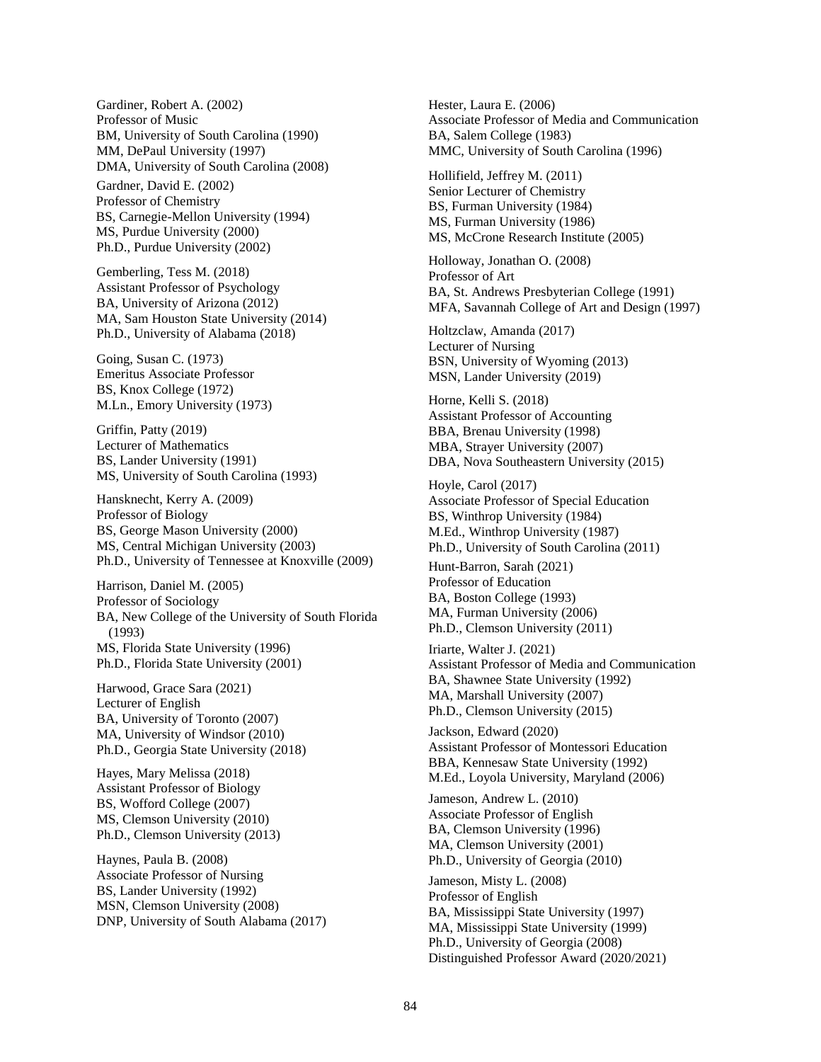Gardiner, Robert A. (2002)
Professor of Music
BM, University of South Carolina (1990)
MM, DePaul University (1997)
DMA, University of South Carolina (2008)

Gardner, David E. (2002)
Professor of Chemistry
BS, Carnegie-Mellon University (1994)
MS, Purdue University (2000)
Ph.D., Purdue University (2002)

Gemberling, Tess M. (2018)
Assistant Professor of Psychology
BA, University of Arizona (2012)
MA, Sam Houston State University (2014)
Ph.D., University of Alabama (2018)

Going, Susan C. (1973)
Emeritus Associate Professor
BS, Knox College (1972)
M.Ln., Emory University (1973)

Griffin, Patty (2019)
Lecturer of Mathematics
BS, Lander University (1991)
MS, University of South Carolina (1993)

Hansknecht, Kerry A. (2009)
Professor of Biology
BS, George Mason University (2000)
MS, Central Michigan University (2003)
Ph.D., University of Tennessee at Knoxville (2009)

Harrison, Daniel M. (2005)
Professor of Sociology
BA, New College of the University of South Florida (1993)
MS, Florida State University (1996)
Ph.D., Florida State University (2001)

Harwood, Grace Sara (2021)
Lecturer of English
BA, University of Toronto (2007)
MA, University of Windsor (2010)
Ph.D., Georgia State University (2018)

Hayes, Mary Melissa (2018)
Assistant Professor of Biology
BS, Wofford College (2007)
MS, Clemson University (2010)
Ph.D., Clemson University (2013)

Haynes, Paula B. (2008)
Associate Professor of Nursing
BS, Lander University (1992)
MSN, Clemson University (2008)
DNP, University of South Alabama (2017)

Hester, Laura E. (2006)
Associate Professor of Media and Communication
BA, Salem College (1983)
MMC, University of South Carolina (1996)

Hollifield, Jeffrey M. (2011)
Senior Lecturer of Chemistry
BS, Furman University (1984)
MS, Furman University (1986)
MS, McCrone Research Institute (2005)

Holloway, Jonathan O. (2008)
Professor of Art
BA, St. Andrews Presbyterian College (1991)
MFA, Savannah College of Art and Design (1997)

Holtzclaw, Amanda (2017)
Lecturer of Nursing
BSN, University of Wyoming (2013)
MSN, Lander University (2019)

Horne, Kelli S. (2018)
Assistant Professor of Accounting
BBA, Brenau University (1998)
MBA, Strayer University (2007)
DBA, Nova Southeastern University (2015)

Hoyle, Carol (2017)
Associate Professor of Special Education
BS, Winthrop University (1984)
M.Ed., Winthrop University (1987)
Ph.D., University of South Carolina (2011)

Hunt-Barron, Sarah (2021)
Professor of Education
BA, Boston College (1993)
MA, Furman University (2006)
Ph.D., Clemson University (2011)

Iriarte, Walter J. (2021)
Assistant Professor of Media and Communication
BA, Shawnee State University (1992)
MA, Marshall University (2007)
Ph.D., Clemson University (2015)

Jackson, Edward (2020)
Assistant Professor of Montessori Education
BBA, Kennesaw State University (1992)
M.Ed., Loyola University, Maryland (2006)

Jameson, Andrew L. (2010)
Associate Professor of English
BA, Clemson University (1996)
MA, Clemson University (2001)
Ph.D., University of Georgia (2010)

Jameson, Misty L. (2008)
Professor of English
BA, Mississippi State University (1997)
MA, Mississippi State University (1999)
Ph.D., University of Georgia (2008)
Distinguished Professor Award (2020/2021)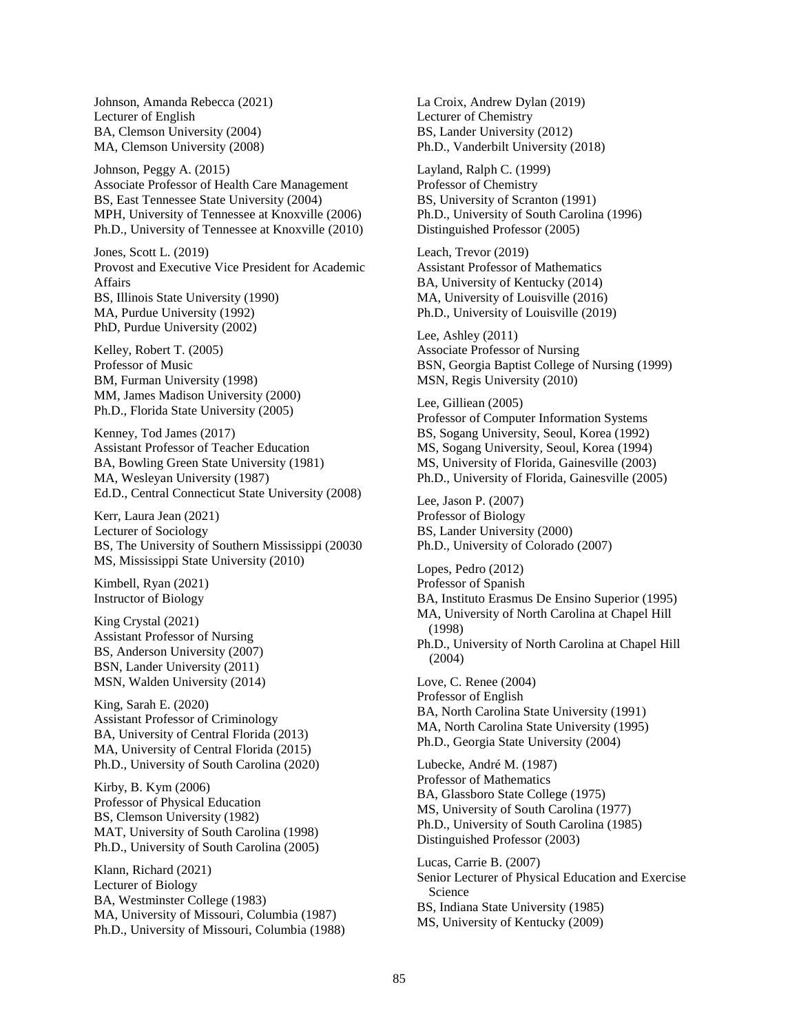Johnson, Amanda Rebecca (2021)
Lecturer of English
BA, Clemson University (2004)
MA, Clemson University (2008)

Johnson, Peggy A. (2015)
Associate Professor of Health Care Management
BS, East Tennessee State University (2004)
MPH, University of Tennessee at Knoxville (2006)
Ph.D., University of Tennessee at Knoxville (2010)

Jones, Scott L. (2019)
Provost and Executive Vice President for Academic Affairs
BS, Illinois State University (1990)
MA, Purdue University (1992)
PhD, Purdue University (2002)

Kelley, Robert T. (2005)
Professor of Music
BM, Furman University (1998)
MM, James Madison University (2000)
Ph.D., Florida State University (2005)

Kenney, Tod James (2017)
Assistant Professor of Teacher Education
BA, Bowling Green State University (1981)
MA, Wesleyan University (1987)
Ed.D., Central Connecticut State University (2008)

Kerr, Laura Jean (2021)
Lecturer of Sociology
BS, The University of Southern Mississippi (20030
MS, Mississippi State University (2010)

Kimbell, Ryan (2021)
Instructor of Biology

King Crystal (2021)
Assistant Professor of Nursing
BS, Anderson University (2007)
BSN, Lander University (2011)
MSN, Walden University (2014)

King, Sarah E. (2020)
Assistant Professor of Criminology
BA, University of Central Florida (2013)
MA, University of Central Florida (2015)
Ph.D., University of South Carolina (2020)

Kirby, B. Kym (2006)
Professor of Physical Education
BS, Clemson University (1982)
MAT, University of South Carolina (1998)
Ph.D., University of South Carolina (2005)

Klann, Richard (2021)
Lecturer of Biology
BA, Westminster College (1983)
MA, University of Missouri, Columbia (1987)
Ph.D., University of Missouri, Columbia (1988)

La Croix, Andrew Dylan (2019)
Lecturer of Chemistry
BS, Lander University (2012)
Ph.D., Vanderbilt University (2018)

Layland, Ralph C. (1999)
Professor of Chemistry
BS, University of Scranton (1991)
Ph.D., University of South Carolina (1996)
Distinguished Professor (2005)

Leach, Trevor (2019)
Assistant Professor of Mathematics
BA, University of Kentucky (2014)
MA, University of Louisville (2016)
Ph.D., University of Louisville (2019)

Lee, Ashley (2011)
Associate Professor of Nursing
BSN, Georgia Baptist College of Nursing (1999)
MSN, Regis University (2010)

Lee, Gilliean (2005)
Professor of Computer Information Systems
BS, Sogang University, Seoul, Korea (1992)
MS, Sogang University, Seoul, Korea (1994)
MS, University of Florida, Gainesville (2003)
Ph.D., University of Florida, Gainesville (2005)

Lee, Jason P. (2007)
Professor of Biology
BS, Lander University (2000)
Ph.D., University of Colorado (2007)

Lopes, Pedro (2012)
Professor of Spanish
BA, Instituto Erasmus De Ensino Superior (1995)
MA, University of North Carolina at Chapel Hill (1998)
Ph.D., University of North Carolina at Chapel Hill (2004)

Love, C. Renee (2004)
Professor of English
BA, North Carolina State University (1991)
MA, North Carolina State University (1995)
Ph.D., Georgia State University (2004)

Lubecke, André M. (1987)
Professor of Mathematics
BA, Glassboro State College (1975)
MS, University of South Carolina (1977)
Ph.D., University of South Carolina (1985)
Distinguished Professor (2003)

Lucas, Carrie B. (2007)
Senior Lecturer of Physical Education and Exercise Science
BS, Indiana State University (1985)
MS, University of Kentucky (2009)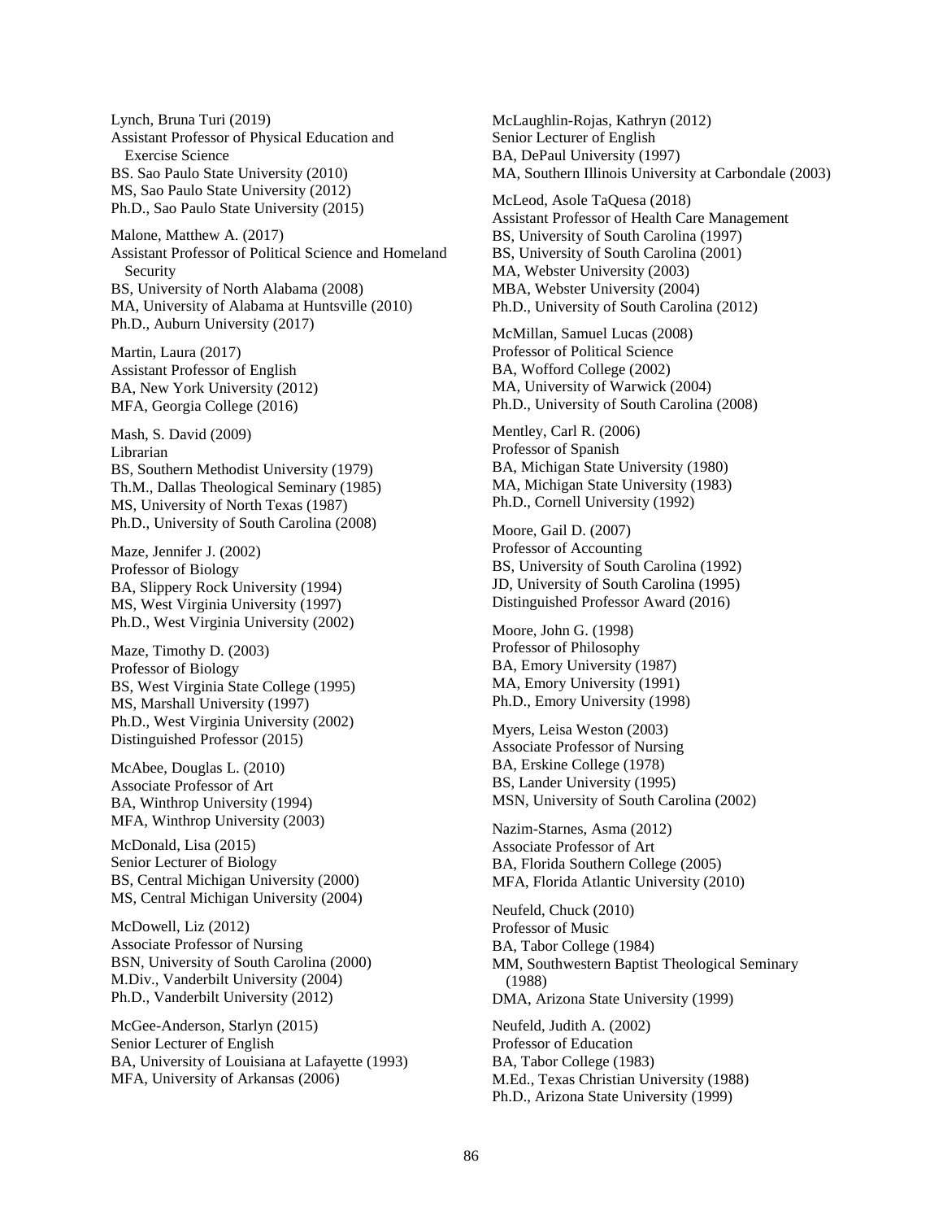Lynch, Bruna Turi (2019)
Assistant Professor of Physical Education and Exercise Science
BS. Sao Paulo State University (2010)
MS, Sao Paulo State University (2012)
Ph.D., Sao Paulo State University (2015)

Malone, Matthew A. (2017)
Assistant Professor of Political Science and Homeland Security
BS, University of North Alabama (2008)
MA, University of Alabama at Huntsville (2010)
Ph.D., Auburn University (2017)

Martin, Laura (2017)
Assistant Professor of English
BA, New York University (2012)
MFA, Georgia College (2016)

Mash, S. David (2009)
Librarian
BS, Southern Methodist University (1979)
Th.M., Dallas Theological Seminary (1985)
MS, University of North Texas (1987)
Ph.D., University of South Carolina (2008)

Maze, Jennifer J. (2002)
Professor of Biology
BA, Slippery Rock University (1994)
MS, West Virginia University (1997)
Ph.D., West Virginia University (2002)

Maze, Timothy D. (2003)
Professor of Biology
BS, West Virginia State College (1995)
MS, Marshall University (1997)
Ph.D., West Virginia University (2002)
Distinguished Professor (2015)

McAbee, Douglas L. (2010)
Associate Professor of Art
BA, Winthrop University (1994)
MFA, Winthrop University (2003)

McDonald, Lisa (2015)
Senior Lecturer of Biology
BS, Central Michigan University (2000)
MS, Central Michigan University (2004)

McDowell, Liz (2012)
Associate Professor of Nursing
BSN, University of South Carolina (2000)
M.Div., Vanderbilt University (2004)
Ph.D., Vanderbilt University (2012)

McGee-Anderson, Starlyn (2015)
Senior Lecturer of English
BA, University of Louisiana at Lafayette (1993)
MFA, University of Arkansas (2006)

McLaughlin-Rojas, Kathryn (2012)
Senior Lecturer of English
BA, DePaul University (1997)
MA, Southern Illinois University at Carbondale (2003)

McLeod, Asole TaQuesa (2018)
Assistant Professor of Health Care Management
BS, University of South Carolina (1997)
BS, University of South Carolina (2001)
MA, Webster University (2003)
MBA, Webster University (2004)
Ph.D., University of South Carolina (2012)

McMillan, Samuel Lucas (2008)
Professor of Political Science
BA, Wofford College (2002)
MA, University of Warwick (2004)
Ph.D., University of South Carolina (2008)

Mentley, Carl R. (2006)
Professor of Spanish
BA, Michigan State University (1980)
MA, Michigan State University (1983)
Ph.D., Cornell University (1992)

Moore, Gail D. (2007)
Professor of Accounting
BS, University of South Carolina (1992)
JD, University of South Carolina (1995)
Distinguished Professor Award (2016)

Moore, John G. (1998)
Professor of Philosophy
BA, Emory University (1987)
MA, Emory University (1991)
Ph.D., Emory University (1998)

Myers, Leisa Weston (2003)
Associate Professor of Nursing
BA, Erskine College (1978)
BS, Lander University (1995)
MSN, University of South Carolina (2002)

Nazim-Starnes, Asma (2012)
Associate Professor of Art
BA, Florida Southern College (2005)
MFA, Florida Atlantic University (2010)

Neufeld, Chuck (2010)
Professor of Music
BA, Tabor College (1984)
MM, Southwestern Baptist Theological Seminary (1988)
DMA, Arizona State University (1999)

Neufeld, Judith A. (2002)
Professor of Education
BA, Tabor College (1983)
M.Ed., Texas Christian University (1988)
Ph.D., Arizona State University (1999)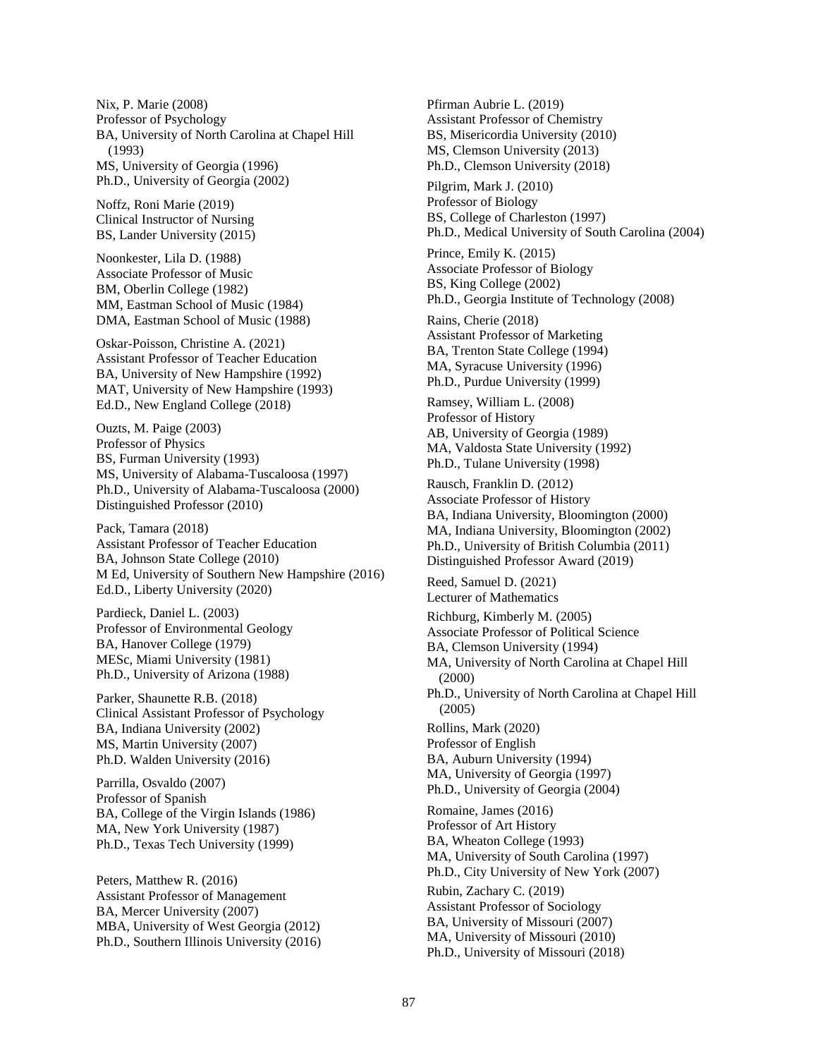Nix, P. Marie (2008)
Professor of Psychology
BA, University of North Carolina at Chapel Hill (1993)
MS, University of Georgia (1996)
Ph.D., University of Georgia (2002)

Noffz, Roni Marie (2019)
Clinical Instructor of Nursing
BS, Lander University (2015)

Noonkester, Lila D. (1988)
Associate Professor of Music
BM, Oberlin College (1982)
MM, Eastman School of Music (1984)
DMA, Eastman School of Music (1988)

Oskar-Poisson, Christine A. (2021)
Assistant Professor of Teacher Education
BA, University of New Hampshire (1992)
MAT, University of New Hampshire (1993)
Ed.D., New England College (2018)

Ouzts, M. Paige (2003)
Professor of Physics
BS, Furman University (1993)
MS, University of Alabama-Tuscaloosa (1997)
Ph.D., University of Alabama-Tuscaloosa (2000)
Distinguished Professor (2010)

Pack, Tamara (2018)
Assistant Professor of Teacher Education
BA, Johnson State College (2010)
M Ed, University of Southern New Hampshire (2016)
Ed.D., Liberty University (2020)

Pardieck, Daniel L. (2003)
Professor of Environmental Geology
BA, Hanover College (1979)
MESc, Miami University (1981)
Ph.D., University of Arizona (1988)

Parker, Shaunette R.B. (2018)
Clinical Assistant Professor of Psychology
BA, Indiana University (2002)
MS, Martin University (2007)
Ph.D. Walden University (2016)

Parrilla, Osvaldo (2007)
Professor of Spanish
BA, College of the Virgin Islands (1986)
MA, New York University (1987)
Ph.D., Texas Tech University (1999)

Peters, Matthew R. (2016)
Assistant Professor of Management
BA, Mercer University (2007)
MBA, University of West Georgia (2012)
Ph.D., Southern Illinois University (2016)

Pfirman Aubrie L. (2019)
Assistant Professor of Chemistry
BS, Misericordia University (2010)
MS, Clemson University (2013)
Ph.D., Clemson University (2018)

Pilgrim, Mark J. (2010)
Professor of Biology
BS, College of Charleston (1997)
Ph.D., Medical University of South Carolina (2004)

Prince, Emily K. (2015)
Associate Professor of Biology
BS, King College (2002)
Ph.D., Georgia Institute of Technology (2008)

Rains, Cherie (2018)
Assistant Professor of Marketing
BA, Trenton State College (1994)
MA, Syracuse University (1996)
Ph.D., Purdue University (1999)

Ramsey, William L. (2008)
Professor of History
AB, University of Georgia (1989)
MA, Valdosta State University (1992)
Ph.D., Tulane University (1998)

Rausch, Franklin D. (2012)
Associate Professor of History
BA, Indiana University, Bloomington (2000)
MA, Indiana University, Bloomington (2002)
Ph.D., University of British Columbia (2011)
Distinguished Professor Award (2019)

Reed, Samuel D. (2021)
Lecturer of Mathematics

Richburg, Kimberly M. (2005)
Associate Professor of Political Science
BA, Clemson University (1994)
MA, University of North Carolina at Chapel Hill (2000)
Ph.D., University of North Carolina at Chapel Hill (2005)

Rollins, Mark (2020)
Professor of English
BA, Auburn University (1994)
MA, University of Georgia (1997)
Ph.D., University of Georgia (2004)

Romaine, James (2016)
Professor of Art History
BA, Wheaton College (1993)
MA, University of South Carolina (1997)
Ph.D., City University of New York (2007)

Rubin, Zachary C. (2019)
Assistant Professor of Sociology
BA, University of Missouri (2007)
MA, University of Missouri (2010)
Ph.D., University of Missouri (2018)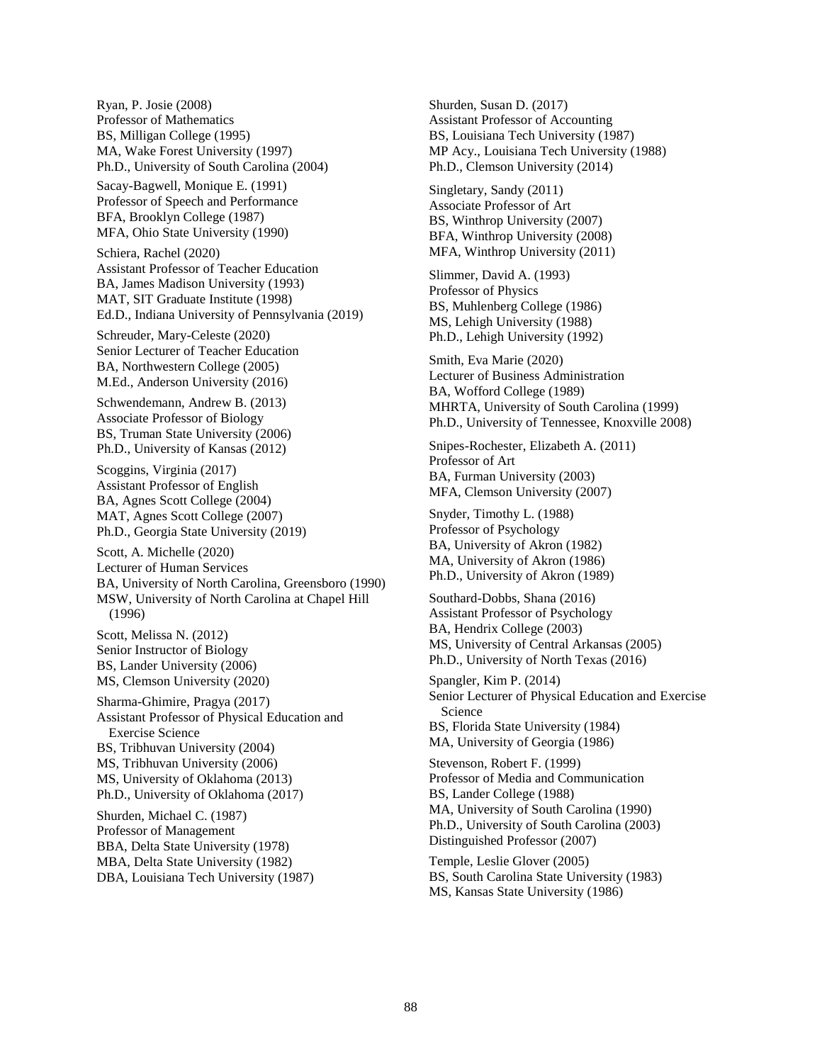Ryan, P. Josie (2008)
Professor of Mathematics
BS, Milligan College (1995)
MA, Wake Forest University (1997)
Ph.D., University of South Carolina (2004)

Sacay-Bagwell, Monique E. (1991)
Professor of Speech and Performance
BFA, Brooklyn College (1987)
MFA, Ohio State University (1990)

Schiera, Rachel (2020)
Assistant Professor of Teacher Education
BA, James Madison University (1993)
MAT, SIT Graduate Institute (1998)
Ed.D., Indiana University of Pennsylvania (2019)

Schreuder, Mary-Celeste (2020)
Senior Lecturer of Teacher Education
BA, Northwestern College (2005)
M.Ed., Anderson University (2016)

Schwendemann, Andrew B. (2013)
Associate Professor of Biology
BS, Truman State University (2006)
Ph.D., University of Kansas (2012)

Scoggins, Virginia (2017)
Assistant Professor of English
BA, Agnes Scott College (2004)
MAT, Agnes Scott College (2007)
Ph.D., Georgia State University (2019)

Scott, A. Michelle (2020)
Lecturer of Human Services
BA, University of North Carolina, Greensboro (1990)
MSW, University of North Carolina at Chapel Hill (1996)

Scott, Melissa N. (2012)
Senior Instructor of Biology
BS, Lander University (2006)
MS, Clemson University (2020)

Sharma-Ghimire, Pragya (2017)
Assistant Professor of Physical Education and Exercise Science
BS, Tribhuvan University (2004)
MS, Tribhuvan University (2006)
MS, University of Oklahoma (2013)
Ph.D., University of Oklahoma (2017)

Shurden, Michael C. (1987)
Professor of Management
BBA, Delta State University (1978)
MBA, Delta State University (1982)
DBA, Louisiana Tech University (1987)

Shurden, Susan D. (2017)
Assistant Professor of Accounting
BS, Louisiana Tech University (1987)
MP Acy., Louisiana Tech University (1988)
Ph.D., Clemson University (2014)

Singletary, Sandy (2011)
Associate Professor of Art
BS, Winthrop University (2007)
BFA, Winthrop University (2008)
MFA, Winthrop University (2011)

Slimmer, David A. (1993)
Professor of Physics
BS, Muhlenberg College (1986)
MS, Lehigh University (1988)
Ph.D., Lehigh University (1992)

Smith, Eva Marie (2020)
Lecturer of Business Administration
BA, Wofford College (1989)
MHRTA, University of South Carolina (1999)
Ph.D., University of Tennessee, Knoxville 2008)

Snipes-Rochester, Elizabeth A. (2011)
Professor of Art
BA, Furman University (2003)
MFA, Clemson University (2007)

Snyder, Timothy L. (1988)
Professor of Psychology
BA, University of Akron (1982)
MA, University of Akron (1986)
Ph.D., University of Akron (1989)

Southard-Dobbs, Shana (2016)
Assistant Professor of Psychology
BA, Hendrix College (2003)
MS, University of Central Arkansas (2005)
Ph.D., University of North Texas (2016)

Spangler, Kim P. (2014)
Senior Lecturer of Physical Education and Exercise Science
BS, Florida State University (1984)
MA, University of Georgia (1986)

Stevenson, Robert F. (1999)
Professor of Media and Communication
BS, Lander College (1988)
MA, University of South Carolina (1990)
Ph.D., University of South Carolina (2003)
Distinguished Professor (2007)

Temple, Leslie Glover (2005)
BS, South Carolina State University (1983)
MS, Kansas State University (1986)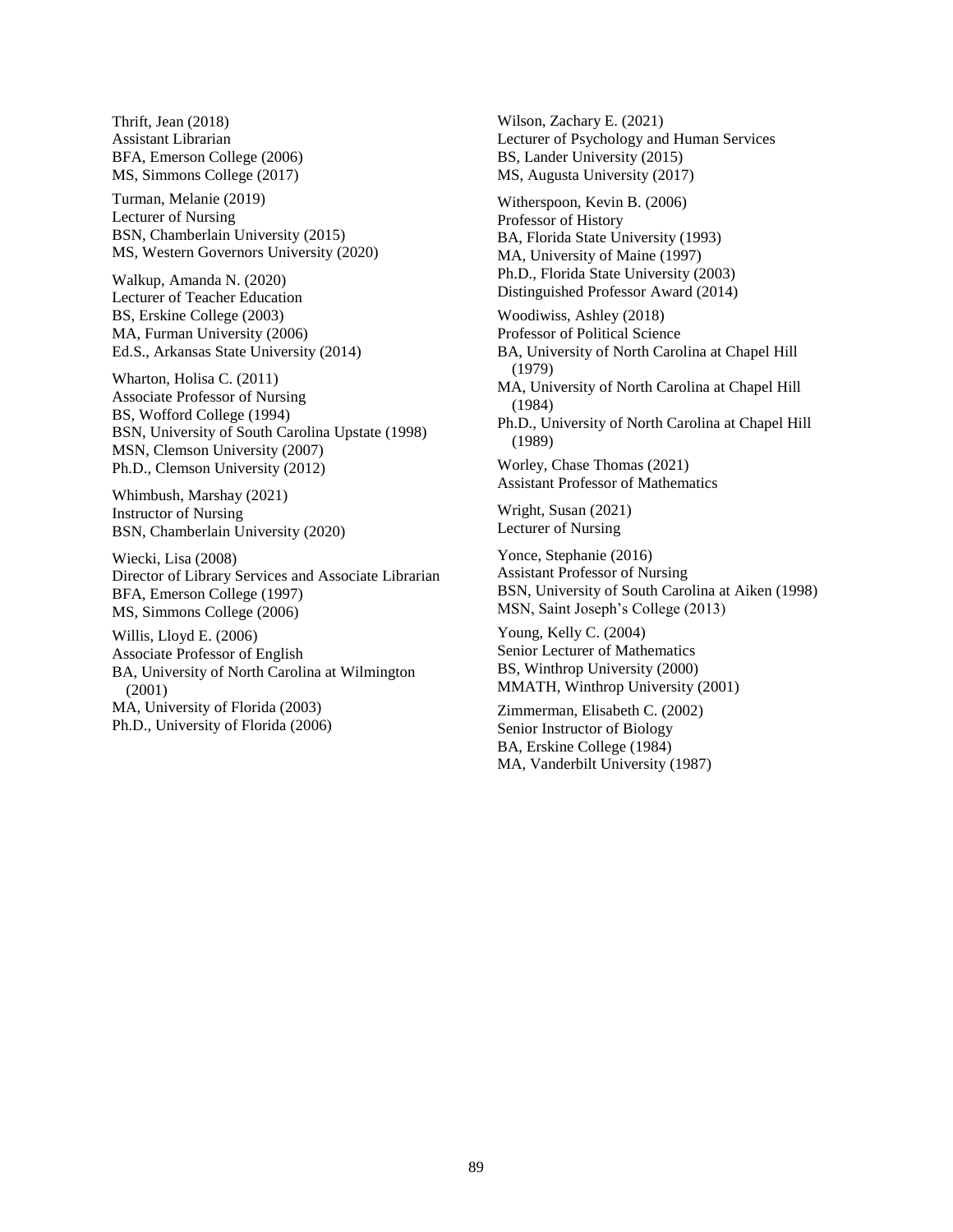Thrift, Jean (2018)
Assistant Librarian
BFA, Emerson College (2006)
MS, Simmons College (2017)

Turman, Melanie (2019)
Lecturer of Nursing
BSN, Chamberlain University (2015)
MS, Western Governors University (2020)

Walkup, Amanda N. (2020)
Lecturer of Teacher Education
BS, Erskine College (2003)
MA, Furman University (2006)
Ed.S., Arkansas State University (2014)

Wharton, Holisa C. (2011)
Associate Professor of Nursing
BS, Wofford College (1994)
BSN, University of South Carolina Upstate (1998)
MSN, Clemson University (2007)
Ph.D., Clemson University (2012)

Whimbush, Marshay (2021)
Instructor of Nursing
BSN, Chamberlain University (2020)

Wiecki, Lisa (2008)
Director of Library Services and Associate Librarian
BFA, Emerson College (1997)
MS, Simmons College (2006)

Willis, Lloyd E. (2006)
Associate Professor of English
BA, University of North Carolina at Wilmington (2001)
MA, University of Florida (2003)
Ph.D., University of Florida (2006)

Wilson, Zachary E. (2021)
Lecturer of Psychology and Human Services
BS, Lander University (2015)
MS, Augusta University (2017)

Witherspoon, Kevin B. (2006)
Professor of History
BA, Florida State University (1993)
MA, University of Maine (1997)
Ph.D., Florida State University (2003)
Distinguished Professor Award (2014)

Woodiwiss, Ashley (2018)
Professor of Political Science
BA, University of North Carolina at Chapel Hill (1979)
MA, University of North Carolina at Chapel Hill (1984)
Ph.D., University of North Carolina at Chapel Hill (1989)

Worley, Chase Thomas (2021)
Assistant Professor of Mathematics

Wright, Susan (2021)
Lecturer of Nursing

Yonce, Stephanie (2016)
Assistant Professor of Nursing
BSN, University of South Carolina at Aiken (1998)
MSN, Saint Joseph's College (2013)

Young, Kelly C. (2004)
Senior Lecturer of Mathematics
BS, Winthrop University (2000)
MMATH, Winthrop University (2001)

Zimmerman, Elisabeth C. (2002)
Senior Instructor of Biology
BA, Erskine College (1984)
MA, Vanderbilt University (1987)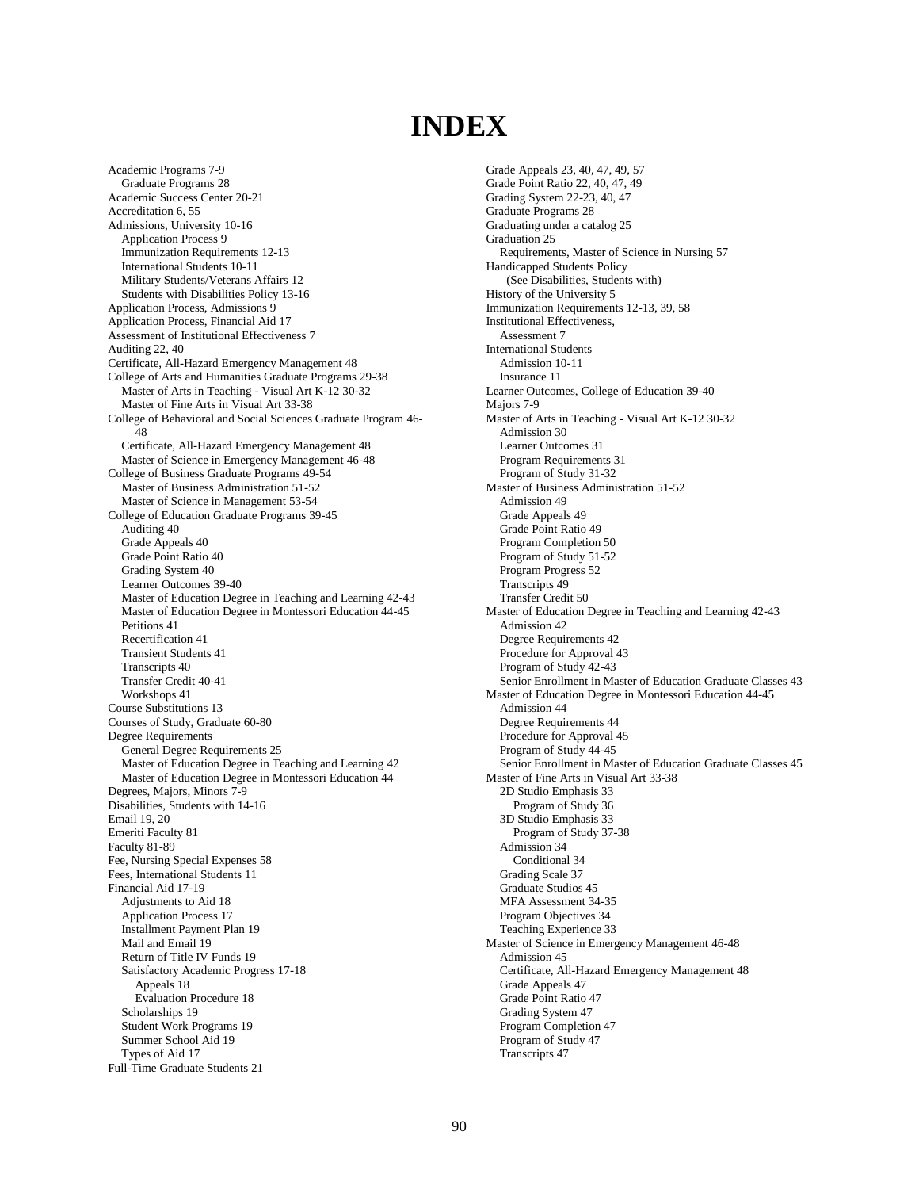# INDEX

Academic Programs 7-9
- Graduate Programs 28

Academic Success Center 20-21
Accreditation 6, 55
Admissions, University 10-16
- Application Process 9
- Immunization Requirements 12-13
- International Students 10-11
- Military Students/Veterans Affairs 12
- Students with Disabilities Policy 13-16

Application Process, Admissions 9
Application Process, Financial Aid 17
Assessment of Institutional Effectiveness 7
Auditing 22, 40
Certificate, All-Hazard Emergency Management 48
College of Arts and Humanities Graduate Programs 29-38
- Master of Arts in Teaching - Visual Art K-12 30-32
- Master of Fine Arts in Visual Art 33-38

College of Behavioral and Social Sciences Graduate Program 46-48
- Certificate, All-Hazard Emergency Management 48
- Master of Science in Emergency Management 46-48

College of Business Graduate Programs 49-54
- Master of Business Administration 51-52
- Master of Science in Management 53-54

College of Education Graduate Programs 39-45
- Auditing 40
- Grade Appeals 40
- Grade Point Ratio 40
- Grading System 40
- Learner Outcomes 39-40
- Master of Education Degree in Teaching and Learning 42-43
- Master of Education Degree in Montessori Education 44-45
- Petitions 41
- Recertification 41
- Transient Students 41
- Transcripts 40
- Transfer Credit 40-41
- Workshops 41

Course Substitutions 13
Courses of Study, Graduate 60-80
Degree Requirements
- General Degree Requirements 25
- Master of Education Degree in Teaching and Learning 42
- Master of Education Degree in Montessori Education 44

Degrees, Majors, Minors 7-9
Disabilities, Students with 14-16
Email 19, 20
Emeriti Faculty 81
Faculty 81-89
Fee, Nursing Special Expenses 58
Fees, International Students 11
Financial Aid 17-19
- Adjustments to Aid 18
- Application Process 17
- Installment Payment Plan 19
- Mail and Email 19
- Return of Title IV Funds 19
- Satisfactory Academic Progress 17-18
  - Appeals 18
  - Evaluation Procedure 18
- Scholarships 19
- Student Work Programs 19
- Summer School Aid 19
- Types of Aid 17

Full-Time Graduate Students 21
Grade Appeals 23, 40, 47, 49, 57
Grade Point Ratio 22, 40, 47, 49
Grading System 22-23, 40, 47
Graduate Programs 28
Graduating under a catalog 25
Graduation 25
- Requirements, Master of Science in Nursing 57

Handicapped Students Policy
- (See Disabilities, Students with)

History of the University 5
Immunization Requirements 12-13, 39, 58
Institutional Effectiveness,
- Assessment 7

International Students
- Admission 10-11
- Insurance 11

Learner Outcomes, College of Education 39-40
Majors 7-9
Master of Arts in Teaching - Visual Art K-12 30-32
- Admission 30
- Learner Outcomes 31
- Program Requirements 31
- Program of Study 31-32

Master of Business Administration 51-52
- Admission 49
- Grade Appeals 49
- Grade Point Ratio 49
- Program Completion 50
- Program of Study 51-52
- Program Progress 52
- Transcripts 49
- Transfer Credit 50

Master of Education Degree in Teaching and Learning 42-43
- Admission 42
- Degree Requirements 42
- Procedure for Approval 43
- Program of Study 42-43
- Senior Enrollment in Master of Education Graduate Classes 43

Master of Education Degree in Montessori Education 44-45
- Admission 44
- Degree Requirements 44
- Procedure for Approval 45
- Program of Study 44-45
- Senior Enrollment in Master of Education Graduate Classes 45

Master of Fine Arts in Visual Art 33-38
- 2D Studio Emphasis 33
  - Program of Study 36
- 3D Studio Emphasis 33
  - Program of Study 37-38
- Admission 34
  - Conditional 34
- Grading Scale 37
- Graduate Studios 45
- MFA Assessment 34-35
- Program Objectives 34
- Teaching Experience 33

Master of Science in Emergency Management 46-48
- Admission 45
- Certificate, All-Hazard Emergency Management 48
- Grade Appeals 47
- Grade Point Ratio 47
- Grading System 47
- Program Completion 47
- Program of Study 47
- Transcripts 47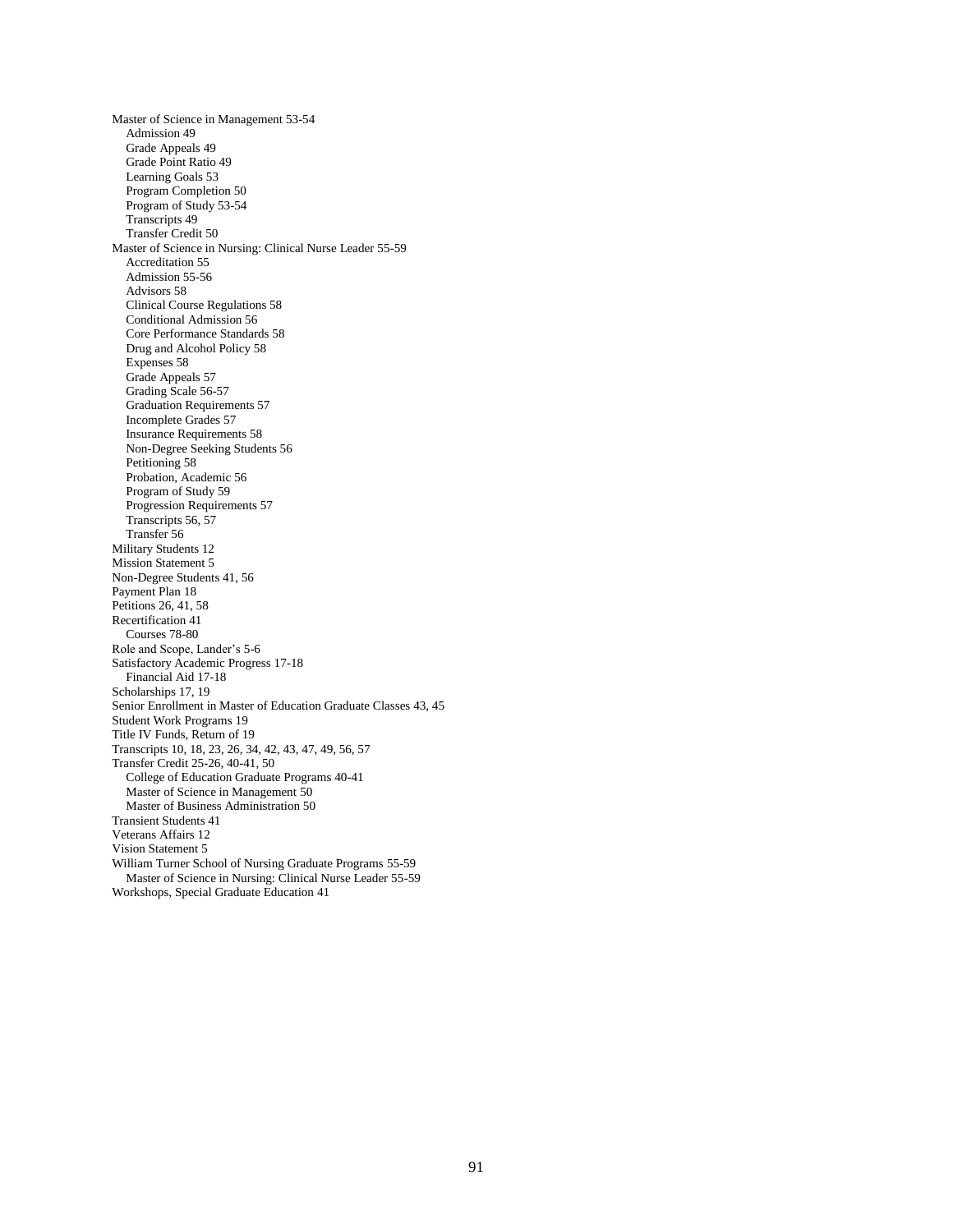Master of Science in Management 53-54
- Admission 49
- Grade Appeals 49
- Grade Point Ratio 49
- Learning Goals 53
- Program Completion 50
- Program of Study 53-54
- Transcripts 49
- Transfer Credit 50

Master of Science in Nursing: Clinical Nurse Leader 55-59
- Accreditation 55
- Admission 55-56
- Advisors 58
- Clinical Course Regulations 58
- Conditional Admission 56
- Core Performance Standards 58
- Drug and Alcohol Policy 58
- Expenses 58
- Grade Appeals 57
- Grading Scale 56-57
- Graduation Requirements 57
- Incomplete Grades 57
- Insurance Requirements 58
- Non-Degree Seeking Students 56
- Petitioning 58
- Probation, Academic 56
- Program of Study 59
- Progression Requirements 57
- Transcripts 56, 57
- Transfer 56

Military Students 12

Mission Statement 5

Non-Degree Students 41, 56

Payment Plan 18

Petitions 26, 41, 58

Recertification 41
- Courses 78-80

Role and Scope, Lander's 5-6

Satisfactory Academic Progress 17-18
- Financial Aid 17-18

Scholarships 17, 19

Senior Enrollment in Master of Education Graduate Classes 43, 45

Student Work Programs 19

Title IV Funds, Return of 19

Transcripts 10, 18, 23, 26, 34, 42, 43, 47, 49, 56, 57

Transfer Credit 25-26, 40-41, 50
- College of Education Graduate Programs 40-41
- Master of Science in Management 50
- Master of Business Administration 50

Transient Students 41

Veterans Affairs 12

Vision Statement 5

William Turner School of Nursing Graduate Programs 55-59
- Master of Science in Nursing: Clinical Nurse Leader 55-59

Workshops, Special Graduate Education 41